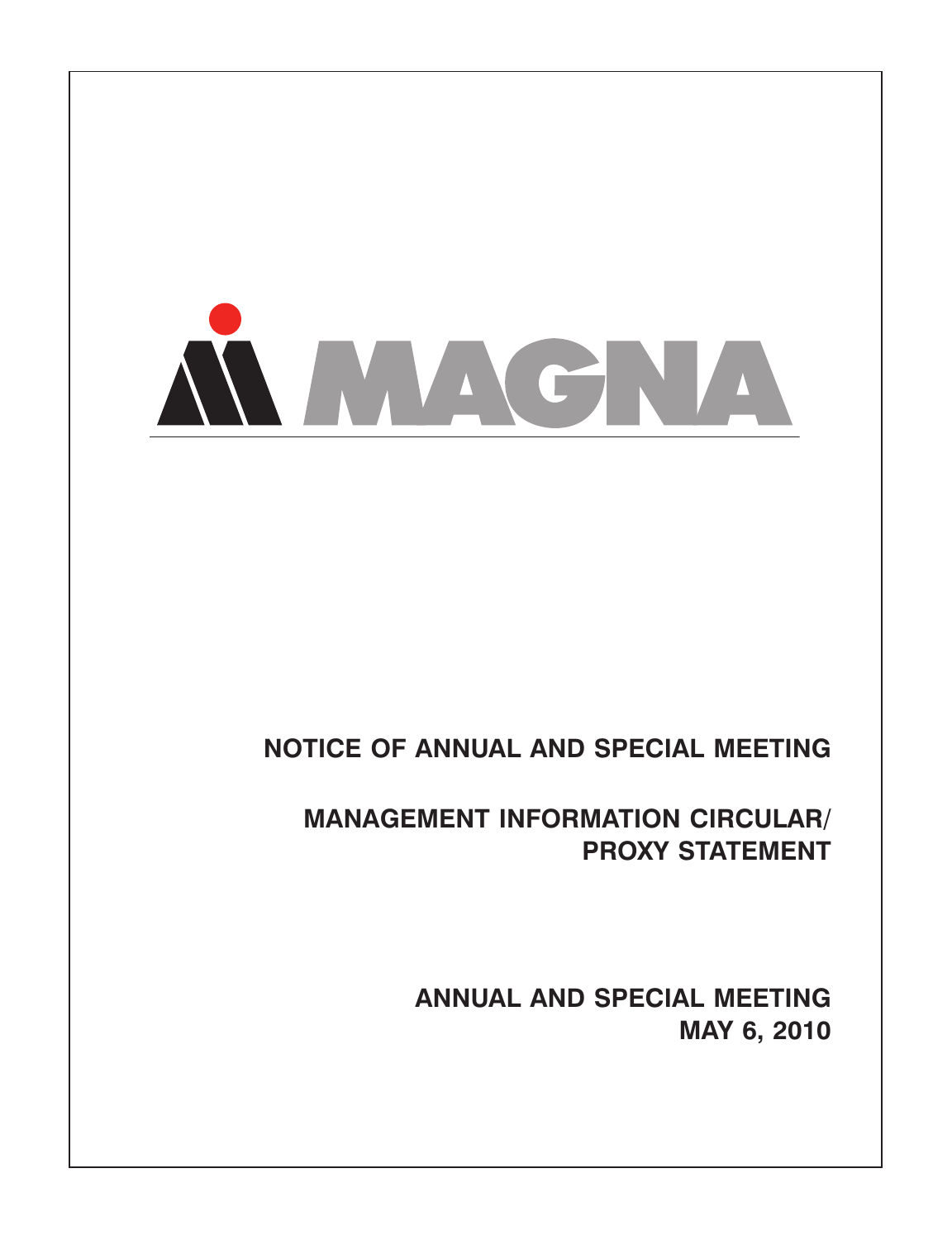MAGNA

# NOTICE OF ANNUAL AND SPECIAL MEETING

# MANAGEMENT INFORMATION CIRCULAR/ PROXY STATEMENT

## ANNUAL AND SPECIAL MEETING
## MAY 6, 2010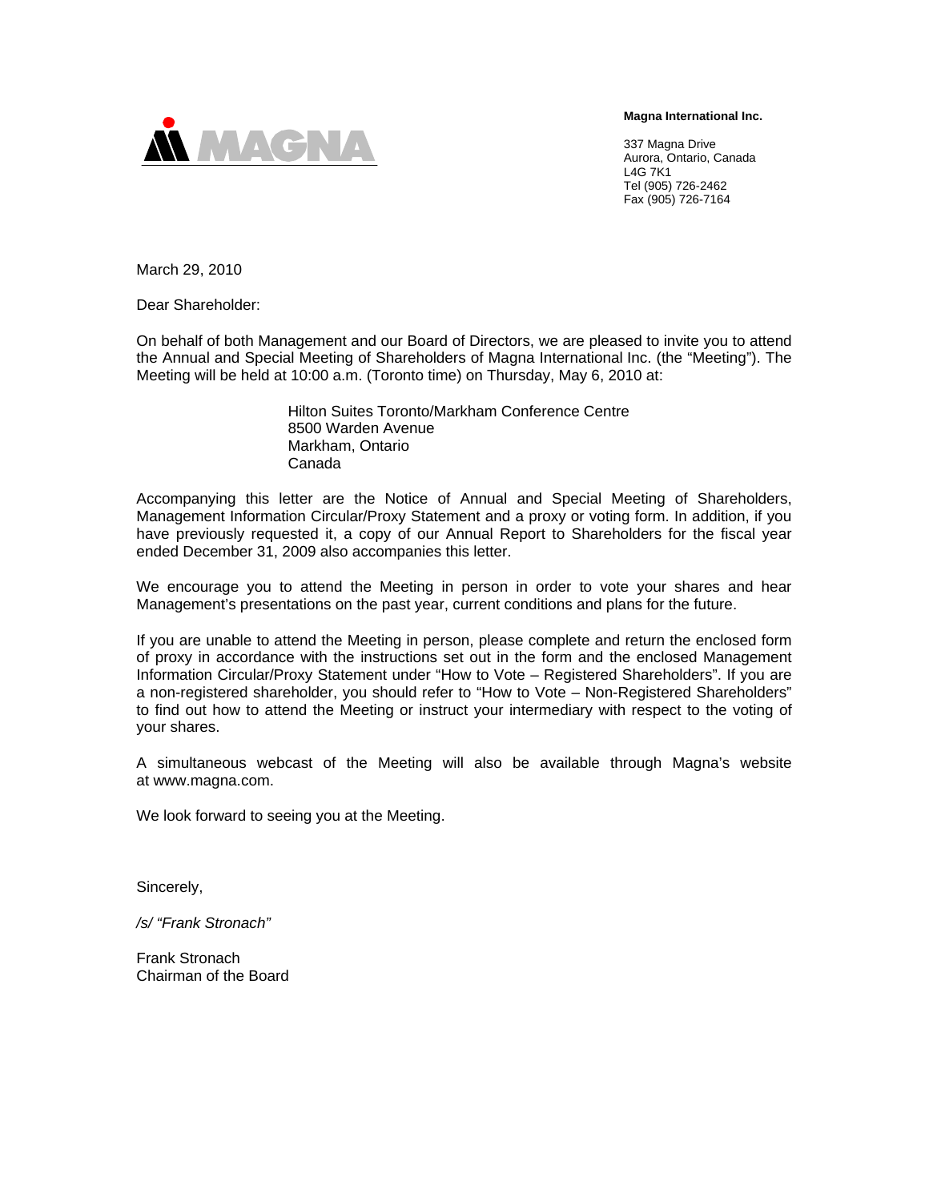**Magna International Inc.**

337 Magna Drive
Aurora, Ontario, Canada
L4G 7K1
Tel (905) 726-2462
Fax (905) 726-7164

March 29, 2010

Dear Shareholder:

On behalf of both Management and our Board of Directors, we are pleased to invite you to attend the Annual and Special Meeting of Shareholders of Magna International Inc. (the "Meeting"). The Meeting will be held at 10:00 a.m. (Toronto time) on Thursday, May 6, 2010 at:

Hilton Suites Toronto/Markham Conference Centre
8500 Warden Avenue
Markham, Ontario
Canada

Accompanying this letter are the Notice of Annual and Special Meeting of Shareholders, Management Information Circular/Proxy Statement and a proxy or voting form. In addition, if you have previously requested it, a copy of our Annual Report to Shareholders for the fiscal year ended December 31, 2009 also accompanies this letter.

We encourage you to attend the Meeting in person in order to vote your shares and hear Management's presentations on the past year, current conditions and plans for the future.

If you are unable to attend the Meeting in person, please complete and return the enclosed form of proxy in accordance with the instructions set out in the form and the enclosed Management Information Circular/Proxy Statement under "How to Vote – Registered Shareholders". If you are a non-registered shareholder, you should refer to "How to Vote – Non-Registered Shareholders" to find out how to attend the Meeting or instruct your intermediary with respect to the voting of your shares.

A simultaneous webcast of the Meeting will also be available through Magna's website at www.magna.com.

We look forward to seeing you at the Meeting.

Sincerely,

*/s/ "Frank Stronach"*

Frank Stronach
Chairman of the Board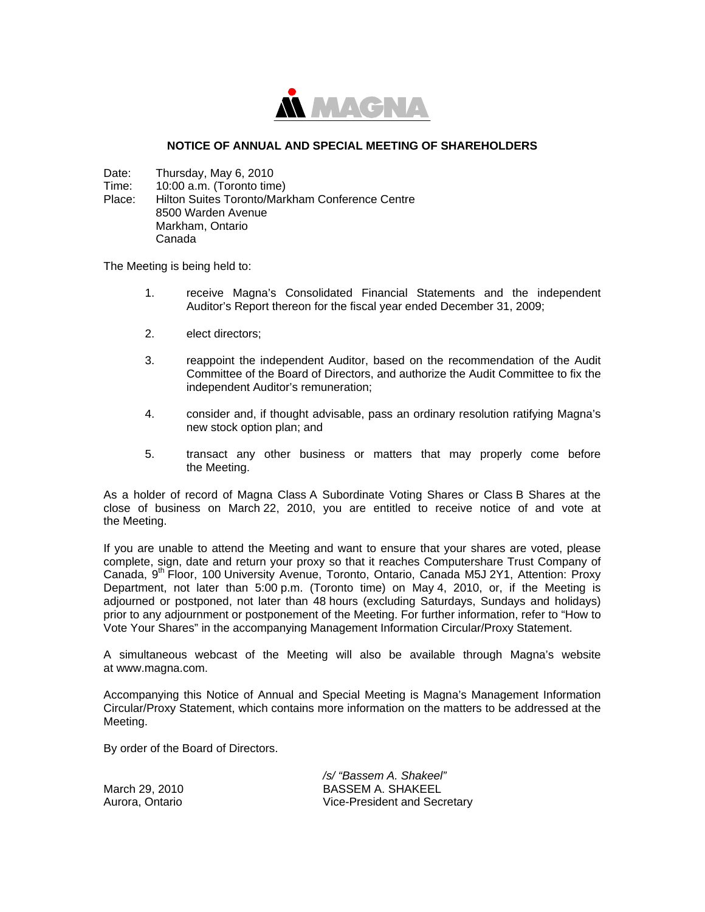MAGNA

## NOTICE OF ANNUAL AND SPECIAL MEETING OF SHAREHOLDERS

Date: Thursday, May 6, 2010
Time: 10:00 a.m. (Toronto time)
Place: Hilton Suites Toronto/Markham Conference Centre
8500 Warden Avenue
Markham, Ontario
Canada

The Meeting is being held to:

1. receive Magna's Consolidated Financial Statements and the independent Auditor's Report thereon for the fiscal year ended December 31, 2009;

2. elect directors;

3. reappoint the independent Auditor, based on the recommendation of the Audit Committee of the Board of Directors, and authorize the Audit Committee to fix the independent Auditor's remuneration;

4. consider and, if thought advisable, pass an ordinary resolution ratifying Magna's new stock option plan; and

5. transact any other business or matters that may properly come before the Meeting.

As a holder of record of Magna Class A Subordinate Voting Shares or Class B Shares at the close of business on March 22, 2010, you are entitled to receive notice of and vote at the Meeting.

If you are unable to attend the Meeting and want to ensure that your shares are voted, please complete, sign, date and return your proxy so that it reaches Computershare Trust Company of Canada, 9th Floor, 100 University Avenue, Toronto, Ontario, Canada M5J 2Y1, Attention: Proxy Department, not later than 5:00 p.m. (Toronto time) on May 4, 2010, or, if the Meeting is adjourned or postponed, not later than 48 hours (excluding Saturdays, Sundays and holidays) prior to any adjournment or postponement of the Meeting. For further information, refer to "How to Vote Your Shares" in the accompanying Management Information Circular/Proxy Statement.

A simultaneous webcast of the Meeting will also be available through Magna's website at www.magna.com.

Accompanying this Notice of Annual and Special Meeting is Magna's Management Information Circular/Proxy Statement, which contains more information on the matters to be addressed at the Meeting.

By order of the Board of Directors.

March 29, 2010
Aurora, Ontario

*/s/ "Bassem A. Shakeel"*
BASSEM A. SHAKEEL
Vice-President and Secretary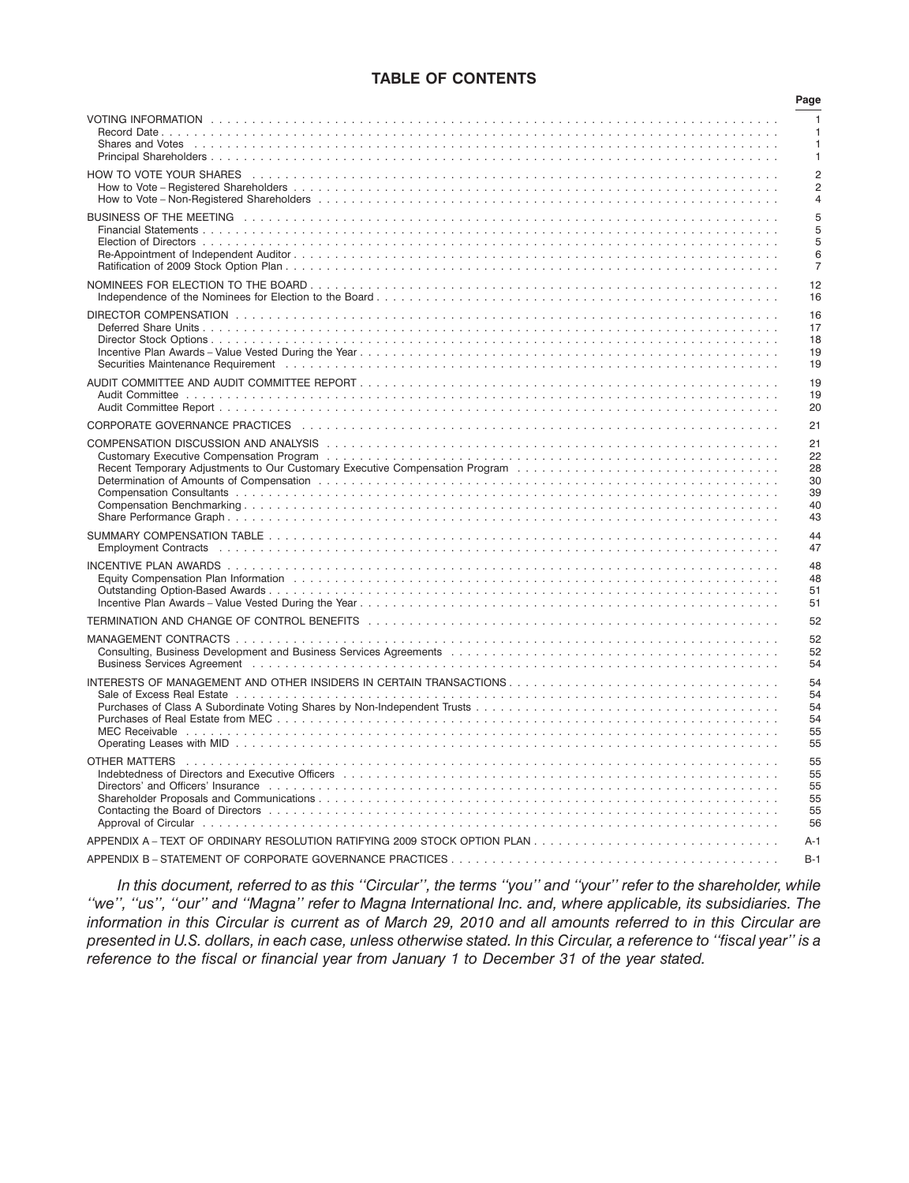## TABLE OF CONTENTS

| | Page |
|---|---|
| VOTING INFORMATION | 1 |
| Record Date | 1 |
| Shares and Votes | 1 |
| Principal Shareholders | 1 |
| HOW TO VOTE YOUR SHARES | 2 |
| How to Vote – Registered Shareholders | 2 |
| How to Vote – Non-Registered Shareholders | 4 |
| BUSINESS OF THE MEETING | 5 |
| Financial Statements | 5 |
| Election of Directors | 5 |
| Re-Appointment of Independent Auditor | 6 |
| Ratification of 2009 Stock Option Plan | 7 |
| NOMINEES FOR ELECTION TO THE BOARD | 12 |
| Independence of the Nominees for Election to the Board | 16 |
| DIRECTOR COMPENSATION | 16 |
| Deferred Share Units | 17 |
| Director Stock Options | 18 |
| Incentive Plan Awards – Value Vested During the Year | 19 |
| Securities Maintenance Requirement | 19 |
| AUDIT COMMITTEE AND AUDIT COMMITTEE REPORT | 19 |
| Audit Committee | 19 |
| Audit Committee Report | 20 |
| CORPORATE GOVERNANCE PRACTICES | 21 |
| COMPENSATION DISCUSSION AND ANALYSIS | 21 |
| Customary Executive Compensation Program | 22 |
| Recent Temporary Adjustments to Our Customary Executive Compensation Program | 28 |
| Determination of Amounts of Compensation | 30 |
| Compensation Consultants | 39 |
| Compensation Benchmarking | 40 |
| Share Performance Graph | 43 |
| SUMMARY COMPENSATION TABLE | 44 |
| Employment Contracts | 47 |
| INCENTIVE PLAN AWARDS | 48 |
| Equity Compensation Plan Information | 48 |
| Outstanding Option-Based Awards | 51 |
| Incentive Plan Awards – Value Vested During the Year | 51 |
| TERMINATION AND CHANGE OF CONTROL BENEFITS | 52 |
| MANAGEMENT CONTRACTS | 52 |
| Consulting, Business Development and Business Services Agreements | 52 |
| Business Services Agreement | 54 |
| INTERESTS OF MANAGEMENT AND OTHER INSIDERS IN CERTAIN TRANSACTIONS | 54 |
| Sale of Excess Real Estate | 54 |
| Purchases of Class A Subordinate Voting Shares by Non-Independent Trusts | 54 |
| Purchases of Real Estate from MEC | 54 |
| MEC Receivable | 55 |
| Operating Leases with MID | 55 |
| OTHER MATTERS | 55 |
| Indebtedness of Directors and Executive Officers | 55 |
| Directors' and Officers' Insurance | 55 |
| Shareholder Proposals and Communications | 55 |
| Contacting the Board of Directors | 55 |
| Approval of Circular | 56 |
| APPENDIX A – TEXT OF ORDINARY RESOLUTION RATIFYING 2009 STOCK OPTION PLAN | A-1 |
| APPENDIX B – STATEMENT OF CORPORATE GOVERNANCE PRACTICES | B-1 |

*In this document, referred to as this ''Circular'', the terms ''you'' and ''your'' refer to the shareholder, while ''we'', ''us'', ''our'' and ''Magna'' refer to Magna International Inc. and, where applicable, its subsidiaries. The information in this Circular is current as of March 29, 2010 and all amounts referred to in this Circular are presented in U.S. dollars, in each case, unless otherwise stated. In this Circular, a reference to ''fiscal year'' is a reference to the fiscal or financial year from January 1 to December 31 of the year stated.*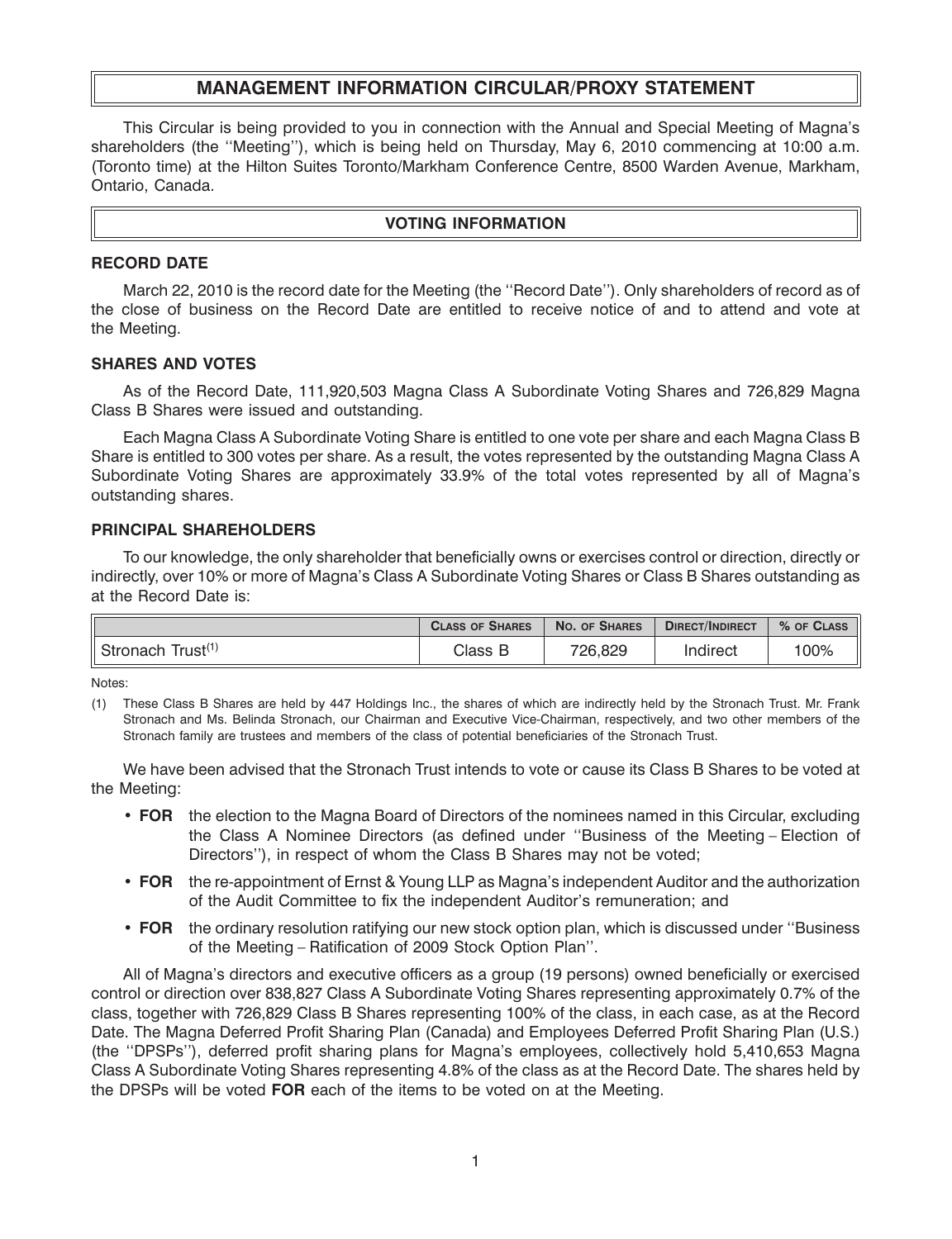# MANAGEMENT INFORMATION CIRCULAR/PROXY STATEMENT

This Circular is being provided to you in connection with the Annual and Special Meeting of Magna's shareholders (the ''Meeting''), which is being held on Thursday, May 6, 2010 commencing at 10:00 a.m. (Toronto time) at the Hilton Suites Toronto/Markham Conference Centre, 8500 Warden Avenue, Markham, Ontario, Canada.

## VOTING INFORMATION

### RECORD DATE

March 22, 2010 is the record date for the Meeting (the ''Record Date''). Only shareholders of record as of the close of business on the Record Date are entitled to receive notice of and to attend and vote at the Meeting.

### SHARES AND VOTES

As of the Record Date, 111,920,503 Magna Class A Subordinate Voting Shares and 726,829 Magna Class B Shares were issued and outstanding.

Each Magna Class A Subordinate Voting Share is entitled to one vote per share and each Magna Class B Share is entitled to 300 votes per share. As a result, the votes represented by the outstanding Magna Class A Subordinate Voting Shares are approximately 33.9% of the total votes represented by all of Magna's outstanding shares.

### PRINCIPAL SHAREHOLDERS

To our knowledge, the only shareholder that beneficially owns or exercises control or direction, directly or indirectly, over 10% or more of Magna's Class A Subordinate Voting Shares or Class B Shares outstanding as at the Record Date is:

| | Class of Shares | No. of Shares | Direct/Indirect | % of Class |
|---|---|---|---|---|
| Stronach Trust[(1)] | Class B | 726,829 | Indirect | 100% |

Notes:

(1) These Class B Shares are held by 447 Holdings Inc., the shares of which are indirectly held by the Stronach Trust. Mr. Frank Stronach and Ms. Belinda Stronach, our Chairman and Executive Vice-Chairman, respectively, and two other members of the Stronach family are trustees and members of the class of potential beneficiaries of the Stronach Trust.

We have been advised that the Stronach Trust intends to vote or cause its Class B Shares to be voted at the Meeting:

- **FOR** the election to the Magna Board of Directors of the nominees named in this Circular, excluding the Class A Nominee Directors (as defined under ''Business of the Meeting – Election of Directors''), in respect of whom the Class B Shares may not be voted;
- **FOR** the re-appointment of Ernst & Young LLP as Magna's independent Auditor and the authorization of the Audit Committee to fix the independent Auditor's remuneration; and
- **FOR** the ordinary resolution ratifying our new stock option plan, which is discussed under ''Business of the Meeting – Ratification of 2009 Stock Option Plan''.

All of Magna's directors and executive officers as a group (19 persons) owned beneficially or exercised control or direction over 838,827 Class A Subordinate Voting Shares representing approximately 0.7% of the class, together with 726,829 Class B Shares representing 100% of the class, in each case, as at the Record Date. The Magna Deferred Profit Sharing Plan (Canada) and Employees Deferred Profit Sharing Plan (U.S.) (the ''DPSPs''), deferred profit sharing plans for Magna's employees, collectively hold 5,410,653 Magna Class A Subordinate Voting Shares representing 4.8% of the class as at the Record Date. The shares held by the DPSPs will be voted **FOR** each of the items to be voted on at the Meeting.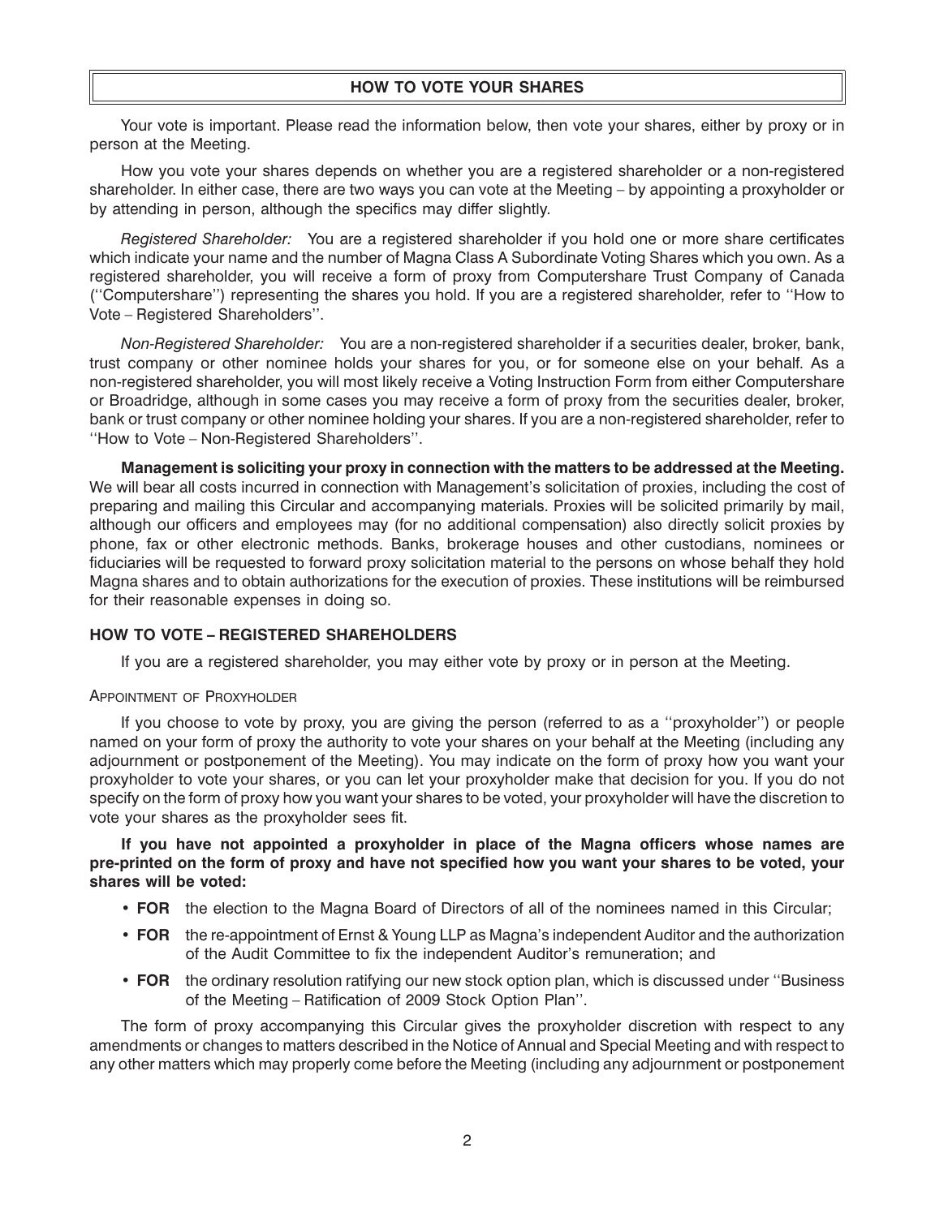## HOW TO VOTE YOUR SHARES

Your vote is important. Please read the information below, then vote your shares, either by proxy or in person at the Meeting.

How you vote your shares depends on whether you are a registered shareholder or a non-registered shareholder. In either case, there are two ways you can vote at the Meeting – by appointing a proxyholder or by attending in person, although the specifics may differ slightly.

*Registered Shareholder:* You are a registered shareholder if you hold one or more share certificates which indicate your name and the number of Magna Class A Subordinate Voting Shares which you own. As a registered shareholder, you will receive a form of proxy from Computershare Trust Company of Canada (''Computershare'') representing the shares you hold. If you are a registered shareholder, refer to ''How to Vote – Registered Shareholders''.

*Non-Registered Shareholder:* You are a non-registered shareholder if a securities dealer, broker, bank, trust company or other nominee holds your shares for you, or for someone else on your behalf. As a non-registered shareholder, you will most likely receive a Voting Instruction Form from either Computershare or Broadridge, although in some cases you may receive a form of proxy from the securities dealer, broker, bank or trust company or other nominee holding your shares. If you are a non-registered shareholder, refer to ''How to Vote – Non-Registered Shareholders''.

**Management is soliciting your proxy in connection with the matters to be addressed at the Meeting.** We will bear all costs incurred in connection with Management's solicitation of proxies, including the cost of preparing and mailing this Circular and accompanying materials. Proxies will be solicited primarily by mail, although our officers and employees may (for no additional compensation) also directly solicit proxies by phone, fax or other electronic methods. Banks, brokerage houses and other custodians, nominees or fiduciaries will be requested to forward proxy solicitation material to the persons on whose behalf they hold Magna shares and to obtain authorizations for the execution of proxies. These institutions will be reimbursed for their reasonable expenses in doing so.

### HOW TO VOTE – REGISTERED SHAREHOLDERS

If you are a registered shareholder, you may either vote by proxy or in person at the Meeting.

#### Appointment of Proxyholder

If you choose to vote by proxy, you are giving the person (referred to as a ''proxyholder'') or people named on your form of proxy the authority to vote your shares on your behalf at the Meeting (including any adjournment or postponement of the Meeting). You may indicate on the form of proxy how you want your proxyholder to vote your shares, or you can let your proxyholder make that decision for you. If you do not specify on the form of proxy how you want your shares to be voted, your proxyholder will have the discretion to vote your shares as the proxyholder sees fit.

**If you have not appointed a proxyholder in place of the Magna officers whose names are pre-printed on the form of proxy and have not specified how you want your shares to be voted, your shares will be voted:**

- **FOR** the election to the Magna Board of Directors of all of the nominees named in this Circular;
- **FOR** the re-appointment of Ernst & Young LLP as Magna's independent Auditor and the authorization of the Audit Committee to fix the independent Auditor's remuneration; and
- **FOR** the ordinary resolution ratifying our new stock option plan, which is discussed under ''Business of the Meeting – Ratification of 2009 Stock Option Plan''.

The form of proxy accompanying this Circular gives the proxyholder discretion with respect to any amendments or changes to matters described in the Notice of Annual and Special Meeting and with respect to any other matters which may properly come before the Meeting (including any adjournment or postponement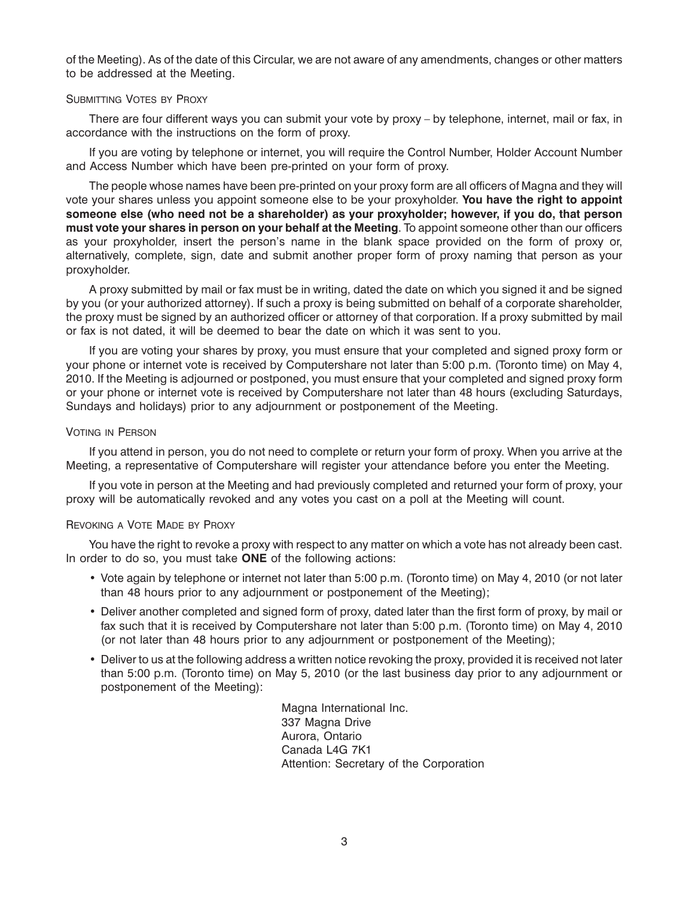of the Meeting). As of the date of this Circular, we are not aware of any amendments, changes or other matters to be addressed at the Meeting.

### Submitting Votes by Proxy

There are four different ways you can submit your vote by proxy – by telephone, internet, mail or fax, in accordance with the instructions on the form of proxy.

If you are voting by telephone or internet, you will require the Control Number, Holder Account Number and Access Number which have been pre-printed on your form of proxy.

The people whose names have been pre-printed on your proxy form are all officers of Magna and they will vote your shares unless you appoint someone else to be your proxyholder. **You have the right to appoint someone else (who need not be a shareholder) as your proxyholder; however, if you do, that person must vote your shares in person on your behalf at the Meeting**. To appoint someone other than our officers as your proxyholder, insert the person's name in the blank space provided on the form of proxy or, alternatively, complete, sign, date and submit another proper form of proxy naming that person as your proxyholder.

A proxy submitted by mail or fax must be in writing, dated the date on which you signed it and be signed by you (or your authorized attorney). If such a proxy is being submitted on behalf of a corporate shareholder, the proxy must be signed by an authorized officer or attorney of that corporation. If a proxy submitted by mail or fax is not dated, it will be deemed to bear the date on which it was sent to you.

If you are voting your shares by proxy, you must ensure that your completed and signed proxy form or your phone or internet vote is received by Computershare not later than 5:00 p.m. (Toronto time) on May 4, 2010. If the Meeting is adjourned or postponed, you must ensure that your completed and signed proxy form or your phone or internet vote is received by Computershare not later than 48 hours (excluding Saturdays, Sundays and holidays) prior to any adjournment or postponement of the Meeting.

### Voting in Person

If you attend in person, you do not need to complete or return your form of proxy. When you arrive at the Meeting, a representative of Computershare will register your attendance before you enter the Meeting.

If you vote in person at the Meeting and had previously completed and returned your form of proxy, your proxy will be automatically revoked and any votes you cast on a poll at the Meeting will count.

### Revoking a Vote Made by Proxy

You have the right to revoke a proxy with respect to any matter on which a vote has not already been cast. In order to do so, you must take **ONE** of the following actions:

- Vote again by telephone or internet not later than 5:00 p.m. (Toronto time) on May 4, 2010 (or not later than 48 hours prior to any adjournment or postponement of the Meeting);
- Deliver another completed and signed form of proxy, dated later than the first form of proxy, by mail or fax such that it is received by Computershare not later than 5:00 p.m. (Toronto time) on May 4, 2010 (or not later than 48 hours prior to any adjournment or postponement of the Meeting);
- Deliver to us at the following address a written notice revoking the proxy, provided it is received not later than 5:00 p.m. (Toronto time) on May 5, 2010 (or the last business day prior to any adjournment or postponement of the Meeting):

  Magna International Inc.
  337 Magna Drive
  Aurora, Ontario
  Canada L4G 7K1
  Attention: Secretary of the Corporation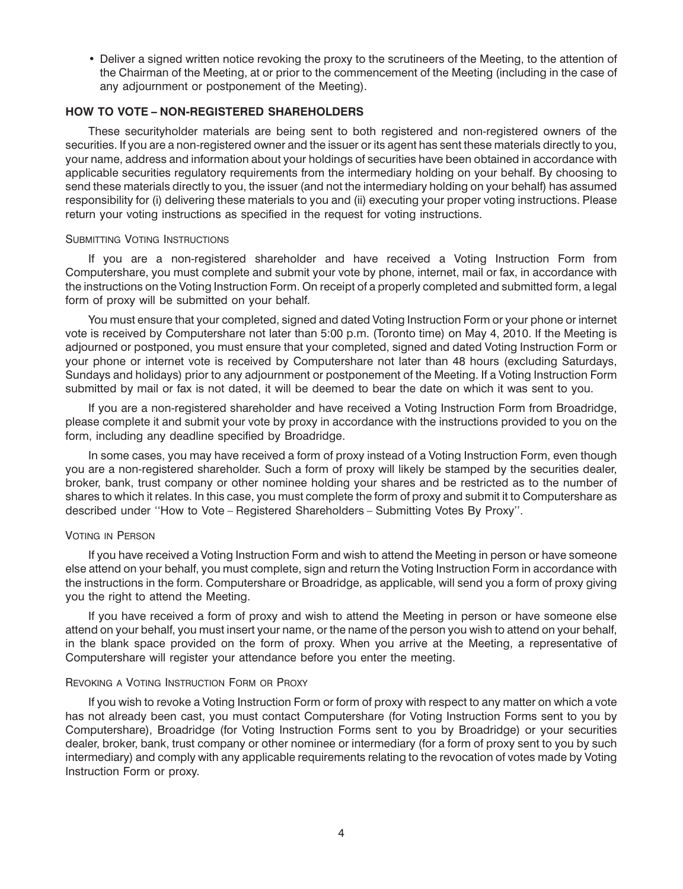- Deliver a signed written notice revoking the proxy to the scrutineers of the Meeting, to the attention of the Chairman of the Meeting, at or prior to the commencement of the Meeting (including in the case of any adjournment or postponement of the Meeting).

## HOW TO VOTE – NON-REGISTERED SHAREHOLDERS

These securityholder materials are being sent to both registered and non-registered owners of the securities. If you are a non-registered owner and the issuer or its agent has sent these materials directly to you, your name, address and information about your holdings of securities have been obtained in accordance with applicable securities regulatory requirements from the intermediary holding on your behalf. By choosing to send these materials directly to you, the issuer (and not the intermediary holding on your behalf) has assumed responsibility for (i) delivering these materials to you and (ii) executing your proper voting instructions. Please return your voting instructions as specified in the request for voting instructions.

### Submitting Voting Instructions

If you are a non-registered shareholder and have received a Voting Instruction Form from Computershare, you must complete and submit your vote by phone, internet, mail or fax, in accordance with the instructions on the Voting Instruction Form. On receipt of a properly completed and submitted form, a legal form of proxy will be submitted on your behalf.

You must ensure that your completed, signed and dated Voting Instruction Form or your phone or internet vote is received by Computershare not later than 5:00 p.m. (Toronto time) on May 4, 2010. If the Meeting is adjourned or postponed, you must ensure that your completed, signed and dated Voting Instruction Form or your phone or internet vote is received by Computershare not later than 48 hours (excluding Saturdays, Sundays and holidays) prior to any adjournment or postponement of the Meeting. If a Voting Instruction Form submitted by mail or fax is not dated, it will be deemed to bear the date on which it was sent to you.

If you are a non-registered shareholder and have received a Voting Instruction Form from Broadridge, please complete it and submit your vote by proxy in accordance with the instructions provided to you on the form, including any deadline specified by Broadridge.

In some cases, you may have received a form of proxy instead of a Voting Instruction Form, even though you are a non-registered shareholder. Such a form of proxy will likely be stamped by the securities dealer, broker, bank, trust company or other nominee holding your shares and be restricted as to the number of shares to which it relates. In this case, you must complete the form of proxy and submit it to Computershare as described under ''How to Vote – Registered Shareholders – Submitting Votes By Proxy''.

### Voting in Person

If you have received a Voting Instruction Form and wish to attend the Meeting in person or have someone else attend on your behalf, you must complete, sign and return the Voting Instruction Form in accordance with the instructions in the form. Computershare or Broadridge, as applicable, will send you a form of proxy giving you the right to attend the Meeting.

If you have received a form of proxy and wish to attend the Meeting in person or have someone else attend on your behalf, you must insert your name, or the name of the person you wish to attend on your behalf, in the blank space provided on the form of proxy. When you arrive at the Meeting, a representative of Computershare will register your attendance before you enter the meeting.

### Revoking a Voting Instruction Form or Proxy

If you wish to revoke a Voting Instruction Form or form of proxy with respect to any matter on which a vote has not already been cast, you must contact Computershare (for Voting Instruction Forms sent to you by Computershare), Broadridge (for Voting Instruction Forms sent to you by Broadridge) or your securities dealer, broker, bank, trust company or other nominee or intermediary (for a form of proxy sent to you by such intermediary) and comply with any applicable requirements relating to the revocation of votes made by Voting Instruction Form or proxy.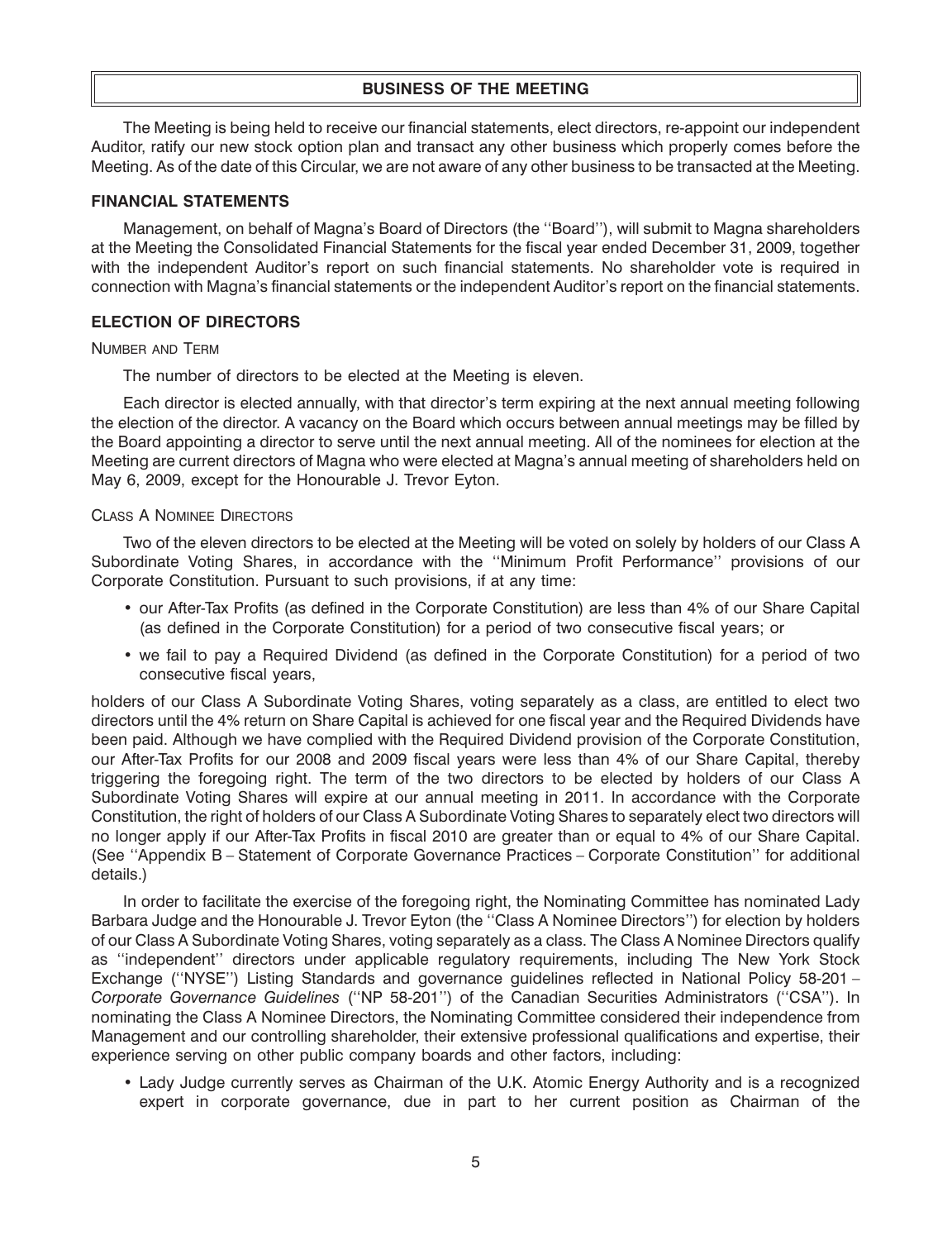## BUSINESS OF THE MEETING

The Meeting is being held to receive our financial statements, elect directors, re-appoint our independent Auditor, ratify our new stock option plan and transact any other business which properly comes before the Meeting. As of the date of this Circular, we are not aware of any other business to be transacted at the Meeting.

### FINANCIAL STATEMENTS

Management, on behalf of Magna's Board of Directors (the ''Board''), will submit to Magna shareholders at the Meeting the Consolidated Financial Statements for the fiscal year ended December 31, 2009, together with the independent Auditor's report on such financial statements. No shareholder vote is required in connection with Magna's financial statements or the independent Auditor's report on the financial statements.

### ELECTION OF DIRECTORS

#### NUMBER AND TERM

The number of directors to be elected at the Meeting is eleven.

Each director is elected annually, with that director's term expiring at the next annual meeting following the election of the director. A vacancy on the Board which occurs between annual meetings may be filled by the Board appointing a director to serve until the next annual meeting. All of the nominees for election at the Meeting are current directors of Magna who were elected at Magna's annual meeting of shareholders held on May 6, 2009, except for the Honourable J. Trevor Eyton.

#### CLASS A NOMINEE DIRECTORS

Two of the eleven directors to be elected at the Meeting will be voted on solely by holders of our Class A Subordinate Voting Shares, in accordance with the ''Minimum Profit Performance'' provisions of our Corporate Constitution. Pursuant to such provisions, if at any time:

- our After-Tax Profits (as defined in the Corporate Constitution) are less than 4% of our Share Capital (as defined in the Corporate Constitution) for a period of two consecutive fiscal years; or
- we fail to pay a Required Dividend (as defined in the Corporate Constitution) for a period of two consecutive fiscal years,

holders of our Class A Subordinate Voting Shares, voting separately as a class, are entitled to elect two directors until the 4% return on Share Capital is achieved for one fiscal year and the Required Dividends have been paid. Although we have complied with the Required Dividend provision of the Corporate Constitution, our After-Tax Profits for our 2008 and 2009 fiscal years were less than 4% of our Share Capital, thereby triggering the foregoing right. The term of the two directors to be elected by holders of our Class A Subordinate Voting Shares will expire at our annual meeting in 2011. In accordance with the Corporate Constitution, the right of holders of our Class A Subordinate Voting Shares to separately elect two directors will no longer apply if our After-Tax Profits in fiscal 2010 are greater than or equal to 4% of our Share Capital. (See ''Appendix B – Statement of Corporate Governance Practices – Corporate Constitution'' for additional details.)

In order to facilitate the exercise of the foregoing right, the Nominating Committee has nominated Lady Barbara Judge and the Honourable J. Trevor Eyton (the ''Class A Nominee Directors'') for election by holders of our Class A Subordinate Voting Shares, voting separately as a class. The Class A Nominee Directors qualify as ''independent'' directors under applicable regulatory requirements, including The New York Stock Exchange (''NYSE'') Listing Standards and governance guidelines reflected in National Policy 58-201 – *Corporate Governance Guidelines* (''NP 58-201'') of the Canadian Securities Administrators (''CSA''). In nominating the Class A Nominee Directors, the Nominating Committee considered their independence from Management and our controlling shareholder, their extensive professional qualifications and expertise, their experience serving on other public company boards and other factors, including:

- Lady Judge currently serves as Chairman of the U.K. Atomic Energy Authority and is a recognized expert in corporate governance, due in part to her current position as Chairman of the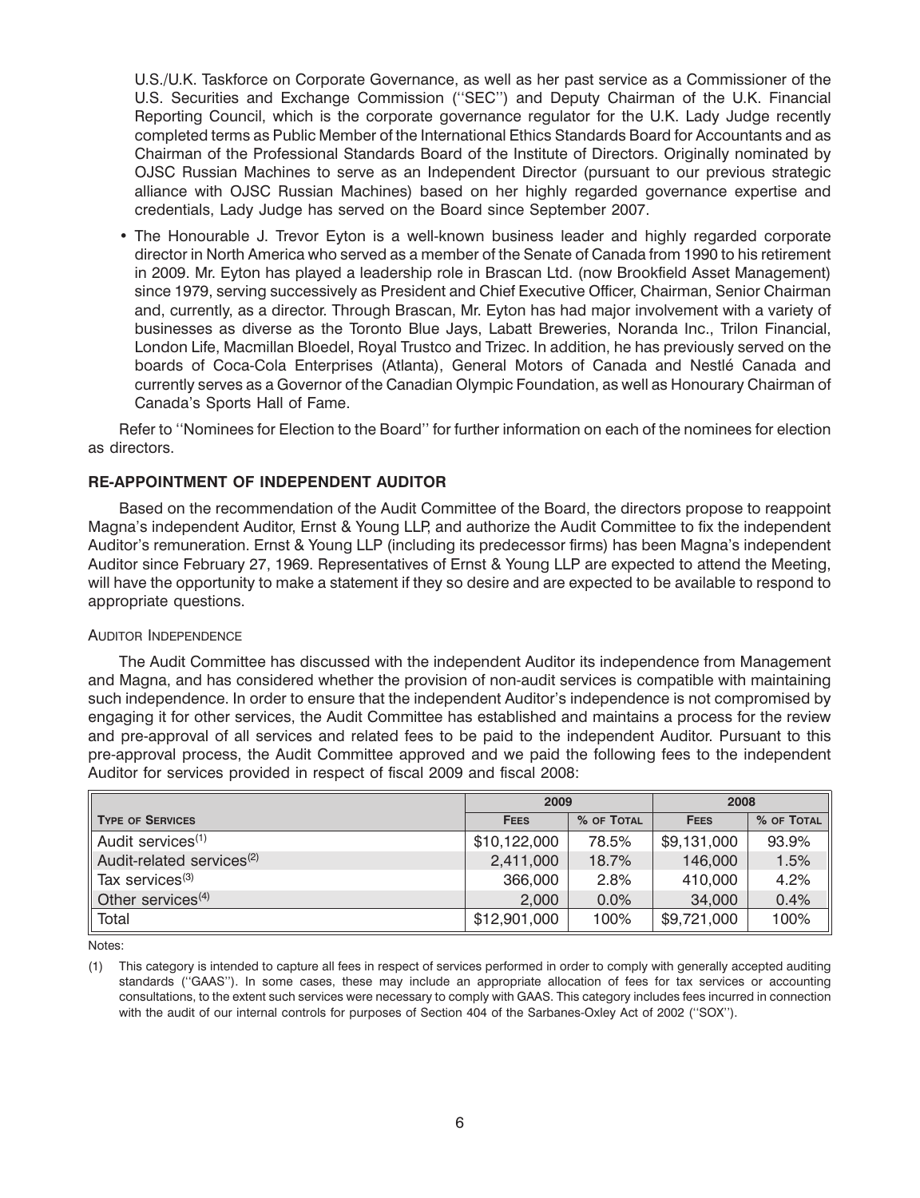U.S./U.K. Taskforce on Corporate Governance, as well as her past service as a Commissioner of the U.S. Securities and Exchange Commission (''SEC'') and Deputy Chairman of the U.K. Financial Reporting Council, which is the corporate governance regulator for the U.K. Lady Judge recently completed terms as Public Member of the International Ethics Standards Board for Accountants and as Chairman of the Professional Standards Board of the Institute of Directors. Originally nominated by OJSC Russian Machines to serve as an Independent Director (pursuant to our previous strategic alliance with OJSC Russian Machines) based on her highly regarded governance expertise and credentials, Lady Judge has served on the Board since September 2007.

- The Honourable J. Trevor Eyton is a well-known business leader and highly regarded corporate director in North America who served as a member of the Senate of Canada from 1990 to his retirement in 2009. Mr. Eyton has played a leadership role in Brascan Ltd. (now Brookfield Asset Management) since 1979, serving successively as President and Chief Executive Officer, Chairman, Senior Chairman and, currently, as a director. Through Brascan, Mr. Eyton has had major involvement with a variety of businesses as diverse as the Toronto Blue Jays, Labatt Breweries, Noranda Inc., Trilon Financial, London Life, Macmillan Bloedel, Royal Trustco and Trizec. In addition, he has previously served on the boards of Coca-Cola Enterprises (Atlanta), General Motors of Canada and Nestlé Canada and currently serves as a Governor of the Canadian Olympic Foundation, as well as Honourary Chairman of Canada's Sports Hall of Fame.

Refer to ''Nominees for Election to the Board'' for further information on each of the nominees for election as directors.

## RE-APPOINTMENT OF INDEPENDENT AUDITOR

Based on the recommendation of the Audit Committee of the Board, the directors propose to reappoint Magna's independent Auditor, Ernst & Young LLP, and authorize the Audit Committee to fix the independent Auditor's remuneration. Ernst & Young LLP (including its predecessor firms) has been Magna's independent Auditor since February 27, 1969. Representatives of Ernst & Young LLP are expected to attend the Meeting, will have the opportunity to make a statement if they so desire and are expected to be available to respond to appropriate questions.

### AUDITOR INDEPENDENCE

The Audit Committee has discussed with the independent Auditor its independence from Management and Magna, and has considered whether the provision of non-audit services is compatible with maintaining such independence. In order to ensure that the independent Auditor's independence is not compromised by engaging it for other services, the Audit Committee has established and maintains a process for the review and pre-approval of all services and related fees to be paid to the independent Auditor. Pursuant to this pre-approval process, the Audit Committee approved and we paid the following fees to the independent Auditor for services provided in respect of fiscal 2009 and fiscal 2008:

| | 2009 | | 2008 | |
|---|---|---|---|---|
| TYPE OF SERVICES | FEES | % OF TOTAL | FEES | % OF TOTAL |
| Audit services(1) | $10,122,000 | 78.5% | $9,131,000 | 93.9% |
| Audit-related services(2) | 2,411,000 | 18.7% | 146,000 | 1.5% |
| Tax services(3) | 366,000 | 2.8% | 410,000 | 4.2% |
| Other services(4) | 2,000 | 0.0% | 34,000 | 0.4% |
| Total | $12,901,000 | 100% | $9,721,000 | 100% |

Notes:

(1) This category is intended to capture all fees in respect of services performed in order to comply with generally accepted auditing standards (''GAAS''). In some cases, these may include an appropriate allocation of fees for tax services or accounting consultations, to the extent such services were necessary to comply with GAAS. This category includes fees incurred in connection with the audit of our internal controls for purposes of Section 404 of the Sarbanes-Oxley Act of 2002 (''SOX'').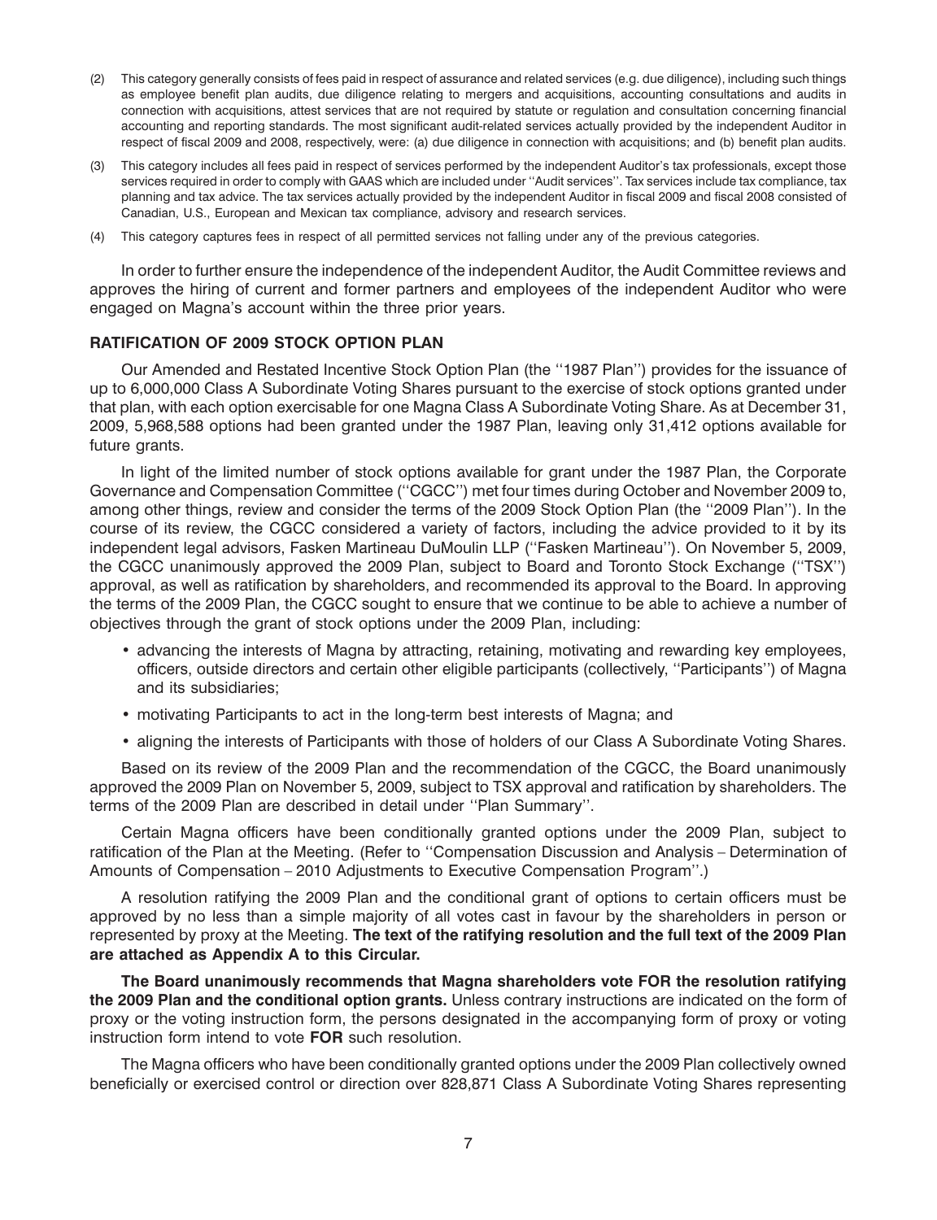(2) This category generally consists of fees paid in respect of assurance and related services (e.g. due diligence), including such things as employee benefit plan audits, due diligence relating to mergers and acquisitions, accounting consultations and audits in connection with acquisitions, attest services that are not required by statute or regulation and consultation concerning financial accounting and reporting standards. The most significant audit-related services actually provided by the independent Auditor in respect of fiscal 2009 and 2008, respectively, were: (a) due diligence in connection with acquisitions; and (b) benefit plan audits.

(3) This category includes all fees paid in respect of services performed by the independent Auditor's tax professionals, except those services required in order to comply with GAAS which are included under ''Audit services''. Tax services include tax compliance, tax planning and tax advice. The tax services actually provided by the independent Auditor in fiscal 2009 and fiscal 2008 consisted of Canadian, U.S., European and Mexican tax compliance, advisory and research services.

(4) This category captures fees in respect of all permitted services not falling under any of the previous categories.

In order to further ensure the independence of the independent Auditor, the Audit Committee reviews and approves the hiring of current and former partners and employees of the independent Auditor who were engaged on Magna's account within the three prior years.

### RATIFICATION OF 2009 STOCK OPTION PLAN

Our Amended and Restated Incentive Stock Option Plan (the ''1987 Plan'') provides for the issuance of up to 6,000,000 Class A Subordinate Voting Shares pursuant to the exercise of stock options granted under that plan, with each option exercisable for one Magna Class A Subordinate Voting Share. As at December 31, 2009, 5,968,588 options had been granted under the 1987 Plan, leaving only 31,412 options available for future grants.

In light of the limited number of stock options available for grant under the 1987 Plan, the Corporate Governance and Compensation Committee (''CGCC'') met four times during October and November 2009 to, among other things, review and consider the terms of the 2009 Stock Option Plan (the ''2009 Plan''). In the course of its review, the CGCC considered a variety of factors, including the advice provided to it by its independent legal advisors, Fasken Martineau DuMoulin LLP (''Fasken Martineau''). On November 5, 2009, the CGCC unanimously approved the 2009 Plan, subject to Board and Toronto Stock Exchange (''TSX'') approval, as well as ratification by shareholders, and recommended its approval to the Board. In approving the terms of the 2009 Plan, the CGCC sought to ensure that we continue to be able to achieve a number of objectives through the grant of stock options under the 2009 Plan, including:

- advancing the interests of Magna by attracting, retaining, motivating and rewarding key employees, officers, outside directors and certain other eligible participants (collectively, ''Participants'') of Magna and its subsidiaries;
- motivating Participants to act in the long-term best interests of Magna; and
- aligning the interests of Participants with those of holders of our Class A Subordinate Voting Shares.

Based on its review of the 2009 Plan and the recommendation of the CGCC, the Board unanimously approved the 2009 Plan on November 5, 2009, subject to TSX approval and ratification by shareholders. The terms of the 2009 Plan are described in detail under ''Plan Summary''.

Certain Magna officers have been conditionally granted options under the 2009 Plan, subject to ratification of the Plan at the Meeting. (Refer to ''Compensation Discussion and Analysis – Determination of Amounts of Compensation – 2010 Adjustments to Executive Compensation Program''.)

A resolution ratifying the 2009 Plan and the conditional grant of options to certain officers must be approved by no less than a simple majority of all votes cast in favour by the shareholders in person or represented by proxy at the Meeting. **The text of the ratifying resolution and the full text of the 2009 Plan are attached as Appendix A to this Circular.**

**The Board unanimously recommends that Magna shareholders vote FOR the resolution ratifying the 2009 Plan and the conditional option grants.** Unless contrary instructions are indicated on the form of proxy or the voting instruction form, the persons designated in the accompanying form of proxy or voting instruction form intend to vote **FOR** such resolution.

The Magna officers who have been conditionally granted options under the 2009 Plan collectively owned beneficially or exercised control or direction over 828,871 Class A Subordinate Voting Shares representing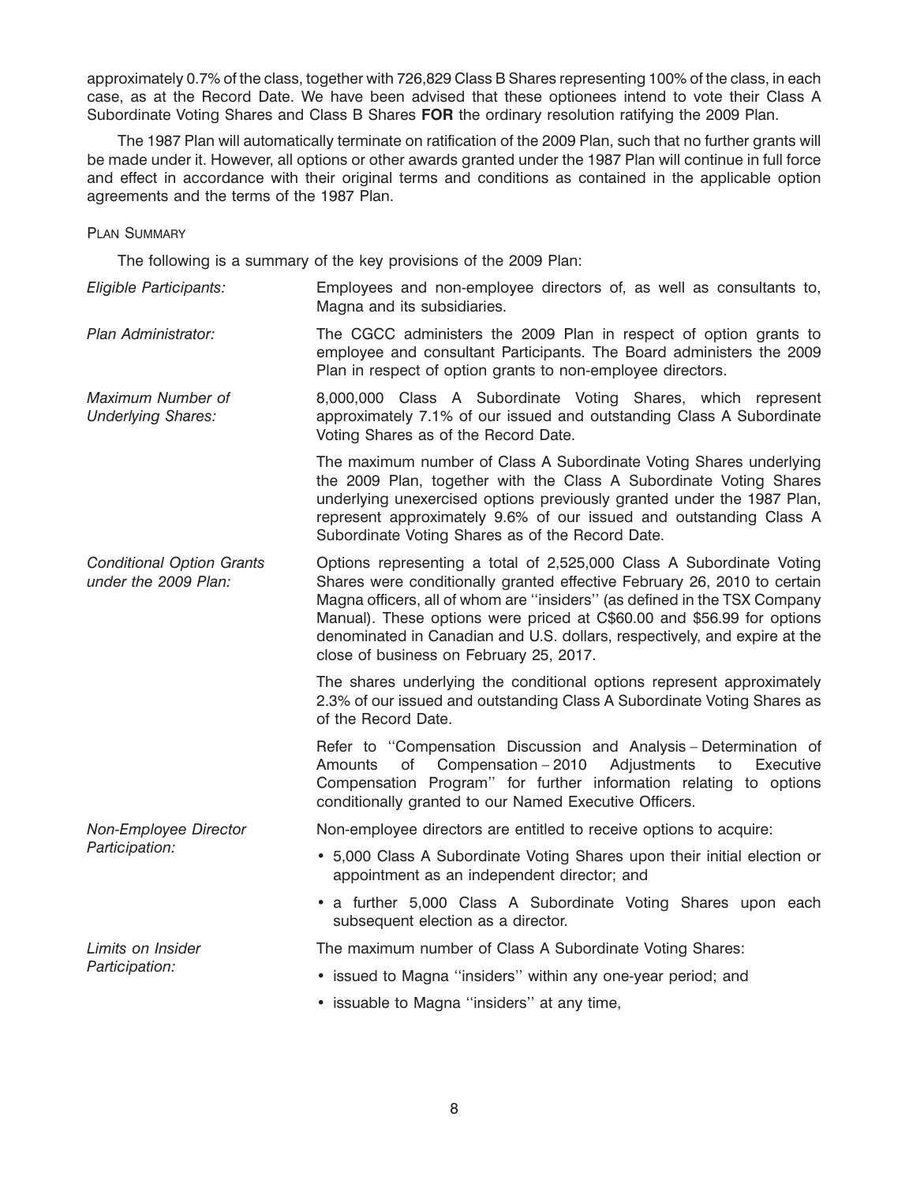approximately 0.7% of the class, together with 726,829 Class B Shares representing 100% of the class, in each case, as at the Record Date. We have been advised that these optionees intend to vote their Class A Subordinate Voting Shares and Class B Shares **FOR** the ordinary resolution ratifying the 2009 Plan.

The 1987 Plan will automatically terminate on ratification of the 2009 Plan, such that no further grants will be made under it. However, all options or other awards granted under the 1987 Plan will continue in full force and effect in accordance with their original terms and conditions as contained in the applicable option agreements and the terms of the 1987 Plan.

PLAN SUMMARY

The following is a summary of the key provisions of the 2009 Plan:

*Eligible Participants:* Employees and non-employee directors of, as well as consultants to, Magna and its subsidiaries.

*Plan Administrator:* The CGCC administers the 2009 Plan in respect of option grants to employee and consultant Participants. The Board administers the 2009 Plan in respect of option grants to non-employee directors.

*Maximum Number of Underlying Shares:* 8,000,000 Class A Subordinate Voting Shares, which represent approximately 7.1% of our issued and outstanding Class A Subordinate Voting Shares as of the Record Date.

The maximum number of Class A Subordinate Voting Shares underlying the 2009 Plan, together with the Class A Subordinate Voting Shares underlying unexercised options previously granted under the 1987 Plan, represent approximately 9.6% of our issued and outstanding Class A Subordinate Voting Shares as of the Record Date.

*Conditional Option Grants under the 2009 Plan:* Options representing a total of 2,525,000 Class A Subordinate Voting Shares were conditionally granted effective February 26, 2010 to certain Magna officers, all of whom are ''insiders'' (as defined in the TSX Company Manual). These options were priced at C$60.00 and $56.99 for options denominated in Canadian and U.S. dollars, respectively, and expire at the close of business on February 25, 2017.

The shares underlying the conditional options represent approximately 2.3% of our issued and outstanding Class A Subordinate Voting Shares as of the Record Date.

Refer to ''Compensation Discussion and Analysis – Determination of Amounts of Compensation – 2010 Adjustments to Executive Compensation Program'' for further information relating to options conditionally granted to our Named Executive Officers.

*Non-Employee Director Participation:* Non-employee directors are entitled to receive options to acquire:

- 5,000 Class A Subordinate Voting Shares upon their initial election or appointment as an independent director; and
- a further 5,000 Class A Subordinate Voting Shares upon each subsequent election as a director.

*Limits on Insider Participation:* The maximum number of Class A Subordinate Voting Shares:

- issued to Magna ''insiders'' within any one-year period; and
- issuable to Magna ''insiders'' at any time,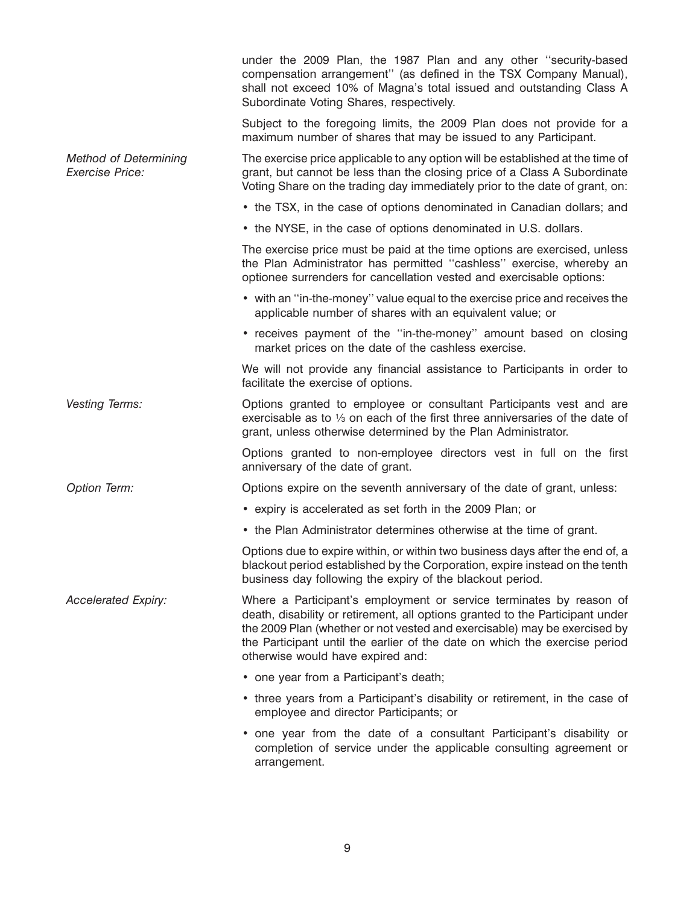under the 2009 Plan, the 1987 Plan and any other ''security-based compensation arrangement'' (as defined in the TSX Company Manual), shall not exceed 10% of Magna's total issued and outstanding Class A Subordinate Voting Shares, respectively.

Subject to the foregoing limits, the 2009 Plan does not provide for a maximum number of shares that may be issued to any Participant.

*Method of Determining Exercise Price:*

The exercise price applicable to any option will be established at the time of grant, but cannot be less than the closing price of a Class A Subordinate Voting Share on the trading day immediately prior to the date of grant, on:

- the TSX, in the case of options denominated in Canadian dollars; and
- the NYSE, in the case of options denominated in U.S. dollars.

The exercise price must be paid at the time options are exercised, unless the Plan Administrator has permitted ''cashless'' exercise, whereby an optionee surrenders for cancellation vested and exercisable options:

- with an ''in-the-money'' value equal to the exercise price and receives the applicable number of shares with an equivalent value; or
- receives payment of the ''in-the-money'' amount based on closing market prices on the date of the cashless exercise.

We will not provide any financial assistance to Participants in order to facilitate the exercise of options.

*Vesting Terms:*

Options granted to employee or consultant Participants vest and are exercisable as to ⅓ on each of the first three anniversaries of the date of grant, unless otherwise determined by the Plan Administrator.

Options granted to non-employee directors vest in full on the first anniversary of the date of grant.

*Option Term:*

Options expire on the seventh anniversary of the date of grant, unless:

- expiry is accelerated as set forth in the 2009 Plan; or
- the Plan Administrator determines otherwise at the time of grant.

Options due to expire within, or within two business days after the end of, a blackout period established by the Corporation, expire instead on the tenth business day following the expiry of the blackout period.

*Accelerated Expiry:*

Where a Participant's employment or service terminates by reason of death, disability or retirement, all options granted to the Participant under the 2009 Plan (whether or not vested and exercisable) may be exercised by the Participant until the earlier of the date on which the exercise period otherwise would have expired and:

- one year from a Participant's death;
- three years from a Participant's disability or retirement, in the case of employee and director Participants; or
- one year from the date of a consultant Participant's disability or completion of service under the applicable consulting agreement or arrangement.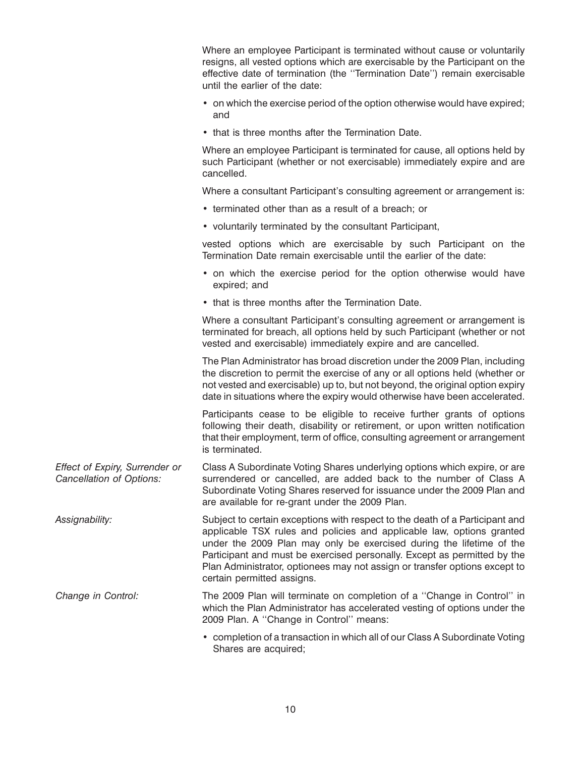Where an employee Participant is terminated without cause or voluntarily resigns, all vested options which are exercisable by the Participant on the effective date of termination (the ''Termination Date'') remain exercisable until the earlier of the date:

- on which the exercise period of the option otherwise would have expired; and
- that is three months after the Termination Date.

Where an employee Participant is terminated for cause, all options held by such Participant (whether or not exercisable) immediately expire and are cancelled.

Where a consultant Participant's consulting agreement or arrangement is:

- terminated other than as a result of a breach; or
- voluntarily terminated by the consultant Participant,

vested options which are exercisable by such Participant on the Termination Date remain exercisable until the earlier of the date:

- on which the exercise period for the option otherwise would have expired; and
- that is three months after the Termination Date.

Where a consultant Participant's consulting agreement or arrangement is terminated for breach, all options held by such Participant (whether or not vested and exercisable) immediately expire and are cancelled.

The Plan Administrator has broad discretion under the 2009 Plan, including the discretion to permit the exercise of any or all options held (whether or not vested and exercisable) up to, but not beyond, the original option expiry date in situations where the expiry would otherwise have been accelerated.

Participants cease to be eligible to receive further grants of options following their death, disability or retirement, or upon written notification that their employment, term of office, consulting agreement or arrangement is terminated.

*Effect of Expiry, Surrender or Cancellation of Options:* Class A Subordinate Voting Shares underlying options which expire, or are surrendered or cancelled, are added back to the number of Class A Subordinate Voting Shares reserved for issuance under the 2009 Plan and are available for re-grant under the 2009 Plan.

*Assignability:* Subject to certain exceptions with respect to the death of a Participant and applicable TSX rules and policies and applicable law, options granted under the 2009 Plan may only be exercised during the lifetime of the Participant and must be exercised personally. Except as permitted by the Plan Administrator, optionees may not assign or transfer options except to certain permitted assigns.

*Change in Control:* The 2009 Plan will terminate on completion of a ''Change in Control'' in which the Plan Administrator has accelerated vesting of options under the 2009 Plan. A ''Change in Control'' means:

- completion of a transaction in which all of our Class A Subordinate Voting Shares are acquired;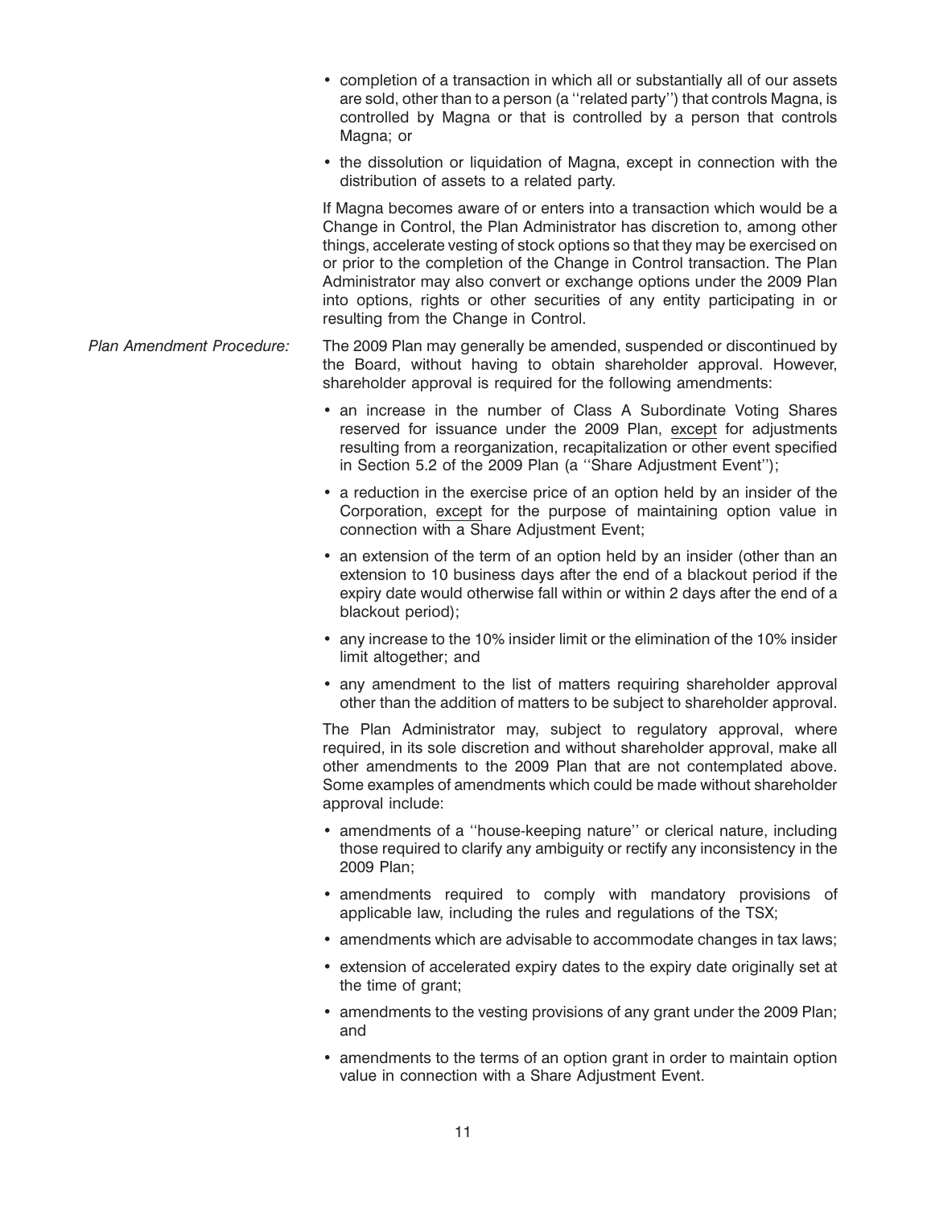- completion of a transaction in which all or substantially all of our assets are sold, other than to a person (a ''related party'') that controls Magna, is controlled by Magna or that is controlled by a person that controls Magna; or
- the dissolution or liquidation of Magna, except in connection with the distribution of assets to a related party.

If Magna becomes aware of or enters into a transaction which would be a Change in Control, the Plan Administrator has discretion to, among other things, accelerate vesting of stock options so that they may be exercised on or prior to the completion of the Change in Control transaction. The Plan Administrator may also convert or exchange options under the 2009 Plan into options, rights or other securities of any entity participating in or resulting from the Change in Control.

*Plan Amendment Procedure:* The 2009 Plan may generally be amended, suspended or discontinued by the Board, without having to obtain shareholder approval. However, shareholder approval is required for the following amendments:

- an increase in the number of Class A Subordinate Voting Shares reserved for issuance under the 2009 Plan, <u>except</u> for adjustments resulting from a reorganization, recapitalization or other event specified in Section 5.2 of the 2009 Plan (a ''Share Adjustment Event'');
- a reduction in the exercise price of an option held by an insider of the Corporation, <u>except</u> for the purpose of maintaining option value in connection with a Share Adjustment Event;
- an extension of the term of an option held by an insider (other than an extension to 10 business days after the end of a blackout period if the expiry date would otherwise fall within or within 2 days after the end of a blackout period);
- any increase to the 10% insider limit or the elimination of the 10% insider limit altogether; and
- any amendment to the list of matters requiring shareholder approval other than the addition of matters to be subject to shareholder approval.

The Plan Administrator may, subject to regulatory approval, where required, in its sole discretion and without shareholder approval, make all other amendments to the 2009 Plan that are not contemplated above. Some examples of amendments which could be made without shareholder approval include:

- amendments of a ''house-keeping nature'' or clerical nature, including those required to clarify any ambiguity or rectify any inconsistency in the 2009 Plan;
- amendments required to comply with mandatory provisions of applicable law, including the rules and regulations of the TSX;
- amendments which are advisable to accommodate changes in tax laws;
- extension of accelerated expiry dates to the expiry date originally set at the time of grant;
- amendments to the vesting provisions of any grant under the 2009 Plan; and
- amendments to the terms of an option grant in order to maintain option value in connection with a Share Adjustment Event.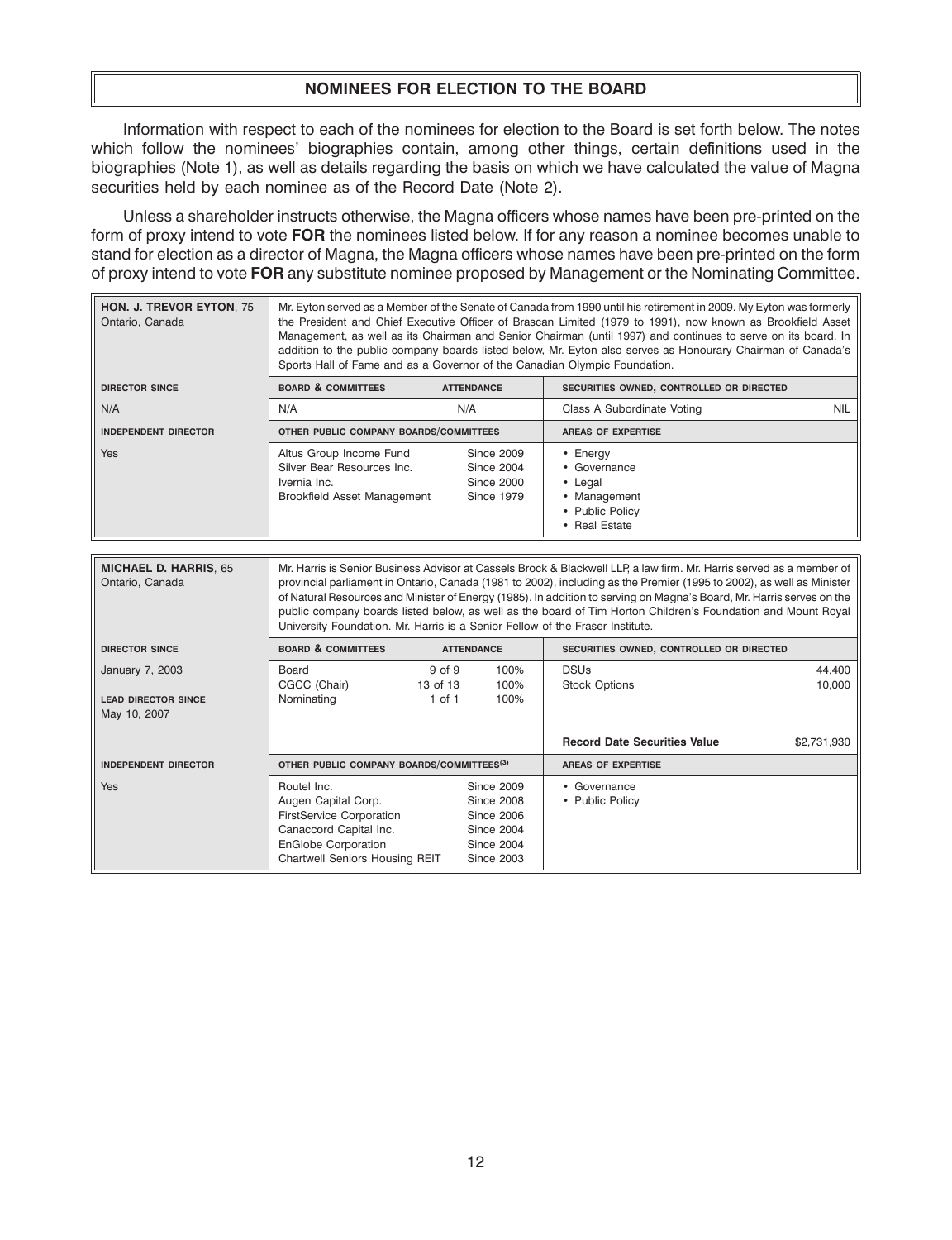## NOMINEES FOR ELECTION TO THE BOARD

Information with respect to each of the nominees for election to the Board is set forth below. The notes which follow the nominees' biographies contain, among other things, certain definitions used in the biographies (Note 1), as well as details regarding the basis on which we have calculated the value of Magna securities held by each nominee as of the Record Date (Note 2).

Unless a shareholder instructs otherwise, the Magna officers whose names have been pre-printed on the form of proxy intend to vote **FOR** the nominees listed below. If for any reason a nominee becomes unable to stand for election as a director of Magna, the Magna officers whose names have been pre-printed on the form of proxy intend to vote **FOR** any substitute nominee proposed by Management or the Nominating Committee.

| **HON. J. TREVOR EYTON**, 75<br>Ontario, Canada | Mr. Eyton served as a Member of the Senate of Canada from 1990 until his retirement in 2009. My Eyton was formerly the President and Chief Executive Officer of Brascan Limited (1979 to 1991), now known as Brookfield Asset Management, as well as its Chairman and Senior Chairman (until 1997) and continues to serve on its board. In addition to the public company boards listed below, Mr. Eyton also serves as Honourary Chairman of Canada's Sports Hall of Fame and as a Governor of the Canadian Olympic Foundation. | | | | |
|---|---|---|---|---|---|
| **DIRECTOR SINCE** | **BOARD & COMMITTEES** | **ATTENDANCE** | | **SECURITIES OWNED, CONTROLLED OR DIRECTED** | |
| N/A | N/A | N/A | | Class A Subordinate Voting | NIL |
| **INDEPENDENT DIRECTOR** | **OTHER PUBLIC COMPANY BOARDS/COMMITTEES** | | | **AREAS OF EXPERTISE** | |
| Yes | Altus Group Income Fund<br>Silver Bear Resources Inc.<br>Ivernia Inc.<br>Brookfield Asset Management | Since 2009<br>Since 2004<br>Since 2000<br>Since 1979 | | • Energy<br>• Governance<br>• Legal<br>• Management<br>• Public Policy<br>• Real Estate | |

| **MICHAEL D. HARRIS**, 65<br>Ontario, Canada | Mr. Harris is Senior Business Advisor at Cassels Brock & Blackwell LLP, a law firm. Mr. Harris served as a member of provincial parliament in Ontario, Canada (1981 to 2002), including as the Premier (1995 to 2002), as well as Minister of Natural Resources and Minister of Energy (1985). In addition to serving on Magna's Board, Mr. Harris serves on the public company boards listed below, as well as the board of Tim Horton Children's Foundation and Mount Royal University Foundation. Mr. Harris is a Senior Fellow of the Fraser Institute. | | | | |
|---|---|---|---|---|---|
| **DIRECTOR SINCE** | **BOARD & COMMITTEES** | **ATTENDANCE** | | **SECURITIES OWNED, CONTROLLED OR DIRECTED** | |
| January 7, 2003 | Board | 9 of 9 | 100% | DSUs | 44,400 |
| | CGCC (Chair) | 13 of 13 | 100% | Stock Options | 10,000 |
| **LEAD DIRECTOR SINCE**<br>May 10, 2007 | Nominating | 1 of 1 | 100% | | |
| | | | | **Record Date Securities Value** | $2,731,930 |
| **INDEPENDENT DIRECTOR** | **OTHER PUBLIC COMPANY BOARDS/COMMITTEES[3]** | | | **AREAS OF EXPERTISE** | |
| Yes | Routel Inc.<br>Augen Capital Corp.<br>FirstService Corporation<br>Canaccord Capital Inc.<br>EnGlobe Corporation<br>Chartwell Seniors Housing REIT | Since 2009<br>Since 2008<br>Since 2006<br>Since 2004<br>Since 2004<br>Since 2003 | | • Governance<br>• Public Policy | |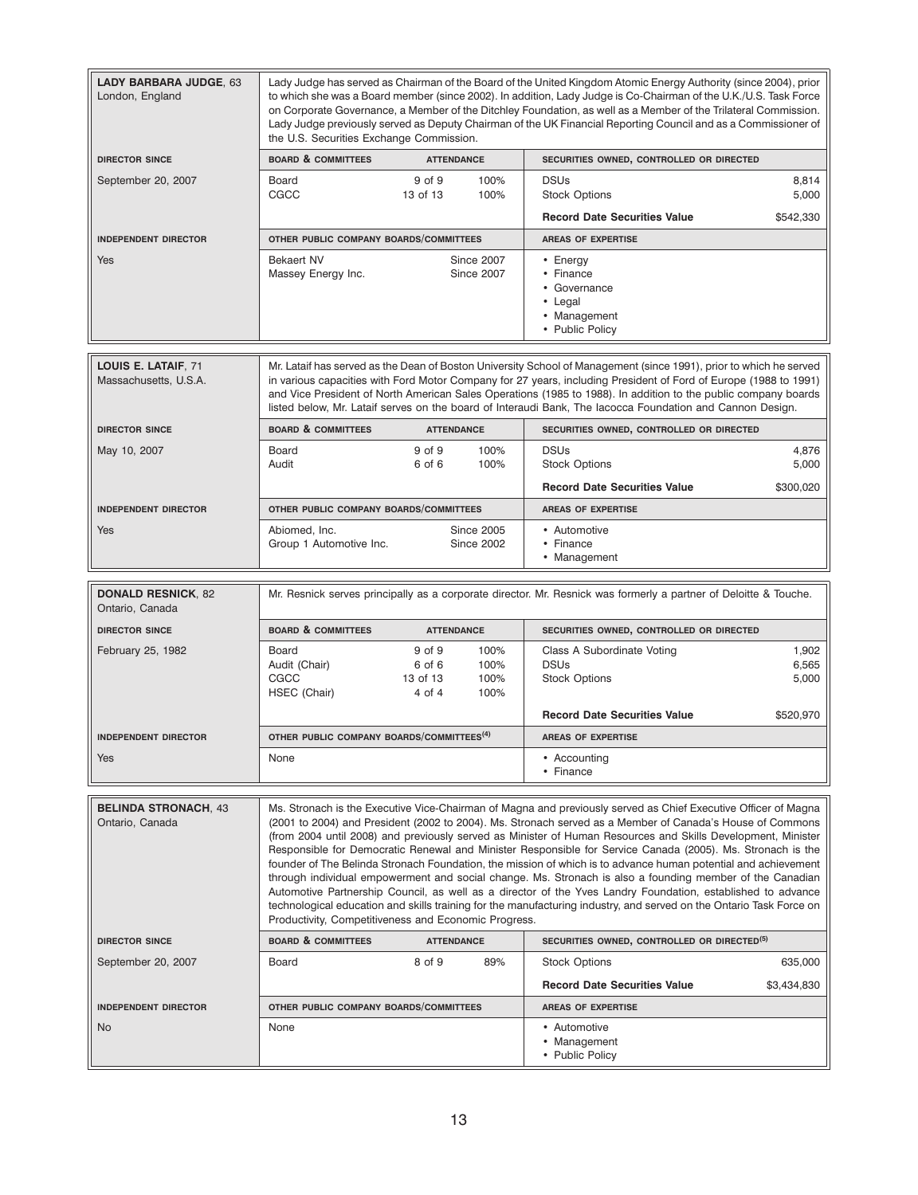**LADY BARBARA JUDGE**, 63
London, England

Lady Judge has served as Chairman of the Board of the United Kingdom Atomic Energy Authority (since 2004), prior to which she was a Board member (since 2002). In addition, Lady Judge is Co-Chairman of the U.K./U.S. Task Force on Corporate Governance, a Member of the Ditchley Foundation, as well as a Member of the Trilateral Commission. Lady Judge previously served as Deputy Chairman of the UK Financial Reporting Council and as a Commissioner of the U.S. Securities Exchange Commission.

| DIRECTOR SINCE | BOARD & COMMITTEES | ATTENDANCE | | SECURITIES OWNED, CONTROLLED OR DIRECTED | |
|---|---|---|---|---|---|
| September 20, 2007 | Board | 9 of 9 | 100% | DSUs | 8,814 |
| | CGCC | 13 of 13 | 100% | Stock Options | 5,000 |
| | | | | **Record Date Securities Value** | $542,330 |

| INDEPENDENT DIRECTOR | OTHER PUBLIC COMPANY BOARDS/COMMITTEES | | AREAS OF EXPERTISE |
|---|---|---|---|
| Yes | Bekaert NV | Since 2007 | • Energy |
| | Massey Energy Inc. | Since 2007 | • Finance |
| | | | • Governance |
| | | | • Legal |
| | | | • Management |
| | | | • Public Policy |

**LOUIS E. LATAIF**, 71
Massachusetts, U.S.A.

Mr. Lataif has served as the Dean of Boston University School of Management (since 1991), prior to which he served in various capacities with Ford Motor Company for 27 years, including President of Ford of Europe (1988 to 1991) and Vice President of North American Sales Operations (1985 to 1988). In addition to the public company boards listed below, Mr. Lataif serves on the board of Interaudi Bank, The Iacocca Foundation and Cannon Design.

| DIRECTOR SINCE | BOARD & COMMITTEES | ATTENDANCE | | SECURITIES OWNED, CONTROLLED OR DIRECTED | |
|---|---|---|---|---|---|
| May 10, 2007 | Board | 9 of 9 | 100% | DSUs | 4,876 |
| | Audit | 6 of 6 | 100% | Stock Options | 5,000 |
| | | | | **Record Date Securities Value** | $300,020 |

| INDEPENDENT DIRECTOR | OTHER PUBLIC COMPANY BOARDS/COMMITTEES | | AREAS OF EXPERTISE |
|---|---|---|---|
| Yes | Abiomed, Inc. | Since 2005 | • Automotive |
| | Group 1 Automotive Inc. | Since 2002 | • Finance |
| | | | • Management |

**DONALD RESNICK**, 82
Ontario, Canada

Mr. Resnick serves principally as a corporate director. Mr. Resnick was formerly a partner of Deloitte & Touche.

| DIRECTOR SINCE | BOARD & COMMITTEES | ATTENDANCE | | SECURITIES OWNED, CONTROLLED OR DIRECTED | |
|---|---|---|---|---|---|
| February 25, 1982 | Board | 9 of 9 | 100% | Class A Subordinate Voting | 1,902 |
| | Audit (Chair) | 6 of 6 | 100% | DSUs | 6,565 |
| | CGCC | 13 of 13 | 100% | Stock Options | 5,000 |
| | HSEC (Chair) | 4 of 4 | 100% | | |
| | | | | **Record Date Securities Value** | $520,970 |

| INDEPENDENT DIRECTOR | OTHER PUBLIC COMPANY BOARDS/COMMITTEES[(4)] | AREAS OF EXPERTISE |
|---|---|---|
| Yes | None | • Accounting |
| | | • Finance |

**BELINDA STRONACH**, 43
Ontario, Canada

Ms. Stronach is the Executive Vice-Chairman of Magna and previously served as Chief Executive Officer of Magna (2001 to 2004) and President (2002 to 2004). Ms. Stronach served as a Member of Canada's House of Commons (from 2004 until 2008) and previously served as Minister of Human Resources and Skills Development, Minister Responsible for Democratic Renewal and Minister Responsible for Service Canada (2005). Ms. Stronach is the founder of The Belinda Stronach Foundation, the mission of which is to advance human potential and achievement through individual empowerment and social change. Ms. Stronach is also a founding member of the Canadian Automotive Partnership Council, as well as a director of the Yves Landry Foundation, established to advance technological education and skills training for the manufacturing industry, and served on the Ontario Task Force on Productivity, Competitiveness and Economic Progress.

| DIRECTOR SINCE | BOARD & COMMITTEES | ATTENDANCE | | SECURITIES OWNED, CONTROLLED OR DIRECTED[(5)] | |
|---|---|---|---|---|---|
| September 20, 2007 | Board | 8 of 9 | 89% | Stock Options | 635,000 |
| | | | | **Record Date Securities Value** | $3,434,830 |

| INDEPENDENT DIRECTOR | OTHER PUBLIC COMPANY BOARDS/COMMITTEES | AREAS OF EXPERTISE |
|---|---|---|
| No | None | • Automotive |
| | | • Management |
| | | • Public Policy |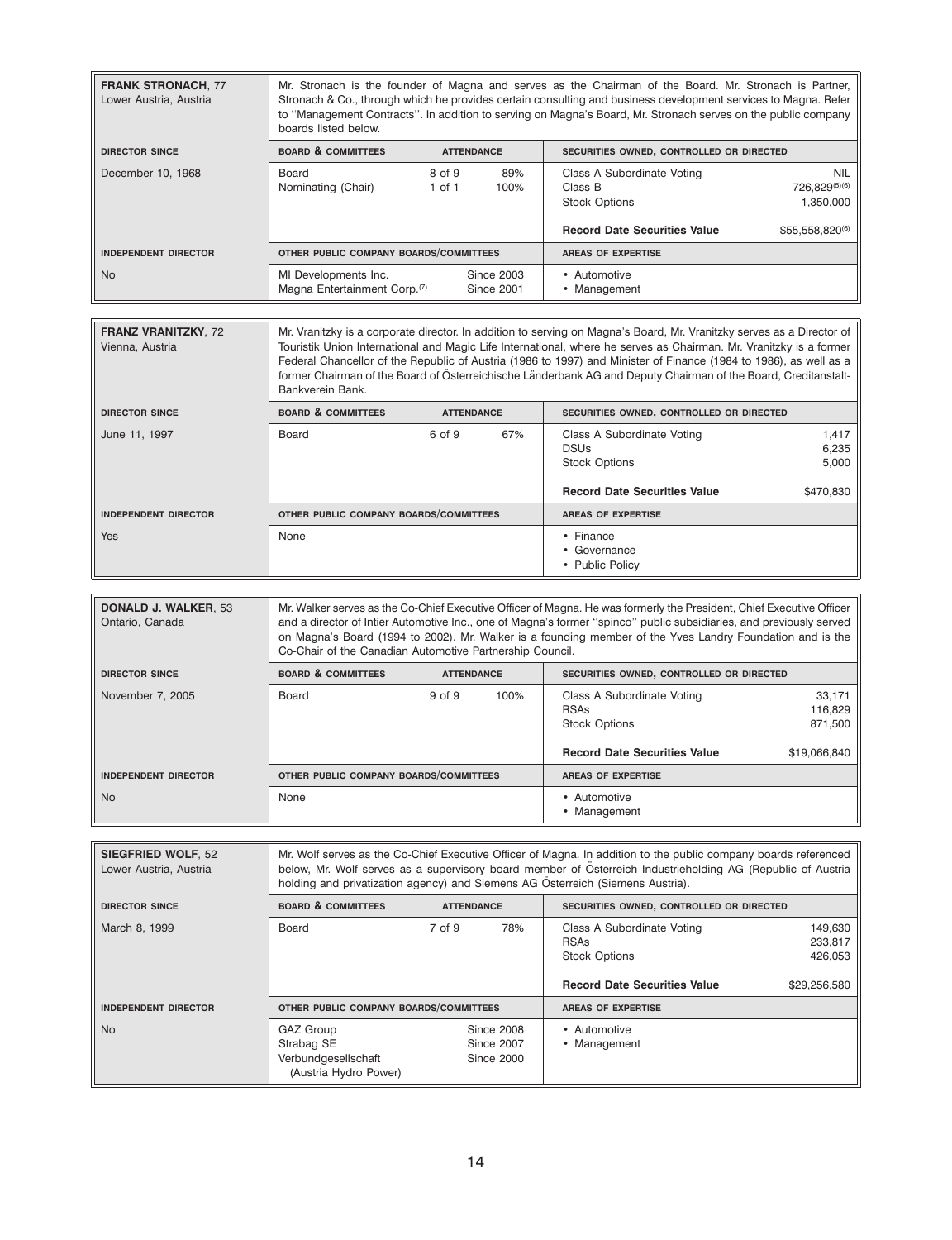| **FRANK STRONACH**, 77<br>Lower Austria, Austria | Mr. Stronach is the founder of Magna and serves as the Chairman of the Board. Mr. Stronach is Partner, Stronach & Co., through which he provides certain consulting and business development services to Magna. Refer to "Management Contracts". In addition to serving on Magna's Board, Mr. Stronach serves on the public company boards listed below. | | | | |
|---|---|---|---|---|---|
| **DIRECTOR SINCE** | **BOARD & COMMITTEES** | **ATTENDANCE** | | **SECURITIES OWNED, CONTROLLED OR DIRECTED** | |
| December 10, 1968 | Board | 8 of 9 | 89% | Class A Subordinate Voting | NIL |
| | Nominating (Chair) | 1 of 1 | 100% | Class B | 726,829[5][6] |
| | | | | Stock Options | 1,350,000 |
| | | | | **Record Date Securities Value** | $55,558,820[6] |
| **INDEPENDENT DIRECTOR** | **OTHER PUBLIC COMPANY BOARDS/COMMITTEES** | | | **AREAS OF EXPERTISE** | |
| No | MI Developments Inc. | Since 2003 | | • Automotive | |
| | Magna Entertainment Corp.[7] | Since 2001 | | • Management | |

| **FRANZ VRANITZKY**, 72<br>Vienna, Austria | Mr. Vranitzky is a corporate director. In addition to serving on Magna's Board, Mr. Vranitzky serves as a Director of Touristik Union International and Magic Life International, where he serves as Chairman. Mr. Vranitzky is a former Federal Chancellor of the Republic of Austria (1986 to 1997) and Minister of Finance (1984 to 1986), as well as a former Chairman of the Board of Österreichische Länderbank AG and Deputy Chairman of the Board, Creditanstalt-Bankverein Bank. | | | | |
|---|---|---|---|---|---|
| **DIRECTOR SINCE** | **BOARD & COMMITTEES** | **ATTENDANCE** | | **SECURITIES OWNED, CONTROLLED OR DIRECTED** | |
| June 11, 1997 | Board | 6 of 9 | 67% | Class A Subordinate Voting | 1,417 |
| | | | | DSUs | 6,235 |
| | | | | Stock Options | 5,000 |
| | | | | **Record Date Securities Value** | $470,830 |
| **INDEPENDENT DIRECTOR** | **OTHER PUBLIC COMPANY BOARDS/COMMITTEES** | | | **AREAS OF EXPERTISE** | |
| Yes | None | | | • Finance<br>• Governance<br>• Public Policy | |

| **DONALD J. WALKER**, 53<br>Ontario, Canada | Mr. Walker serves as the Co-Chief Executive Officer of Magna. He was formerly the President, Chief Executive Officer and a director of Intier Automotive Inc., one of Magna's former "spinco" public subsidiaries, and previously served on Magna's Board (1994 to 2002). Mr. Walker is a founding member of the Yves Landry Foundation and is the Co-Chair of the Canadian Automotive Partnership Council. | | | | |
|---|---|---|---|---|---|
| **DIRECTOR SINCE** | **BOARD & COMMITTEES** | **ATTENDANCE** | | **SECURITIES OWNED, CONTROLLED OR DIRECTED** | |
| November 7, 2005 | Board | 9 of 9 | 100% | Class A Subordinate Voting | 33,171 |
| | | | | RSAs | 116,829 |
| | | | | Stock Options | 871,500 |
| | | | | **Record Date Securities Value** | $19,066,840 |
| **INDEPENDENT DIRECTOR** | **OTHER PUBLIC COMPANY BOARDS/COMMITTEES** | | | **AREAS OF EXPERTISE** | |
| No | None | | | • Automotive<br>• Management | |

| **SIEGFRIED WOLF**, 52<br>Lower Austria, Austria | Mr. Wolf serves as the Co-Chief Executive Officer of Magna. In addition to the public company boards referenced below, Mr. Wolf serves as a supervisory board member of Österreich Industrieholding AG (Republic of Austria holding and privatization agency) and Siemens AG Österreich (Siemens Austria). | | | | |
|---|---|---|---|---|---|
| **DIRECTOR SINCE** | **BOARD & COMMITTEES** | **ATTENDANCE** | | **SECURITIES OWNED, CONTROLLED OR DIRECTED** | |
| March 8, 1999 | Board | 7 of 9 | 78% | Class A Subordinate Voting | 149,630 |
| | | | | RSAs | 233,817 |
| | | | | Stock Options | 426,053 |
| | | | | **Record Date Securities Value** | $29,256,580 |
| **INDEPENDENT DIRECTOR** | **OTHER PUBLIC COMPANY BOARDS/COMMITTEES** | | | **AREAS OF EXPERTISE** | |
| No | GAZ Group | Since 2008 | | • Automotive | |
| | Strabag SE | Since 2007 | | • Management | |
| | Verbundgesellschaft (Austria Hydro Power) | Since 2000 | | | |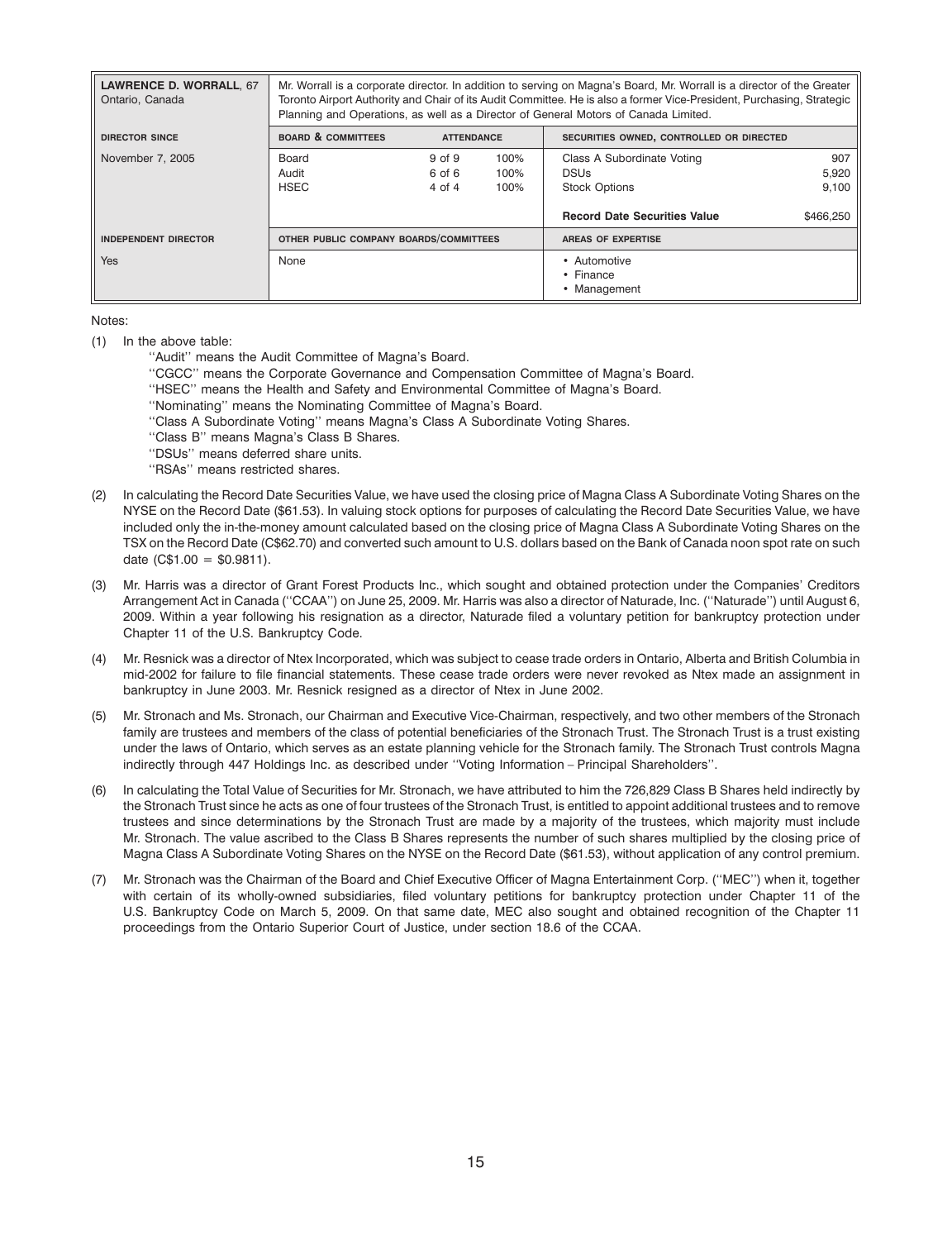| LAWRENCE D. WORRALL, 67<br>Ontario, Canada | Mr. Worrall is a corporate director. In addition to serving on Magna's Board, Mr. Worrall is a director of the Greater Toronto Airport Authority and Chair of its Audit Committee. He is also a former Vice-President, Purchasing, Strategic Planning and Operations, as well as a Director of General Motors of Canada Limited. | | | | |
|---|---|---|---|---|---|
| **DIRECTOR SINCE** | **BOARD & COMMITTEES** | **ATTENDANCE** | | **SECURITIES OWNED, CONTROLLED OR DIRECTED** | |
| November 7, 2005 | Board | 9 of 9 | 100% | Class A Subordinate Voting | 907 |
| | Audit | 6 of 6 | 100% | DSUs | 5,920 |
| | HSEC | 4 of 4 | 100% | Stock Options | 9,100 |
| | | | | **Record Date Securities Value** | $466,250 |
| **INDEPENDENT DIRECTOR** | **OTHER PUBLIC COMPANY BOARDS/COMMITTEES** | | | **AREAS OF EXPERTISE** | |
| Yes | None | | | • Automotive<br>• Finance<br>• Management | |

Notes:

(1) In the above table:

''Audit'' means the Audit Committee of Magna's Board.

''CGCC'' means the Corporate Governance and Compensation Committee of Magna's Board.

''HSEC'' means the Health and Safety and Environmental Committee of Magna's Board.

''Nominating'' means the Nominating Committee of Magna's Board.

''Class A Subordinate Voting'' means Magna's Class A Subordinate Voting Shares.

''Class B'' means Magna's Class B Shares.

''DSUs'' means deferred share units.

''RSAs'' means restricted shares.

(2) In calculating the Record Date Securities Value, we have used the closing price of Magna Class A Subordinate Voting Shares on the NYSE on the Record Date ($61.53). In valuing stock options for purposes of calculating the Record Date Securities Value, we have included only the in-the-money amount calculated based on the closing price of Magna Class A Subordinate Voting Shares on the TSX on the Record Date (C$62.70) and converted such amount to U.S. dollars based on the Bank of Canada noon spot rate on such date (C$1.00 = $0.9811).

(3) Mr. Harris was a director of Grant Forest Products Inc., which sought and obtained protection under the Companies' Creditors Arrangement Act in Canada (''CCAA'') on June 25, 2009. Mr. Harris was also a director of Naturade, Inc. (''Naturade'') until August 6, 2009. Within a year following his resignation as a director, Naturade filed a voluntary petition for bankruptcy protection under Chapter 11 of the U.S. Bankruptcy Code.

(4) Mr. Resnick was a director of Ntex Incorporated, which was subject to cease trade orders in Ontario, Alberta and British Columbia in mid-2002 for failure to file financial statements. These cease trade orders were never revoked as Ntex made an assignment in bankruptcy in June 2003. Mr. Resnick resigned as a director of Ntex in June 2002.

(5) Mr. Stronach and Ms. Stronach, our Chairman and Executive Vice-Chairman, respectively, and two other members of the Stronach family are trustees and members of the class of potential beneficiaries of the Stronach Trust. The Stronach Trust is a trust existing under the laws of Ontario, which serves as an estate planning vehicle for the Stronach family. The Stronach Trust controls Magna indirectly through 447 Holdings Inc. as described under ''Voting Information – Principal Shareholders''.

(6) In calculating the Total Value of Securities for Mr. Stronach, we have attributed to him the 726,829 Class B Shares held indirectly by the Stronach Trust since he acts as one of four trustees of the Stronach Trust, is entitled to appoint additional trustees and to remove trustees and since determinations by the Stronach Trust are made by a majority of the trustees, which majority must include Mr. Stronach. The value ascribed to the Class B Shares represents the number of such shares multiplied by the closing price of Magna Class A Subordinate Voting Shares on the NYSE on the Record Date ($61.53), without application of any control premium.

(7) Mr. Stronach was the Chairman of the Board and Chief Executive Officer of Magna Entertainment Corp. (''MEC'') when it, together with certain of its wholly-owned subsidiaries, filed voluntary petitions for bankruptcy protection under Chapter 11 of the U.S. Bankruptcy Code on March 5, 2009. On that same date, MEC also sought and obtained recognition of the Chapter 11 proceedings from the Ontario Superior Court of Justice, under section 18.6 of the CCAA.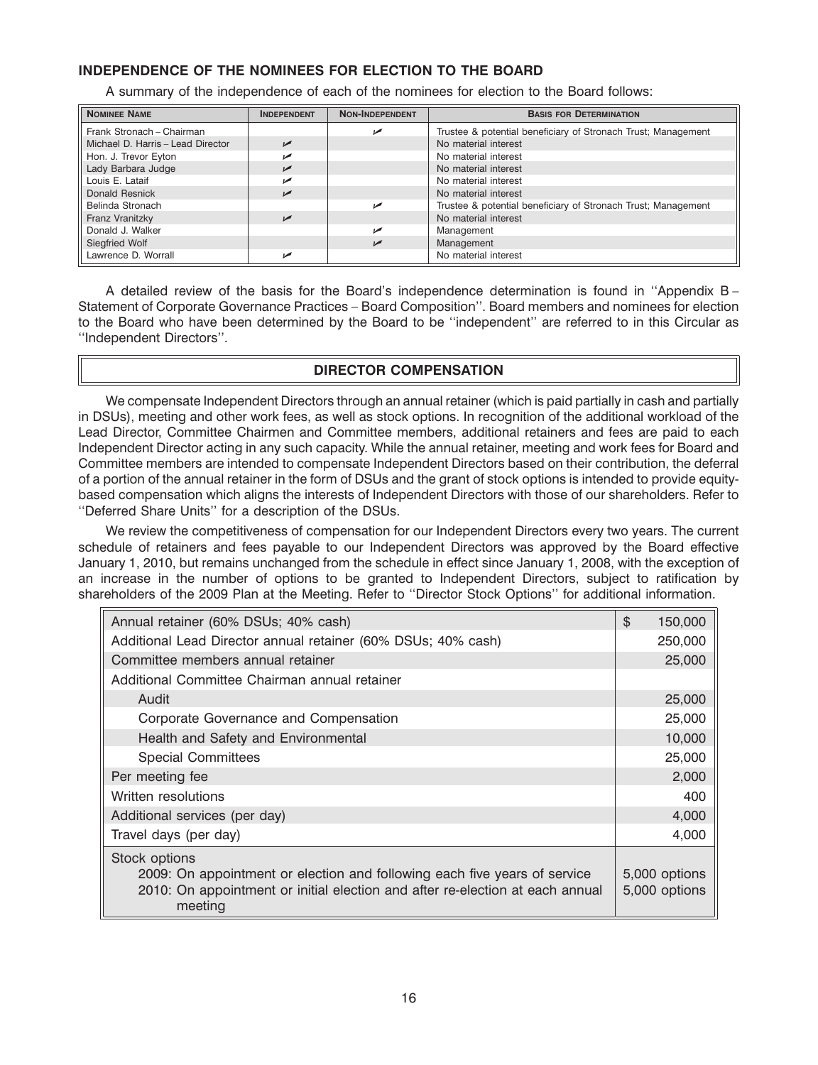## INDEPENDENCE OF THE NOMINEES FOR ELECTION TO THE BOARD

A summary of the independence of each of the nominees for election to the Board follows:

| NOMINEE NAME | INDEPENDENT | NON-INDEPENDENT | BASIS FOR DETERMINATION |
|---|---|---|---|
| Frank Stronach – Chairman | | ✓ | Trustee & potential beneficiary of Stronach Trust; Management |
| Michael D. Harris – Lead Director | ✓ | | No material interest |
| Hon. J. Trevor Eyton | ✓ | | No material interest |
| Lady Barbara Judge | ✓ | | No material interest |
| Louis E. Lataif | ✓ | | No material interest |
| Donald Resnick | ✓ | | No material interest |
| Belinda Stronach | | ✓ | Trustee & potential beneficiary of Stronach Trust; Management |
| Franz Vranitzky | ✓ | | No material interest |
| Donald J. Walker | | ✓ | Management |
| Siegfried Wolf | | ✓ | Management |
| Lawrence D. Worrall | ✓ | | No material interest |

A detailed review of the basis for the Board's independence determination is found in ''Appendix B – Statement of Corporate Governance Practices – Board Composition''. Board members and nominees for election to the Board who have been determined by the Board to be ''independent'' are referred to in this Circular as ''Independent Directors''.

## DIRECTOR COMPENSATION

We compensate Independent Directors through an annual retainer (which is paid partially in cash and partially in DSUs), meeting and other work fees, as well as stock options. In recognition of the additional workload of the Lead Director, Committee Chairmen and Committee members, additional retainers and fees are paid to each Independent Director acting in any such capacity. While the annual retainer, meeting and work fees for Board and Committee members are intended to compensate Independent Directors based on their contribution, the deferral of a portion of the annual retainer in the form of DSUs and the grant of stock options is intended to provide equity-based compensation which aligns the interests of Independent Directors with those of our shareholders. Refer to ''Deferred Share Units'' for a description of the DSUs.

We review the competitiveness of compensation for our Independent Directors every two years. The current schedule of retainers and fees payable to our Independent Directors was approved by the Board effective January 1, 2010, but remains unchanged from the schedule in effect since January 1, 2008, with the exception of an increase in the number of options to be granted to Independent Directors, subject to ratification by shareholders of the 2009 Plan at the Meeting. Refer to ''Director Stock Options'' for additional information.

| | |
|---|---|
| Annual retainer (60% DSUs; 40% cash) | $ 150,000 |
| Additional Lead Director annual retainer (60% DSUs; 40% cash) | 250,000 |
| Committee members annual retainer | 25,000 |
| Additional Committee Chairman annual retainer | |
| Audit | 25,000 |
| Corporate Governance and Compensation | 25,000 |
| Health and Safety and Environmental | 10,000 |
| Special Committees | 25,000 |
| Per meeting fee | 2,000 |
| Written resolutions | 400 |
| Additional services (per day) | 4,000 |
| Travel days (per day) | 4,000 |
| Stock options<br>2009: On appointment or election and following each five years of service<br>2010: On appointment or initial election and after re-election at each annual meeting | <br>5,000 options<br>5,000 options |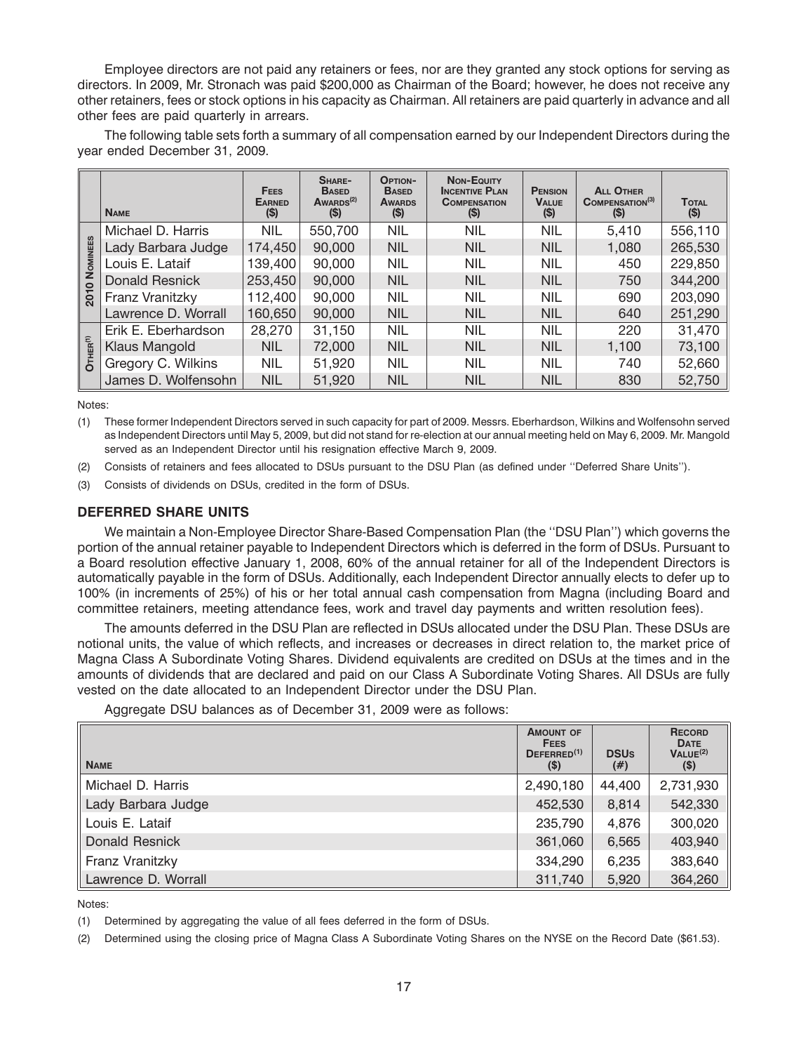Employee directors are not paid any retainers or fees, nor are they granted any stock options for serving as directors. In 2009, Mr. Stronach was paid $200,000 as Chairman of the Board; however, he does not receive any other retainers, fees or stock options in his capacity as Chairman. All retainers are paid quarterly in advance and all other fees are paid quarterly in arrears.

The following table sets forth a summary of all compensation earned by our Independent Directors during the year ended December 31, 2009.

| | Name | Fees Earned ($) | Share-Based Awards[(2)] ($) | Option-Based Awards ($) | Non-Equity Incentive Plan Compensation ($) | Pension Value ($) | All Other Compensation[(3)] ($) | Total ($) |
|---|---|---|---|---|---|---|---|---|
| 2010 Nominees | Michael D. Harris | NIL | 550,700 | NIL | NIL | NIL | 5,410 | 556,110 |
| | Lady Barbara Judge | 174,450 | 90,000 | NIL | NIL | NIL | 1,080 | 265,530 |
| | Louis E. Lataif | 139,400 | 90,000 | NIL | NIL | NIL | 450 | 229,850 |
| | Donald Resnick | 253,450 | 90,000 | NIL | NIL | NIL | 750 | 344,200 |
| | Franz Vranitzky | 112,400 | 90,000 | NIL | NIL | NIL | 690 | 203,090 |
| | Lawrence D. Worrall | 160,650 | 90,000 | NIL | NIL | NIL | 640 | 251,290 |
| Other[(1)] | Erik E. Eberhardson | 28,270 | 31,150 | NIL | NIL | NIL | 220 | 31,470 |
| | Klaus Mangold | NIL | 72,000 | NIL | NIL | NIL | 1,100 | 73,100 |
| | Gregory C. Wilkins | NIL | 51,920 | NIL | NIL | NIL | 740 | 52,660 |
| | James D. Wolfensohn | NIL | 51,920 | NIL | NIL | NIL | 830 | 52,750 |

Notes:

(1) These former Independent Directors served in such capacity for part of 2009. Messrs. Eberhardson, Wilkins and Wolfensohn served as Independent Directors until May 5, 2009, but did not stand for re-election at our annual meeting held on May 6, 2009. Mr. Mangold served as an Independent Director until his resignation effective March 9, 2009.

(2) Consists of retainers and fees allocated to DSUs pursuant to the DSU Plan (as defined under ''Deferred Share Units'').

(3) Consists of dividends on DSUs, credited in the form of DSUs.

### DEFERRED SHARE UNITS

We maintain a Non-Employee Director Share-Based Compensation Plan (the ''DSU Plan'') which governs the portion of the annual retainer payable to Independent Directors which is deferred in the form of DSUs. Pursuant to a Board resolution effective January 1, 2008, 60% of the annual retainer for all of the Independent Directors is automatically payable in the form of DSUs. Additionally, each Independent Director annually elects to defer up to 100% (in increments of 25%) of his or her total annual cash compensation from Magna (including Board and committee retainers, meeting attendance fees, work and travel day payments and written resolution fees).

The amounts deferred in the DSU Plan are reflected in DSUs allocated under the DSU Plan. These DSUs are notional units, the value of which reflects, and increases or decreases in direct relation to, the market price of Magna Class A Subordinate Voting Shares. Dividend equivalents are credited on DSUs at the times and in the amounts of dividends that are declared and paid on our Class A Subordinate Voting Shares. All DSUs are fully vested on the date allocated to an Independent Director under the DSU Plan.

Aggregate DSU balances as of December 31, 2009 were as follows:

| Name | Amount of Fees Deferred[(1)] ($) | DSUs (#) | Record Date Value[(2)] ($) |
|---|---|---|---|
| Michael D. Harris | 2,490,180 | 44,400 | 2,731,930 |
| Lady Barbara Judge | 452,530 | 8,814 | 542,330 |
| Louis E. Lataif | 235,790 | 4,876 | 300,020 |
| Donald Resnick | 361,060 | 6,565 | 403,940 |
| Franz Vranitzky | 334,290 | 6,235 | 383,640 |
| Lawrence D. Worrall | 311,740 | 5,920 | 364,260 |

Notes:

(1) Determined by aggregating the value of all fees deferred in the form of DSUs.

(2) Determined using the closing price of Magna Class A Subordinate Voting Shares on the NYSE on the Record Date ($61.53).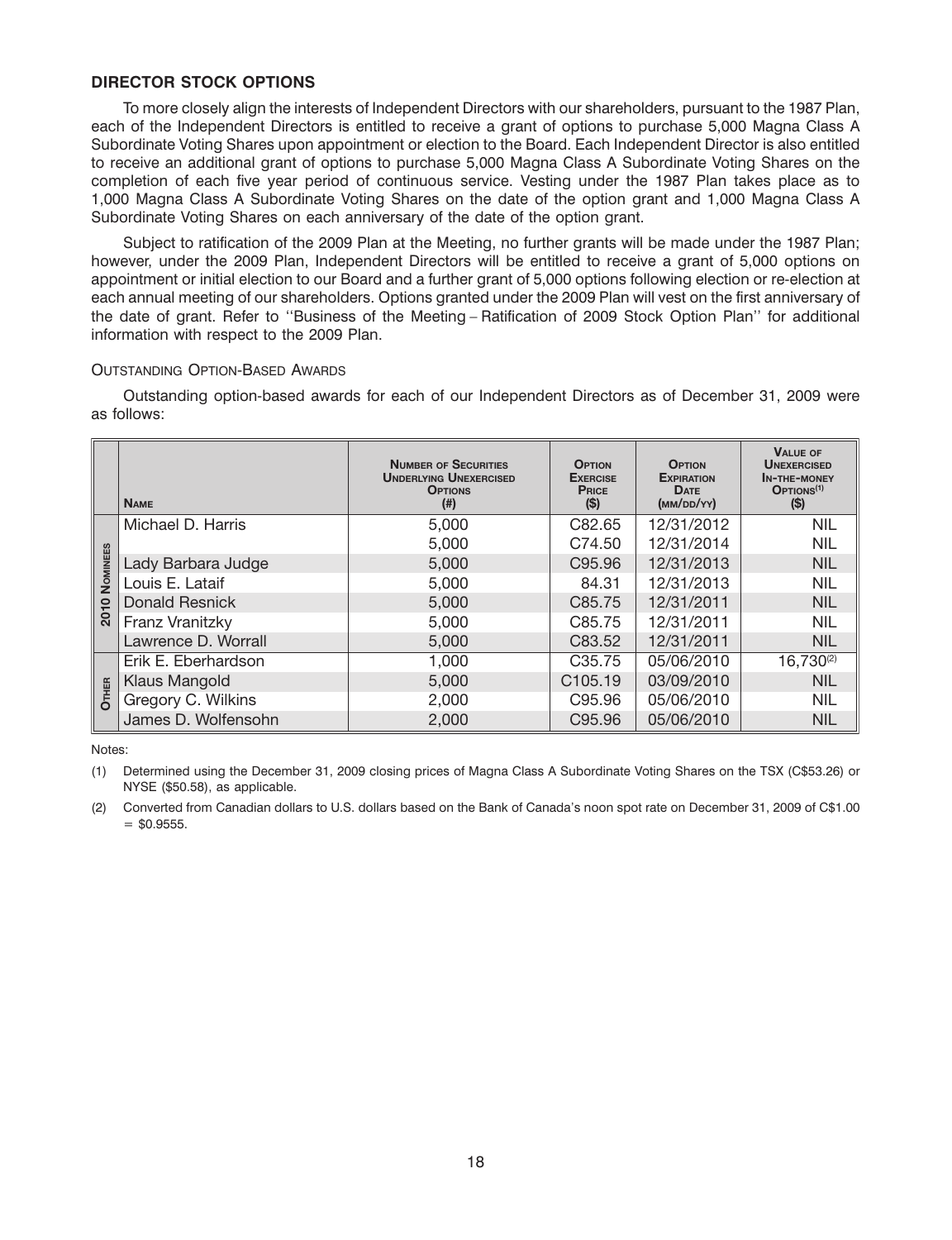## DIRECTOR STOCK OPTIONS

To more closely align the interests of Independent Directors with our shareholders, pursuant to the 1987 Plan, each of the Independent Directors is entitled to receive a grant of options to purchase 5,000 Magna Class A Subordinate Voting Shares upon appointment or election to the Board. Each Independent Director is also entitled to receive an additional grant of options to purchase 5,000 Magna Class A Subordinate Voting Shares on the completion of each five year period of continuous service. Vesting under the 1987 Plan takes place as to 1,000 Magna Class A Subordinate Voting Shares on the date of the option grant and 1,000 Magna Class A Subordinate Voting Shares on each anniversary of the date of the option grant.

Subject to ratification of the 2009 Plan at the Meeting, no further grants will be made under the 1987 Plan; however, under the 2009 Plan, Independent Directors will be entitled to receive a grant of 5,000 options on appointment or initial election to our Board and a further grant of 5,000 options following election or re-election at each annual meeting of our shareholders. Options granted under the 2009 Plan will vest on the first anniversary of the date of grant. Refer to ''Business of the Meeting – Ratification of 2009 Stock Option Plan'' for additional information with respect to the 2009 Plan.

### Outstanding Option-Based Awards

Outstanding option-based awards for each of our Independent Directors as of December 31, 2009 were as follows:

| | Name | Number of Securities Underlying Unexercised Options (#) | Option Exercise Price ($) | Option Expiration Date (mm/dd/yy) | Value of Unexercised In-the-money Options[1] ($) |
|---|---|---|---|---|---|
| 2010 Nominees | Michael D. Harris | 5,000 | C82.65 | 12/31/2012 | NIL |
| | | 5,000 | C74.50 | 12/31/2014 | NIL |
| | Lady Barbara Judge | 5,000 | C95.96 | 12/31/2013 | NIL |
| | Louis E. Lataif | 5,000 | 84.31 | 12/31/2013 | NIL |
| | Donald Resnick | 5,000 | C85.75 | 12/31/2011 | NIL |
| | Franz Vranitzky | 5,000 | C85.75 | 12/31/2011 | NIL |
| | Lawrence D. Worrall | 5,000 | C83.52 | 12/31/2011 | NIL |
| Other | Erik E. Eberhardson | 1,000 | C35.75 | 05/06/2010 | 16,730[2] |
| | Klaus Mangold | 5,000 | C105.19 | 03/09/2010 | NIL |
| | Gregory C. Wilkins | 2,000 | C95.96 | 05/06/2010 | NIL |
| | James D. Wolfensohn | 2,000 | C95.96 | 05/06/2010 | NIL |

Notes:

(1) Determined using the December 31, 2009 closing prices of Magna Class A Subordinate Voting Shares on the TSX (C$53.26) or NYSE ($50.58), as applicable.

(2) Converted from Canadian dollars to U.S. dollars based on the Bank of Canada's noon spot rate on December 31, 2009 of C$1.00 = $0.9555.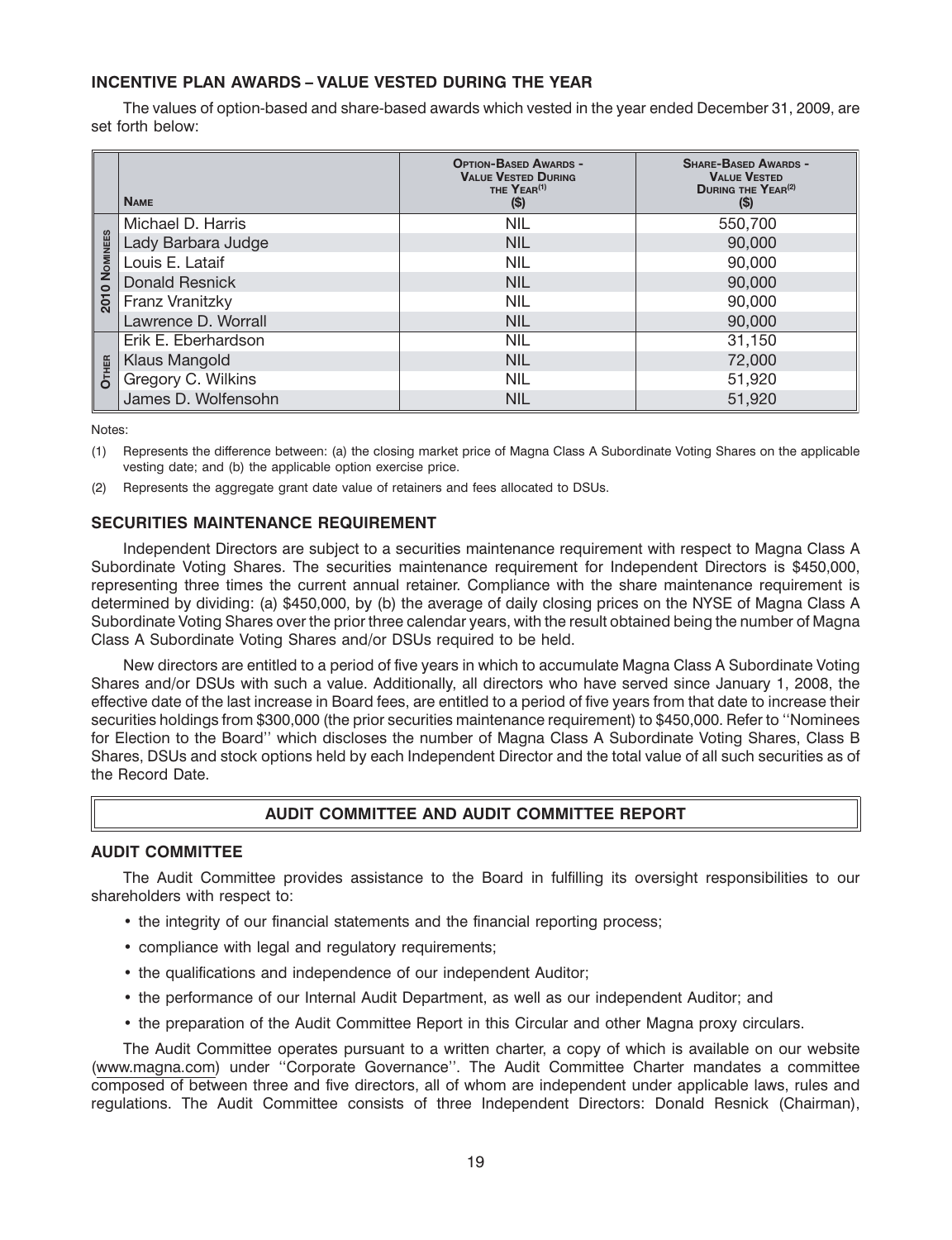### INCENTIVE PLAN AWARDS – VALUE VESTED DURING THE YEAR

The values of option-based and share-based awards which vested in the year ended December 31, 2009, are set forth below:

| | Name | Option-Based Awards - Value Vested During the Year[(1)] ($) | Share-Based Awards - Value Vested During the Year[(2)] ($) |
|---|---|---|---|
| 2010 Nominees | Michael D. Harris | NIL | 550,700 |
| | Lady Barbara Judge | NIL | 90,000 |
| | Louis E. Lataif | NIL | 90,000 |
| | Donald Resnick | NIL | 90,000 |
| | Franz Vranitzky | NIL | 90,000 |
| | Lawrence D. Worrall | NIL | 90,000 |
| Other | Erik E. Eberhardson | NIL | 31,150 |
| | Klaus Mangold | NIL | 72,000 |
| | Gregory C. Wilkins | NIL | 51,920 |
| | James D. Wolfensohn | NIL | 51,920 |

Notes:

(1) Represents the difference between: (a) the closing market price of Magna Class A Subordinate Voting Shares on the applicable vesting date; and (b) the applicable option exercise price.

(2) Represents the aggregate grant date value of retainers and fees allocated to DSUs.

### SECURITIES MAINTENANCE REQUIREMENT

Independent Directors are subject to a securities maintenance requirement with respect to Magna Class A Subordinate Voting Shares. The securities maintenance requirement for Independent Directors is $450,000, representing three times the current annual retainer. Compliance with the share maintenance requirement is determined by dividing: (a) $450,000, by (b) the average of daily closing prices on the NYSE of Magna Class A Subordinate Voting Shares over the prior three calendar years, with the result obtained being the number of Magna Class A Subordinate Voting Shares and/or DSUs required to be held.

New directors are entitled to a period of five years in which to accumulate Magna Class A Subordinate Voting Shares and/or DSUs with such a value. Additionally, all directors who have served since January 1, 2008, the effective date of the last increase in Board fees, are entitled to a period of five years from that date to increase their securities holdings from $300,000 (the prior securities maintenance requirement) to $450,000. Refer to ''Nominees for Election to the Board'' which discloses the number of Magna Class A Subordinate Voting Shares, Class B Shares, DSUs and stock options held by each Independent Director and the total value of all such securities as of the Record Date.

## AUDIT COMMITTEE AND AUDIT COMMITTEE REPORT

### AUDIT COMMITTEE

The Audit Committee provides assistance to the Board in fulfilling its oversight responsibilities to our shareholders with respect to:

- the integrity of our financial statements and the financial reporting process;
- compliance with legal and regulatory requirements;
- the qualifications and independence of our independent Auditor;
- the performance of our Internal Audit Department, as well as our independent Auditor; and
- the preparation of the Audit Committee Report in this Circular and other Magna proxy circulars.

The Audit Committee operates pursuant to a written charter, a copy of which is available on our website (www.magna.com) under ''Corporate Governance''. The Audit Committee Charter mandates a committee composed of between three and five directors, all of whom are independent under applicable laws, rules and regulations. The Audit Committee consists of three Independent Directors: Donald Resnick (Chairman),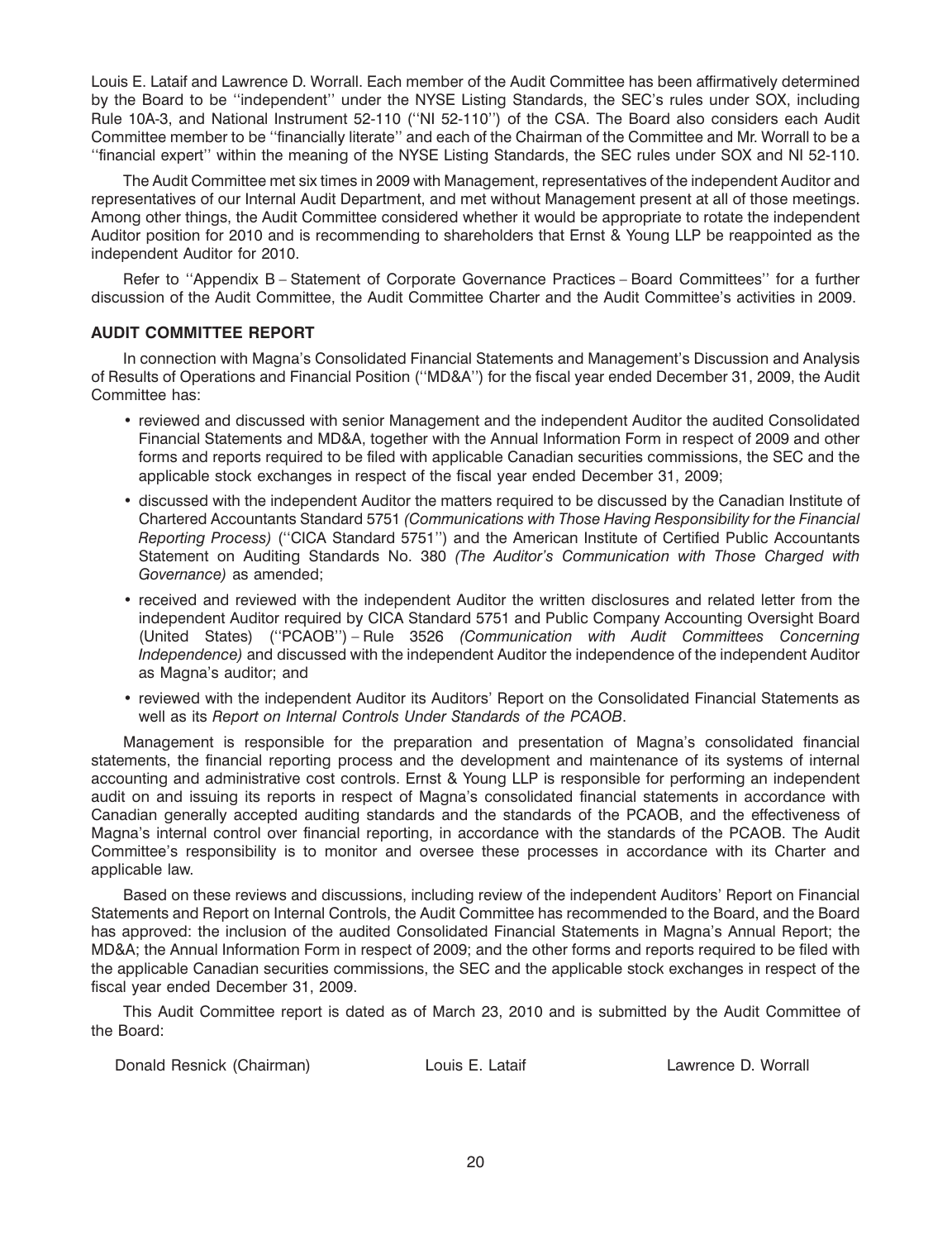Louis E. Lataif and Lawrence D. Worrall. Each member of the Audit Committee has been affirmatively determined by the Board to be ''independent'' under the NYSE Listing Standards, the SEC's rules under SOX, including Rule 10A-3, and National Instrument 52-110 (''NI 52-110'') of the CSA. The Board also considers each Audit Committee member to be ''financially literate'' and each of the Chairman of the Committee and Mr. Worrall to be a ''financial expert'' within the meaning of the NYSE Listing Standards, the SEC rules under SOX and NI 52-110.

The Audit Committee met six times in 2009 with Management, representatives of the independent Auditor and representatives of our Internal Audit Department, and met without Management present at all of those meetings. Among other things, the Audit Committee considered whether it would be appropriate to rotate the independent Auditor position for 2010 and is recommending to shareholders that Ernst & Young LLP be reappointed as the independent Auditor for 2010.

Refer to ''Appendix B – Statement of Corporate Governance Practices – Board Committees'' for a further discussion of the Audit Committee, the Audit Committee Charter and the Audit Committee's activities in 2009.

### AUDIT COMMITTEE REPORT

In connection with Magna's Consolidated Financial Statements and Management's Discussion and Analysis of Results of Operations and Financial Position (''MD&A'') for the fiscal year ended December 31, 2009, the Audit Committee has:

- reviewed and discussed with senior Management and the independent Auditor the audited Consolidated Financial Statements and MD&A, together with the Annual Information Form in respect of 2009 and other forms and reports required to be filed with applicable Canadian securities commissions, the SEC and the applicable stock exchanges in respect of the fiscal year ended December 31, 2009;
- discussed with the independent Auditor the matters required to be discussed by the Canadian Institute of Chartered Accountants Standard 5751 *(Communications with Those Having Responsibility for the Financial Reporting Process)* (''CICA Standard 5751'') and the American Institute of Certified Public Accountants Statement on Auditing Standards No. 380 *(The Auditor's Communication with Those Charged with Governance)* as amended;
- received and reviewed with the independent Auditor the written disclosures and related letter from the independent Auditor required by CICA Standard 5751 and Public Company Accounting Oversight Board (United States) (''PCAOB'') – Rule 3526 *(Communication with Audit Committees Concerning Independence)* and discussed with the independent Auditor the independence of the independent Auditor as Magna's auditor; and
- reviewed with the independent Auditor its Auditors' Report on the Consolidated Financial Statements as well as its *Report on Internal Controls Under Standards of the PCAOB*.

Management is responsible for the preparation and presentation of Magna's consolidated financial statements, the financial reporting process and the development and maintenance of its systems of internal accounting and administrative cost controls. Ernst & Young LLP is responsible for performing an independent audit on and issuing its reports in respect of Magna's consolidated financial statements in accordance with Canadian generally accepted auditing standards and the standards of the PCAOB, and the effectiveness of Magna's internal control over financial reporting, in accordance with the standards of the PCAOB. The Audit Committee's responsibility is to monitor and oversee these processes in accordance with its Charter and applicable law.

Based on these reviews and discussions, including review of the independent Auditors' Report on Financial Statements and Report on Internal Controls, the Audit Committee has recommended to the Board, and the Board has approved: the inclusion of the audited Consolidated Financial Statements in Magna's Annual Report; the MD&A; the Annual Information Form in respect of 2009; and the other forms and reports required to be filed with the applicable Canadian securities commissions, the SEC and the applicable stock exchanges in respect of the fiscal year ended December 31, 2009.

This Audit Committee report is dated as of March 23, 2010 and is submitted by the Audit Committee of the Board:

Donald Resnick (Chairman) Louis E. Lataif Lawrence D. Worrall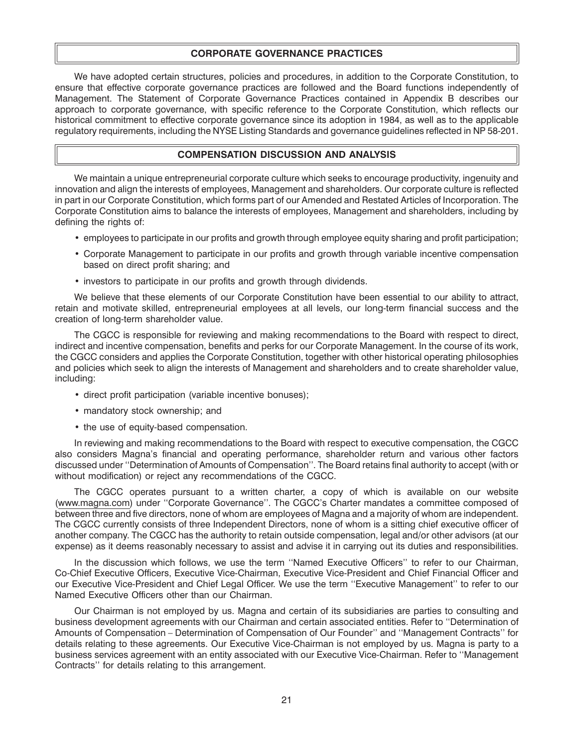## CORPORATE GOVERNANCE PRACTICES

We have adopted certain structures, policies and procedures, in addition to the Corporate Constitution, to ensure that effective corporate governance practices are followed and the Board functions independently of Management. The Statement of Corporate Governance Practices contained in Appendix B describes our approach to corporate governance, with specific reference to the Corporate Constitution, which reflects our historical commitment to effective corporate governance since its adoption in 1984, as well as to the applicable regulatory requirements, including the NYSE Listing Standards and governance guidelines reflected in NP 58-201.

## COMPENSATION DISCUSSION AND ANALYSIS

We maintain a unique entrepreneurial corporate culture which seeks to encourage productivity, ingenuity and innovation and align the interests of employees, Management and shareholders. Our corporate culture is reflected in part in our Corporate Constitution, which forms part of our Amended and Restated Articles of Incorporation. The Corporate Constitution aims to balance the interests of employees, Management and shareholders, including by defining the rights of:

- employees to participate in our profits and growth through employee equity sharing and profit participation;
- Corporate Management to participate in our profits and growth through variable incentive compensation based on direct profit sharing; and
- investors to participate in our profits and growth through dividends.

We believe that these elements of our Corporate Constitution have been essential to our ability to attract, retain and motivate skilled, entrepreneurial employees at all levels, our long-term financial success and the creation of long-term shareholder value.

The CGCC is responsible for reviewing and making recommendations to the Board with respect to direct, indirect and incentive compensation, benefits and perks for our Corporate Management. In the course of its work, the CGCC considers and applies the Corporate Constitution, together with other historical operating philosophies and policies which seek to align the interests of Management and shareholders and to create shareholder value, including:

- direct profit participation (variable incentive bonuses);
- mandatory stock ownership; and
- the use of equity-based compensation.

In reviewing and making recommendations to the Board with respect to executive compensation, the CGCC also considers Magna's financial and operating performance, shareholder return and various other factors discussed under ''Determination of Amounts of Compensation''. The Board retains final authority to accept (with or without modification) or reject any recommendations of the CGCC.

The CGCC operates pursuant to a written charter, a copy of which is available on our website (www.magna.com) under ''Corporate Governance''. The CGCC's Charter mandates a committee composed of between three and five directors, none of whom are employees of Magna and a majority of whom are independent. The CGCC currently consists of three Independent Directors, none of whom is a sitting chief executive officer of another company. The CGCC has the authority to retain outside compensation, legal and/or other advisors (at our expense) as it deems reasonably necessary to assist and advise it in carrying out its duties and responsibilities.

In the discussion which follows, we use the term ''Named Executive Officers'' to refer to our Chairman, Co-Chief Executive Officers, Executive Vice-Chairman, Executive Vice-President and Chief Financial Officer and our Executive Vice-President and Chief Legal Officer. We use the term ''Executive Management'' to refer to our Named Executive Officers other than our Chairman.

Our Chairman is not employed by us. Magna and certain of its subsidiaries are parties to consulting and business development agreements with our Chairman and certain associated entities. Refer to ''Determination of Amounts of Compensation – Determination of Compensation of Our Founder'' and ''Management Contracts'' for details relating to these agreements. Our Executive Vice-Chairman is not employed by us. Magna is party to a business services agreement with an entity associated with our Executive Vice-Chairman. Refer to ''Management Contracts'' for details relating to this arrangement.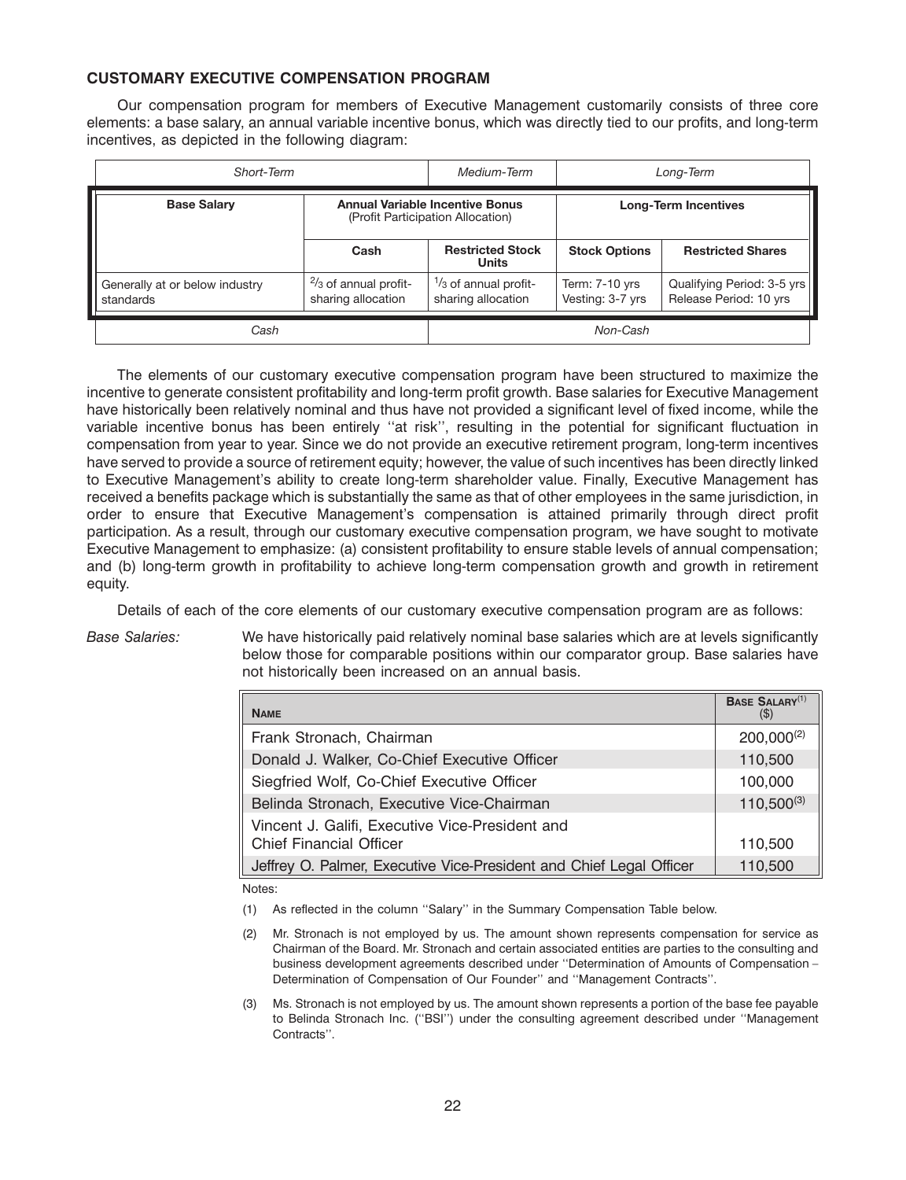## CUSTOMARY EXECUTIVE COMPENSATION PROGRAM

Our compensation program for members of Executive Management customarily consists of three core elements: a base salary, an annual variable incentive bonus, which was directly tied to our profits, and long-term incentives, as depicted in the following diagram:

| *Short-Term* | | *Medium-Term* | *Long-Term* | |
|---|---|---|---|---|
| **Base Salary** | **Annual Variable Incentive Bonus** (Profit Participation Allocation) | | **Long-Term Incentives** | |
| | **Cash** | **Restricted Stock Units** | **Stock Options** | **Restricted Shares** |
| Generally at or below industry standards | $^{2}/_{3}$ of annual profit-sharing allocation | $^{1}/_{3}$ of annual profit-sharing allocation | Term: 7-10 yrs Vesting: 3-7 yrs | Qualifying Period: 3-5 yrs Release Period: 10 yrs |
| *Cash* | | *Non-Cash* | | |

The elements of our customary executive compensation program have been structured to maximize the incentive to generate consistent profitability and long-term profit growth. Base salaries for Executive Management have historically been relatively nominal and thus have not provided a significant level of fixed income, while the variable incentive bonus has been entirely ''at risk'', resulting in the potential for significant fluctuation in compensation from year to year. Since we do not provide an executive retirement program, long-term incentives have served to provide a source of retirement equity; however, the value of such incentives has been directly linked to Executive Management's ability to create long-term shareholder value. Finally, Executive Management has received a benefits package which is substantially the same as that of other employees in the same jurisdiction, in order to ensure that Executive Management's compensation is attained primarily through direct profit participation. As a result, through our customary executive compensation program, we have sought to motivate Executive Management to emphasize: (a) consistent profitability to ensure stable levels of annual compensation; and (b) long-term growth in profitability to achieve long-term compensation growth and growth in retirement equity.

Details of each of the core elements of our customary executive compensation program are as follows:

*Base Salaries:* We have historically paid relatively nominal base salaries which are at levels significantly below those for comparable positions within our comparator group. Base salaries have not historically been increased on an annual basis.

| Name | Base Salary[(1)] ($) |
|---|---|
| Frank Stronach, Chairman | 200,000[(2)] |
| Donald J. Walker, Co-Chief Executive Officer | 110,500 |
| Siegfried Wolf, Co-Chief Executive Officer | 100,000 |
| Belinda Stronach, Executive Vice-Chairman | 110,500[(3)] |
| Vincent J. Galifi, Executive Vice-President and Chief Financial Officer | 110,500 |
| Jeffrey O. Palmer, Executive Vice-President and Chief Legal Officer | 110,500 |

Notes:

(1) As reflected in the column ''Salary'' in the Summary Compensation Table below.

(2) Mr. Stronach is not employed by us. The amount shown represents compensation for service as Chairman of the Board. Mr. Stronach and certain associated entities are parties to the consulting and business development agreements described under ''Determination of Amounts of Compensation – Determination of Compensation of Our Founder'' and ''Management Contracts''.

(3) Ms. Stronach is not employed by us. The amount shown represents a portion of the base fee payable to Belinda Stronach Inc. (''BSI'') under the consulting agreement described under ''Management Contracts''.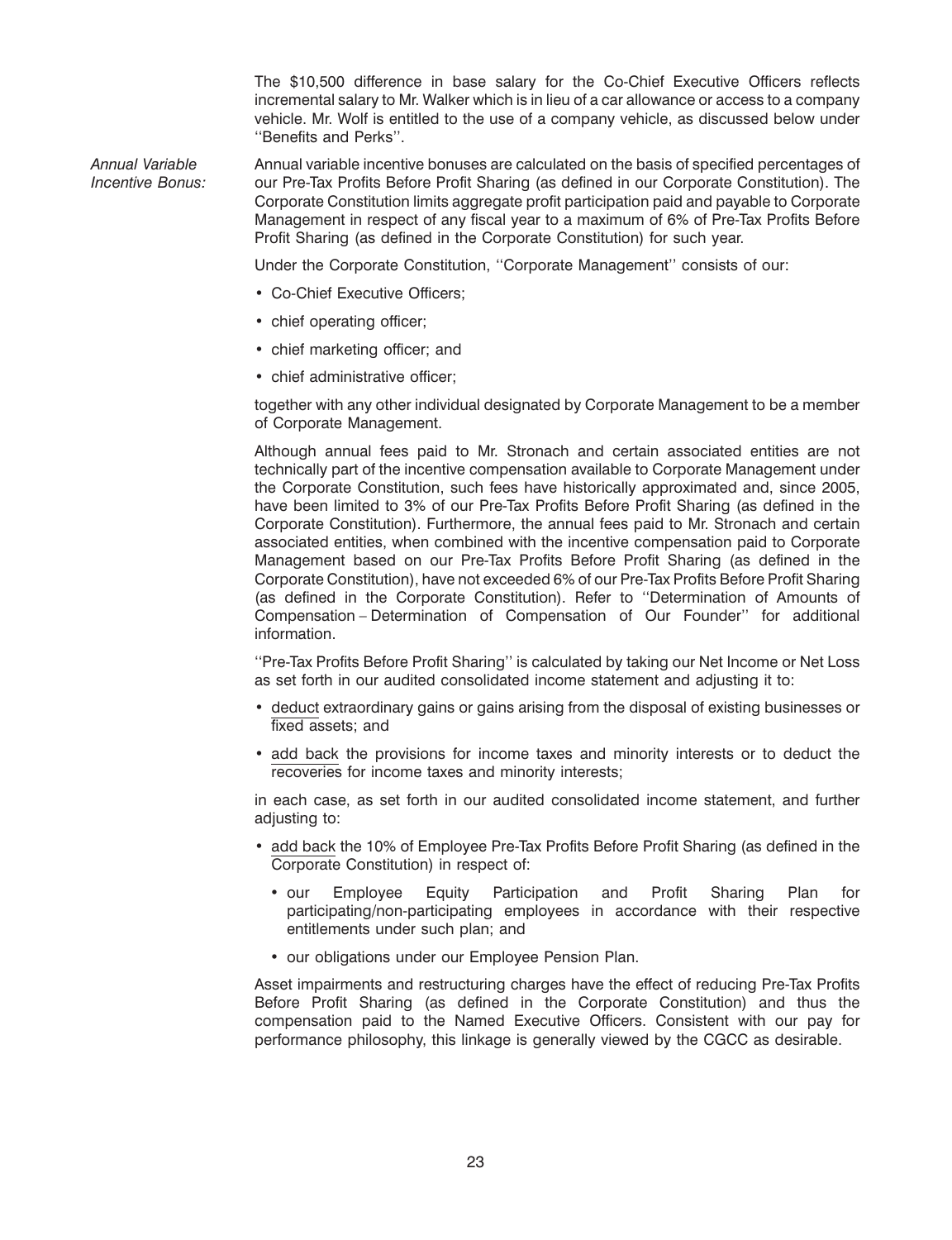The $10,500 difference in base salary for the Co-Chief Executive Officers reflects incremental salary to Mr. Walker which is in lieu of a car allowance or access to a company vehicle. Mr. Wolf is entitled to the use of a company vehicle, as discussed below under ''Benefits and Perks''.

*Annual Variable Incentive Bonus:* Annual variable incentive bonuses are calculated on the basis of specified percentages of our Pre-Tax Profits Before Profit Sharing (as defined in our Corporate Constitution). The Corporate Constitution limits aggregate profit participation paid and payable to Corporate Management in respect of any fiscal year to a maximum of 6% of Pre-Tax Profits Before Profit Sharing (as defined in the Corporate Constitution) for such year.

Under the Corporate Constitution, ''Corporate Management'' consists of our:

- Co-Chief Executive Officers;
- chief operating officer;
- chief marketing officer; and
- chief administrative officer;

together with any other individual designated by Corporate Management to be a member of Corporate Management.

Although annual fees paid to Mr. Stronach and certain associated entities are not technically part of the incentive compensation available to Corporate Management under the Corporate Constitution, such fees have historically approximated and, since 2005, have been limited to 3% of our Pre-Tax Profits Before Profit Sharing (as defined in the Corporate Constitution). Furthermore, the annual fees paid to Mr. Stronach and certain associated entities, when combined with the incentive compensation paid to Corporate Management based on our Pre-Tax Profits Before Profit Sharing (as defined in the Corporate Constitution), have not exceeded 6% of our Pre-Tax Profits Before Profit Sharing (as defined in the Corporate Constitution). Refer to ''Determination of Amounts of Compensation – Determination of Compensation of Our Founder'' for additional information.

''Pre-Tax Profits Before Profit Sharing'' is calculated by taking our Net Income or Net Loss as set forth in our audited consolidated income statement and adjusting it to:

- deduct extraordinary gains or gains arising from the disposal of existing businesses or fixed assets; and
- add back the provisions for income taxes and minority interests or to deduct the recoveries for income taxes and minority interests;

in each case, as set forth in our audited consolidated income statement, and further adjusting to:

- add back the 10% of Employee Pre-Tax Profits Before Profit Sharing (as defined in the Corporate Constitution) in respect of:
  - our Employee Equity Participation and Profit Sharing Plan for participating/non-participating employees in accordance with their respective entitlements under such plan; and
  - our obligations under our Employee Pension Plan.

Asset impairments and restructuring charges have the effect of reducing Pre-Tax Profits Before Profit Sharing (as defined in the Corporate Constitution) and thus the compensation paid to the Named Executive Officers. Consistent with our pay for performance philosophy, this linkage is generally viewed by the CGCC as desirable.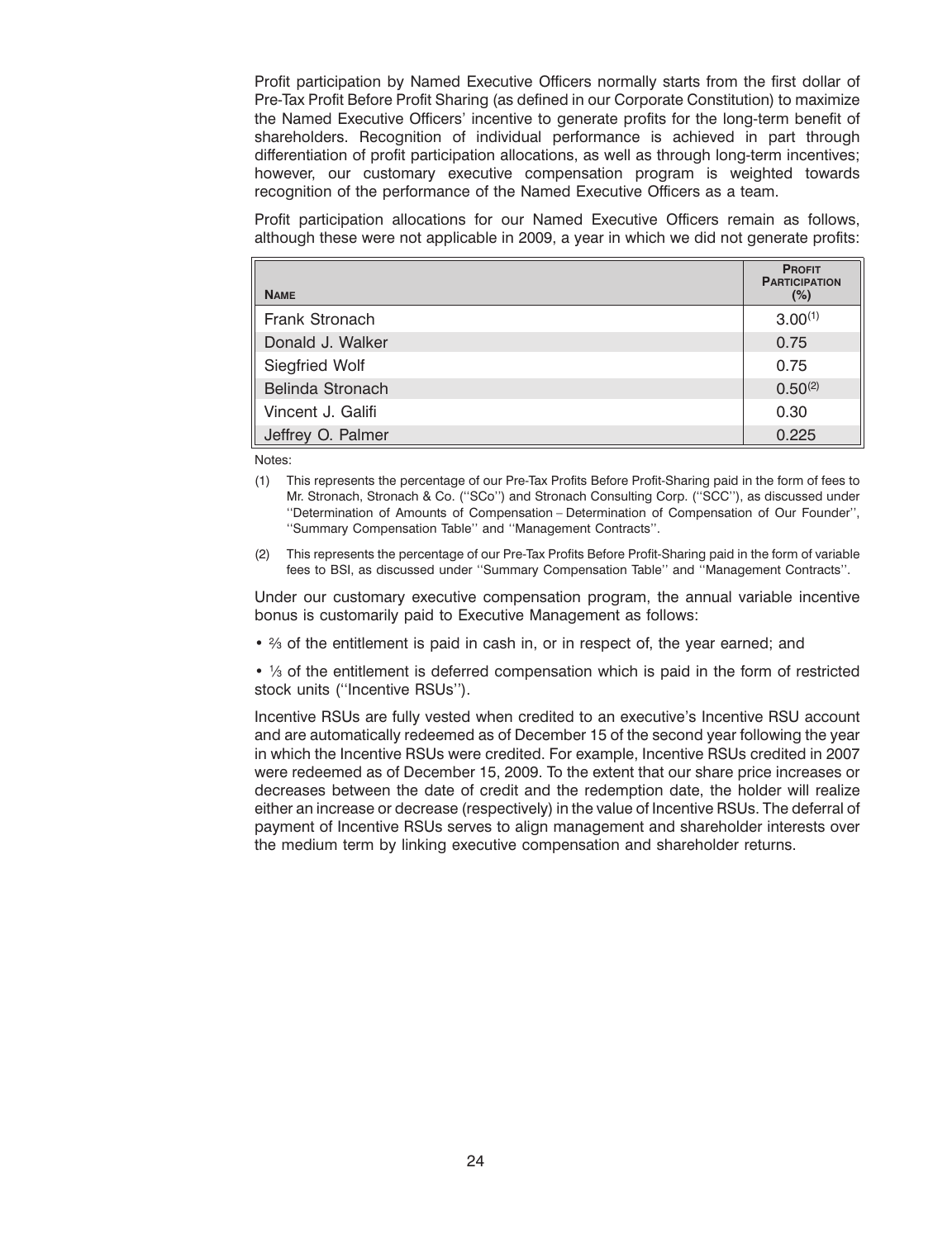Profit participation by Named Executive Officers normally starts from the first dollar of Pre-Tax Profit Before Profit Sharing (as defined in our Corporate Constitution) to maximize the Named Executive Officers' incentive to generate profits for the long-term benefit of shareholders. Recognition of individual performance is achieved in part through differentiation of profit participation allocations, as well as through long-term incentives; however, our customary executive compensation program is weighted towards recognition of the performance of the Named Executive Officers as a team.

Profit participation allocations for our Named Executive Officers remain as follows, although these were not applicable in 2009, a year in which we did not generate profits:

| Name | Profit Participation (%) |
|---|---|
| Frank Stronach | 3.00[(1)] |
| Donald J. Walker | 0.75 |
| Siegfried Wolf | 0.75 |
| Belinda Stronach | 0.50[(2)] |
| Vincent J. Galifi | 0.30 |
| Jeffrey O. Palmer | 0.225 |

Notes:

(1) This represents the percentage of our Pre-Tax Profits Before Profit-Sharing paid in the form of fees to Mr. Stronach, Stronach & Co. (''SCo'') and Stronach Consulting Corp. (''SCC''), as discussed under ''Determination of Amounts of Compensation – Determination of Compensation of Our Founder'', ''Summary Compensation Table'' and ''Management Contracts''.

(2) This represents the percentage of our Pre-Tax Profits Before Profit-Sharing paid in the form of variable fees to BSI, as discussed under ''Summary Compensation Table'' and ''Management Contracts''.

Under our customary executive compensation program, the annual variable incentive bonus is customarily paid to Executive Management as follows:

- ⅔ of the entitlement is paid in cash in, or in respect of, the year earned; and

- ⅓ of the entitlement is deferred compensation which is paid in the form of restricted stock units (''Incentive RSUs'').

Incentive RSUs are fully vested when credited to an executive's Incentive RSU account and are automatically redeemed as of December 15 of the second year following the year in which the Incentive RSUs were credited. For example, Incentive RSUs credited in 2007 were redeemed as of December 15, 2009. To the extent that our share price increases or decreases between the date of credit and the redemption date, the holder will realize either an increase or decrease (respectively) in the value of Incentive RSUs. The deferral of payment of Incentive RSUs serves to align management and shareholder interests over the medium term by linking executive compensation and shareholder returns.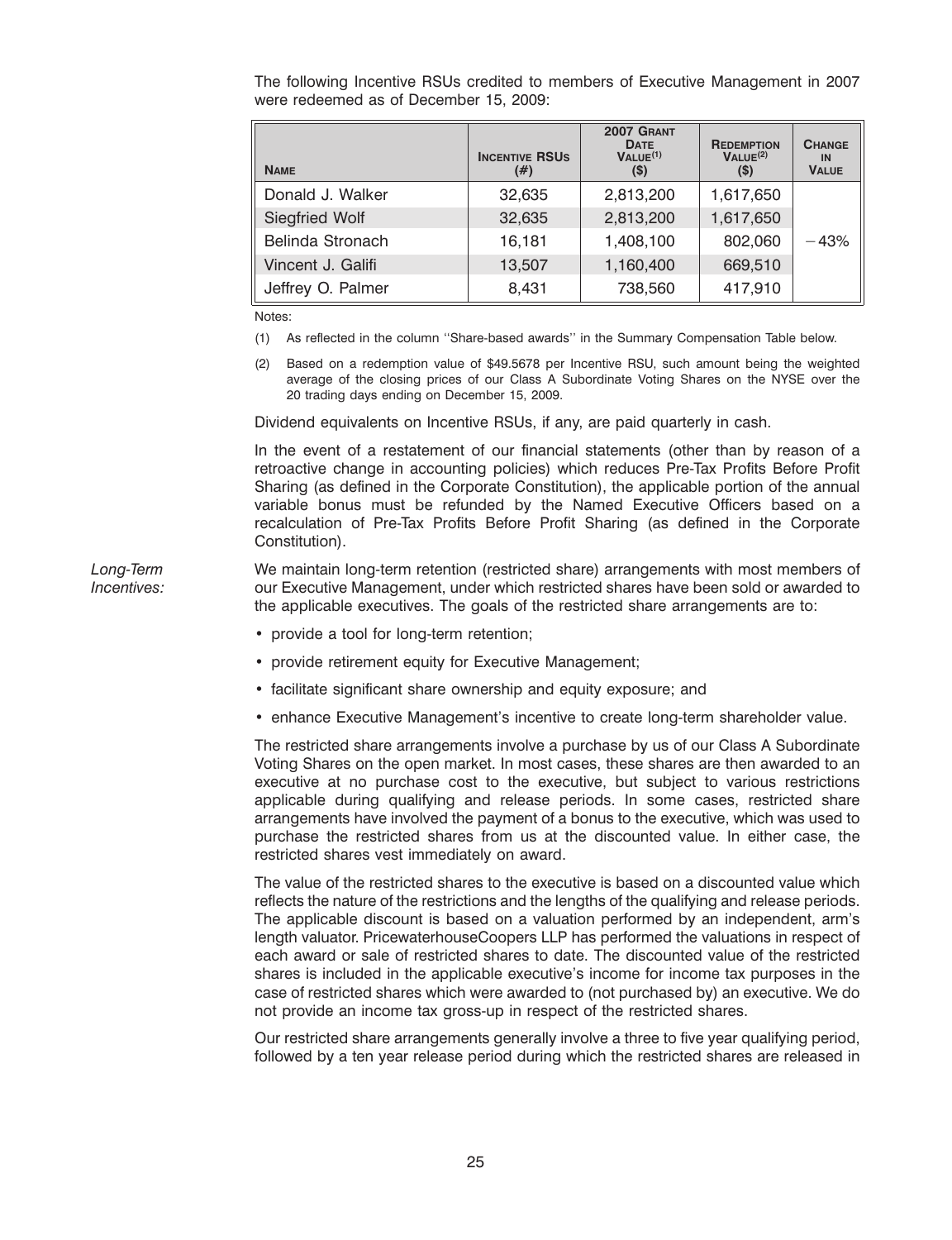The following Incentive RSUs credited to members of Executive Management in 2007 were redeemed as of December 15, 2009:

| Name | Incentive RSUs (#) | 2007 Grant Date Value[(1)] ($) | Redemption Value[(2)] ($) | Change in Value |
|---|---|---|---|---|
| Donald J. Walker | 32,635 | 2,813,200 | 1,617,650 | |
| Siegfried Wolf | 32,635 | 2,813,200 | 1,617,650 | |
| Belinda Stronach | 16,181 | 1,408,100 | 802,060 | −43% |
| Vincent J. Galifi | 13,507 | 1,160,400 | 669,510 | |
| Jeffrey O. Palmer | 8,431 | 738,560 | 417,910 | |

Notes:

(1) As reflected in the column ''Share-based awards'' in the Summary Compensation Table below.

(2) Based on a redemption value of $49.5678 per Incentive RSU, such amount being the weighted average of the closing prices of our Class A Subordinate Voting Shares on the NYSE over the 20 trading days ending on December 15, 2009.

Dividend equivalents on Incentive RSUs, if any, are paid quarterly in cash.

In the event of a restatement of our financial statements (other than by reason of a retroactive change in accounting policies) which reduces Pre-Tax Profits Before Profit Sharing (as defined in the Corporate Constitution), the applicable portion of the annual variable bonus must be refunded by the Named Executive Officers based on a recalculation of Pre-Tax Profits Before Profit Sharing (as defined in the Corporate Constitution).

*Long-Term Incentives:*

We maintain long-term retention (restricted share) arrangements with most members of our Executive Management, under which restricted shares have been sold or awarded to the applicable executives. The goals of the restricted share arrangements are to:

- provide a tool for long-term retention;
- provide retirement equity for Executive Management;
- facilitate significant share ownership and equity exposure; and
- enhance Executive Management's incentive to create long-term shareholder value.

The restricted share arrangements involve a purchase by us of our Class A Subordinate Voting Shares on the open market. In most cases, these shares are then awarded to an executive at no purchase cost to the executive, but subject to various restrictions applicable during qualifying and release periods. In some cases, restricted share arrangements have involved the payment of a bonus to the executive, which was used to purchase the restricted shares from us at the discounted value. In either case, the restricted shares vest immediately on award.

The value of the restricted shares to the executive is based on a discounted value which reflects the nature of the restrictions and the lengths of the qualifying and release periods. The applicable discount is based on a valuation performed by an independent, arm's length valuator. PricewaterhouseCoopers LLP has performed the valuations in respect of each award or sale of restricted shares to date. The discounted value of the restricted shares is included in the applicable executive's income for income tax purposes in the case of restricted shares which were awarded to (not purchased by) an executive. We do not provide an income tax gross-up in respect of the restricted shares.

Our restricted share arrangements generally involve a three to five year qualifying period, followed by a ten year release period during which the restricted shares are released in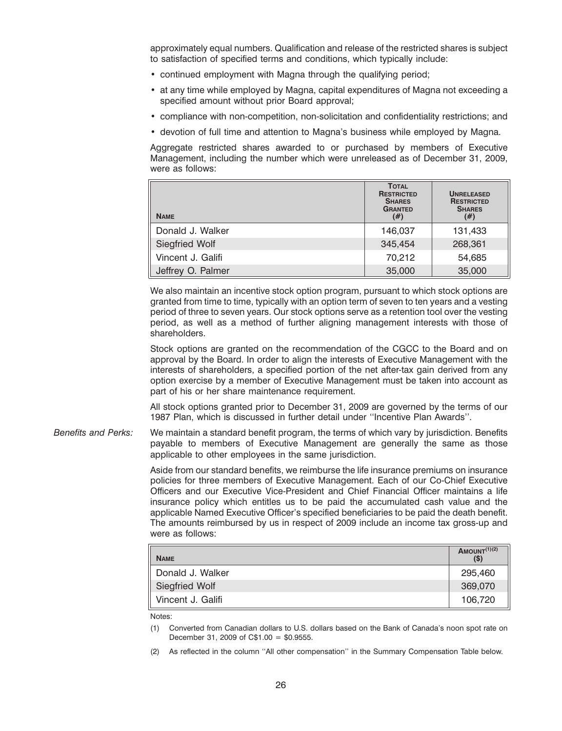approximately equal numbers. Qualification and release of the restricted shares is subject to satisfaction of specified terms and conditions, which typically include:

- continued employment with Magna through the qualifying period;
- at any time while employed by Magna, capital expenditures of Magna not exceeding a specified amount without prior Board approval;
- compliance with non-competition, non-solicitation and confidentiality restrictions; and
- devotion of full time and attention to Magna's business while employed by Magna.

Aggregate restricted shares awarded to or purchased by members of Executive Management, including the number which were unreleased as of December 31, 2009, were as follows:

| NAME | TOTAL RESTRICTED SHARES GRANTED (#) | UNRELEASED RESTRICTED SHARES (#) |
|---|---|---|
| Donald J. Walker | 146,037 | 131,433 |
| Siegfried Wolf | 345,454 | 268,361 |
| Vincent J. Galifi | 70,212 | 54,685 |
| Jeffrey O. Palmer | 35,000 | 35,000 |

We also maintain an incentive stock option program, pursuant to which stock options are granted from time to time, typically with an option term of seven to ten years and a vesting period of three to seven years. Our stock options serve as a retention tool over the vesting period, as well as a method of further aligning management interests with those of shareholders.

Stock options are granted on the recommendation of the CGCC to the Board and on approval by the Board. In order to align the interests of Executive Management with the interests of shareholders, a specified portion of the net after-tax gain derived from any option exercise by a member of Executive Management must be taken into account as part of his or her share maintenance requirement.

All stock options granted prior to December 31, 2009 are governed by the terms of our 1987 Plan, which is discussed in further detail under ''Incentive Plan Awards''.

*Benefits and Perks:* We maintain a standard benefit program, the terms of which vary by jurisdiction. Benefits payable to members of Executive Management are generally the same as those applicable to other employees in the same jurisdiction.

Aside from our standard benefits, we reimburse the life insurance premiums on insurance policies for three members of Executive Management. Each of our Co-Chief Executive Officers and our Executive Vice-President and Chief Financial Officer maintains a life insurance policy which entitles us to be paid the accumulated cash value and the applicable Named Executive Officer's specified beneficiaries to be paid the death benefit. The amounts reimbursed by us in respect of 2009 include an income tax gross-up and were as follows:

| NAME | AMOUNT[(1)(2)] ($) |
|---|---|
| Donald J. Walker | 295,460 |
| Siegfried Wolf | 369,070 |
| Vincent J. Galifi | 106,720 |

Notes:

(1) Converted from Canadian dollars to U.S. dollars based on the Bank of Canada's noon spot rate on December 31, 2009 of C$1.00 = $0.9555.

(2) As reflected in the column ''All other compensation'' in the Summary Compensation Table below.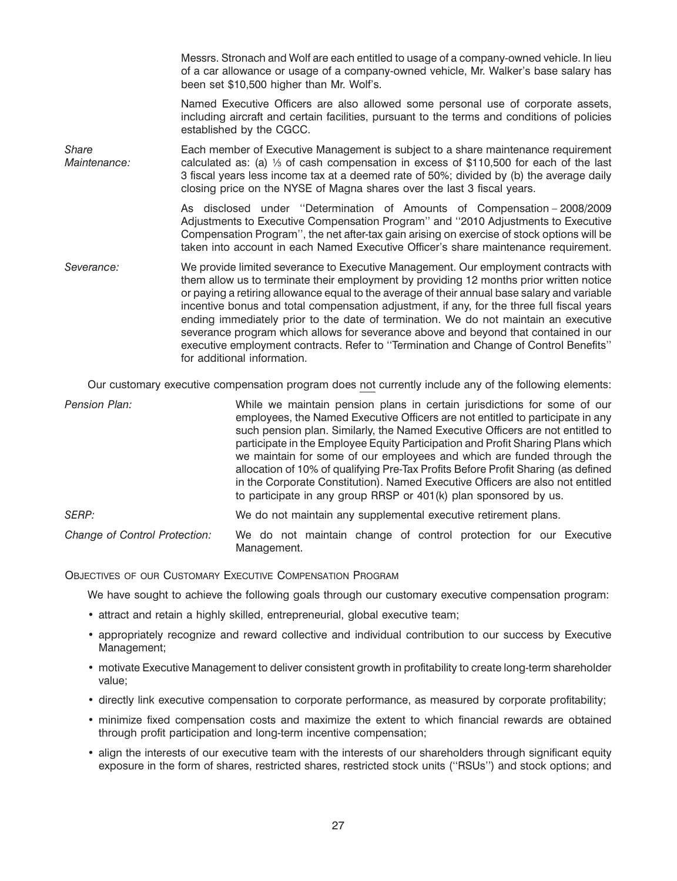Messrs. Stronach and Wolf are each entitled to usage of a company-owned vehicle. In lieu of a car allowance or usage of a company-owned vehicle, Mr. Walker's base salary has been set $10,500 higher than Mr. Wolf's.

Named Executive Officers are also allowed some personal use of corporate assets, including aircraft and certain facilities, pursuant to the terms and conditions of policies established by the CGCC.

*Share Maintenance:* Each member of Executive Management is subject to a share maintenance requirement calculated as: (a) ⅓ of cash compensation in excess of $110,500 for each of the last 3 fiscal years less income tax at a deemed rate of 50%; divided by (b) the average daily closing price on the NYSE of Magna shares over the last 3 fiscal years.

As disclosed under ''Determination of Amounts of Compensation – 2008/2009 Adjustments to Executive Compensation Program'' and ''2010 Adjustments to Executive Compensation Program'', the net after-tax gain arising on exercise of stock options will be taken into account in each Named Executive Officer's share maintenance requirement.

*Severance:* We provide limited severance to Executive Management. Our employment contracts with them allow us to terminate their employment by providing 12 months prior written notice or paying a retiring allowance equal to the average of their annual base salary and variable incentive bonus and total compensation adjustment, if any, for the three full fiscal years ending immediately prior to the date of termination. We do not maintain an executive severance program which allows for severance above and beyond that contained in our executive employment contracts. Refer to ''Termination and Change of Control Benefits'' for additional information.

Our customary executive compensation program does not currently include any of the following elements:

*Pension Plan:* While we maintain pension plans in certain jurisdictions for some of our employees, the Named Executive Officers are not entitled to participate in any such pension plan. Similarly, the Named Executive Officers are not entitled to participate in the Employee Equity Participation and Profit Sharing Plans which we maintain for some of our employees and which are funded through the allocation of 10% of qualifying Pre-Tax Profits Before Profit Sharing (as defined in the Corporate Constitution). Named Executive Officers are also not entitled to participate in any group RRSP or 401(k) plan sponsored by us.

*SERP:* We do not maintain any supplemental executive retirement plans.

*Change of Control Protection:* We do not maintain change of control protection for our Executive Management.

### Objectives of our Customary Executive Compensation Program

We have sought to achieve the following goals through our customary executive compensation program:

- attract and retain a highly skilled, entrepreneurial, global executive team;
- appropriately recognize and reward collective and individual contribution to our success by Executive Management;
- motivate Executive Management to deliver consistent growth in profitability to create long-term shareholder value;
- directly link executive compensation to corporate performance, as measured by corporate profitability;
- minimize fixed compensation costs and maximize the extent to which financial rewards are obtained through profit participation and long-term incentive compensation;
- align the interests of our executive team with the interests of our shareholders through significant equity exposure in the form of shares, restricted shares, restricted stock units (''RSUs'') and stock options; and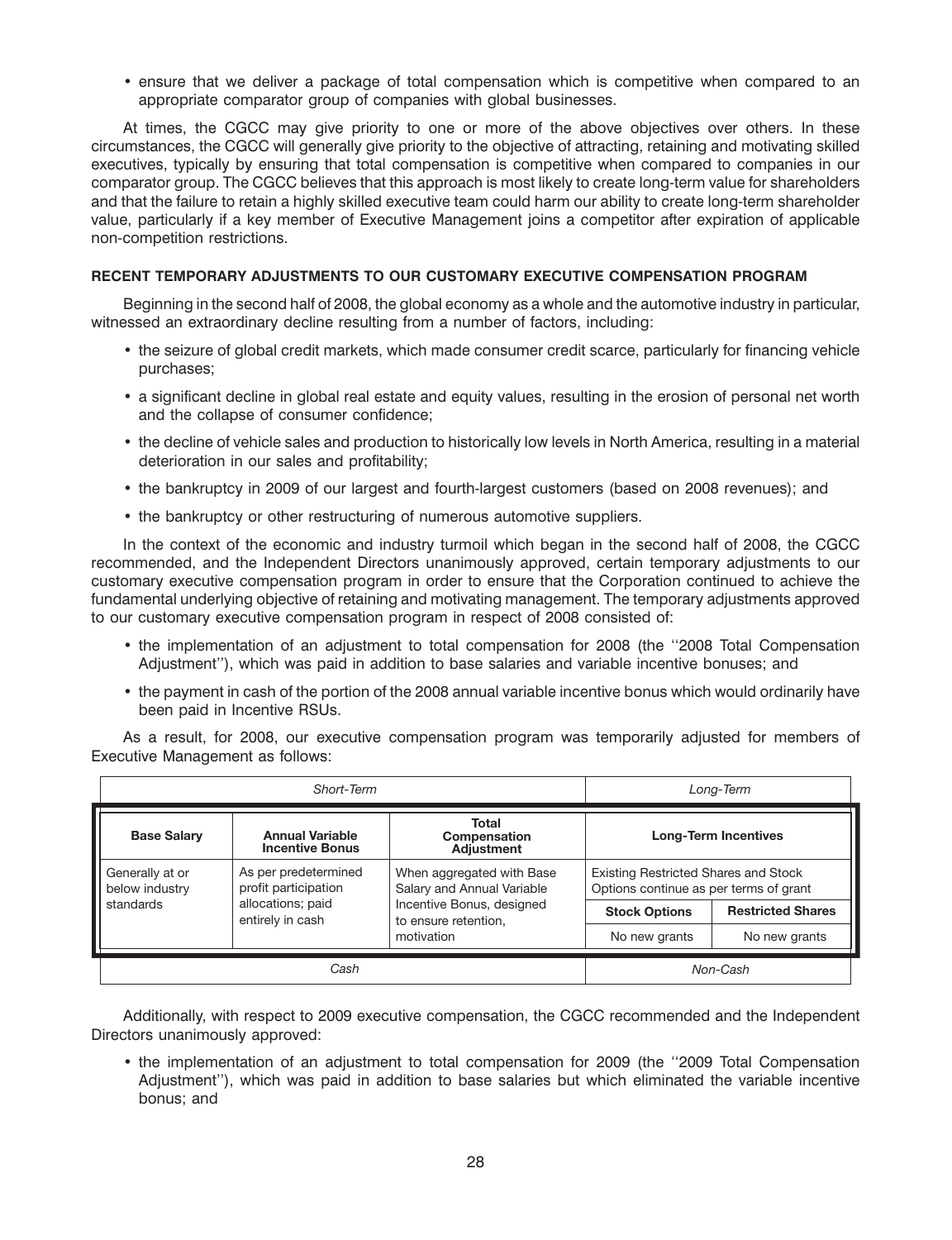- ensure that we deliver a package of total compensation which is competitive when compared to an appropriate comparator group of companies with global businesses.

At times, the CGCC may give priority to one or more of the above objectives over others. In these circumstances, the CGCC will generally give priority to the objective of attracting, retaining and motivating skilled executives, typically by ensuring that total compensation is competitive when compared to companies in our comparator group. The CGCC believes that this approach is most likely to create long-term value for shareholders and that the failure to retain a highly skilled executive team could harm our ability to create long-term shareholder value, particularly if a key member of Executive Management joins a competitor after expiration of applicable non-competition restrictions.

### RECENT TEMPORARY ADJUSTMENTS TO OUR CUSTOMARY EXECUTIVE COMPENSATION PROGRAM

Beginning in the second half of 2008, the global economy as a whole and the automotive industry in particular, witnessed an extraordinary decline resulting from a number of factors, including:

- the seizure of global credit markets, which made consumer credit scarce, particularly for financing vehicle purchases;
- a significant decline in global real estate and equity values, resulting in the erosion of personal net worth and the collapse of consumer confidence;
- the decline of vehicle sales and production to historically low levels in North America, resulting in a material deterioration in our sales and profitability;
- the bankruptcy in 2009 of our largest and fourth-largest customers (based on 2008 revenues); and
- the bankruptcy or other restructuring of numerous automotive suppliers.

In the context of the economic and industry turmoil which began in the second half of 2008, the CGCC recommended, and the Independent Directors unanimously approved, certain temporary adjustments to our customary executive compensation program in order to ensure that the Corporation continued to achieve the fundamental underlying objective of retaining and motivating management. The temporary adjustments approved to our customary executive compensation program in respect of 2008 consisted of:

- the implementation of an adjustment to total compensation for 2008 (the ''2008 Total Compensation Adjustment''), which was paid in addition to base salaries and variable incentive bonuses; and
- the payment in cash of the portion of the 2008 annual variable incentive bonus which would ordinarily have been paid in Incentive RSUs.

As a result, for 2008, our executive compensation program was temporarily adjusted for members of Executive Management as follows:

| *Short-Term* | | | *Long-Term* | |
|---|---|---|---|---|
| **Base Salary** | **Annual Variable Incentive Bonus** | **Total Compensation Adjustment** | **Long-Term Incentives** | |
| Generally at or below industry standards | As per predetermined profit participation allocations; paid entirely in cash | When aggregated with Base Salary and Annual Variable Incentive Bonus, designed to ensure retention, motivation | Existing Restricted Shares and Stock Options continue as per terms of grant | |
| | | | **Stock Options** | **Restricted Shares** |
| | | | No new grants | No new grants |
| *Cash* | | | *Non-Cash* | |

Additionally, with respect to 2009 executive compensation, the CGCC recommended and the Independent Directors unanimously approved:

- the implementation of an adjustment to total compensation for 2009 (the ''2009 Total Compensation Adjustment''), which was paid in addition to base salaries but which eliminated the variable incentive bonus; and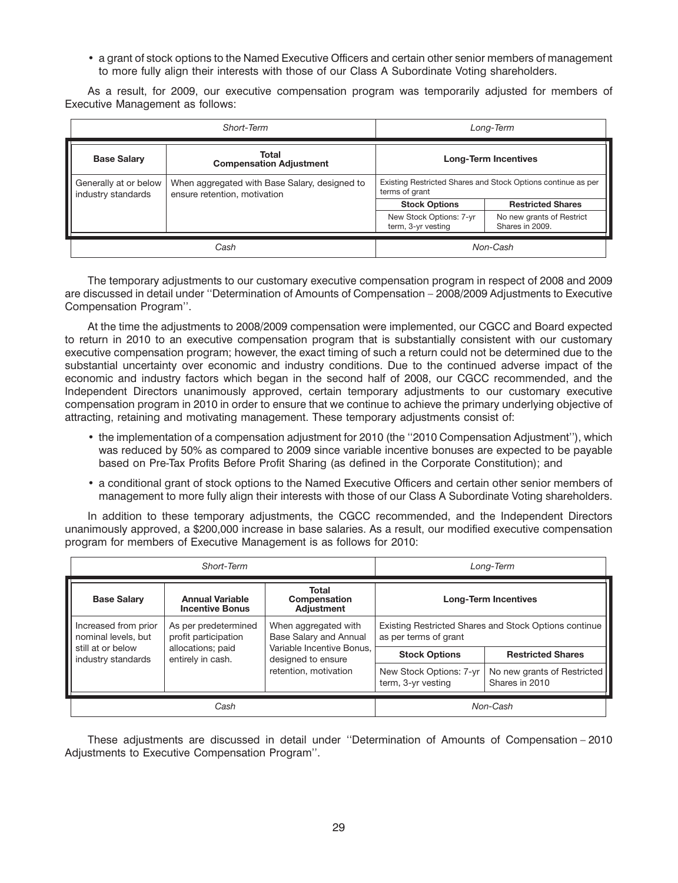- a grant of stock options to the Named Executive Officers and certain other senior members of management to more fully align their interests with those of our Class A Subordinate Voting shareholders.

As a result, for 2009, our executive compensation program was temporarily adjusted for members of Executive Management as follows:

| *Short-Term* | | *Long-Term* | |
|---|---|---|---|
| **Base Salary** | **Total Compensation Adjustment** | **Long-Term Incentives** | |
| Generally at or below industry standards | When aggregated with Base Salary, designed to ensure retention, motivation | Existing Restricted Shares and Stock Options continue as per terms of grant | |
| | | **Stock Options** | **Restricted Shares** |
| | | New Stock Options: 7-yr term, 3-yr vesting | No new grants of Restrict Shares in 2009. |
| *Cash* | | *Non-Cash* | |

The temporary adjustments to our customary executive compensation program in respect of 2008 and 2009 are discussed in detail under ''Determination of Amounts of Compensation – 2008/2009 Adjustments to Executive Compensation Program''.

At the time the adjustments to 2008/2009 compensation were implemented, our CGCC and Board expected to return in 2010 to an executive compensation program that is substantially consistent with our customary executive compensation program; however, the exact timing of such a return could not be determined due to the substantial uncertainty over economic and industry conditions. Due to the continued adverse impact of the economic and industry factors which began in the second half of 2008, our CGCC recommended, and the Independent Directors unanimously approved, certain temporary adjustments to our customary executive compensation program in 2010 in order to ensure that we continue to achieve the primary underlying objective of attracting, retaining and motivating management. These temporary adjustments consist of:

- the implementation of a compensation adjustment for 2010 (the ''2010 Compensation Adjustment''), which was reduced by 50% as compared to 2009 since variable incentive bonuses are expected to be payable based on Pre-Tax Profits Before Profit Sharing (as defined in the Corporate Constitution); and
- a conditional grant of stock options to the Named Executive Officers and certain other senior members of management to more fully align their interests with those of our Class A Subordinate Voting shareholders.

In addition to these temporary adjustments, the CGCC recommended, and the Independent Directors unanimously approved, a $200,000 increase in base salaries. As a result, our modified executive compensation program for members of Executive Management is as follows for 2010:

| *Short-Term* | | | *Long-Term* | |
|---|---|---|---|---|
| **Base Salary** | **Annual Variable Incentive Bonus** | **Total Compensation Adjustment** | **Long-Term Incentives** | |
| Increased from prior nominal levels, but still at or below industry standards | As per predetermined profit participation allocations; paid entirely in cash. | When aggregated with Base Salary and Annual Variable Incentive Bonus, designed to ensure retention, motivation | Existing Restricted Shares and Stock Options continue as per terms of grant | |
| | | | **Stock Options** | **Restricted Shares** |
| | | | New Stock Options: 7-yr term, 3-yr vesting | No new grants of Restricted Shares in 2010 |
| *Cash* | | | *Non-Cash* | |

These adjustments are discussed in detail under ''Determination of Amounts of Compensation – 2010 Adjustments to Executive Compensation Program''.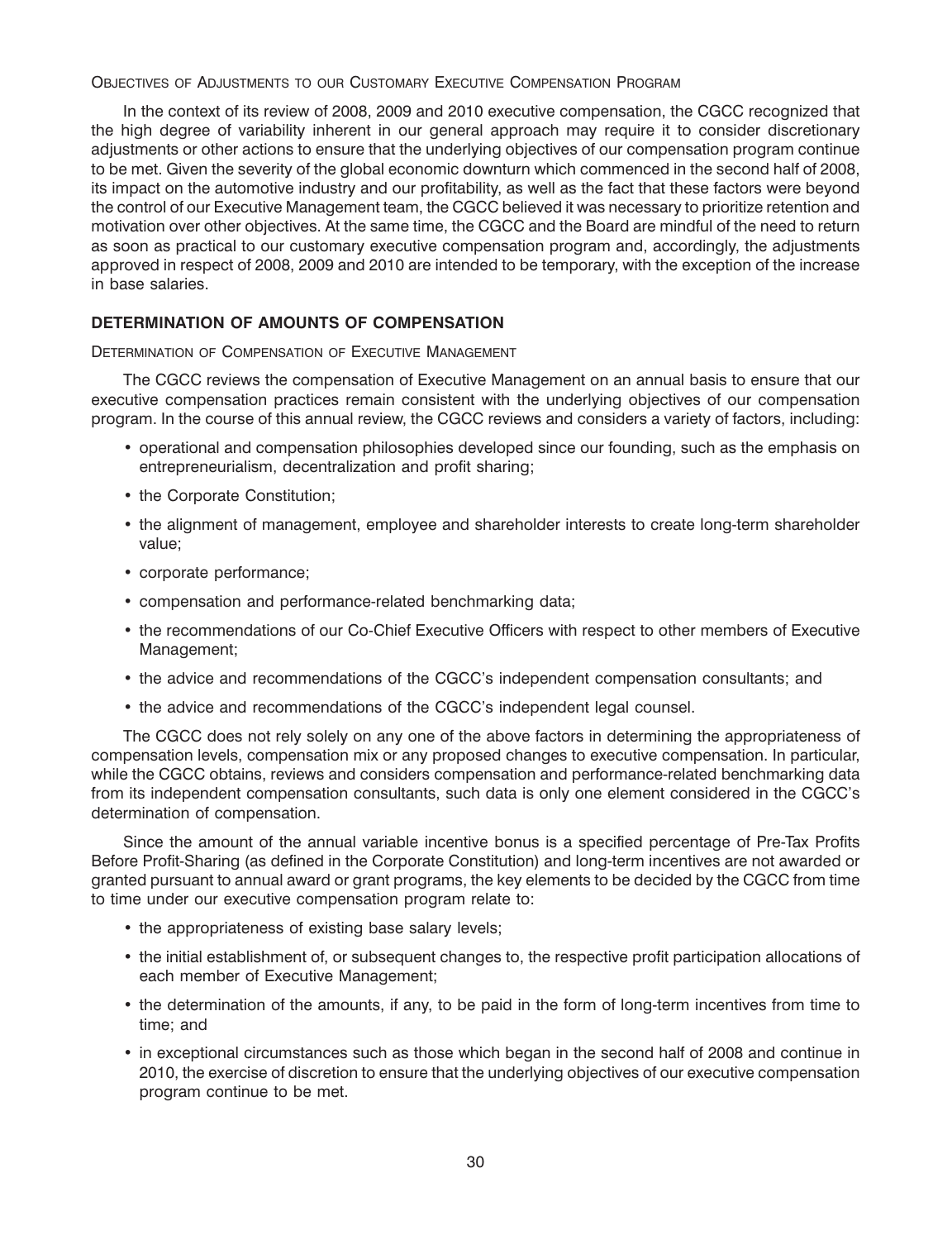#### Objectives of Adjustments to our Customary Executive Compensation Program

In the context of its review of 2008, 2009 and 2010 executive compensation, the CGCC recognized that the high degree of variability inherent in our general approach may require it to consider discretionary adjustments or other actions to ensure that the underlying objectives of our compensation program continue to be met. Given the severity of the global economic downturn which commenced in the second half of 2008, its impact on the automotive industry and our profitability, as well as the fact that these factors were beyond the control of our Executive Management team, the CGCC believed it was necessary to prioritize retention and motivation over other objectives. At the same time, the CGCC and the Board are mindful of the need to return as soon as practical to our customary executive compensation program and, accordingly, the adjustments approved in respect of 2008, 2009 and 2010 are intended to be temporary, with the exception of the increase in base salaries.

### DETERMINATION OF AMOUNTS OF COMPENSATION

#### Determination of Compensation of Executive Management

The CGCC reviews the compensation of Executive Management on an annual basis to ensure that our executive compensation practices remain consistent with the underlying objectives of our compensation program. In the course of this annual review, the CGCC reviews and considers a variety of factors, including:

- operational and compensation philosophies developed since our founding, such as the emphasis on entrepreneurialism, decentralization and profit sharing;
- the Corporate Constitution;
- the alignment of management, employee and shareholder interests to create long-term shareholder value;
- corporate performance;
- compensation and performance-related benchmarking data;
- the recommendations of our Co-Chief Executive Officers with respect to other members of Executive Management;
- the advice and recommendations of the CGCC's independent compensation consultants; and
- the advice and recommendations of the CGCC's independent legal counsel.

The CGCC does not rely solely on any one of the above factors in determining the appropriateness of compensation levels, compensation mix or any proposed changes to executive compensation. In particular, while the CGCC obtains, reviews and considers compensation and performance-related benchmarking data from its independent compensation consultants, such data is only one element considered in the CGCC's determination of compensation.

Since the amount of the annual variable incentive bonus is a specified percentage of Pre-Tax Profits Before Profit-Sharing (as defined in the Corporate Constitution) and long-term incentives are not awarded or granted pursuant to annual award or grant programs, the key elements to be decided by the CGCC from time to time under our executive compensation program relate to:

- the appropriateness of existing base salary levels;
- the initial establishment of, or subsequent changes to, the respective profit participation allocations of each member of Executive Management;
- the determination of the amounts, if any, to be paid in the form of long-term incentives from time to time; and
- in exceptional circumstances such as those which began in the second half of 2008 and continue in 2010, the exercise of discretion to ensure that the underlying objectives of our executive compensation program continue to be met.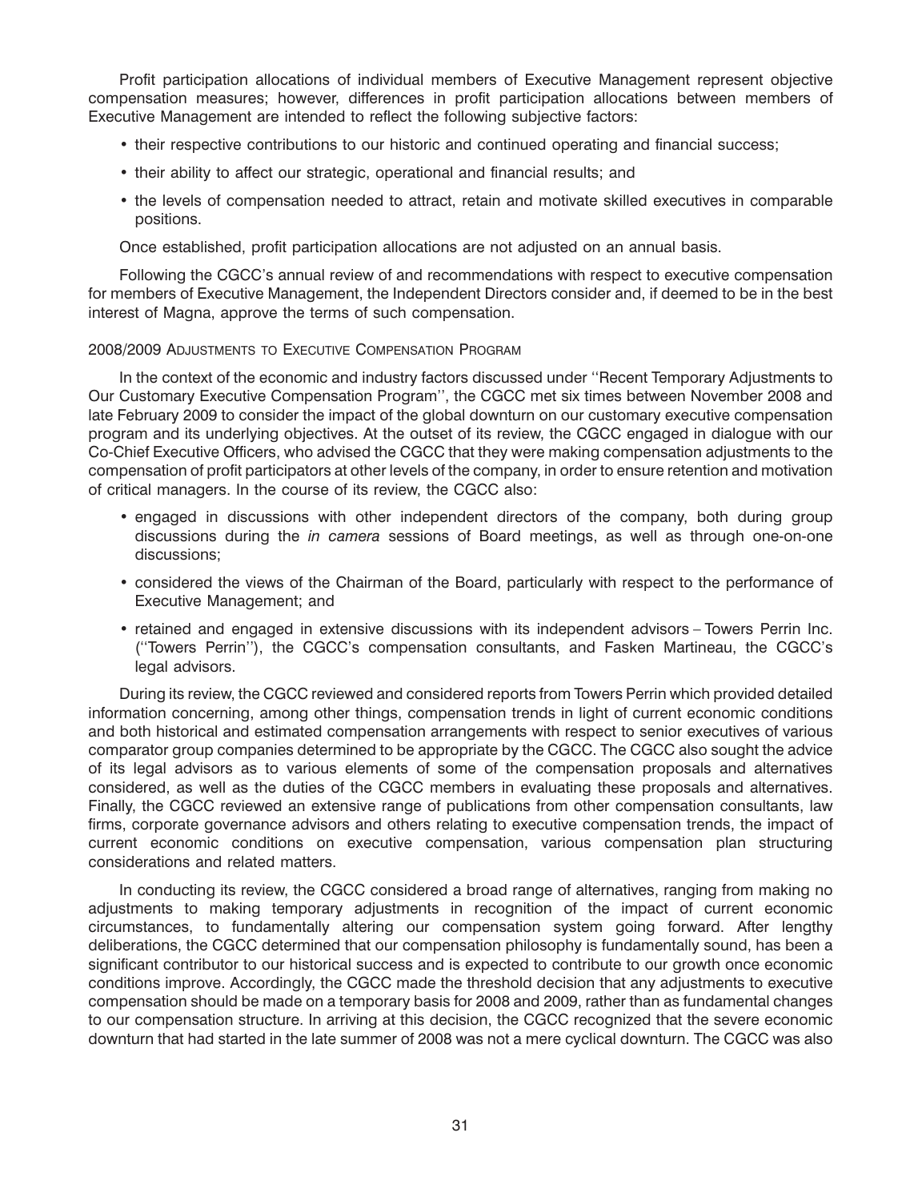Profit participation allocations of individual members of Executive Management represent objective compensation measures; however, differences in profit participation allocations between members of Executive Management are intended to reflect the following subjective factors:

- their respective contributions to our historic and continued operating and financial success;
- their ability to affect our strategic, operational and financial results; and
- the levels of compensation needed to attract, retain and motivate skilled executives in comparable positions.

Once established, profit participation allocations are not adjusted on an annual basis.

Following the CGCC's annual review of and recommendations with respect to executive compensation for members of Executive Management, the Independent Directors consider and, if deemed to be in the best interest of Magna, approve the terms of such compensation.

### 2008/2009 Adjustments to Executive Compensation Program

In the context of the economic and industry factors discussed under ''Recent Temporary Adjustments to Our Customary Executive Compensation Program'', the CGCC met six times between November 2008 and late February 2009 to consider the impact of the global downturn on our customary executive compensation program and its underlying objectives. At the outset of its review, the CGCC engaged in dialogue with our Co-Chief Executive Officers, who advised the CGCC that they were making compensation adjustments to the compensation of profit participators at other levels of the company, in order to ensure retention and motivation of critical managers. In the course of its review, the CGCC also:

- engaged in discussions with other independent directors of the company, both during group discussions during the *in camera* sessions of Board meetings, as well as through one-on-one discussions;
- considered the views of the Chairman of the Board, particularly with respect to the performance of Executive Management; and
- retained and engaged in extensive discussions with its independent advisors – Towers Perrin Inc. (''Towers Perrin''), the CGCC's compensation consultants, and Fasken Martineau, the CGCC's legal advisors.

During its review, the CGCC reviewed and considered reports from Towers Perrin which provided detailed information concerning, among other things, compensation trends in light of current economic conditions and both historical and estimated compensation arrangements with respect to senior executives of various comparator group companies determined to be appropriate by the CGCC. The CGCC also sought the advice of its legal advisors as to various elements of some of the compensation proposals and alternatives considered, as well as the duties of the CGCC members in evaluating these proposals and alternatives. Finally, the CGCC reviewed an extensive range of publications from other compensation consultants, law firms, corporate governance advisors and others relating to executive compensation trends, the impact of current economic conditions on executive compensation, various compensation plan structuring considerations and related matters.

In conducting its review, the CGCC considered a broad range of alternatives, ranging from making no adjustments to making temporary adjustments in recognition of the impact of current economic circumstances, to fundamentally altering our compensation system going forward. After lengthy deliberations, the CGCC determined that our compensation philosophy is fundamentally sound, has been a significant contributor to our historical success and is expected to contribute to our growth once economic conditions improve. Accordingly, the CGCC made the threshold decision that any adjustments to executive compensation should be made on a temporary basis for 2008 and 2009, rather than as fundamental changes to our compensation structure. In arriving at this decision, the CGCC recognized that the severe economic downturn that had started in the late summer of 2008 was not a mere cyclical downturn. The CGCC was also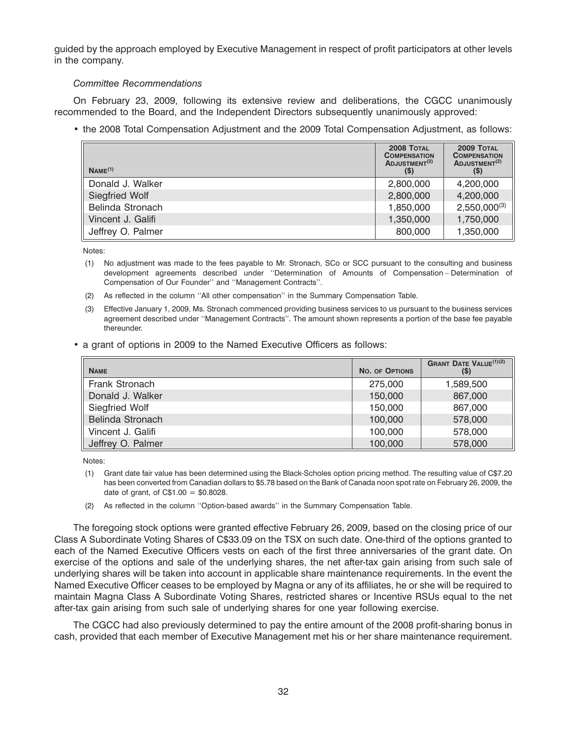guided by the approach employed by Executive Management in respect of profit participators at other levels in the company.

*Committee Recommendations*

On February 23, 2009, following its extensive review and deliberations, the CGCC unanimously recommended to the Board, and the Independent Directors subsequently unanimously approved:

- the 2008 Total Compensation Adjustment and the 2009 Total Compensation Adjustment, as follows:

| Name[1] | 2008 Total Compensation Adjustment[2] ($) | 2009 Total Compensation Adjustment[2] ($) |
|---|---|---|
| Donald J. Walker | 2,800,000 | 4,200,000 |
| Siegfried Wolf | 2,800,000 | 4,200,000 |
| Belinda Stronach | 1,850,000 | 2,550,000[3] |
| Vincent J. Galifi | 1,350,000 | 1,750,000 |
| Jeffrey O. Palmer | 800,000 | 1,350,000 |

Notes:

(1) No adjustment was made to the fees payable to Mr. Stronach, SCo or SCC pursuant to the consulting and business development agreements described under ''Determination of Amounts of Compensation – Determination of Compensation of Our Founder'' and ''Management Contracts''.

(2) As reflected in the column ''All other compensation'' in the Summary Compensation Table.

(3) Effective January 1, 2009, Ms. Stronach commenced providing business services to us pursuant to the business services agreement described under ''Management Contracts''. The amount shown represents a portion of the base fee payable thereunder.

- a grant of options in 2009 to the Named Executive Officers as follows:

| Name | No. of Options | Grant Date Value[1][2] ($) |
|---|---|---|
| Frank Stronach | 275,000 | 1,589,500 |
| Donald J. Walker | 150,000 | 867,000 |
| Siegfried Wolf | 150,000 | 867,000 |
| Belinda Stronach | 100,000 | 578,000 |
| Vincent J. Galifi | 100,000 | 578,000 |
| Jeffrey O. Palmer | 100,000 | 578,000 |

Notes:

(1) Grant date fair value has been determined using the Black-Scholes option pricing method. The resulting value of C$7.20 has been converted from Canadian dollars to $5.78 based on the Bank of Canada noon spot rate on February 26, 2009, the date of grant, of C$1.00 = $0.8028.

(2) As reflected in the column ''Option-based awards'' in the Summary Compensation Table.

The foregoing stock options were granted effective February 26, 2009, based on the closing price of our Class A Subordinate Voting Shares of C$33.09 on the TSX on such date. One-third of the options granted to each of the Named Executive Officers vests on each of the first three anniversaries of the grant date. On exercise of the options and sale of the underlying shares, the net after-tax gain arising from such sale of underlying shares will be taken into account in applicable share maintenance requirements. In the event the Named Executive Officer ceases to be employed by Magna or any of its affiliates, he or she will be required to maintain Magna Class A Subordinate Voting Shares, restricted shares or Incentive RSUs equal to the net after-tax gain arising from such sale of underlying shares for one year following exercise.

The CGCC had also previously determined to pay the entire amount of the 2008 profit-sharing bonus in cash, provided that each member of Executive Management met his or her share maintenance requirement.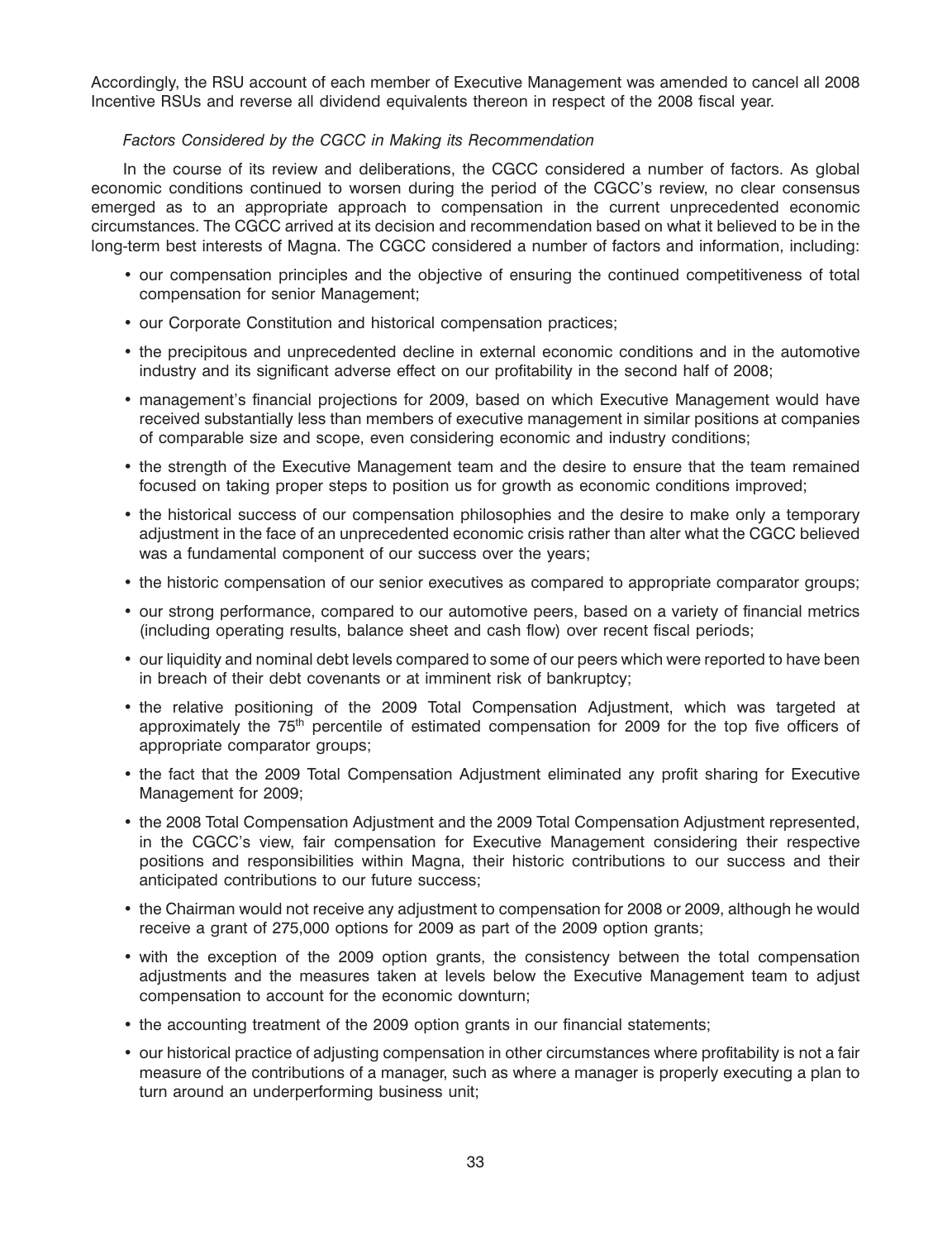Accordingly, the RSU account of each member of Executive Management was amended to cancel all 2008 Incentive RSUs and reverse all dividend equivalents thereon in respect of the 2008 fiscal year.

*Factors Considered by the CGCC in Making its Recommendation*

In the course of its review and deliberations, the CGCC considered a number of factors. As global economic conditions continued to worsen during the period of the CGCC's review, no clear consensus emerged as to an appropriate approach to compensation in the current unprecedented economic circumstances. The CGCC arrived at its decision and recommendation based on what it believed to be in the long-term best interests of Magna. The CGCC considered a number of factors and information, including:

- our compensation principles and the objective of ensuring the continued competitiveness of total compensation for senior Management;
- our Corporate Constitution and historical compensation practices;
- the precipitous and unprecedented decline in external economic conditions and in the automotive industry and its significant adverse effect on our profitability in the second half of 2008;
- management's financial projections for 2009, based on which Executive Management would have received substantially less than members of executive management in similar positions at companies of comparable size and scope, even considering economic and industry conditions;
- the strength of the Executive Management team and the desire to ensure that the team remained focused on taking proper steps to position us for growth as economic conditions improved;
- the historical success of our compensation philosophies and the desire to make only a temporary adjustment in the face of an unprecedented economic crisis rather than alter what the CGCC believed was a fundamental component of our success over the years;
- the historic compensation of our senior executives as compared to appropriate comparator groups;
- our strong performance, compared to our automotive peers, based on a variety of financial metrics (including operating results, balance sheet and cash flow) over recent fiscal periods;
- our liquidity and nominal debt levels compared to some of our peers which were reported to have been in breach of their debt covenants or at imminent risk of bankruptcy;
- the relative positioning of the 2009 Total Compensation Adjustment, which was targeted at approximately the 75th percentile of estimated compensation for 2009 for the top five officers of appropriate comparator groups;
- the fact that the 2009 Total Compensation Adjustment eliminated any profit sharing for Executive Management for 2009;
- the 2008 Total Compensation Adjustment and the 2009 Total Compensation Adjustment represented, in the CGCC's view, fair compensation for Executive Management considering their respective positions and responsibilities within Magna, their historic contributions to our success and their anticipated contributions to our future success;
- the Chairman would not receive any adjustment to compensation for 2008 or 2009, although he would receive a grant of 275,000 options for 2009 as part of the 2009 option grants;
- with the exception of the 2009 option grants, the consistency between the total compensation adjustments and the measures taken at levels below the Executive Management team to adjust compensation to account for the economic downturn;
- the accounting treatment of the 2009 option grants in our financial statements;
- our historical practice of adjusting compensation in other circumstances where profitability is not a fair measure of the contributions of a manager, such as where a manager is properly executing a plan to turn around an underperforming business unit;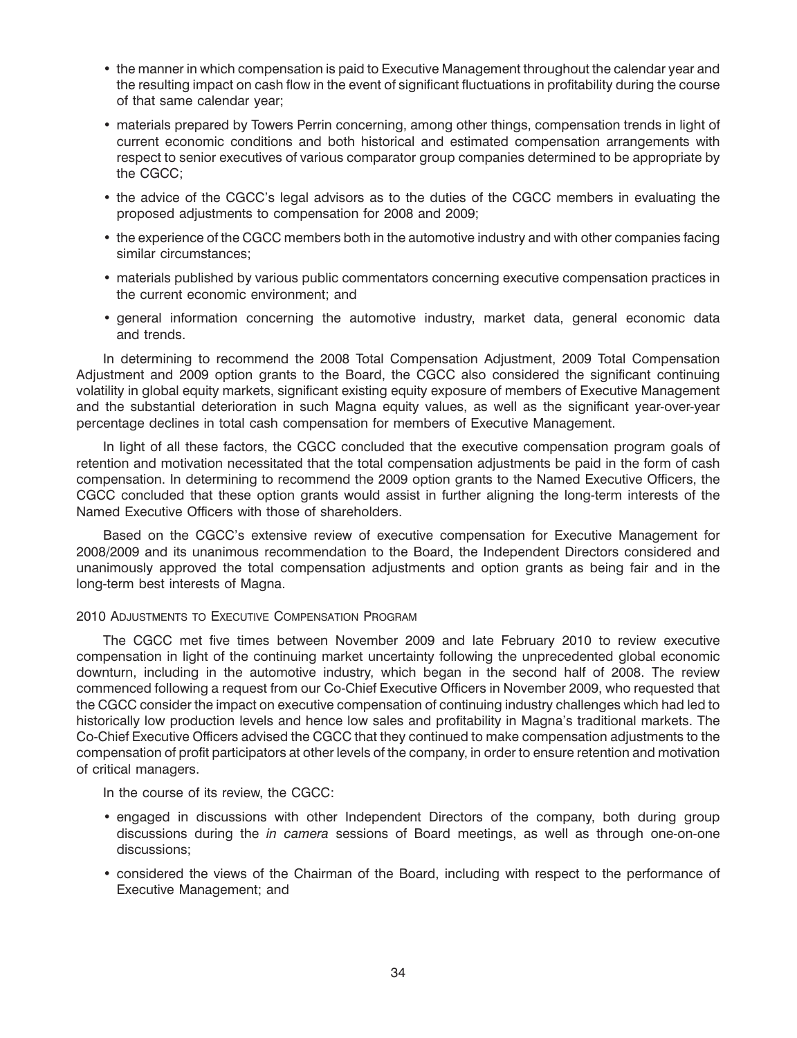- the manner in which compensation is paid to Executive Management throughout the calendar year and the resulting impact on cash flow in the event of significant fluctuations in profitability during the course of that same calendar year;
- materials prepared by Towers Perrin concerning, among other things, compensation trends in light of current economic conditions and both historical and estimated compensation arrangements with respect to senior executives of various comparator group companies determined to be appropriate by the CGCC;
- the advice of the CGCC's legal advisors as to the duties of the CGCC members in evaluating the proposed adjustments to compensation for 2008 and 2009;
- the experience of the CGCC members both in the automotive industry and with other companies facing similar circumstances;
- materials published by various public commentators concerning executive compensation practices in the current economic environment; and
- general information concerning the automotive industry, market data, general economic data and trends.

In determining to recommend the 2008 Total Compensation Adjustment, 2009 Total Compensation Adjustment and 2009 option grants to the Board, the CGCC also considered the significant continuing volatility in global equity markets, significant existing equity exposure of members of Executive Management and the substantial deterioration in such Magna equity values, as well as the significant year-over-year percentage declines in total cash compensation for members of Executive Management.

In light of all these factors, the CGCC concluded that the executive compensation program goals of retention and motivation necessitated that the total compensation adjustments be paid in the form of cash compensation. In determining to recommend the 2009 option grants to the Named Executive Officers, the CGCC concluded that these option grants would assist in further aligning the long-term interests of the Named Executive Officers with those of shareholders.

Based on the CGCC's extensive review of executive compensation for Executive Management for 2008/2009 and its unanimous recommendation to the Board, the Independent Directors considered and unanimously approved the total compensation adjustments and option grants as being fair and in the long-term best interests of Magna.

2010 Adjustments to Executive Compensation Program

The CGCC met five times between November 2009 and late February 2010 to review executive compensation in light of the continuing market uncertainty following the unprecedented global economic downturn, including in the automotive industry, which began in the second half of 2008. The review commenced following a request from our Co-Chief Executive Officers in November 2009, who requested that the CGCC consider the impact on executive compensation of continuing industry challenges which had led to historically low production levels and hence low sales and profitability in Magna's traditional markets. The Co-Chief Executive Officers advised the CGCC that they continued to make compensation adjustments to the compensation of profit participators at other levels of the company, in order to ensure retention and motivation of critical managers.

In the course of its review, the CGCC:

- engaged in discussions with other Independent Directors of the company, both during group discussions during the *in camera* sessions of Board meetings, as well as through one-on-one discussions;
- considered the views of the Chairman of the Board, including with respect to the performance of Executive Management; and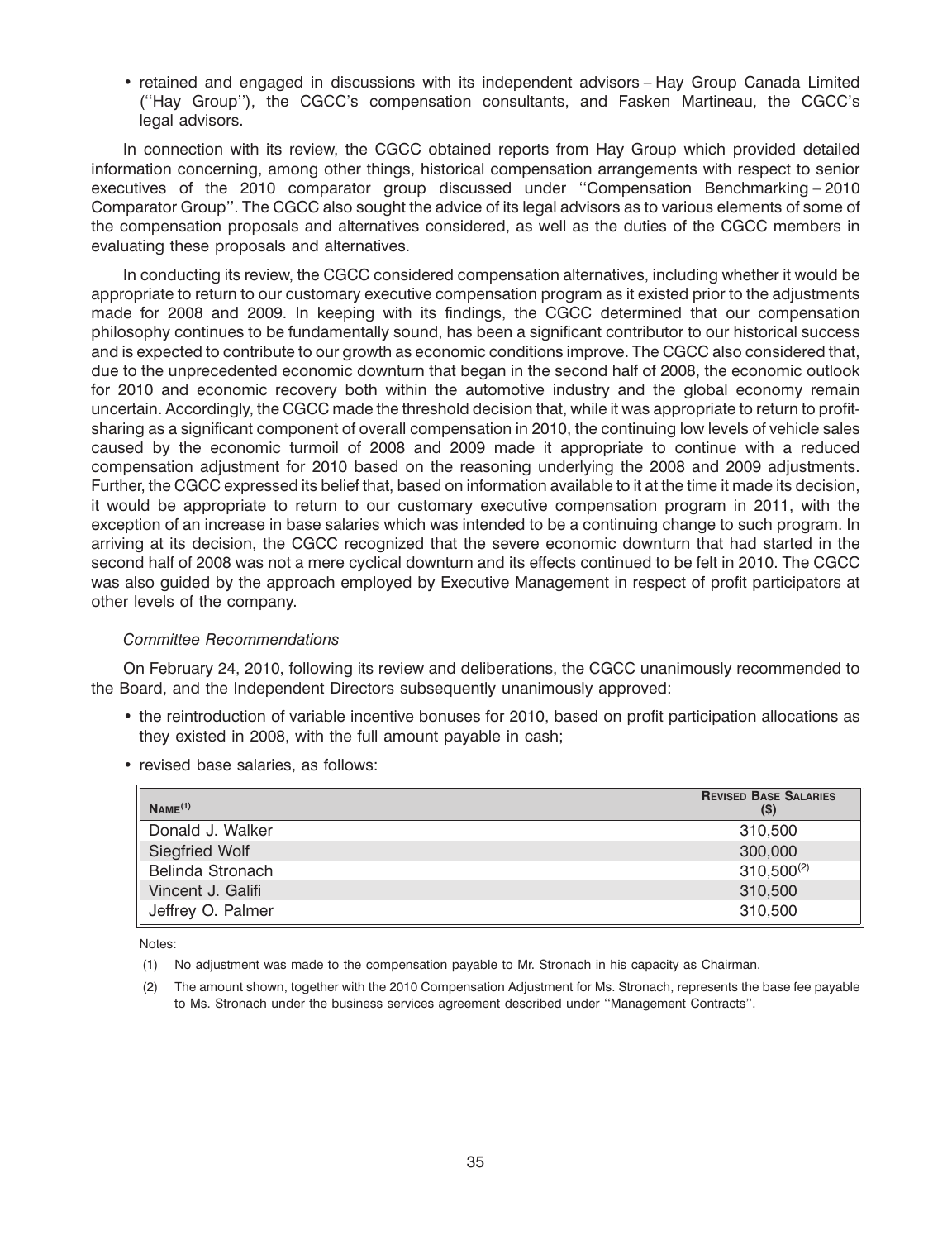- retained and engaged in discussions with its independent advisors – Hay Group Canada Limited (''Hay Group''), the CGCC's compensation consultants, and Fasken Martineau, the CGCC's legal advisors.

In connection with its review, the CGCC obtained reports from Hay Group which provided detailed information concerning, among other things, historical compensation arrangements with respect to senior executives of the 2010 comparator group discussed under ''Compensation Benchmarking – 2010 Comparator Group''. The CGCC also sought the advice of its legal advisors as to various elements of some of the compensation proposals and alternatives considered, as well as the duties of the CGCC members in evaluating these proposals and alternatives.

In conducting its review, the CGCC considered compensation alternatives, including whether it would be appropriate to return to our customary executive compensation program as it existed prior to the adjustments made for 2008 and 2009. In keeping with its findings, the CGCC determined that our compensation philosophy continues to be fundamentally sound, has been a significant contributor to our historical success and is expected to contribute to our growth as economic conditions improve. The CGCC also considered that, due to the unprecedented economic downturn that began in the second half of 2008, the economic outlook for 2010 and economic recovery both within the automotive industry and the global economy remain uncertain. Accordingly, the CGCC made the threshold decision that, while it was appropriate to return to profit-sharing as a significant component of overall compensation in 2010, the continuing low levels of vehicle sales caused by the economic turmoil of 2008 and 2009 made it appropriate to continue with a reduced compensation adjustment for 2010 based on the reasoning underlying the 2008 and 2009 adjustments. Further, the CGCC expressed its belief that, based on information available to it at the time it made its decision, it would be appropriate to return to our customary executive compensation program in 2011, with the exception of an increase in base salaries which was intended to be a continuing change to such program. In arriving at its decision, the CGCC recognized that the severe economic downturn that had started in the second half of 2008 was not a mere cyclical downturn and its effects continued to be felt in 2010. The CGCC was also guided by the approach employed by Executive Management in respect of profit participators at other levels of the company.

*Committee Recommendations*

On February 24, 2010, following its review and deliberations, the CGCC unanimously recommended to the Board, and the Independent Directors subsequently unanimously approved:

- the reintroduction of variable incentive bonuses for 2010, based on profit participation allocations as they existed in 2008, with the full amount payable in cash;
- revised base salaries, as follows:

| NAME[(1)] | REVISED BASE SALARIES ($) |
|---|---|
| Donald J. Walker | 310,500 |
| Siegfried Wolf | 300,000 |
| Belinda Stronach | 310,500[(2)] |
| Vincent J. Galifi | 310,500 |
| Jeffrey O. Palmer | 310,500 |

Notes:

(1) No adjustment was made to the compensation payable to Mr. Stronach in his capacity as Chairman.

(2) The amount shown, together with the 2010 Compensation Adjustment for Ms. Stronach, represents the base fee payable to Ms. Stronach under the business services agreement described under ''Management Contracts''.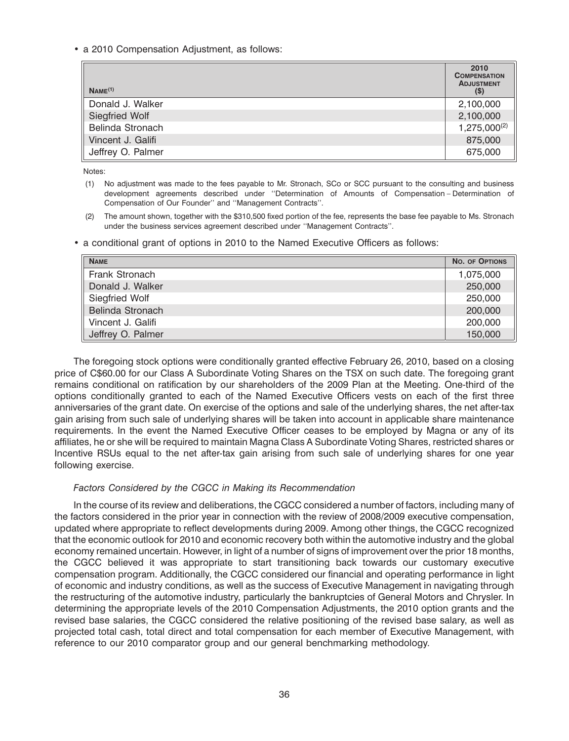- a 2010 Compensation Adjustment, as follows:

| NAME[(1)] | 2010 COMPENSATION ADJUSTMENT ($) |
| --- | --- |
| Donald J. Walker | 2,100,000 |
| Siegfried Wolf | 2,100,000 |
| Belinda Stronach | 1,275,000[(2)] |
| Vincent J. Galifi | 875,000 |
| Jeffrey O. Palmer | 675,000 |

Notes:

(1) No adjustment was made to the fees payable to Mr. Stronach, SCo or SCC pursuant to the consulting and business development agreements described under ''Determination of Amounts of Compensation – Determination of Compensation of Our Founder'' and ''Management Contracts''.

(2) The amount shown, together with the $310,500 fixed portion of the fee, represents the base fee payable to Ms. Stronach under the business services agreement described under ''Management Contracts''.

- a conditional grant of options in 2010 to the Named Executive Officers as follows:

| NAME | NO. OF OPTIONS |
| --- | --- |
| Frank Stronach | 1,075,000 |
| Donald J. Walker | 250,000 |
| Siegfried Wolf | 250,000 |
| Belinda Stronach | 200,000 |
| Vincent J. Galifi | 200,000 |
| Jeffrey O. Palmer | 150,000 |

The foregoing stock options were conditionally granted effective February 26, 2010, based on a closing price of C$60.00 for our Class A Subordinate Voting Shares on the TSX on such date. The foregoing grant remains conditional on ratification by our shareholders of the 2009 Plan at the Meeting. One-third of the options conditionally granted to each of the Named Executive Officers vests on each of the first three anniversaries of the grant date. On exercise of the options and sale of the underlying shares, the net after-tax gain arising from such sale of underlying shares will be taken into account in applicable share maintenance requirements. In the event the Named Executive Officer ceases to be employed by Magna or any of its affiliates, he or she will be required to maintain Magna Class A Subordinate Voting Shares, restricted shares or Incentive RSUs equal to the net after-tax gain arising from such sale of underlying shares for one year following exercise.

*Factors Considered by the CGCC in Making its Recommendation*

In the course of its review and deliberations, the CGCC considered a number of factors, including many of the factors considered in the prior year in connection with the review of 2008/2009 executive compensation, updated where appropriate to reflect developments during 2009. Among other things, the CGCC recognized that the economic outlook for 2010 and economic recovery both within the automotive industry and the global economy remained uncertain. However, in light of a number of signs of improvement over the prior 18 months, the CGCC believed it was appropriate to start transitioning back towards our customary executive compensation program. Additionally, the CGCC considered our financial and operating performance in light of economic and industry conditions, as well as the success of Executive Management in navigating through the restructuring of the automotive industry, particularly the bankruptcies of General Motors and Chrysler. In determining the appropriate levels of the 2010 Compensation Adjustments, the 2010 option grants and the revised base salaries, the CGCC considered the relative positioning of the revised base salary, as well as projected total cash, total direct and total compensation for each member of Executive Management, with reference to our 2010 comparator group and our general benchmarking methodology.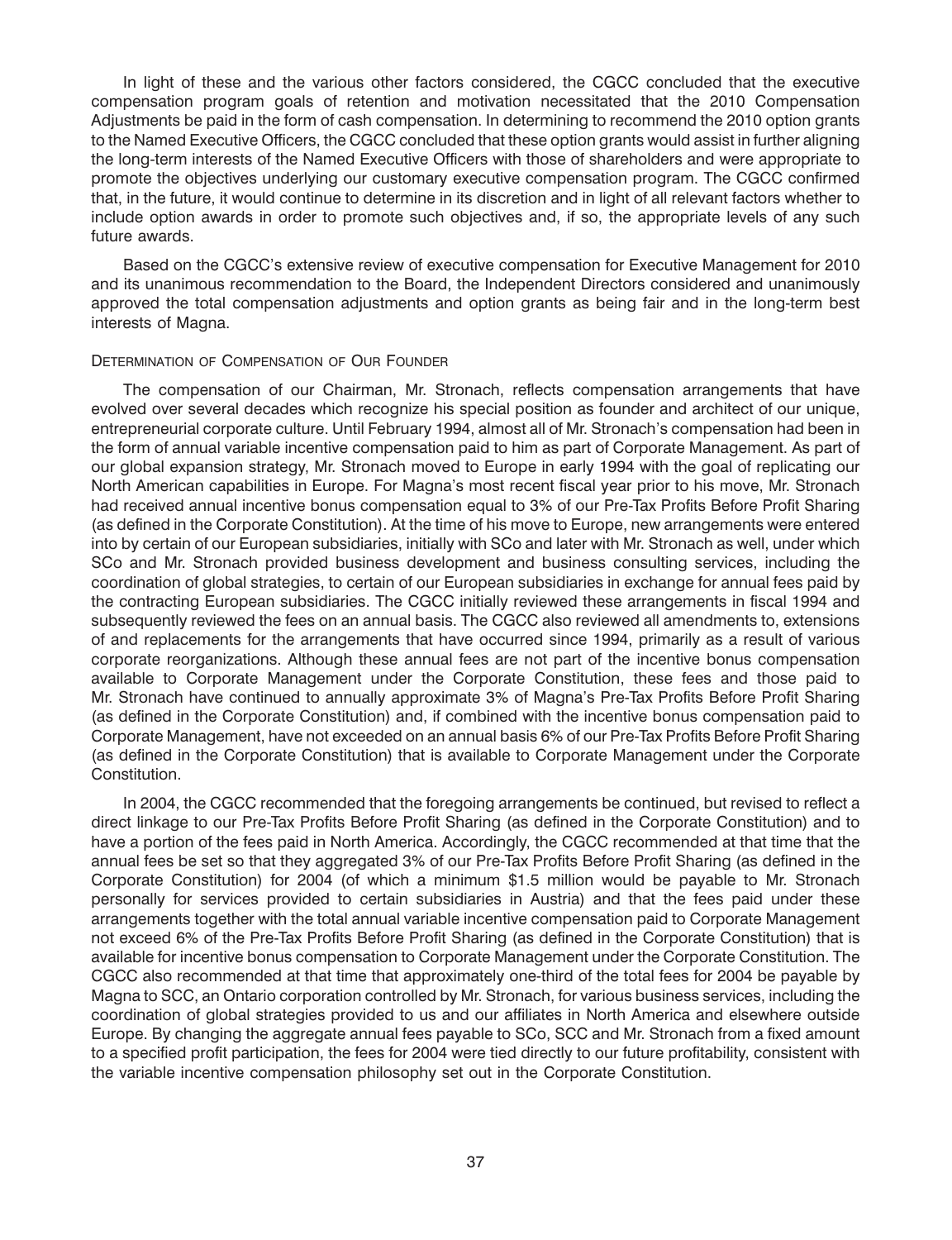In light of these and the various other factors considered, the CGCC concluded that the executive compensation program goals of retention and motivation necessitated that the 2010 Compensation Adjustments be paid in the form of cash compensation. In determining to recommend the 2010 option grants to the Named Executive Officers, the CGCC concluded that these option grants would assist in further aligning the long-term interests of the Named Executive Officers with those of shareholders and were appropriate to promote the objectives underlying our customary executive compensation program. The CGCC confirmed that, in the future, it would continue to determine in its discretion and in light of all relevant factors whether to include option awards in order to promote such objectives and, if so, the appropriate levels of any such future awards.

Based on the CGCC's extensive review of executive compensation for Executive Management for 2010 and its unanimous recommendation to the Board, the Independent Directors considered and unanimously approved the total compensation adjustments and option grants as being fair and in the long-term best interests of Magna.

### Determination of Compensation of Our Founder

The compensation of our Chairman, Mr. Stronach, reflects compensation arrangements that have evolved over several decades which recognize his special position as founder and architect of our unique, entrepreneurial corporate culture. Until February 1994, almost all of Mr. Stronach's compensation had been in the form of annual variable incentive compensation paid to him as part of Corporate Management. As part of our global expansion strategy, Mr. Stronach moved to Europe in early 1994 with the goal of replicating our North American capabilities in Europe. For Magna's most recent fiscal year prior to his move, Mr. Stronach had received annual incentive bonus compensation equal to 3% of our Pre-Tax Profits Before Profit Sharing (as defined in the Corporate Constitution). At the time of his move to Europe, new arrangements were entered into by certain of our European subsidiaries, initially with SCo and later with Mr. Stronach as well, under which SCo and Mr. Stronach provided business development and business consulting services, including the coordination of global strategies, to certain of our European subsidiaries in exchange for annual fees paid by the contracting European subsidiaries. The CGCC initially reviewed these arrangements in fiscal 1994 and subsequently reviewed the fees on an annual basis. The CGCC also reviewed all amendments to, extensions of and replacements for the arrangements that have occurred since 1994, primarily as a result of various corporate reorganizations. Although these annual fees are not part of the incentive bonus compensation available to Corporate Management under the Corporate Constitution, these fees and those paid to Mr. Stronach have continued to annually approximate 3% of Magna's Pre-Tax Profits Before Profit Sharing (as defined in the Corporate Constitution) and, if combined with the incentive bonus compensation paid to Corporate Management, have not exceeded on an annual basis 6% of our Pre-Tax Profits Before Profit Sharing (as defined in the Corporate Constitution) that is available to Corporate Management under the Corporate Constitution.

In 2004, the CGCC recommended that the foregoing arrangements be continued, but revised to reflect a direct linkage to our Pre-Tax Profits Before Profit Sharing (as defined in the Corporate Constitution) and to have a portion of the fees paid in North America. Accordingly, the CGCC recommended at that time that the annual fees be set so that they aggregated 3% of our Pre-Tax Profits Before Profit Sharing (as defined in the Corporate Constitution) for 2004 (of which a minimum $1.5 million would be payable to Mr. Stronach personally for services provided to certain subsidiaries in Austria) and that the fees paid under these arrangements together with the total annual variable incentive compensation paid to Corporate Management not exceed 6% of the Pre-Tax Profits Before Profit Sharing (as defined in the Corporate Constitution) that is available for incentive bonus compensation to Corporate Management under the Corporate Constitution. The CGCC also recommended at that time that approximately one-third of the total fees for 2004 be payable by Magna to SCC, an Ontario corporation controlled by Mr. Stronach, for various business services, including the coordination of global strategies provided to us and our affiliates in North America and elsewhere outside Europe. By changing the aggregate annual fees payable to SCo, SCC and Mr. Stronach from a fixed amount to a specified profit participation, the fees for 2004 were tied directly to our future profitability, consistent with the variable incentive compensation philosophy set out in the Corporate Constitution.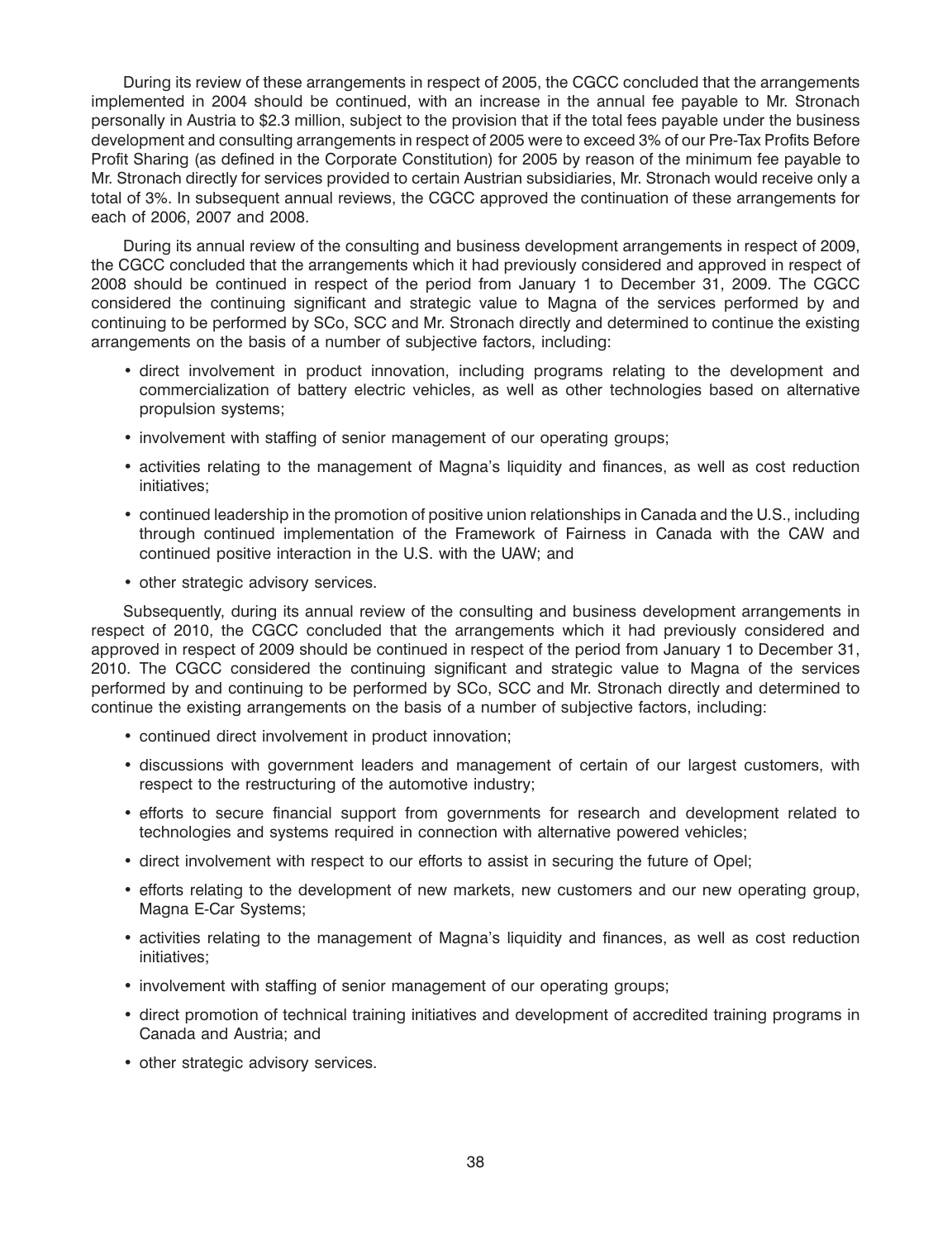During its review of these arrangements in respect of 2005, the CGCC concluded that the arrangements implemented in 2004 should be continued, with an increase in the annual fee payable to Mr. Stronach personally in Austria to $2.3 million, subject to the provision that if the total fees payable under the business development and consulting arrangements in respect of 2005 were to exceed 3% of our Pre-Tax Profits Before Profit Sharing (as defined in the Corporate Constitution) for 2005 by reason of the minimum fee payable to Mr. Stronach directly for services provided to certain Austrian subsidiaries, Mr. Stronach would receive only a total of 3%. In subsequent annual reviews, the CGCC approved the continuation of these arrangements for each of 2006, 2007 and 2008.

During its annual review of the consulting and business development arrangements in respect of 2009, the CGCC concluded that the arrangements which it had previously considered and approved in respect of 2008 should be continued in respect of the period from January 1 to December 31, 2009. The CGCC considered the continuing significant and strategic value to Magna of the services performed by and continuing to be performed by SCo, SCC and Mr. Stronach directly and determined to continue the existing arrangements on the basis of a number of subjective factors, including:

- direct involvement in product innovation, including programs relating to the development and commercialization of battery electric vehicles, as well as other technologies based on alternative propulsion systems;
- involvement with staffing of senior management of our operating groups;
- activities relating to the management of Magna's liquidity and finances, as well as cost reduction initiatives;
- continued leadership in the promotion of positive union relationships in Canada and the U.S., including through continued implementation of the Framework of Fairness in Canada with the CAW and continued positive interaction in the U.S. with the UAW; and
- other strategic advisory services.

Subsequently, during its annual review of the consulting and business development arrangements in respect of 2010, the CGCC concluded that the arrangements which it had previously considered and approved in respect of 2009 should be continued in respect of the period from January 1 to December 31, 2010. The CGCC considered the continuing significant and strategic value to Magna of the services performed by and continuing to be performed by SCo, SCC and Mr. Stronach directly and determined to continue the existing arrangements on the basis of a number of subjective factors, including:

- continued direct involvement in product innovation;
- discussions with government leaders and management of certain of our largest customers, with respect to the restructuring of the automotive industry;
- efforts to secure financial support from governments for research and development related to technologies and systems required in connection with alternative powered vehicles;
- direct involvement with respect to our efforts to assist in securing the future of Opel;
- efforts relating to the development of new markets, new customers and our new operating group, Magna E-Car Systems;
- activities relating to the management of Magna's liquidity and finances, as well as cost reduction initiatives;
- involvement with staffing of senior management of our operating groups;
- direct promotion of technical training initiatives and development of accredited training programs in Canada and Austria; and
- other strategic advisory services.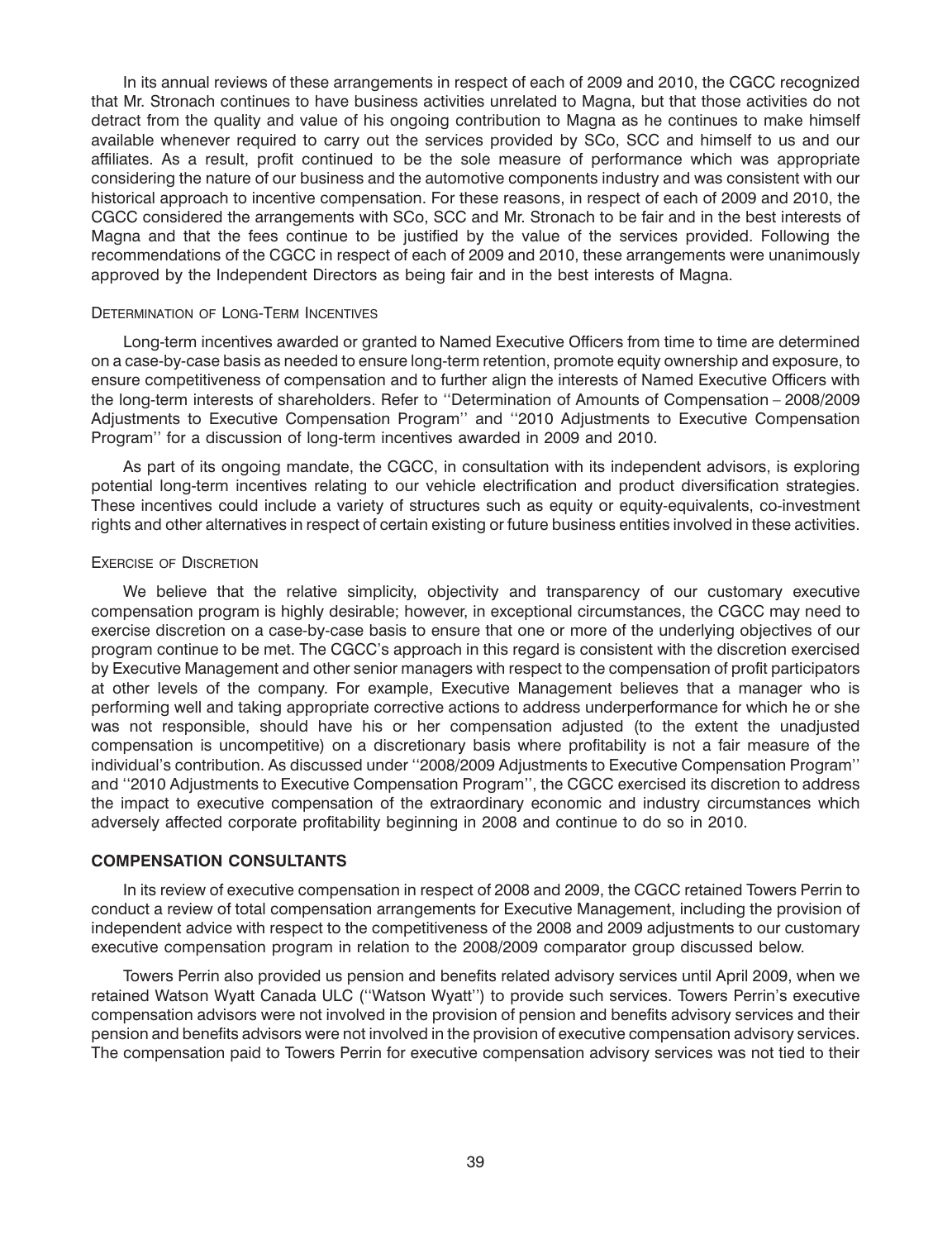In its annual reviews of these arrangements in respect of each of 2009 and 2010, the CGCC recognized that Mr. Stronach continues to have business activities unrelated to Magna, but that those activities do not detract from the quality and value of his ongoing contribution to Magna as he continues to make himself available whenever required to carry out the services provided by SCo, SCC and himself to us and our affiliates. As a result, profit continued to be the sole measure of performance which was appropriate considering the nature of our business and the automotive components industry and was consistent with our historical approach to incentive compensation. For these reasons, in respect of each of 2009 and 2010, the CGCC considered the arrangements with SCo, SCC and Mr. Stronach to be fair and in the best interests of Magna and that the fees continue to be justified by the value of the services provided. Following the recommendations of the CGCC in respect of each of 2009 and 2010, these arrangements were unanimously approved by the Independent Directors as being fair and in the best interests of Magna.

#### DETERMINATION OF LONG-TERM INCENTIVES

Long-term incentives awarded or granted to Named Executive Officers from time to time are determined on a case-by-case basis as needed to ensure long-term retention, promote equity ownership and exposure, to ensure competitiveness of compensation and to further align the interests of Named Executive Officers with the long-term interests of shareholders. Refer to ''Determination of Amounts of Compensation – 2008/2009 Adjustments to Executive Compensation Program'' and ''2010 Adjustments to Executive Compensation Program'' for a discussion of long-term incentives awarded in 2009 and 2010.

As part of its ongoing mandate, the CGCC, in consultation with its independent advisors, is exploring potential long-term incentives relating to our vehicle electrification and product diversification strategies. These incentives could include a variety of structures such as equity or equity-equivalents, co-investment rights and other alternatives in respect of certain existing or future business entities involved in these activities.

#### EXERCISE OF DISCRETION

We believe that the relative simplicity, objectivity and transparency of our customary executive compensation program is highly desirable; however, in exceptional circumstances, the CGCC may need to exercise discretion on a case-by-case basis to ensure that one or more of the underlying objectives of our program continue to be met. The CGCC's approach in this regard is consistent with the discretion exercised by Executive Management and other senior managers with respect to the compensation of profit participators at other levels of the company. For example, Executive Management believes that a manager who is performing well and taking appropriate corrective actions to address underperformance for which he or she was not responsible, should have his or her compensation adjusted (to the extent the unadjusted compensation is uncompetitive) on a discretionary basis where profitability is not a fair measure of the individual's contribution. As discussed under ''2008/2009 Adjustments to Executive Compensation Program'' and ''2010 Adjustments to Executive Compensation Program'', the CGCC exercised its discretion to address the impact to executive compensation of the extraordinary economic and industry circumstances which adversely affected corporate profitability beginning in 2008 and continue to do so in 2010.

### COMPENSATION CONSULTANTS

In its review of executive compensation in respect of 2008 and 2009, the CGCC retained Towers Perrin to conduct a review of total compensation arrangements for Executive Management, including the provision of independent advice with respect to the competitiveness of the 2008 and 2009 adjustments to our customary executive compensation program in relation to the 2008/2009 comparator group discussed below.

Towers Perrin also provided us pension and benefits related advisory services until April 2009, when we retained Watson Wyatt Canada ULC (''Watson Wyatt'') to provide such services. Towers Perrin's executive compensation advisors were not involved in the provision of pension and benefits advisory services and their pension and benefits advisors were not involved in the provision of executive compensation advisory services. The compensation paid to Towers Perrin for executive compensation advisory services was not tied to their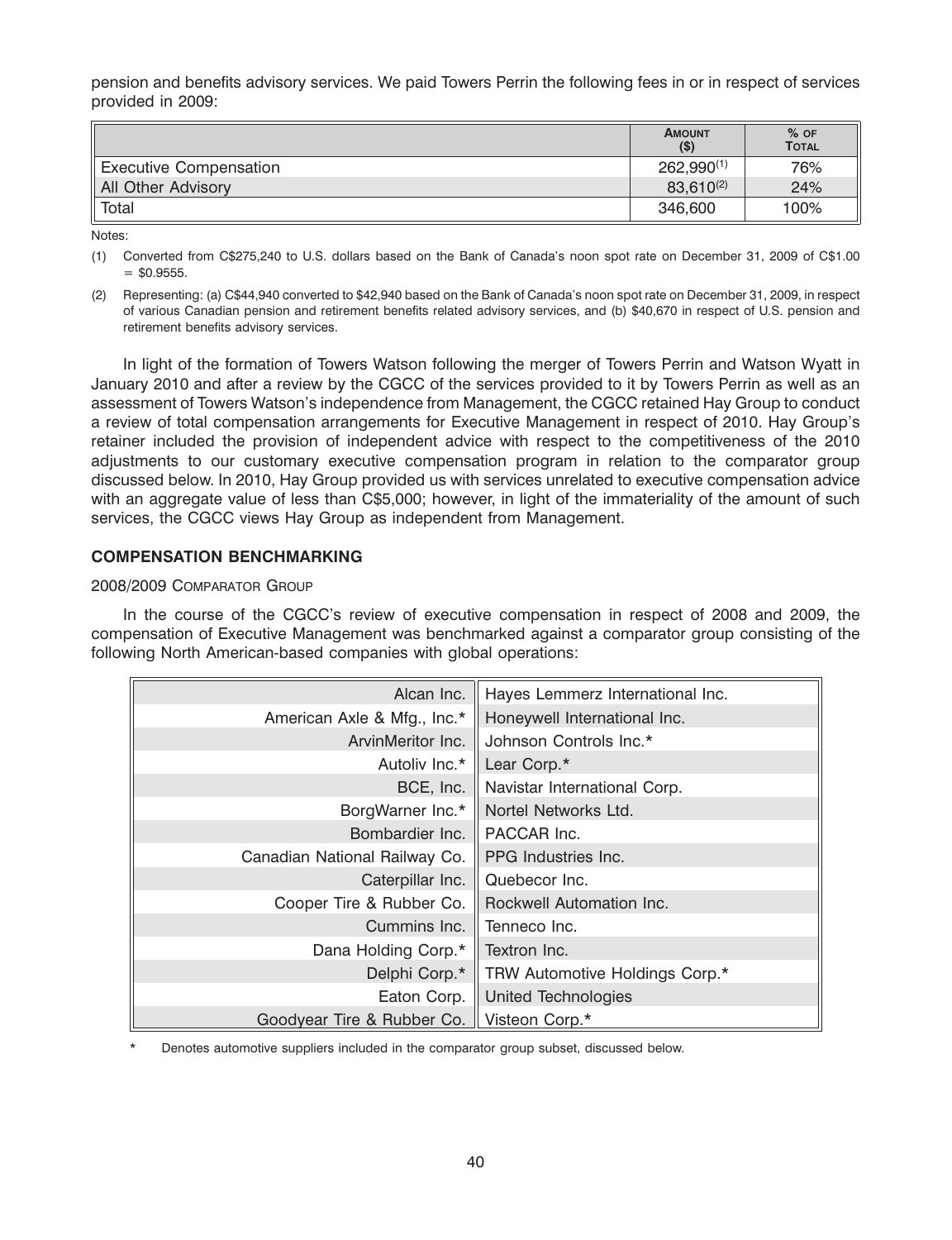pension and benefits advisory services. We paid Towers Perrin the following fees in or in respect of services provided in 2009:

| | AMOUNT ($) | % OF TOTAL |
|---|---|---|
| Executive Compensation | 262,990(1) | 76% |
| All Other Advisory | 83,610(2) | 24% |
| Total | 346,600 | 100% |

Notes:

(1) Converted from C$275,240 to U.S. dollars based on the Bank of Canada's noon spot rate on December 31, 2009 of C$1.00 = $0.9555.

(2) Representing: (a) C$44,940 converted to $42,940 based on the Bank of Canada's noon spot rate on December 31, 2009, in respect of various Canadian pension and retirement benefits related advisory services, and (b) $40,670 in respect of U.S. pension and retirement benefits advisory services.

In light of the formation of Towers Watson following the merger of Towers Perrin and Watson Wyatt in January 2010 and after a review by the CGCC of the services provided to it by Towers Perrin as well as an assessment of Towers Watson's independence from Management, the CGCC retained Hay Group to conduct a review of total compensation arrangements for Executive Management in respect of 2010. Hay Group's retainer included the provision of independent advice with respect to the competitiveness of the 2010 adjustments to our customary executive compensation program in relation to the comparator group discussed below. In 2010, Hay Group provided us with services unrelated to executive compensation advice with an aggregate value of less than C$5,000; however, in light of the immateriality of the amount of such services, the CGCC views Hay Group as independent from Management.

## COMPENSATION BENCHMARKING

### 2008/2009 COMPARATOR GROUP

In the course of the CGCC's review of executive compensation in respect of 2008 and 2009, the compensation of Executive Management was benchmarked against a comparator group consisting of the following North American-based companies with global operations:

| | |
|---|---|
| Alcan Inc. | Hayes Lemmerz International Inc. |
| American Axle & Mfg., Inc.* | Honeywell International Inc. |
| ArvinMeritor Inc. | Johnson Controls Inc.* |
| Autoliv Inc.* | Lear Corp.* |
| BCE, Inc. | Navistar International Corp. |
| BorgWarner Inc.* | Nortel Networks Ltd. |
| Bombardier Inc. | PACCAR Inc. |
| Canadian National Railway Co. | PPG Industries Inc. |
| Caterpillar Inc. | Quebecor Inc. |
| Cooper Tire & Rubber Co. | Rockwell Automation Inc. |
| Cummins Inc. | Tenneco Inc. |
| Dana Holding Corp.* | Textron Inc. |
| Delphi Corp.* | TRW Automotive Holdings Corp.* |
| Eaton Corp. | United Technologies |
| Goodyear Tire & Rubber Co. | Visteon Corp.* |

\* Denotes automotive suppliers included in the comparator group subset, discussed below.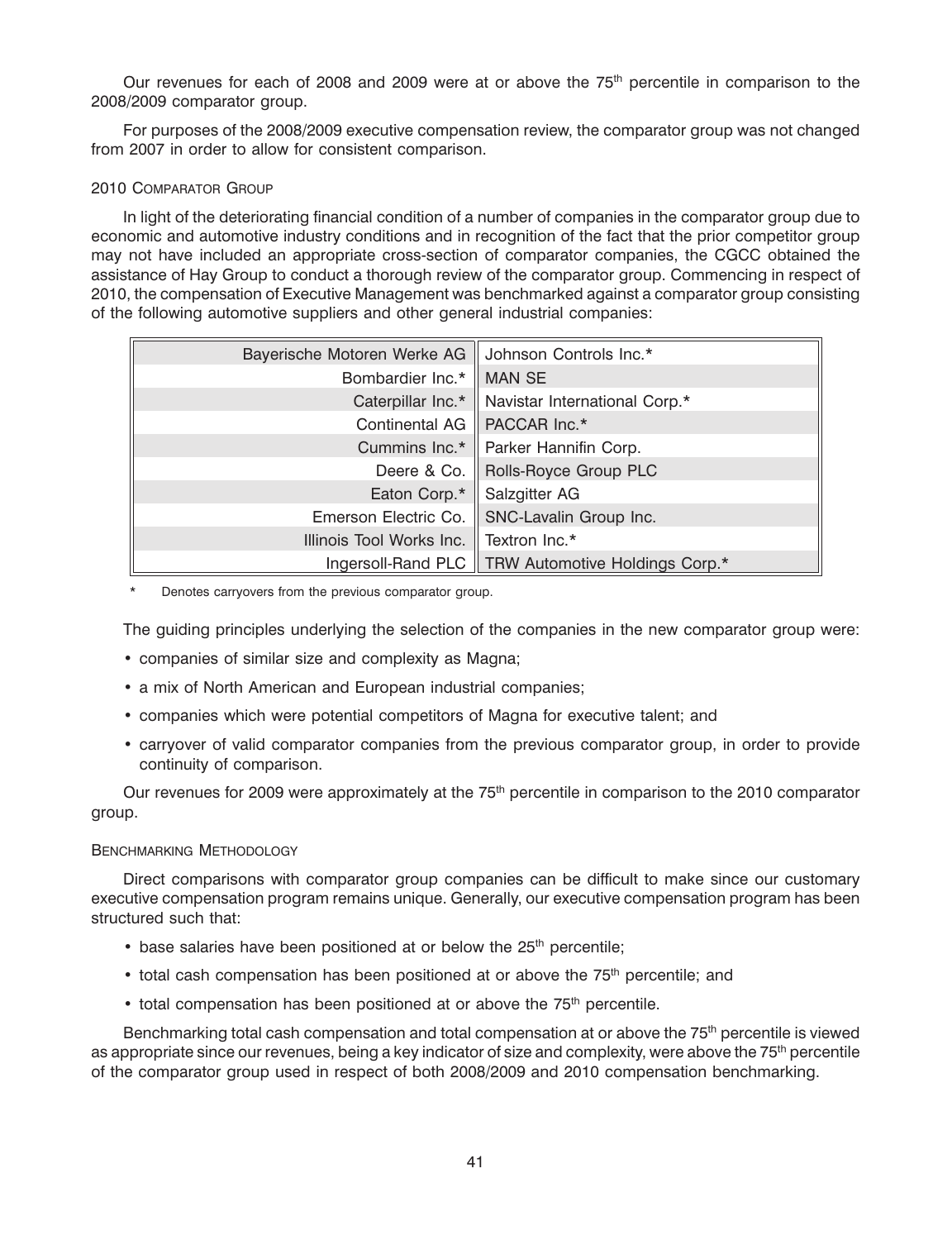Our revenues for each of 2008 and 2009 were at or above the 75th percentile in comparison to the 2008/2009 comparator group.

For purposes of the 2008/2009 executive compensation review, the comparator group was not changed from 2007 in order to allow for consistent comparison.

### 2010 Comparator Group

In light of the deteriorating financial condition of a number of companies in the comparator group due to economic and automotive industry conditions and in recognition of the fact that the prior competitor group may not have included an appropriate cross-section of comparator companies, the CGCC obtained the assistance of Hay Group to conduct a thorough review of the comparator group. Commencing in respect of 2010, the compensation of Executive Management was benchmarked against a comparator group consisting of the following automotive suppliers and other general industrial companies:

| | |
|---|---|
| Bayerische Motoren Werke AG | Johnson Controls Inc.* |
| Bombardier Inc.* | MAN SE |
| Caterpillar Inc.* | Navistar International Corp.* |
| Continental AG | PACCAR Inc.* |
| Cummins Inc.* | Parker Hannifin Corp. |
| Deere & Co. | Rolls-Royce Group PLC |
| Eaton Corp.* | Salzgitter AG |
| Emerson Electric Co. | SNC-Lavalin Group Inc. |
| Illinois Tool Works Inc. | Textron Inc.* |
| Ingersoll-Rand PLC | TRW Automotive Holdings Corp.* |

\* Denotes carryovers from the previous comparator group.

The guiding principles underlying the selection of the companies in the new comparator group were:

- companies of similar size and complexity as Magna;
- a mix of North American and European industrial companies;
- companies which were potential competitors of Magna for executive talent; and
- carryover of valid comparator companies from the previous comparator group, in order to provide continuity of comparison.

Our revenues for 2009 were approximately at the 75th percentile in comparison to the 2010 comparator group.

### Benchmarking Methodology

Direct comparisons with comparator group companies can be difficult to make since our customary executive compensation program remains unique. Generally, our executive compensation program has been structured such that:

- base salaries have been positioned at or below the 25th percentile;
- total cash compensation has been positioned at or above the 75th percentile; and
- total compensation has been positioned at or above the 75th percentile.

Benchmarking total cash compensation and total compensation at or above the 75th percentile is viewed as appropriate since our revenues, being a key indicator of size and complexity, were above the 75th percentile of the comparator group used in respect of both 2008/2009 and 2010 compensation benchmarking.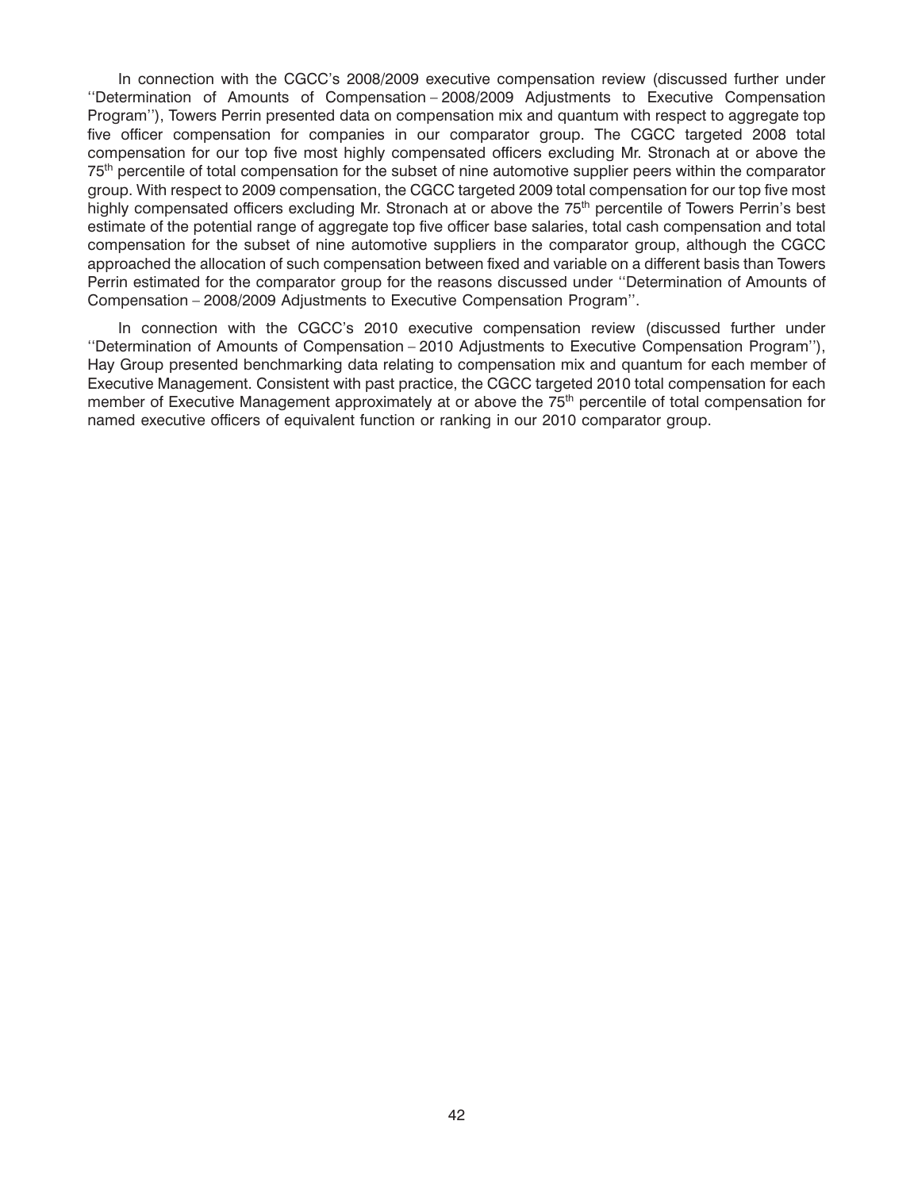In connection with the CGCC's 2008/2009 executive compensation review (discussed further under ''Determination of Amounts of Compensation – 2008/2009 Adjustments to Executive Compensation Program''), Towers Perrin presented data on compensation mix and quantum with respect to aggregate top five officer compensation for companies in our comparator group. The CGCC targeted 2008 total compensation for our top five most highly compensated officers excluding Mr. Stronach at or above the 75th percentile of total compensation for the subset of nine automotive supplier peers within the comparator group. With respect to 2009 compensation, the CGCC targeted 2009 total compensation for our top five most highly compensated officers excluding Mr. Stronach at or above the 75th percentile of Towers Perrin's best estimate of the potential range of aggregate top five officer base salaries, total cash compensation and total compensation for the subset of nine automotive suppliers in the comparator group, although the CGCC approached the allocation of such compensation between fixed and variable on a different basis than Towers Perrin estimated for the comparator group for the reasons discussed under ''Determination of Amounts of Compensation – 2008/2009 Adjustments to Executive Compensation Program''.

In connection with the CGCC's 2010 executive compensation review (discussed further under ''Determination of Amounts of Compensation – 2010 Adjustments to Executive Compensation Program''), Hay Group presented benchmarking data relating to compensation mix and quantum for each member of Executive Management. Consistent with past practice, the CGCC targeted 2010 total compensation for each member of Executive Management approximately at or above the 75th percentile of total compensation for named executive officers of equivalent function or ranking in our 2010 comparator group.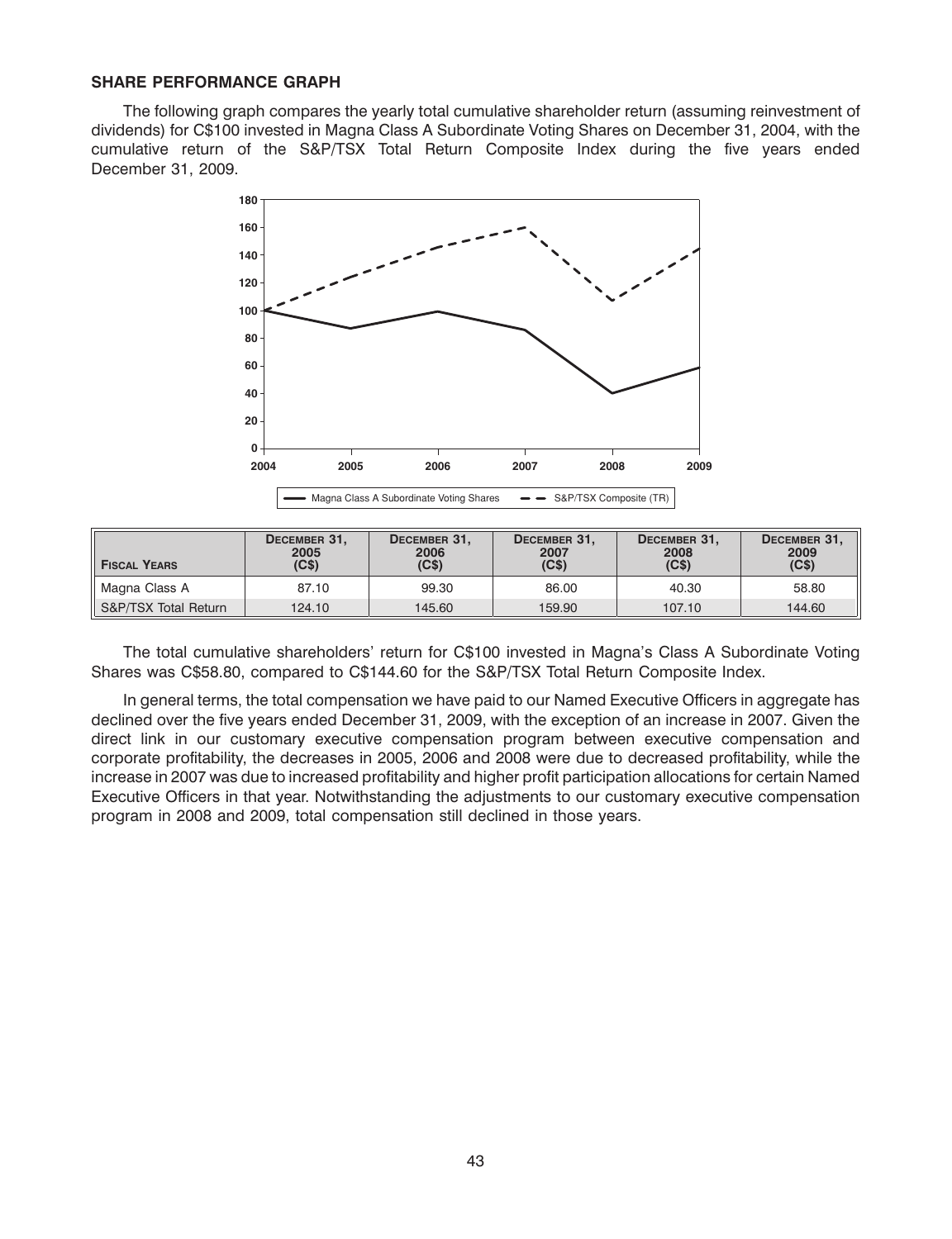**SHARE PERFORMANCE GRAPH**

The following graph compares the yearly total cumulative shareholder return (assuming reinvestment of dividends) for C$100 invested in Magna Class A Subordinate Voting Shares on December 31, 2004, with the cumulative return of the S&P/TSX Total Return Composite Index during the five years ended December 31, 2009.

| Fiscal Years | December 31, 2005 (C$) | December 31, 2006 (C$) | December 31, 2007 (C$) | December 31, 2008 (C$) | December 31, 2009 (C$) |
|---|---|---|---|---|---|
| Magna Class A | 87.10 | 99.30 | 86.00 | 40.30 | 58.80 |
| S&P/TSX Total Return | 124.10 | 145.60 | 159.90 | 107.10 | 144.60 |

The total cumulative shareholders' return for C$100 invested in Magna's Class A Subordinate Voting Shares was C$58.80, compared to C$144.60 for the S&P/TSX Total Return Composite Index.

In general terms, the total compensation we have paid to our Named Executive Officers in aggregate has declined over the five years ended December 31, 2009, with the exception of an increase in 2007. Given the direct link in our customary executive compensation program between executive compensation and corporate profitability, the decreases in 2005, 2006 and 2008 were due to decreased profitability, while the increase in 2007 was due to increased profitability and higher profit participation allocations for certain Named Executive Officers in that year. Notwithstanding the adjustments to our customary executive compensation program in 2008 and 2009, total compensation still declined in those years.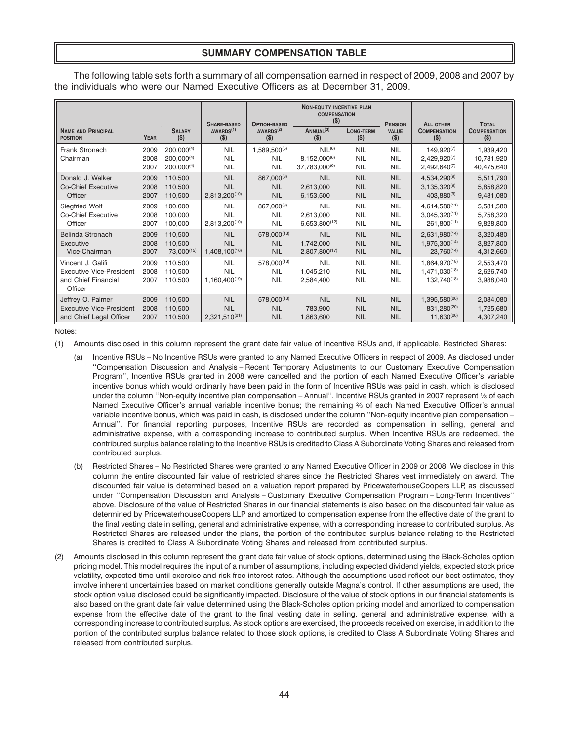## SUMMARY COMPENSATION TABLE

The following table sets forth a summary of all compensation earned in respect of 2009, 2008 and 2007 by the individuals who were our Named Executive Officers as at December 31, 2009.

| Name and Principal Position | Year | Salary ($) | Share-based awards[1] ($) | Option-based awards[2] ($) | Non-equity incentive plan compensation ($) | | Pension value ($) | All other compensation ($) | Total compensation ($) |
|---|---|---|---|---|---|---|---|---|---|
| | | | | | Annual[3] ($) | Long-term ($) | | | |
| Frank Stronach Chairman | 2009 | 200,000[4] | NIL | 1,589,500[5] | NIL[6] | NIL | NIL | 149,920[7] | 1,939,420 |
| | 2008 | 200,000[4] | NIL | NIL | 8,152,000[6] | NIL | NIL | 2,429,920[7] | 10,781,920 |
| | 2007 | 200,000[4] | NIL | NIL | 37,783,000[6] | NIL | NIL | 2,492,640[7] | 40,475,640 |
| Donald J. Walker Co-Chief Executive Officer | 2009 | 110,500 | NIL | 867,000[8] | NIL | NIL | NIL | 4,534,290[9] | 5,511,790 |
| | 2008 | 110,500 | NIL | NIL | 2,613,000 | NIL | NIL | 3,135,320[9] | 5,858,820 |
| | 2007 | 110,500 | 2,813,200[10] | NIL | 6,153,500 | NIL | NIL | 403,880[9] | 9,481,080 |
| Siegfried Wolf Co-Chief Executive Officer | 2009 | 100,000 | NIL | 867,000[8] | NIL | NIL | NIL | 4,614,580[11] | 5,581,580 |
| | 2008 | 100,000 | NIL | NIL | 2,613,000 | NIL | NIL | 3,045,320[11] | 5,758,320 |
| | 2007 | 100,000 | 2,813,200[10] | NIL | 6,653,800[12] | NIL | NIL | 261,800[11] | 9,828,800 |
| Belinda Stronach Executive Vice-Chairman | 2009 | 110,500 | NIL | 578,000[13] | NIL | NIL | NIL | 2,631,980[14] | 3,320,480 |
| | 2008 | 110,500 | NIL | NIL | 1,742,000 | NIL | NIL | 1,975,300[14] | 3,827,800 |
| | 2007 | 73,000[15] | 1,408,100[16] | NIL | 2,807,800[17] | NIL | NIL | 23,760[14] | 4,312,660 |
| Vincent J. Galifi Executive Vice-President and Chief Financial Officer | 2009 | 110,500 | NIL | 578,000[13] | NIL | NIL | NIL | 1,864,970[18] | 2,553,470 |
| | 2008 | 110,500 | NIL | NIL | 1,045,210 | NIL | NIL | 1,471,030[18] | 2,626,740 |
| | 2007 | 110,500 | 1,160,400[19] | NIL | 2,584,400 | NIL | NIL | 132,740[18] | 3,988,040 |
| Jeffrey O. Palmer Executive Vice-President and Chief Legal Officer | 2009 | 110,500 | NIL | 578,000[13] | NIL | NIL | NIL | 1,395,580[20] | 2,084,080 |
| | 2008 | 110,500 | NIL | NIL | 783,900 | NIL | NIL | 831,280[20] | 1,725,680 |
| | 2007 | 110,500 | 2,321,510[21] | NIL | 1,863,600 | NIL | NIL | 11,630[20] | 4,307,240 |

Notes:

(1) Amounts disclosed in this column represent the grant date fair value of Incentive RSUs and, if applicable, Restricted Shares:

(a) Incentive RSUs – No Incentive RSUs were granted to any Named Executive Officers in respect of 2009. As disclosed under ''Compensation Discussion and Analysis – Recent Temporary Adjustments to our Customary Executive Compensation Program'', Incentive RSUs granted in 2008 were cancelled and the portion of each Named Executive Officer's variable incentive bonus which would ordinarily have been paid in the form of Incentive RSUs was paid in cash, which is disclosed under the column ''Non-equity incentive plan compensation – Annual''. Incentive RSUs granted in 2007 represent ⅓ of each Named Executive Officer's annual variable incentive bonus; the remaining ⅔ of each Named Executive Officer's annual variable incentive bonus, which was paid in cash, is disclosed under the column ''Non-equity incentive plan compensation – Annual''. For financial reporting purposes, Incentive RSUs are recorded as compensation in selling, general and administrative expense, with a corresponding increase to contributed surplus. When Incentive RSUs are redeemed, the contributed surplus balance relating to the Incentive RSUs is credited to Class A Subordinate Voting Shares and released from contributed surplus.

(b) Restricted Shares – No Restricted Shares were granted to any Named Executive Officer in 2009 or 2008. We disclose in this column the entire discounted fair value of restricted shares since the Restricted Shares vest immediately on award. The discounted fair value is determined based on a valuation report prepared by PricewaterhouseCoopers LLP, as discussed under ''Compensation Discussion and Analysis – Customary Executive Compensation Program – Long-Term Incentives'' above. Disclosure of the value of Restricted Shares in our financial statements is also based on the discounted fair value as determined by PricewaterhouseCoopers LLP and amortized to compensation expense from the effective date of the grant to the final vesting date in selling, general and administrative expense, with a corresponding increase to contributed surplus. As Restricted Shares are released under the plans, the portion of the contributed surplus balance relating to the Restricted Shares is credited to Class A Subordinate Voting Shares and released from contributed surplus.

(2) Amounts disclosed in this column represent the grant date fair value of stock options, determined using the Black-Scholes option pricing model. This model requires the input of a number of assumptions, including expected dividend yields, expected stock price volatility, expected time until exercise and risk-free interest rates. Although the assumptions used reflect our best estimates, they involve inherent uncertainties based on market conditions generally outside Magna's control. If other assumptions are used, the stock option value disclosed could be significantly impacted. Disclosure of the value of stock options in our financial statements is also based on the grant date fair value determined using the Black-Scholes option pricing model and amortized to compensation expense from the effective date of the grant to the final vesting date in selling, general and administrative expense, with a corresponding increase to contributed surplus. As stock options are exercised, the proceeds received on exercise, in addition to the portion of the contributed surplus balance related to those stock options, is credited to Class A Subordinate Voting Shares and released from contributed surplus.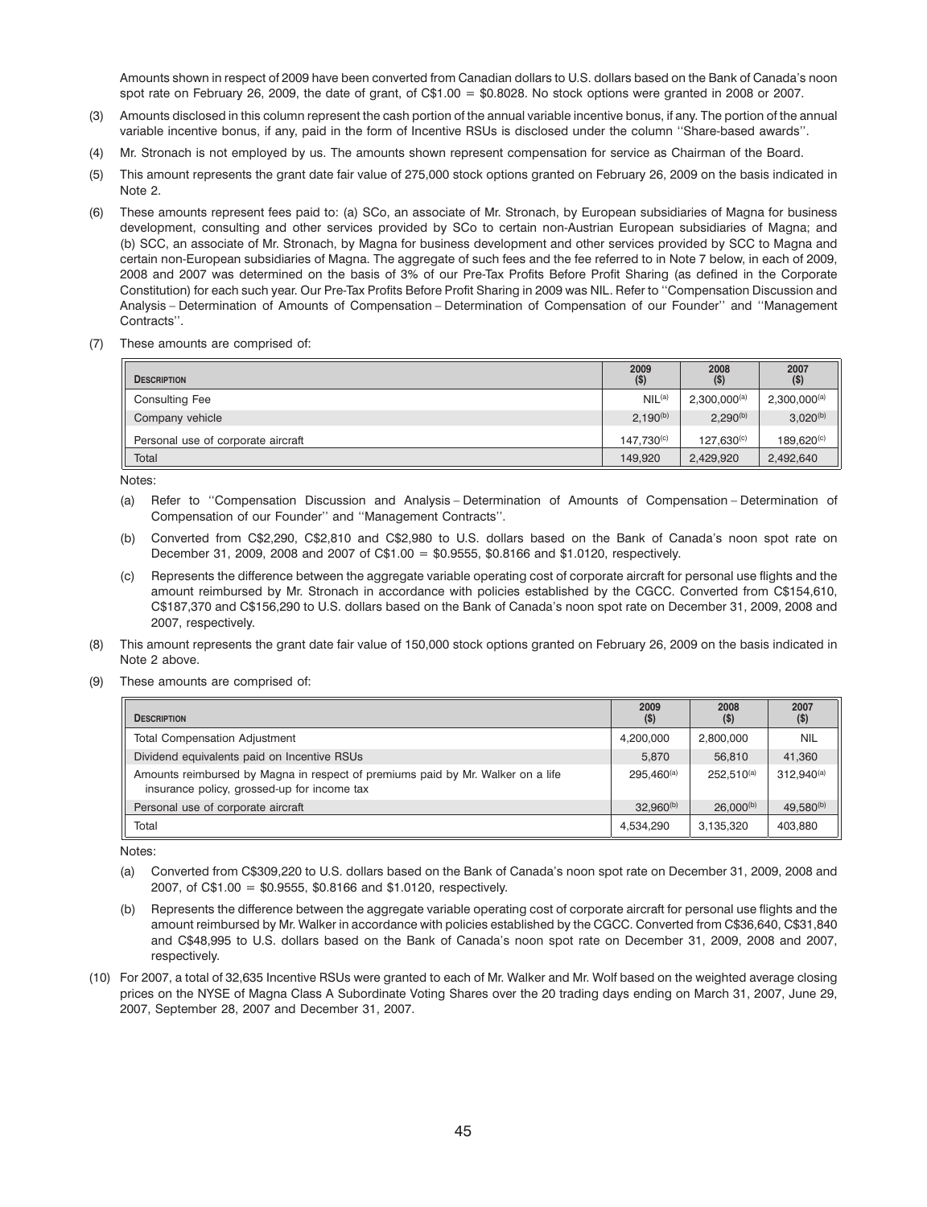Amounts shown in respect of 2009 have been converted from Canadian dollars to U.S. dollars based on the Bank of Canada's noon spot rate on February 26, 2009, the date of grant, of C$1.00 = $0.8028. No stock options were granted in 2008 or 2007.

(3) Amounts disclosed in this column represent the cash portion of the annual variable incentive bonus, if any. The portion of the annual variable incentive bonus, if any, paid in the form of Incentive RSUs is disclosed under the column ''Share-based awards''.

(4) Mr. Stronach is not employed by us. The amounts shown represent compensation for service as Chairman of the Board.

(5) This amount represents the grant date fair value of 275,000 stock options granted on February 26, 2009 on the basis indicated in Note 2.

(6) These amounts represent fees paid to: (a) SCo, an associate of Mr. Stronach, by European subsidiaries of Magna for business development, consulting and other services provided by SCo to certain non-Austrian European subsidiaries of Magna; and (b) SCC, an associate of Mr. Stronach, by Magna for business development and other services provided by SCC to Magna and certain non-European subsidiaries of Magna. The aggregate of such fees and the fee referred to in Note 7 below, in each of 2009, 2008 and 2007 was determined on the basis of 3% of our Pre-Tax Profits Before Profit Sharing (as defined in the Corporate Constitution) for each such year. Our Pre-Tax Profits Before Profit Sharing in 2009 was NIL. Refer to ''Compensation Discussion and Analysis – Determination of Amounts of Compensation – Determination of Compensation of our Founder'' and ''Management Contracts''.

(7) These amounts are comprised of:

| Description | 2009 ($) | 2008 ($) | 2007 ($) |
|---|---|---|---|
| Consulting Fee | NIL[(a)] | 2,300,000[(a)] | 2,300,000[(a)] |
| Company vehicle | 2,190[(b)] | 2,290[(b)] | 3,020[(b)] |
| Personal use of corporate aircraft | 147,730[(c)] | 127,630[(c)] | 189,620[(c)] |
| Total | 149,920 | 2,429,920 | 2,492,640 |

Notes:

(a) Refer to ''Compensation Discussion and Analysis – Determination of Amounts of Compensation – Determination of Compensation of our Founder'' and ''Management Contracts''.

(b) Converted from C$2,290, C$2,810 and C$2,980 to U.S. dollars based on the Bank of Canada's noon spot rate on December 31, 2009, 2008 and 2007 of C$1.00 = $0.9555, $0.8166 and $1.0120, respectively.

(c) Represents the difference between the aggregate variable operating cost of corporate aircraft for personal use flights and the amount reimbursed by Mr. Stronach in accordance with policies established by the CGCC. Converted from C$154,610, C$187,370 and C$156,290 to U.S. dollars based on the Bank of Canada's noon spot rate on December 31, 2009, 2008 and 2007, respectively.

(8) This amount represents the grant date fair value of 150,000 stock options granted on February 26, 2009 on the basis indicated in Note 2 above.

(9) These amounts are comprised of:

| Description | 2009 ($) | 2008 ($) | 2007 ($) |
|---|---|---|---|
| Total Compensation Adjustment | 4,200,000 | 2,800,000 | NIL |
| Dividend equivalents paid on Incentive RSUs | 5,870 | 56,810 | 41,360 |
| Amounts reimbursed by Magna in respect of premiums paid by Mr. Walker on a life insurance policy, grossed-up for income tax | 295,460[(a)] | 252,510[(a)] | 312,940[(a)] |
| Personal use of corporate aircraft | 32,960[(b)] | 26,000[(b)] | 49,580[(b)] |
| Total | 4,534,290 | 3,135,320 | 403,880 |

Notes:

(a) Converted from C$309,220 to U.S. dollars based on the Bank of Canada's noon spot rate on December 31, 2009, 2008 and 2007, of C$1.00 = $0.9555, $0.8166 and $1.0120, respectively.

(b) Represents the difference between the aggregate variable operating cost of corporate aircraft for personal use flights and the amount reimbursed by Mr. Walker in accordance with policies established by the CGCC. Converted from C$36,640, C$31,840 and C$48,995 to U.S. dollars based on the Bank of Canada's noon spot rate on December 31, 2009, 2008 and 2007, respectively.

(10) For 2007, a total of 32,635 Incentive RSUs were granted to each of Mr. Walker and Mr. Wolf based on the weighted average closing prices on the NYSE of Magna Class A Subordinate Voting Shares over the 20 trading days ending on March 31, 2007, June 29, 2007, September 28, 2007 and December 31, 2007.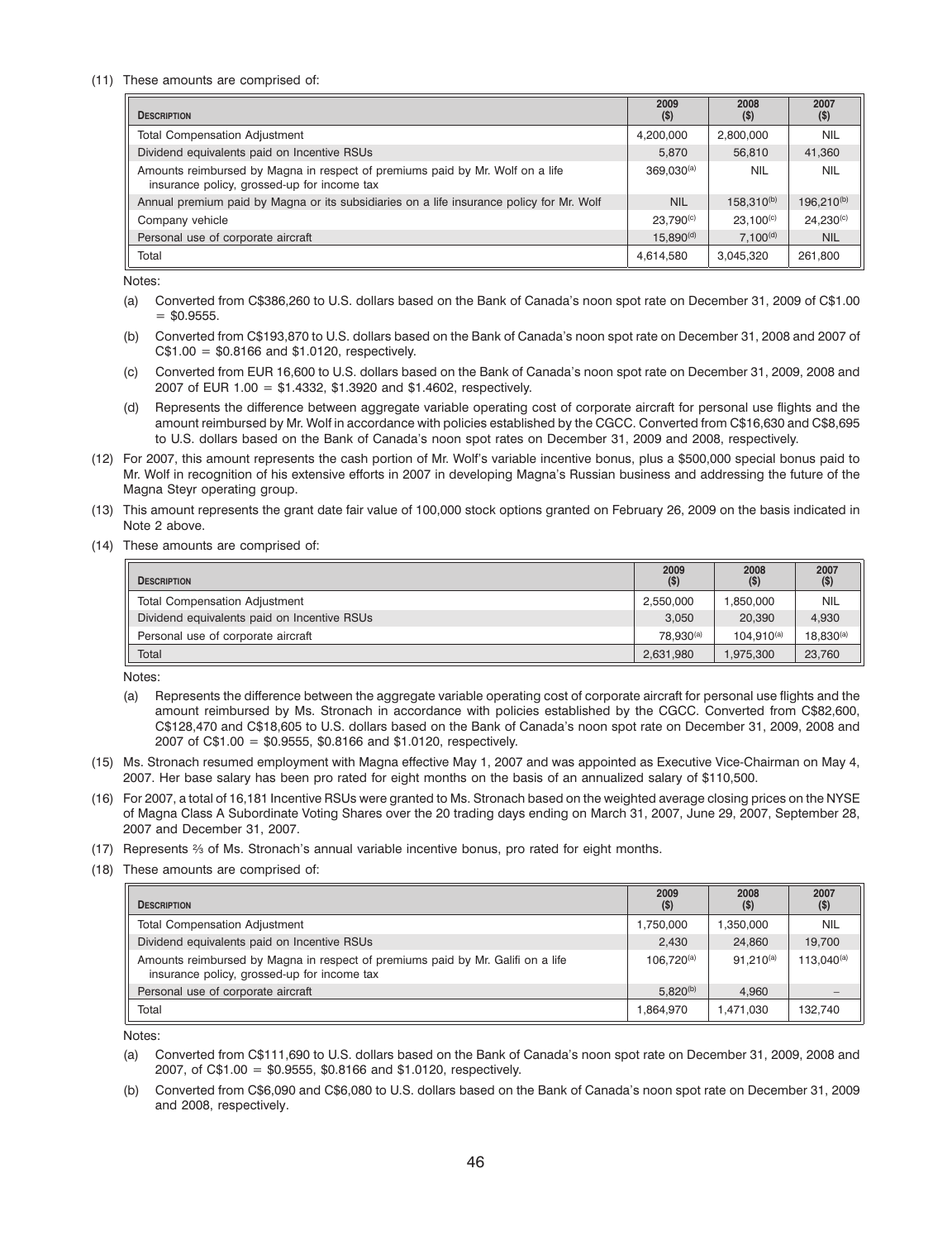(11) These amounts are comprised of:

| DESCRIPTION | 2009 ($) | 2008 ($) | 2007 ($) |
|---|---|---|---|
| Total Compensation Adjustment | 4,200,000 | 2,800,000 | NIL |
| Dividend equivalents paid on Incentive RSUs | 5,870 | 56,810 | 41,360 |
| Amounts reimbursed by Magna in respect of premiums paid by Mr. Wolf on a life insurance policy, grossed-up for income tax | 369,030[(a)] | NIL | NIL |
| Annual premium paid by Magna or its subsidiaries on a life insurance policy for Mr. Wolf | NIL | 158,310[(b)] | 196,210[(b)] |
| Company vehicle | 23,790[(c)] | 23,100[(c)] | 24,230[(c)] |
| Personal use of corporate aircraft | 15,890[(d)] | 7,100[(d)] | NIL |
| Total | 4,614,580 | 3,045,320 | 261,800 |

Notes:

(a) Converted from C$386,260 to U.S. dollars based on the Bank of Canada's noon spot rate on December 31, 2009 of C$1.00 = $0.9555.

(b) Converted from C$193,870 to U.S. dollars based on the Bank of Canada's noon spot rate on December 31, 2008 and 2007 of C$1.00 = $0.8166 and $1.0120, respectively.

(c) Converted from EUR 16,600 to U.S. dollars based on the Bank of Canada's noon spot rate on December 31, 2009, 2008 and 2007 of EUR 1.00 = $1.4332, $1.3920 and $1.4602, respectively.

(d) Represents the difference between aggregate variable operating cost of corporate aircraft for personal use flights and the amount reimbursed by Mr. Wolf in accordance with policies established by the CGCC. Converted from C$16,630 and C$8,695 to U.S. dollars based on the Bank of Canada's noon spot rates on December 31, 2009 and 2008, respectively.

(12) For 2007, this amount represents the cash portion of Mr. Wolf's variable incentive bonus, plus a $500,000 special bonus paid to Mr. Wolf in recognition of his extensive efforts in 2007 in developing Magna's Russian business and addressing the future of the Magna Steyr operating group.

(13) This amount represents the grant date fair value of 100,000 stock options granted on February 26, 2009 on the basis indicated in Note 2 above.

(14) These amounts are comprised of:

| DESCRIPTION | 2009 ($) | 2008 ($) | 2007 ($) |
|---|---|---|---|
| Total Compensation Adjustment | 2,550,000 | 1,850,000 | NIL |
| Dividend equivalents paid on Incentive RSUs | 3,050 | 20,390 | 4,930 |
| Personal use of corporate aircraft | 78,930[(a)] | 104,910[(a)] | 18,830[(a)] |
| Total | 2,631,980 | 1,975,300 | 23,760 |

Notes:

(a) Represents the difference between the aggregate variable operating cost of corporate aircraft for personal use flights and the amount reimbursed by Ms. Stronach in accordance with policies established by the CGCC. Converted from C$82,600, C$128,470 and C$18,605 to U.S. dollars based on the Bank of Canada's noon spot rate on December 31, 2009, 2008 and 2007 of C$1.00 = $0.9555, $0.8166 and $1.0120, respectively.

(15) Ms. Stronach resumed employment with Magna effective May 1, 2007 and was appointed as Executive Vice-Chairman on May 4, 2007. Her base salary has been pro rated for eight months on the basis of an annualized salary of $110,500.

(16) For 2007, a total of 16,181 Incentive RSUs were granted to Ms. Stronach based on the weighted average closing prices on the NYSE of Magna Class A Subordinate Voting Shares over the 20 trading days ending on March 31, 2007, June 29, 2007, September 28, 2007 and December 31, 2007.

(17) Represents ⅔ of Ms. Stronach's annual variable incentive bonus, pro rated for eight months.

(18) These amounts are comprised of:

| DESCRIPTION | 2009 ($) | 2008 ($) | 2007 ($) |
|---|---|---|---|
| Total Compensation Adjustment | 1,750,000 | 1,350,000 | NIL |
| Dividend equivalents paid on Incentive RSUs | 2,430 | 24,860 | 19,700 |
| Amounts reimbursed by Magna in respect of premiums paid by Mr. Galifi on a life insurance policy, grossed-up for income tax | 106,720[(a)] | 91,210[(a)] | 113,040[(a)] |
| Personal use of corporate aircraft | 5,820[(b)] | 4,960 | – |
| Total | 1,864,970 | 1,471,030 | 132,740 |

Notes:

(a) Converted from C$111,690 to U.S. dollars based on the Bank of Canada's noon spot rate on December 31, 2009, 2008 and 2007, of C$1.00 = $0.9555, $0.8166 and $1.0120, respectively.

(b) Converted from C$6,090 and C$6,080 to U.S. dollars based on the Bank of Canada's noon spot rate on December 31, 2009 and 2008, respectively.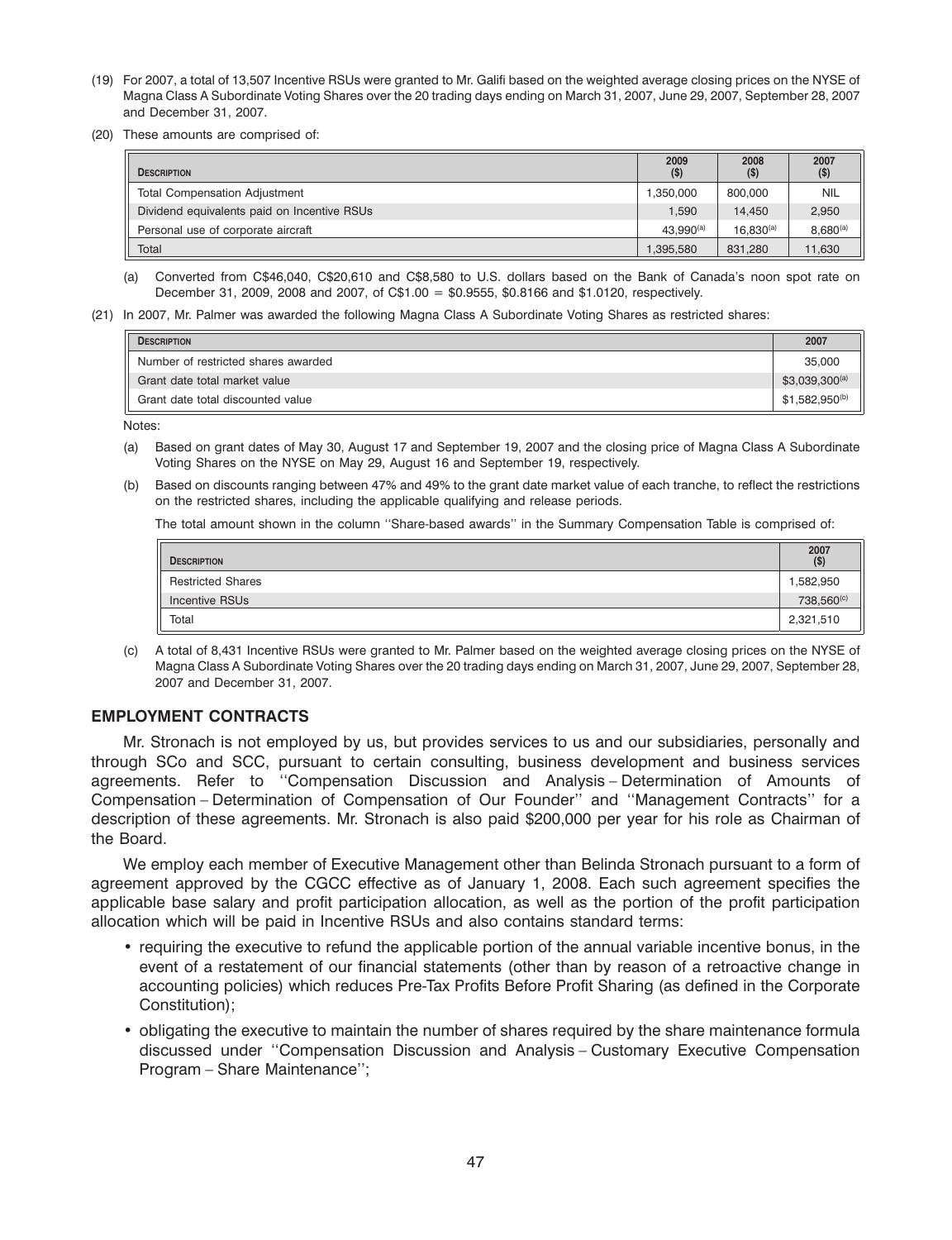(19) For 2007, a total of 13,507 Incentive RSUs were granted to Mr. Galifi based on the weighted average closing prices on the NYSE of Magna Class A Subordinate Voting Shares over the 20 trading days ending on March 31, 2007, June 29, 2007, September 28, 2007 and December 31, 2007.

(20) These amounts are comprised of:

| Description | 2009 ($) | 2008 ($) | 2007 ($) |
|---|---|---|---|
| Total Compensation Adjustment | 1,350,000 | 800,000 | NIL |
| Dividend equivalents paid on Incentive RSUs | 1,590 | 14,450 | 2,950 |
| Personal use of corporate aircraft | 43,990[(a)] | 16,830[(a)] | 8,680[(a)] |
| Total | 1,395,580 | 831,280 | 11,630 |

(a) Converted from C$46,040, C$20,610 and C$8,580 to U.S. dollars based on the Bank of Canada's noon spot rate on December 31, 2009, 2008 and 2007, of C$1.00 = $0.9555, $0.8166 and $1.0120, respectively.

(21) In 2007, Mr. Palmer was awarded the following Magna Class A Subordinate Voting Shares as restricted shares:

| Description | 2007 |
|---|---|
| Number of restricted shares awarded | 35,000 |
| Grant date total market value | $3,039,300[(a)] |
| Grant date total discounted value | $1,582,950[(b)] |

Notes:

(a) Based on grant dates of May 30, August 17 and September 19, 2007 and the closing price of Magna Class A Subordinate Voting Shares on the NYSE on May 29, August 16 and September 19, respectively.

(b) Based on discounts ranging between 47% and 49% to the grant date market value of each tranche, to reflect the restrictions on the restricted shares, including the applicable qualifying and release periods.

The total amount shown in the column "Share-based awards" in the Summary Compensation Table is comprised of:

| Description | 2007 ($) |
|---|---|
| Restricted Shares | 1,582,950 |
| Incentive RSUs | 738,560[(c)] |
| Total | 2,321,510 |

(c) A total of 8,431 Incentive RSUs were granted to Mr. Palmer based on the weighted average closing prices on the NYSE of Magna Class A Subordinate Voting Shares over the 20 trading days ending on March 31, 2007, June 29, 2007, September 28, 2007 and December 31, 2007.

## EMPLOYMENT CONTRACTS

Mr. Stronach is not employed by us, but provides services to us and our subsidiaries, personally and through SCo and SCC, pursuant to certain consulting, business development and business services agreements. Refer to "Compensation Discussion and Analysis – Determination of Amounts of Compensation – Determination of Compensation of Our Founder" and "Management Contracts" for a description of these agreements. Mr. Stronach is also paid $200,000 per year for his role as Chairman of the Board.

We employ each member of Executive Management other than Belinda Stronach pursuant to a form of agreement approved by the CGCC effective as of January 1, 2008. Each such agreement specifies the applicable base salary and profit participation allocation, as well as the portion of the profit participation allocation which will be paid in Incentive RSUs and also contains standard terms:

- requiring the executive to refund the applicable portion of the annual variable incentive bonus, in the event of a restatement of our financial statements (other than by reason of a retroactive change in accounting policies) which reduces Pre-Tax Profits Before Profit Sharing (as defined in the Corporate Constitution);
- obligating the executive to maintain the number of shares required by the share maintenance formula discussed under "Compensation Discussion and Analysis – Customary Executive Compensation Program – Share Maintenance";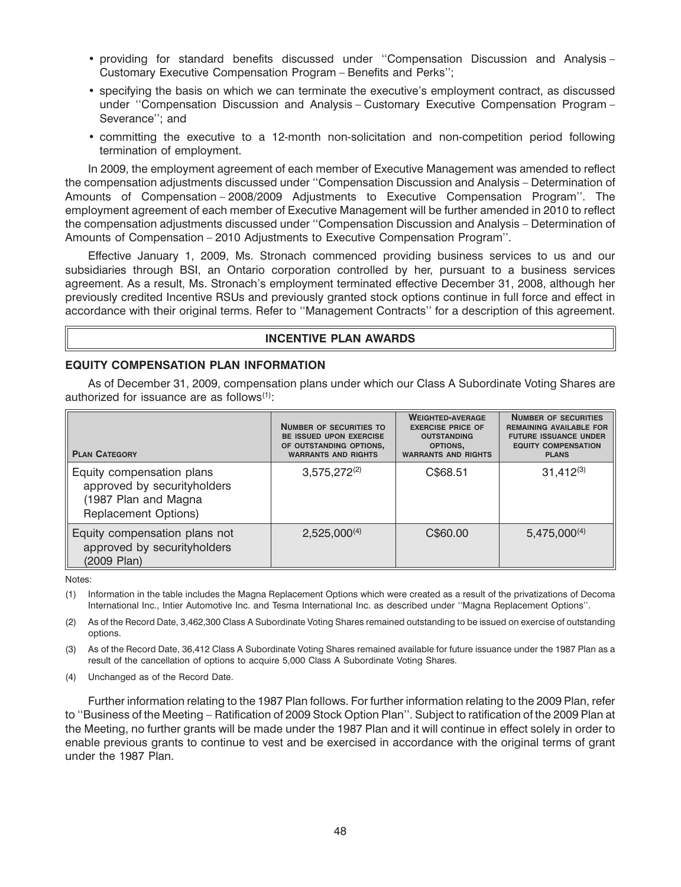- providing for standard benefits discussed under ''Compensation Discussion and Analysis – Customary Executive Compensation Program – Benefits and Perks'';
- specifying the basis on which we can terminate the executive's employment contract, as discussed under ''Compensation Discussion and Analysis – Customary Executive Compensation Program – Severance''; and
- committing the executive to a 12-month non-solicitation and non-competition period following termination of employment.

In 2009, the employment agreement of each member of Executive Management was amended to reflect the compensation adjustments discussed under ''Compensation Discussion and Analysis – Determination of Amounts of Compensation – 2008/2009 Adjustments to Executive Compensation Program''. The employment agreement of each member of Executive Management will be further amended in 2010 to reflect the compensation adjustments discussed under ''Compensation Discussion and Analysis – Determination of Amounts of Compensation – 2010 Adjustments to Executive Compensation Program''.

Effective January 1, 2009, Ms. Stronach commenced providing business services to us and our subsidiaries through BSI, an Ontario corporation controlled by her, pursuant to a business services agreement. As a result, Ms. Stronach's employment terminated effective December 31, 2008, although her previously credited Incentive RSUs and previously granted stock options continue in full force and effect in accordance with their original terms. Refer to ''Management Contracts'' for a description of this agreement.

## INCENTIVE PLAN AWARDS

### EQUITY COMPENSATION PLAN INFORMATION

As of December 31, 2009, compensation plans under which our Class A Subordinate Voting Shares are authorized for issuance are as follows[(1)]:

| Plan Category | Number of securities to be issued upon exercise of outstanding options, warrants and rights | Weighted-average exercise price of outstanding options, warrants and rights | Number of securities remaining available for future issuance under equity compensation plans |
|---|---|---|---|
| Equity compensation plans approved by securityholders (1987 Plan and Magna Replacement Options) | 3,575,272[(2)] | C$68.51 | 31,412[(3)] |
| Equity compensation plans not approved by securityholders (2009 Plan) | 2,525,000[(4)] | C$60.00 | 5,475,000[(4)] |

Notes:

(1) Information in the table includes the Magna Replacement Options which were created as a result of the privatizations of Decoma International Inc., Intier Automotive Inc. and Tesma International Inc. as described under ''Magna Replacement Options''.

(2) As of the Record Date, 3,462,300 Class A Subordinate Voting Shares remained outstanding to be issued on exercise of outstanding options.

(3) As of the Record Date, 36,412 Class A Subordinate Voting Shares remained available for future issuance under the 1987 Plan as a result of the cancellation of options to acquire 5,000 Class A Subordinate Voting Shares.

(4) Unchanged as of the Record Date.

Further information relating to the 1987 Plan follows. For further information relating to the 2009 Plan, refer to ''Business of the Meeting – Ratification of 2009 Stock Option Plan''. Subject to ratification of the 2009 Plan at the Meeting, no further grants will be made under the 1987 Plan and it will continue in effect solely in order to enable previous grants to continue to vest and be exercised in accordance with the original terms of grant under the 1987 Plan.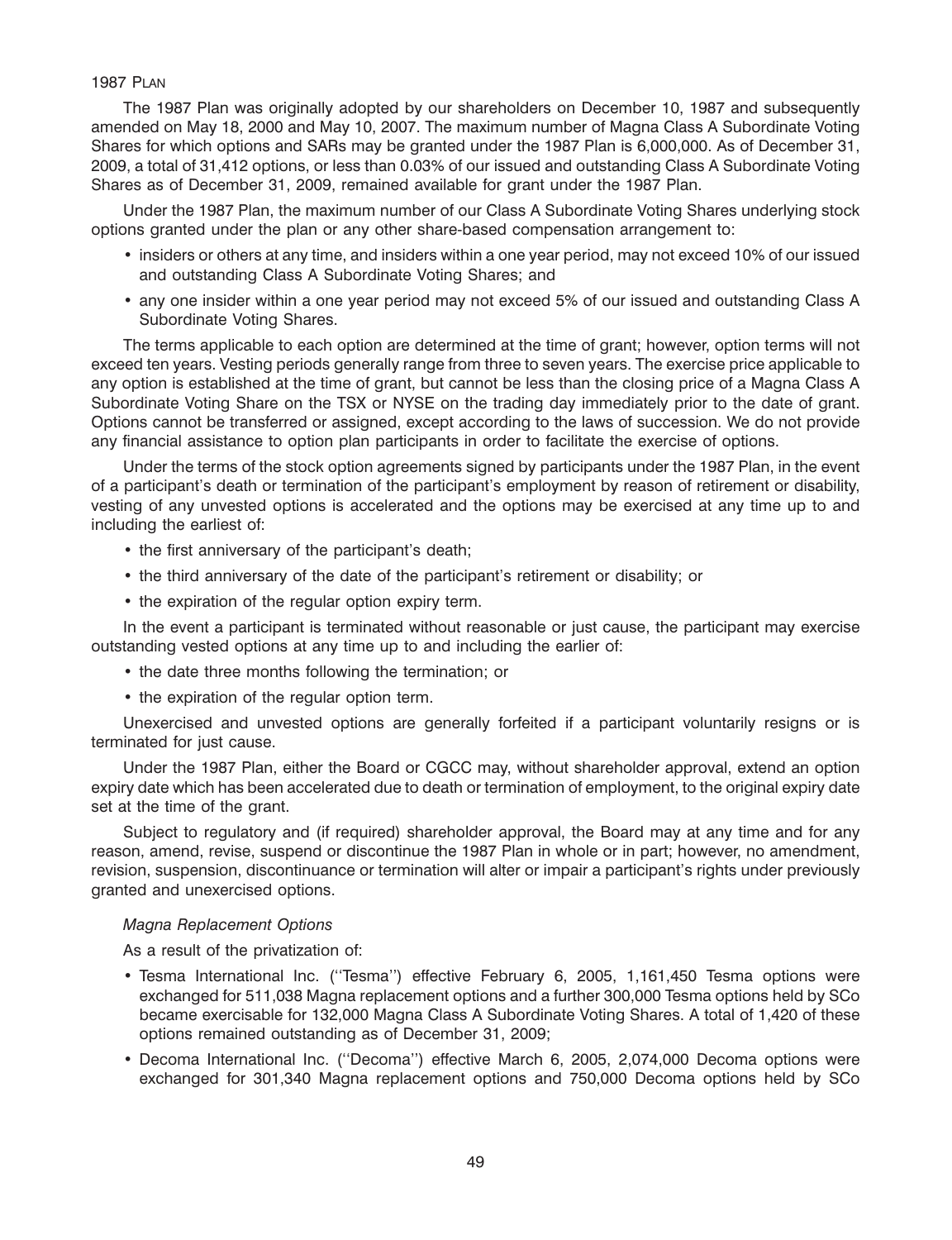### 1987 Plan

The 1987 Plan was originally adopted by our shareholders on December 10, 1987 and subsequently amended on May 18, 2000 and May 10, 2007. The maximum number of Magna Class A Subordinate Voting Shares for which options and SARs may be granted under the 1987 Plan is 6,000,000. As of December 31, 2009, a total of 31,412 options, or less than 0.03% of our issued and outstanding Class A Subordinate Voting Shares as of December 31, 2009, remained available for grant under the 1987 Plan.

Under the 1987 Plan, the maximum number of our Class A Subordinate Voting Shares underlying stock options granted under the plan or any other share-based compensation arrangement to:

- insiders or others at any time, and insiders within a one year period, may not exceed 10% of our issued and outstanding Class A Subordinate Voting Shares; and
- any one insider within a one year period may not exceed 5% of our issued and outstanding Class A Subordinate Voting Shares.

The terms applicable to each option are determined at the time of grant; however, option terms will not exceed ten years. Vesting periods generally range from three to seven years. The exercise price applicable to any option is established at the time of grant, but cannot be less than the closing price of a Magna Class A Subordinate Voting Share on the TSX or NYSE on the trading day immediately prior to the date of grant. Options cannot be transferred or assigned, except according to the laws of succession. We do not provide any financial assistance to option plan participants in order to facilitate the exercise of options.

Under the terms of the stock option agreements signed by participants under the 1987 Plan, in the event of a participant's death or termination of the participant's employment by reason of retirement or disability, vesting of any unvested options is accelerated and the options may be exercised at any time up to and including the earliest of:

- the first anniversary of the participant's death;
- the third anniversary of the date of the participant's retirement or disability; or
- the expiration of the regular option expiry term.

In the event a participant is terminated without reasonable or just cause, the participant may exercise outstanding vested options at any time up to and including the earlier of:

- the date three months following the termination; or
- the expiration of the regular option term.

Unexercised and unvested options are generally forfeited if a participant voluntarily resigns or is terminated for just cause.

Under the 1987 Plan, either the Board or CGCC may, without shareholder approval, extend an option expiry date which has been accelerated due to death or termination of employment, to the original expiry date set at the time of the grant.

Subject to regulatory and (if required) shareholder approval, the Board may at any time and for any reason, amend, revise, suspend or discontinue the 1987 Plan in whole or in part; however, no amendment, revision, suspension, discontinuance or termination will alter or impair a participant's rights under previously granted and unexercised options.

*Magna Replacement Options*

As a result of the privatization of:

- Tesma International Inc. ("Tesma") effective February 6, 2005, 1,161,450 Tesma options were exchanged for 511,038 Magna replacement options and a further 300,000 Tesma options held by SCo became exercisable for 132,000 Magna Class A Subordinate Voting Shares. A total of 1,420 of these options remained outstanding as of December 31, 2009;
- Decoma International Inc. ("Decoma") effective March 6, 2005, 2,074,000 Decoma options were exchanged for 301,340 Magna replacement options and 750,000 Decoma options held by SCo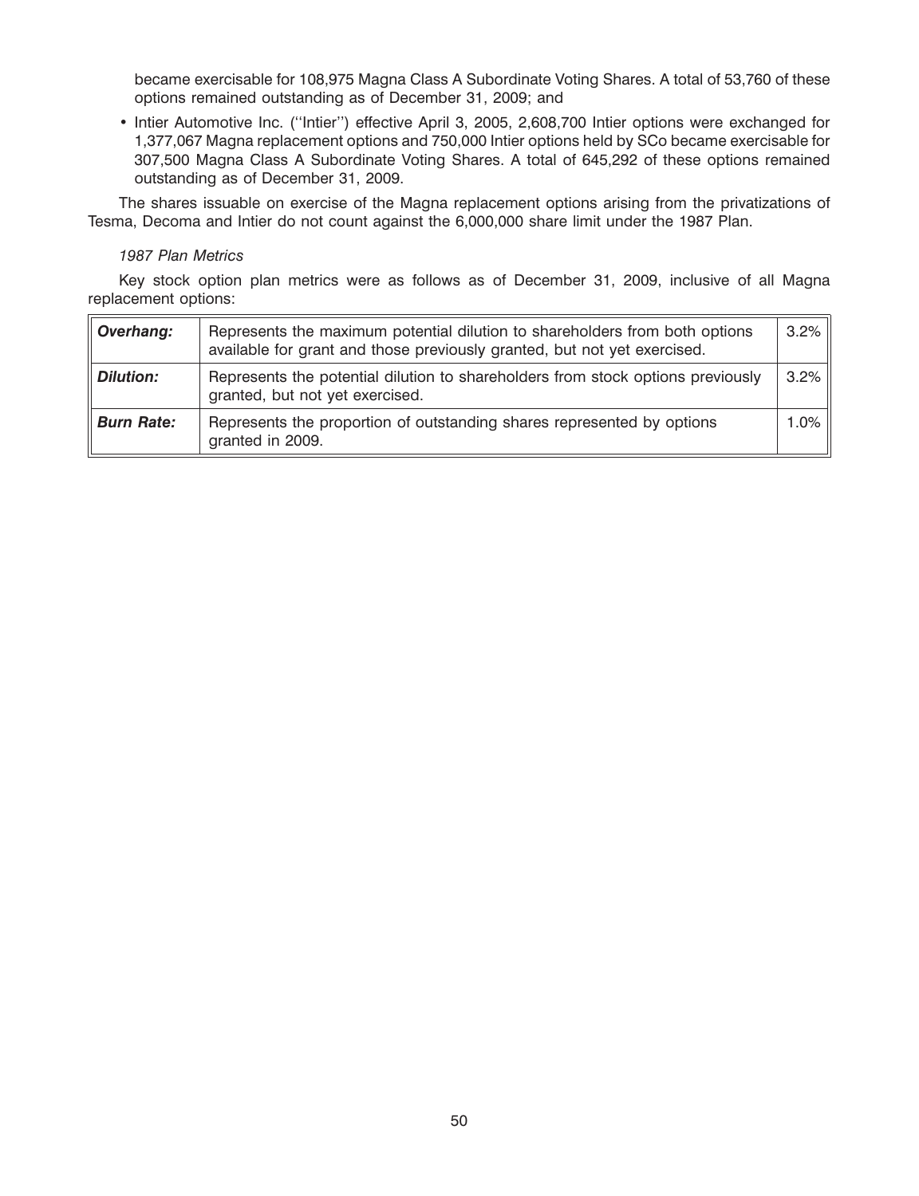became exercisable for 108,975 Magna Class A Subordinate Voting Shares. A total of 53,760 of these options remained outstanding as of December 31, 2009; and

- Intier Automotive Inc. (''Intier'') effective April 3, 2005, 2,608,700 Intier options were exchanged for 1,377,067 Magna replacement options and 750,000 Intier options held by SCo became exercisable for 307,500 Magna Class A Subordinate Voting Shares. A total of 645,292 of these options remained outstanding as of December 31, 2009.

The shares issuable on exercise of the Magna replacement options arising from the privatizations of Tesma, Decoma and Intier do not count against the 6,000,000 share limit under the 1987 Plan.

*1987 Plan Metrics*

Key stock option plan metrics were as follows as of December 31, 2009, inclusive of all Magna replacement options:

| | | |
|---|---|---|
| ***Overhang:*** | Represents the maximum potential dilution to shareholders from both options available for grant and those previously granted, but not yet exercised. | 3.2% |
| ***Dilution:*** | Represents the potential dilution to shareholders from stock options previously granted, but not yet exercised. | 3.2% |
| ***Burn Rate:*** | Represents the proportion of outstanding shares represented by options granted in 2009. | 1.0% |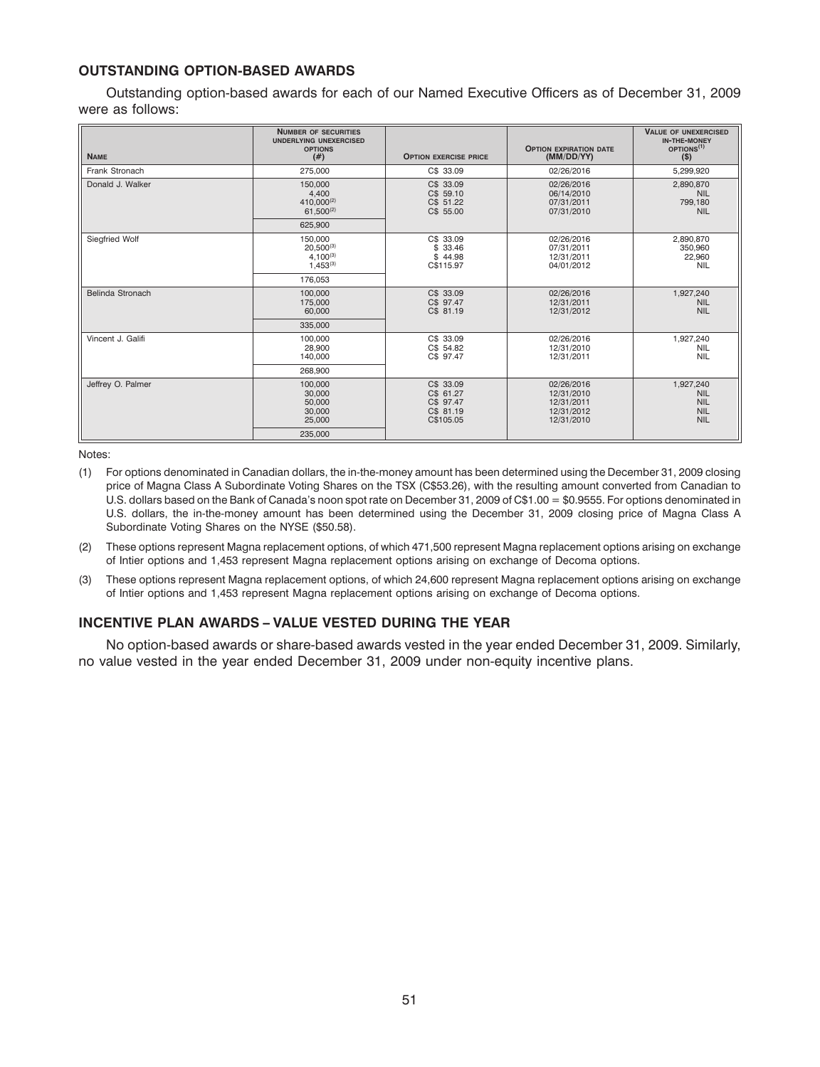### OUTSTANDING OPTION-BASED AWARDS

Outstanding option-based awards for each of our Named Executive Officers as of December 31, 2009 were as follows:

| NAME | NUMBER OF SECURITIES UNDERLYING UNEXERCISED OPTIONS (#) | OPTION EXERCISE PRICE | OPTION EXPIRATION DATE (MM/DD/YY) | VALUE OF UNEXERCISED IN-THE-MONEY OPTIONS[(1)] ($) |
|---|---|---|---|---|
| Frank Stronach | 275,000 | C$ 33.09 | 02/26/2016 | 5,299,920 |
| Donald J. Walker | 150,000 | C$ 33.09 | 02/26/2016 | 2,890,870 |
| | 4,400 | C$ 59.10 | 06/14/2010 | NIL |
| | 410,000[(2)] | C$ 51.22 | 07/31/2011 | 799,180 |
| | 61,500[(2)] | C$ 55.00 | 07/31/2010 | NIL |
| | 625,900 | | | |
| Siegfried Wolf | 150,000 | C$ 33.09 | 02/26/2016 | 2,890,870 |
| | 20,500[(3)] | $ 33.46 | 07/31/2011 | 350,960 |
| | 4,100[(3)] | $ 44.98 | 12/31/2011 | 22,960 |
| | 1,453[(3)] | C$115.97 | 04/01/2012 | NIL |
| | 176,053 | | | |
| Belinda Stronach | 100,000 | C$ 33.09 | 02/26/2016 | 1,927,240 |
| | 175,000 | C$ 97.47 | 12/31/2011 | NIL |
| | 60,000 | C$ 81.19 | 12/31/2012 | NIL |
| | 335,000 | | | |
| Vincent J. Galifi | 100,000 | C$ 33.09 | 02/26/2016 | 1,927,240 |
| | 28,900 | C$ 54.82 | 12/31/2010 | NIL |
| | 140,000 | C$ 97.47 | 12/31/2011 | NIL |
| | 268,900 | | | |
| Jeffrey O. Palmer | 100,000 | C$ 33.09 | 02/26/2016 | 1,927,240 |
| | 30,000 | C$ 61.27 | 12/31/2010 | NIL |
| | 50,000 | C$ 97.47 | 12/31/2011 | NIL |
| | 30,000 | C$ 81.19 | 12/31/2012 | NIL |
| | 25,000 | C$105.05 | 12/31/2010 | NIL |
| | 235,000 | | | |

Notes:

(1) For options denominated in Canadian dollars, the in-the-money amount has been determined using the December 31, 2009 closing price of Magna Class A Subordinate Voting Shares on the TSX (C$53.26), with the resulting amount converted from Canadian to U.S. dollars based on the Bank of Canada's noon spot rate on December 31, 2009 of C$1.00 = $0.9555. For options denominated in U.S. dollars, the in-the-money amount has been determined using the December 31, 2009 closing price of Magna Class A Subordinate Voting Shares on the NYSE ($50.58).

(2) These options represent Magna replacement options, of which 471,500 represent Magna replacement options arising on exchange of Intier options and 1,453 represent Magna replacement options arising on exchange of Decoma options.

(3) These options represent Magna replacement options, of which 24,600 represent Magna replacement options arising on exchange of Intier options and 1,453 represent Magna replacement options arising on exchange of Decoma options.

### INCENTIVE PLAN AWARDS – VALUE VESTED DURING THE YEAR

No option-based awards or share-based awards vested in the year ended December 31, 2009. Similarly, no value vested in the year ended December 31, 2009 under non-equity incentive plans.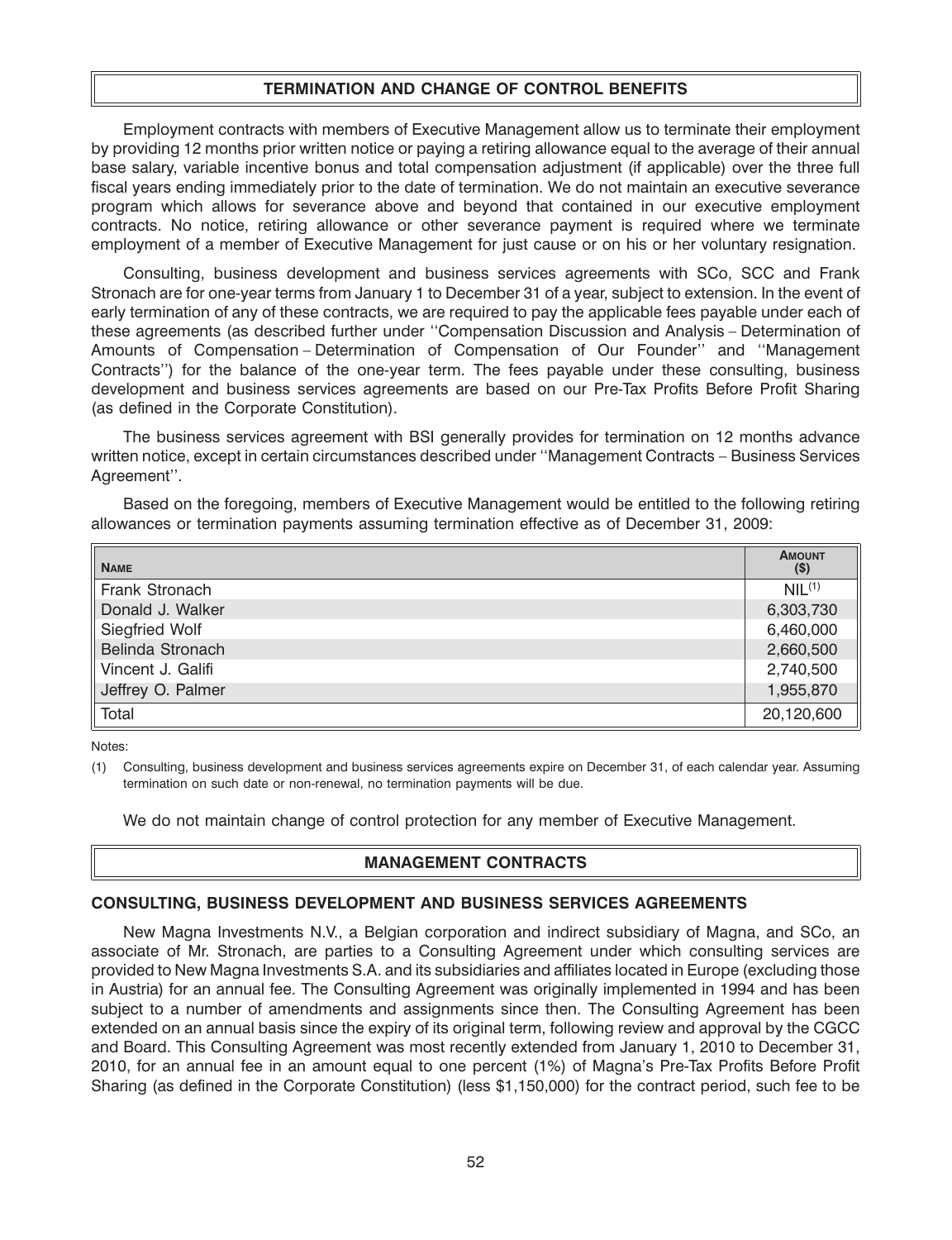## TERMINATION AND CHANGE OF CONTROL BENEFITS

Employment contracts with members of Executive Management allow us to terminate their employment by providing 12 months prior written notice or paying a retiring allowance equal to the average of their annual base salary, variable incentive bonus and total compensation adjustment (if applicable) over the three full fiscal years ending immediately prior to the date of termination. We do not maintain an executive severance program which allows for severance above and beyond that contained in our executive employment contracts. No notice, retiring allowance or other severance payment is required where we terminate employment of a member of Executive Management for just cause or on his or her voluntary resignation.

Consulting, business development and business services agreements with SCo, SCC and Frank Stronach are for one-year terms from January 1 to December 31 of a year, subject to extension. In the event of early termination of any of these contracts, we are required to pay the applicable fees payable under each of these agreements (as described further under ''Compensation Discussion and Analysis – Determination of Amounts of Compensation – Determination of Compensation of Our Founder'' and ''Management Contracts'') for the balance of the one-year term. The fees payable under these consulting, business development and business services agreements are based on our Pre-Tax Profits Before Profit Sharing (as defined in the Corporate Constitution).

The business services agreement with BSI generally provides for termination on 12 months advance written notice, except in certain circumstances described under ''Management Contracts – Business Services Agreement''.

Based on the foregoing, members of Executive Management would be entitled to the following retiring allowances or termination payments assuming termination effective as of December 31, 2009:

| NAME | AMOUNT ($) |
|---|---|
| Frank Stronach | NIL[(1)] |
| Donald J. Walker | 6,303,730 |
| Siegfried Wolf | 6,460,000 |
| Belinda Stronach | 2,660,500 |
| Vincent J. Galifi | 2,740,500 |
| Jeffrey O. Palmer | 1,955,870 |
| Total | 20,120,600 |

Notes:

(1) Consulting, business development and business services agreements expire on December 31, of each calendar year. Assuming termination on such date or non-renewal, no termination payments will be due.

We do not maintain change of control protection for any member of Executive Management.

## MANAGEMENT CONTRACTS

### CONSULTING, BUSINESS DEVELOPMENT AND BUSINESS SERVICES AGREEMENTS

New Magna Investments N.V., a Belgian corporation and indirect subsidiary of Magna, and SCo, an associate of Mr. Stronach, are parties to a Consulting Agreement under which consulting services are provided to New Magna Investments S.A. and its subsidiaries and affiliates located in Europe (excluding those in Austria) for an annual fee. The Consulting Agreement was originally implemented in 1994 and has been subject to a number of amendments and assignments since then. The Consulting Agreement has been extended on an annual basis since the expiry of its original term, following review and approval by the CGCC and Board. This Consulting Agreement was most recently extended from January 1, 2010 to December 31, 2010, for an annual fee in an amount equal to one percent (1%) of Magna's Pre-Tax Profits Before Profit Sharing (as defined in the Corporate Constitution) (less $1,150,000) for the contract period, such fee to be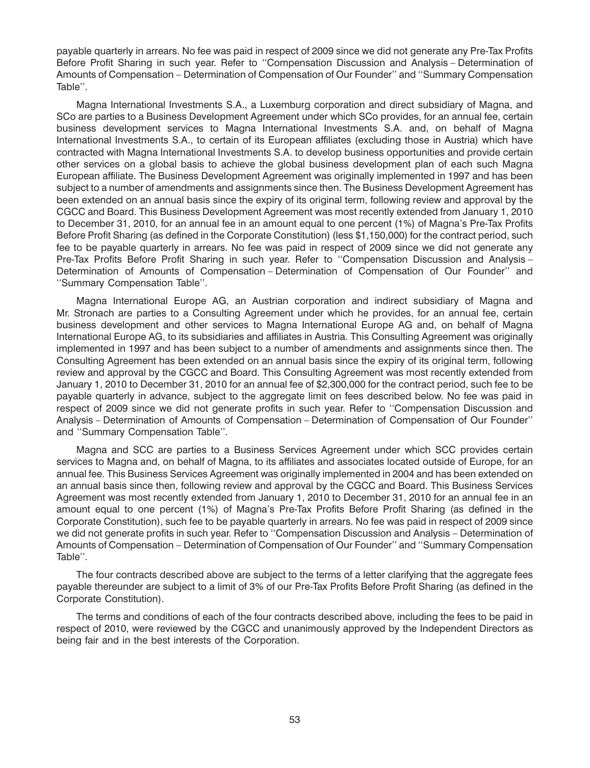payable quarterly in arrears. No fee was paid in respect of 2009 since we did not generate any Pre-Tax Profits Before Profit Sharing in such year. Refer to ''Compensation Discussion and Analysis – Determination of Amounts of Compensation – Determination of Compensation of Our Founder'' and ''Summary Compensation Table''.

Magna International Investments S.A., a Luxemburg corporation and direct subsidiary of Magna, and SCo are parties to a Business Development Agreement under which SCo provides, for an annual fee, certain business development services to Magna International Investments S.A. and, on behalf of Magna International Investments S.A., to certain of its European affiliates (excluding those in Austria) which have contracted with Magna International Investments S.A. to develop business opportunities and provide certain other services on a global basis to achieve the global business development plan of each such Magna European affiliate. The Business Development Agreement was originally implemented in 1997 and has been subject to a number of amendments and assignments since then. The Business Development Agreement has been extended on an annual basis since the expiry of its original term, following review and approval by the CGCC and Board. This Business Development Agreement was most recently extended from January 1, 2010 to December 31, 2010, for an annual fee in an amount equal to one percent (1%) of Magna's Pre-Tax Profits Before Profit Sharing (as defined in the Corporate Constitution) (less $1,150,000) for the contract period, such fee to be payable quarterly in arrears. No fee was paid in respect of 2009 since we did not generate any Pre-Tax Profits Before Profit Sharing in such year. Refer to ''Compensation Discussion and Analysis – Determination of Amounts of Compensation – Determination of Compensation of Our Founder'' and ''Summary Compensation Table''.

Magna International Europe AG, an Austrian corporation and indirect subsidiary of Magna and Mr. Stronach are parties to a Consulting Agreement under which he provides, for an annual fee, certain business development and other services to Magna International Europe AG and, on behalf of Magna International Europe AG, to its subsidiaries and affiliates in Austria. This Consulting Agreement was originally implemented in 1997 and has been subject to a number of amendments and assignments since then. The Consulting Agreement has been extended on an annual basis since the expiry of its original term, following review and approval by the CGCC and Board. This Consulting Agreement was most recently extended from January 1, 2010 to December 31, 2010 for an annual fee of $2,300,000 for the contract period, such fee to be payable quarterly in advance, subject to the aggregate limit on fees described below. No fee was paid in respect of 2009 since we did not generate profits in such year. Refer to ''Compensation Discussion and Analysis – Determination of Amounts of Compensation – Determination of Compensation of Our Founder'' and ''Summary Compensation Table''.

Magna and SCC are parties to a Business Services Agreement under which SCC provides certain services to Magna and, on behalf of Magna, to its affiliates and associates located outside of Europe, for an annual fee. This Business Services Agreement was originally implemented in 2004 and has been extended on an annual basis since then, following review and approval by the CGCC and Board. This Business Services Agreement was most recently extended from January 1, 2010 to December 31, 2010 for an annual fee in an amount equal to one percent (1%) of Magna's Pre-Tax Profits Before Profit Sharing (as defined in the Corporate Constitution), such fee to be payable quarterly in arrears. No fee was paid in respect of 2009 since we did not generate profits in such year. Refer to ''Compensation Discussion and Analysis – Determination of Amounts of Compensation – Determination of Compensation of Our Founder'' and ''Summary Compensation Table''.

The four contracts described above are subject to the terms of a letter clarifying that the aggregate fees payable thereunder are subject to a limit of 3% of our Pre-Tax Profits Before Profit Sharing (as defined in the Corporate Constitution).

The terms and conditions of each of the four contracts described above, including the fees to be paid in respect of 2010, were reviewed by the CGCC and unanimously approved by the Independent Directors as being fair and in the best interests of the Corporation.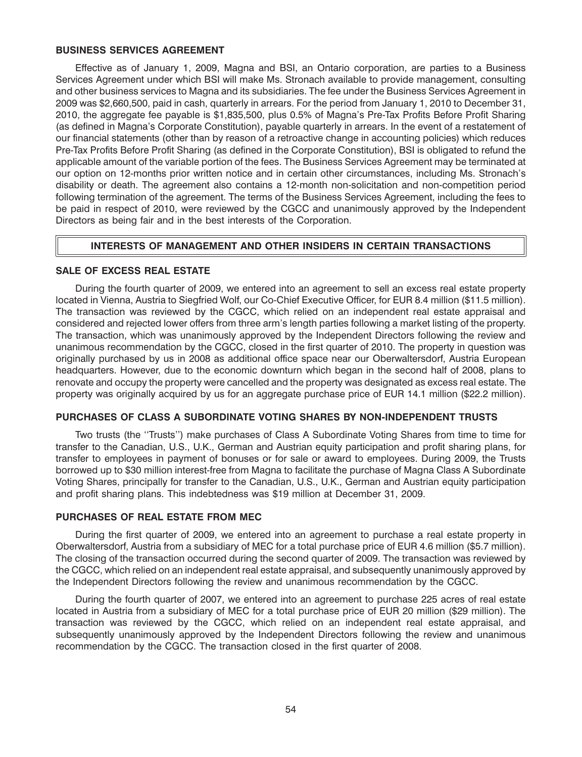### BUSINESS SERVICES AGREEMENT

Effective as of January 1, 2009, Magna and BSI, an Ontario corporation, are parties to a Business Services Agreement under which BSI will make Ms. Stronach available to provide management, consulting and other business services to Magna and its subsidiaries. The fee under the Business Services Agreement in 2009 was $2,660,500, paid in cash, quarterly in arrears. For the period from January 1, 2010 to December 31, 2010, the aggregate fee payable is $1,835,500, plus 0.5% of Magna's Pre-Tax Profits Before Profit Sharing (as defined in Magna's Corporate Constitution), payable quarterly in arrears. In the event of a restatement of our financial statements (other than by reason of a retroactive change in accounting policies) which reduces Pre-Tax Profits Before Profit Sharing (as defined in the Corporate Constitution), BSI is obligated to refund the applicable amount of the variable portion of the fees. The Business Services Agreement may be terminated at our option on 12-months prior written notice and in certain other circumstances, including Ms. Stronach's disability or death. The agreement also contains a 12-month non-solicitation and non-competition period following termination of the agreement. The terms of the Business Services Agreement, including the fees to be paid in respect of 2010, were reviewed by the CGCC and unanimously approved by the Independent Directors as being fair and in the best interests of the Corporation.

## INTERESTS OF MANAGEMENT AND OTHER INSIDERS IN CERTAIN TRANSACTIONS

### SALE OF EXCESS REAL ESTATE

During the fourth quarter of 2009, we entered into an agreement to sell an excess real estate property located in Vienna, Austria to Siegfried Wolf, our Co-Chief Executive Officer, for EUR 8.4 million ($11.5 million). The transaction was reviewed by the CGCC, which relied on an independent real estate appraisal and considered and rejected lower offers from three arm's length parties following a market listing of the property. The transaction, which was unanimously approved by the Independent Directors following the review and unanimous recommendation by the CGCC, closed in the first quarter of 2010. The property in question was originally purchased by us in 2008 as additional office space near our Oberwaltersdorf, Austria European headquarters. However, due to the economic downturn which began in the second half of 2008, plans to renovate and occupy the property were cancelled and the property was designated as excess real estate. The property was originally acquired by us for an aggregate purchase price of EUR 14.1 million ($22.2 million).

### PURCHASES OF CLASS A SUBORDINATE VOTING SHARES BY NON-INDEPENDENT TRUSTS

Two trusts (the ''Trusts'') make purchases of Class A Subordinate Voting Shares from time to time for transfer to the Canadian, U.S., U.K., German and Austrian equity participation and profit sharing plans, for transfer to employees in payment of bonuses or for sale or award to employees. During 2009, the Trusts borrowed up to $30 million interest-free from Magna to facilitate the purchase of Magna Class A Subordinate Voting Shares, principally for transfer to the Canadian, U.S., U.K., German and Austrian equity participation and profit sharing plans. This indebtedness was $19 million at December 31, 2009.

### PURCHASES OF REAL ESTATE FROM MEC

During the first quarter of 2009, we entered into an agreement to purchase a real estate property in Oberwaltersdorf, Austria from a subsidiary of MEC for a total purchase price of EUR 4.6 million ($5.7 million). The closing of the transaction occurred during the second quarter of 2009. The transaction was reviewed by the CGCC, which relied on an independent real estate appraisal, and subsequently unanimously approved by the Independent Directors following the review and unanimous recommendation by the CGCC.

During the fourth quarter of 2007, we entered into an agreement to purchase 225 acres of real estate located in Austria from a subsidiary of MEC for a total purchase price of EUR 20 million ($29 million). The transaction was reviewed by the CGCC, which relied on an independent real estate appraisal, and subsequently unanimously approved by the Independent Directors following the review and unanimous recommendation by the CGCC. The transaction closed in the first quarter of 2008.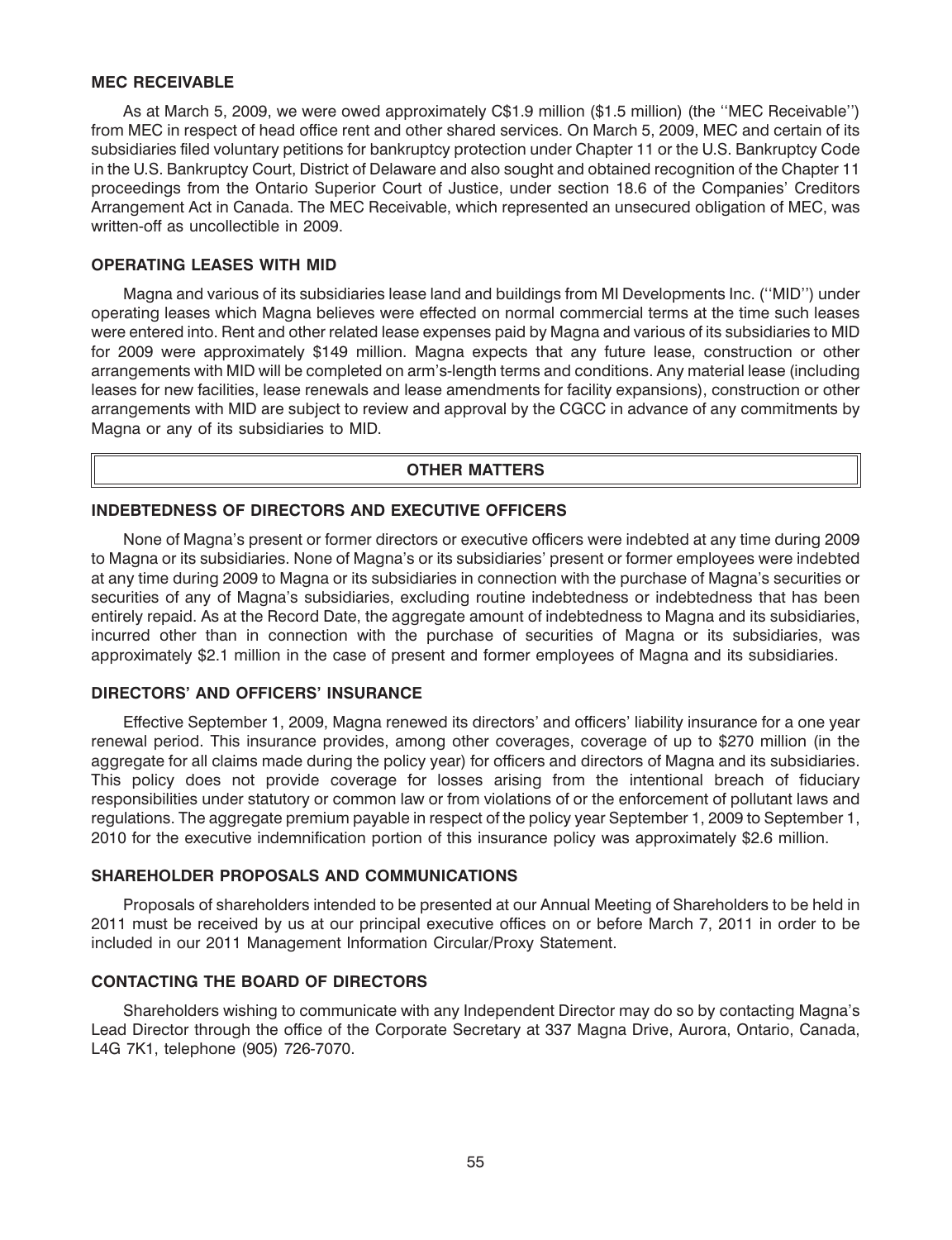### MEC RECEIVABLE

As at March 5, 2009, we were owed approximately C$1.9 million ($1.5 million) (the ''MEC Receivable'') from MEC in respect of head office rent and other shared services. On March 5, 2009, MEC and certain of its subsidiaries filed voluntary petitions for bankruptcy protection under Chapter 11 or the U.S. Bankruptcy Code in the U.S. Bankruptcy Court, District of Delaware and also sought and obtained recognition of the Chapter 11 proceedings from the Ontario Superior Court of Justice, under section 18.6 of the Companies' Creditors Arrangement Act in Canada. The MEC Receivable, which represented an unsecured obligation of MEC, was written-off as uncollectible in 2009.

### OPERATING LEASES WITH MID

Magna and various of its subsidiaries lease land and buildings from MI Developments Inc. (''MID'') under operating leases which Magna believes were effected on normal commercial terms at the time such leases were entered into. Rent and other related lease expenses paid by Magna and various of its subsidiaries to MID for 2009 were approximately $149 million. Magna expects that any future lease, construction or other arrangements with MID will be completed on arm's-length terms and conditions. Any material lease (including leases for new facilities, lease renewals and lease amendments for facility expansions), construction or other arrangements with MID are subject to review and approval by the CGCC in advance of any commitments by Magna or any of its subsidiaries to MID.

## OTHER MATTERS

### INDEBTEDNESS OF DIRECTORS AND EXECUTIVE OFFICERS

None of Magna's present or former directors or executive officers were indebted at any time during 2009 to Magna or its subsidiaries. None of Magna's or its subsidiaries' present or former employees were indebted at any time during 2009 to Magna or its subsidiaries in connection with the purchase of Magna's securities or securities of any of Magna's subsidiaries, excluding routine indebtedness or indebtedness that has been entirely repaid. As at the Record Date, the aggregate amount of indebtedness to Magna and its subsidiaries, incurred other than in connection with the purchase of securities of Magna or its subsidiaries, was approximately $2.1 million in the case of present and former employees of Magna and its subsidiaries.

### DIRECTORS' AND OFFICERS' INSURANCE

Effective September 1, 2009, Magna renewed its directors' and officers' liability insurance for a one year renewal period. This insurance provides, among other coverages, coverage of up to $270 million (in the aggregate for all claims made during the policy year) for officers and directors of Magna and its subsidiaries. This policy does not provide coverage for losses arising from the intentional breach of fiduciary responsibilities under statutory or common law or from violations of or the enforcement of pollutant laws and regulations. The aggregate premium payable in respect of the policy year September 1, 2009 to September 1, 2010 for the executive indemnification portion of this insurance policy was approximately $2.6 million.

### SHAREHOLDER PROPOSALS AND COMMUNICATIONS

Proposals of shareholders intended to be presented at our Annual Meeting of Shareholders to be held in 2011 must be received by us at our principal executive offices on or before March 7, 2011 in order to be included in our 2011 Management Information Circular/Proxy Statement.

### CONTACTING THE BOARD OF DIRECTORS

Shareholders wishing to communicate with any Independent Director may do so by contacting Magna's Lead Director through the office of the Corporate Secretary at 337 Magna Drive, Aurora, Ontario, Canada, L4G 7K1, telephone (905) 726-7070.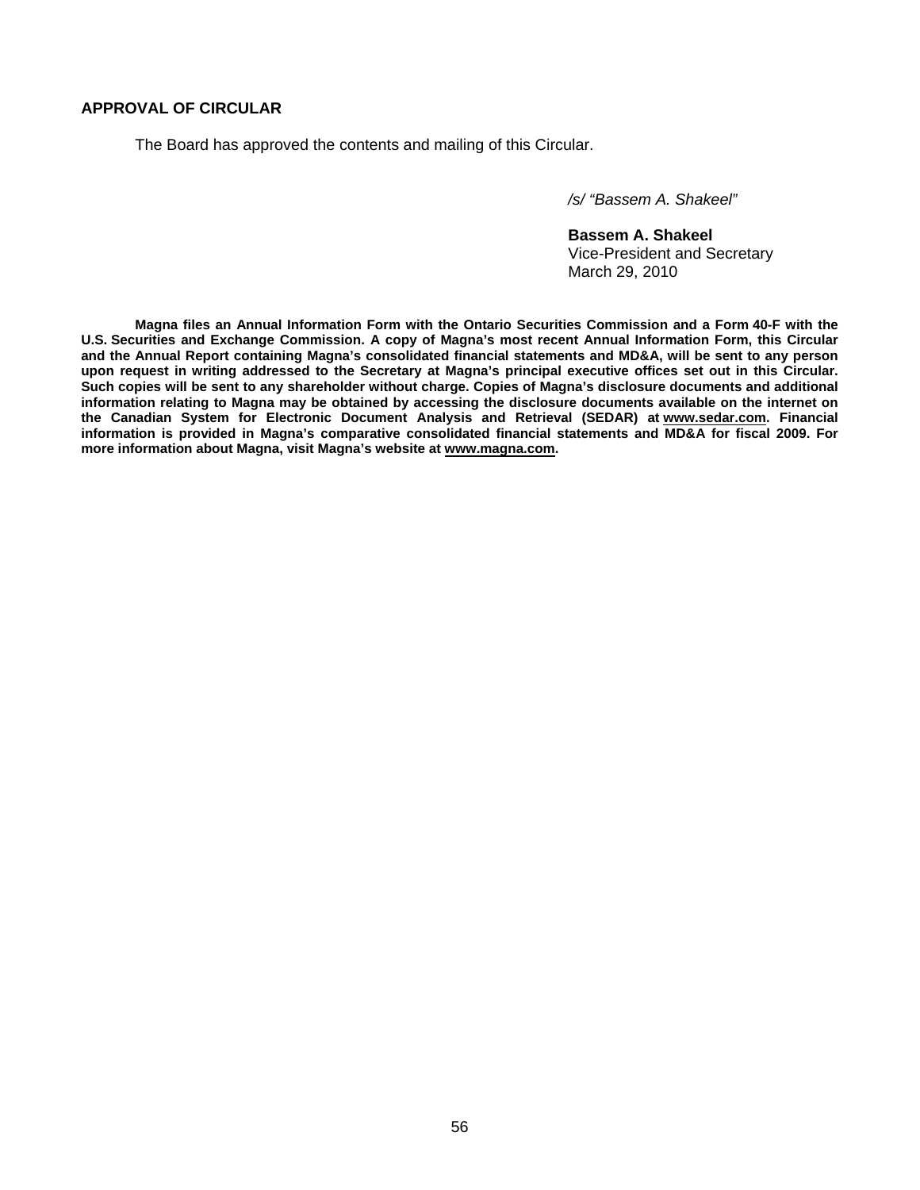## APPROVAL OF CIRCULAR

The Board has approved the contents and mailing of this Circular.

*/s/ "Bassem A. Shakeel"*

**Bassem A. Shakeel**
Vice-President and Secretary
March 29, 2010

**Magna files an Annual Information Form with the Ontario Securities Commission and a Form 40-F with the U.S. Securities and Exchange Commission. A copy of Magna's most recent Annual Information Form, this Circular and the Annual Report containing Magna's consolidated financial statements and MD&A, will be sent to any person upon request in writing addressed to the Secretary at Magna's principal executive offices set out in this Circular. Such copies will be sent to any shareholder without charge. Copies of Magna's disclosure documents and additional information relating to Magna may be obtained by accessing the disclosure documents available on the internet on the Canadian System for Electronic Document Analysis and Retrieval (SEDAR) at www.sedar.com. Financial information is provided in Magna's comparative consolidated financial statements and MD&A for fiscal 2009. For more information about Magna, visit Magna's website at www.magna.com.**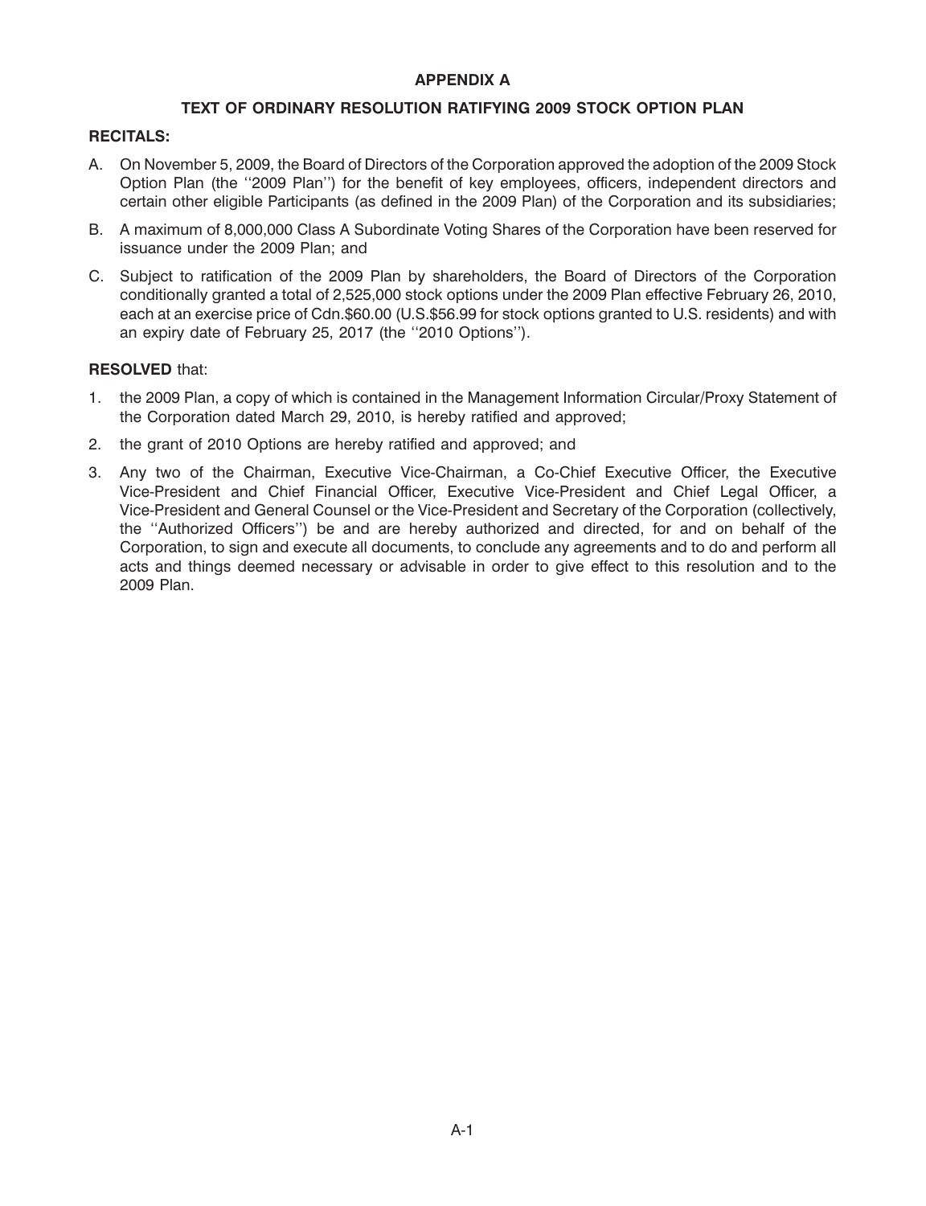## APPENDIX A

### TEXT OF ORDINARY RESOLUTION RATIFYING 2009 STOCK OPTION PLAN

**RECITALS:**

A. On November 5, 2009, the Board of Directors of the Corporation approved the adoption of the 2009 Stock Option Plan (the ''2009 Plan'') for the benefit of key employees, officers, independent directors and certain other eligible Participants (as defined in the 2009 Plan) of the Corporation and its subsidiaries;

B. A maximum of 8,000,000 Class A Subordinate Voting Shares of the Corporation have been reserved for issuance under the 2009 Plan; and

C. Subject to ratification of the 2009 Plan by shareholders, the Board of Directors of the Corporation conditionally granted a total of 2,525,000 stock options under the 2009 Plan effective February 26, 2010, each at an exercise price of Cdn.$60.00 (U.S.$56.99 for stock options granted to U.S. residents) and with an expiry date of February 25, 2017 (the ''2010 Options'').

**RESOLVED** that:

1. the 2009 Plan, a copy of which is contained in the Management Information Circular/Proxy Statement of the Corporation dated March 29, 2010, is hereby ratified and approved;

2. the grant of 2010 Options are hereby ratified and approved; and

3. Any two of the Chairman, Executive Vice-Chairman, a Co-Chief Executive Officer, the Executive Vice-President and Chief Financial Officer, Executive Vice-President and Chief Legal Officer, a Vice-President and General Counsel or the Vice-President and Secretary of the Corporation (collectively, the ''Authorized Officers'') be and are hereby authorized and directed, for and on behalf of the Corporation, to sign and execute all documents, to conclude any agreements and to do and perform all acts and things deemed necessary or advisable in order to give effect to this resolution and to the 2009 Plan.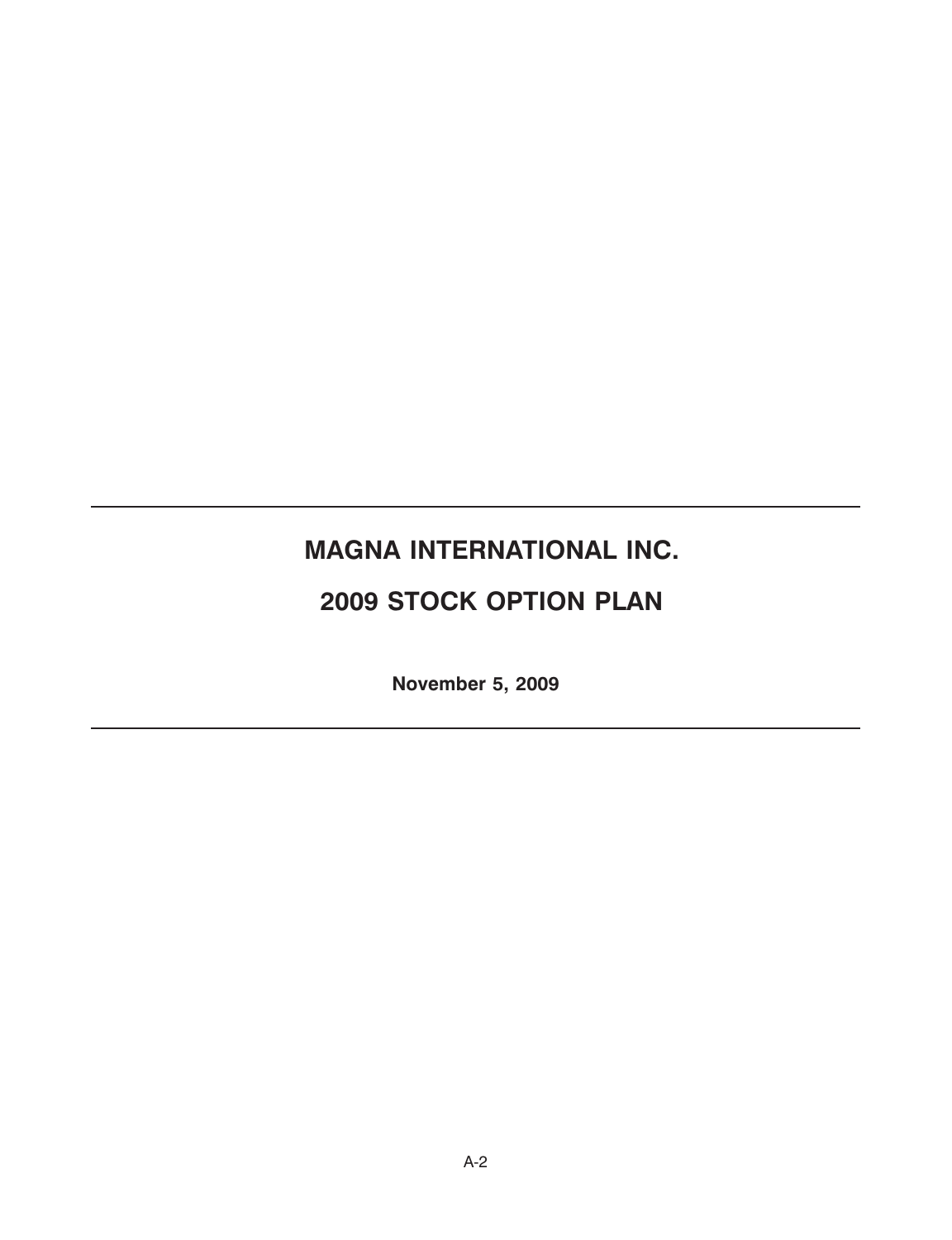---

# MAGNA INTERNATIONAL INC.

# 2009 STOCK OPTION PLAN

**November 5, 2009**

---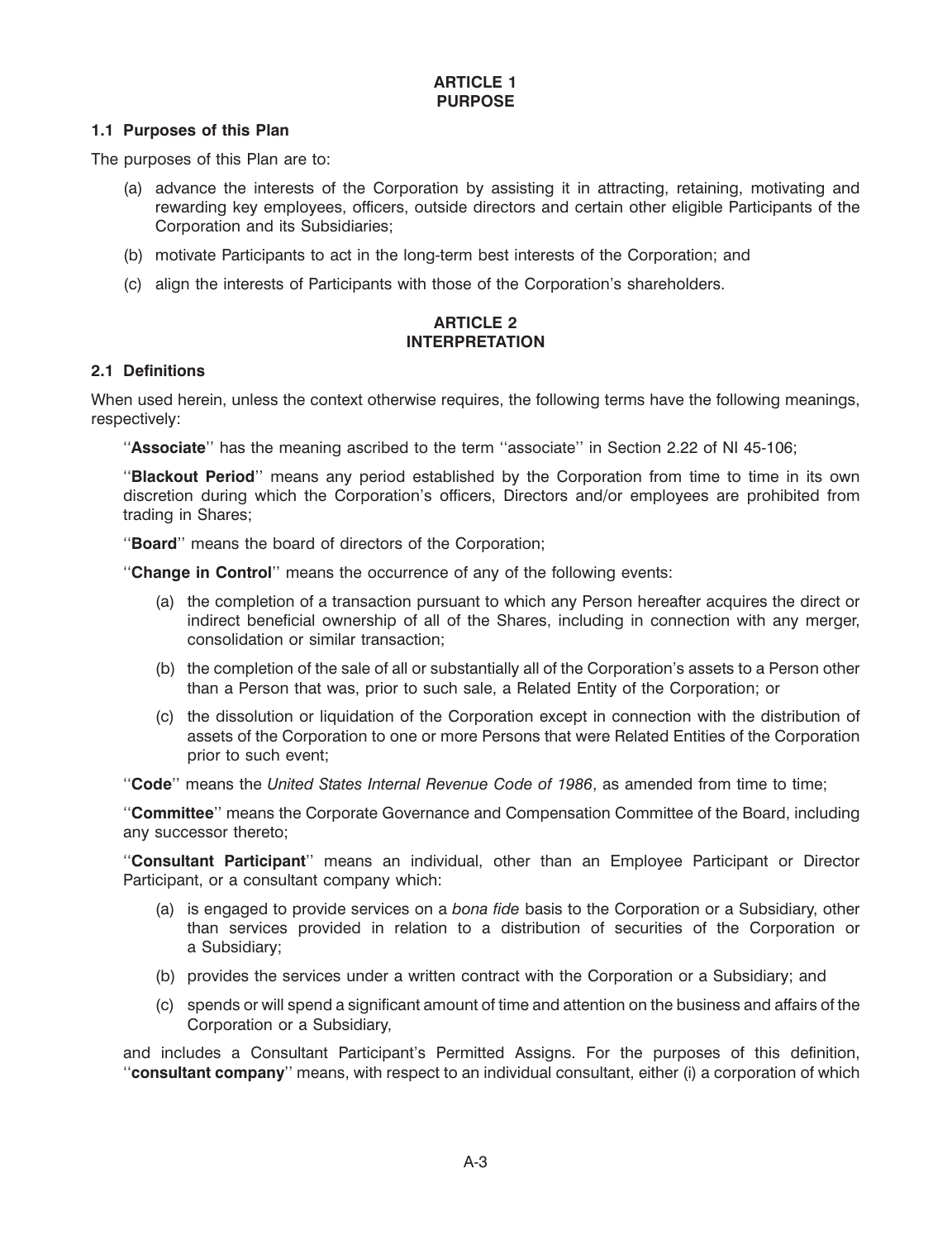# ARTICLE 1
# PURPOSE

### 1.1 Purposes of this Plan

The purposes of this Plan are to:

(a) advance the interests of the Corporation by assisting it in attracting, retaining, motivating and rewarding key employees, officers, outside directors and certain other eligible Participants of the Corporation and its Subsidiaries;

(b) motivate Participants to act in the long-term best interests of the Corporation; and

(c) align the interests of Participants with those of the Corporation's shareholders.

# ARTICLE 2
# INTERPRETATION

### 2.1 Definitions

When used herein, unless the context otherwise requires, the following terms have the following meanings, respectively:

''**Associate**'' has the meaning ascribed to the term ''associate'' in Section 2.22 of NI 45-106;

''**Blackout Period**'' means any period established by the Corporation from time to time in its own discretion during which the Corporation's officers, Directors and/or employees are prohibited from trading in Shares;

''**Board**'' means the board of directors of the Corporation;

''**Change in Control**'' means the occurrence of any of the following events:

(a) the completion of a transaction pursuant to which any Person hereafter acquires the direct or indirect beneficial ownership of all of the Shares, including in connection with any merger, consolidation or similar transaction;

(b) the completion of the sale of all or substantially all of the Corporation's assets to a Person other than a Person that was, prior to such sale, a Related Entity of the Corporation; or

(c) the dissolution or liquidation of the Corporation except in connection with the distribution of assets of the Corporation to one or more Persons that were Related Entities of the Corporation prior to such event;

''**Code**'' means the *United States Internal Revenue Code of 1986*, as amended from time to time;

''**Committee**'' means the Corporate Governance and Compensation Committee of the Board, including any successor thereto;

''**Consultant Participant**'' means an individual, other than an Employee Participant or Director Participant, or a consultant company which:

(a) is engaged to provide services on a *bona fide* basis to the Corporation or a Subsidiary, other than services provided in relation to a distribution of securities of the Corporation or a Subsidiary;

(b) provides the services under a written contract with the Corporation or a Subsidiary; and

(c) spends or will spend a significant amount of time and attention on the business and affairs of the Corporation or a Subsidiary,

and includes a Consultant Participant's Permitted Assigns. For the purposes of this definition, ''**consultant company**'' means, with respect to an individual consultant, either (i) a corporation of which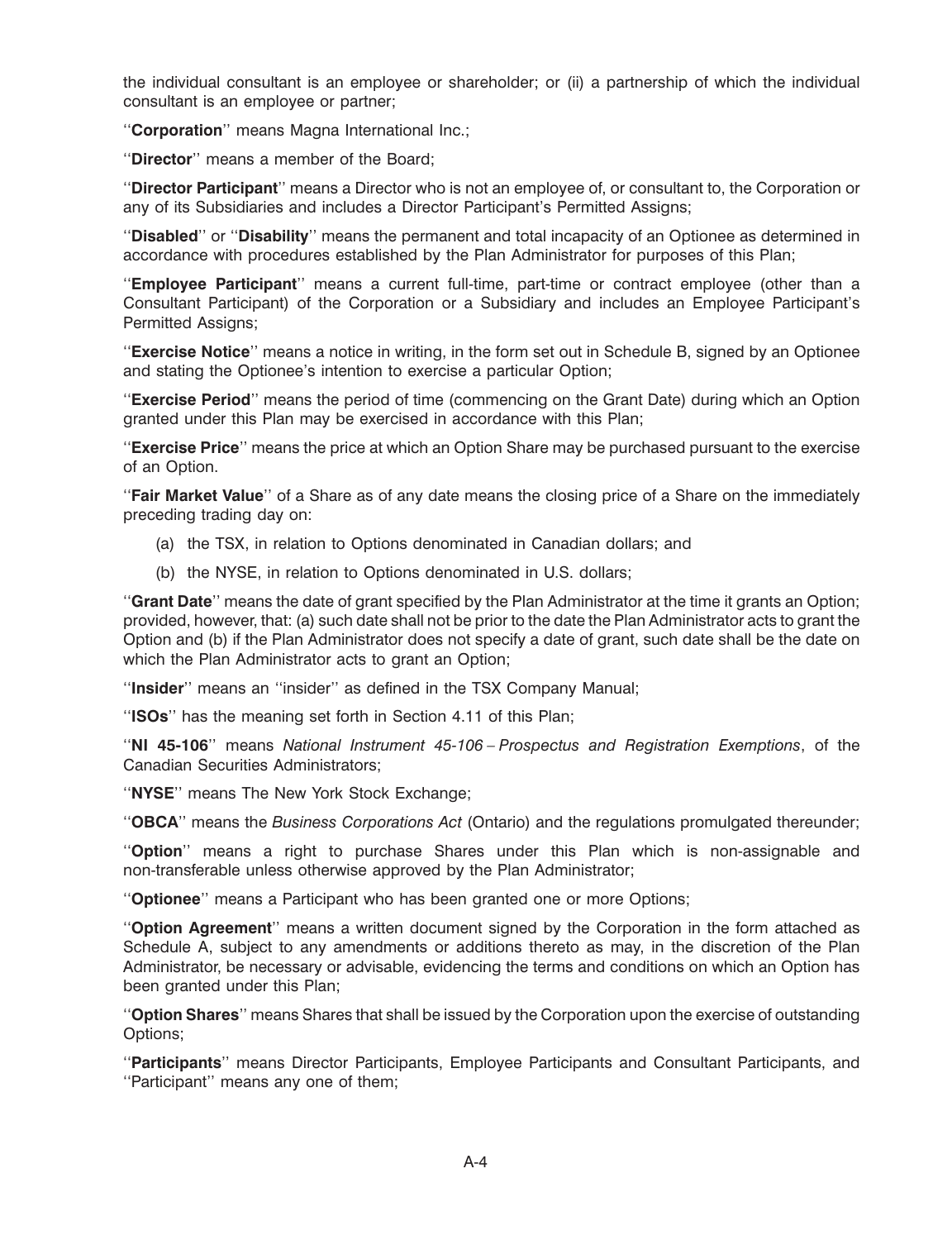the individual consultant is an employee or shareholder; or (ii) a partnership of which the individual consultant is an employee or partner;

''**Corporation**'' means Magna International Inc.;

''**Director**'' means a member of the Board;

''**Director Participant**'' means a Director who is not an employee of, or consultant to, the Corporation or any of its Subsidiaries and includes a Director Participant's Permitted Assigns;

''**Disabled**'' or ''**Disability**'' means the permanent and total incapacity of an Optionee as determined in accordance with procedures established by the Plan Administrator for purposes of this Plan;

''**Employee Participant**'' means a current full-time, part-time or contract employee (other than a Consultant Participant) of the Corporation or a Subsidiary and includes an Employee Participant's Permitted Assigns;

''**Exercise Notice**'' means a notice in writing, in the form set out in Schedule B, signed by an Optionee and stating the Optionee's intention to exercise a particular Option;

''**Exercise Period**'' means the period of time (commencing on the Grant Date) during which an Option granted under this Plan may be exercised in accordance with this Plan;

''**Exercise Price**'' means the price at which an Option Share may be purchased pursuant to the exercise of an Option.

''**Fair Market Value**'' of a Share as of any date means the closing price of a Share on the immediately preceding trading day on:

(a) the TSX, in relation to Options denominated in Canadian dollars; and

(b) the NYSE, in relation to Options denominated in U.S. dollars;

''**Grant Date**'' means the date of grant specified by the Plan Administrator at the time it grants an Option; provided, however, that: (a) such date shall not be prior to the date the Plan Administrator acts to grant the Option and (b) if the Plan Administrator does not specify a date of grant, such date shall be the date on which the Plan Administrator acts to grant an Option;

''**Insider**'' means an ''insider'' as defined in the TSX Company Manual;

''**ISOs**'' has the meaning set forth in Section 4.11 of this Plan;

''**NI 45-106**'' means *National Instrument 45-106 – Prospectus and Registration Exemptions*, of the Canadian Securities Administrators;

''**NYSE**'' means The New York Stock Exchange;

''**OBCA**'' means the *Business Corporations Act* (Ontario) and the regulations promulgated thereunder;

''**Option**'' means a right to purchase Shares under this Plan which is non-assignable and non-transferable unless otherwise approved by the Plan Administrator;

''**Optionee**'' means a Participant who has been granted one or more Options;

''**Option Agreement**'' means a written document signed by the Corporation in the form attached as Schedule A, subject to any amendments or additions thereto as may, in the discretion of the Plan Administrator, be necessary or advisable, evidencing the terms and conditions on which an Option has been granted under this Plan;

''**Option Shares**'' means Shares that shall be issued by the Corporation upon the exercise of outstanding Options;

''**Participants**'' means Director Participants, Employee Participants and Consultant Participants, and ''Participant'' means any one of them;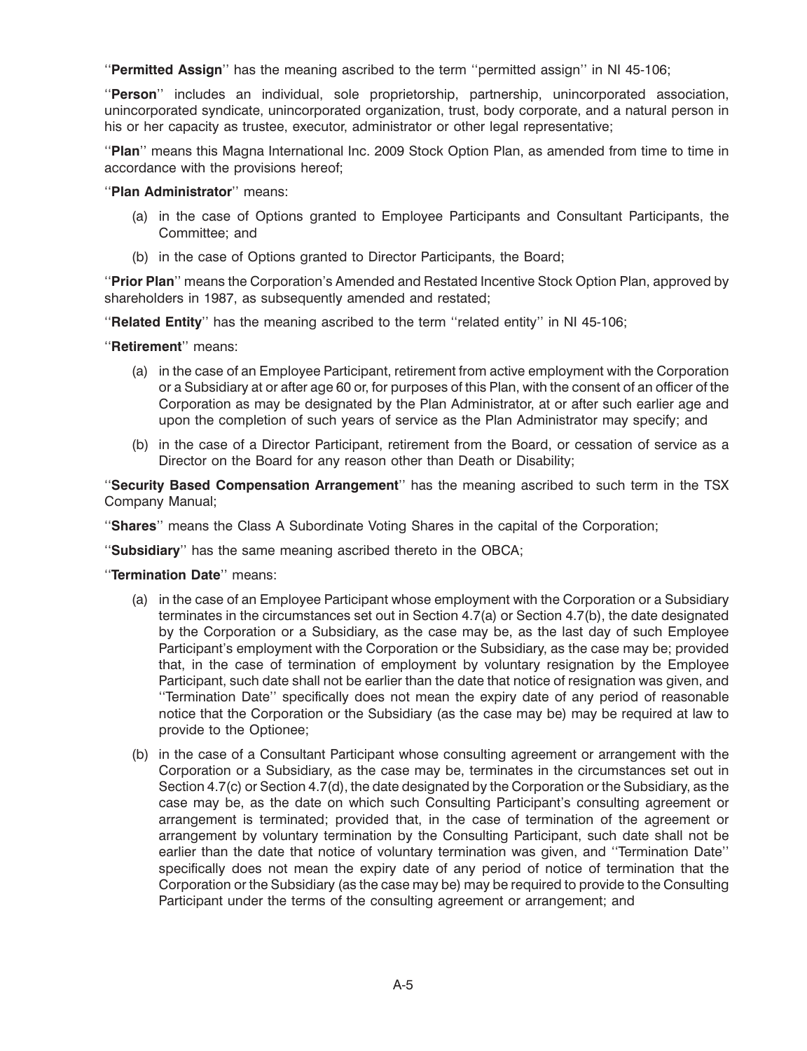''**Permitted Assign**'' has the meaning ascribed to the term ''permitted assign'' in NI 45-106;

''**Person**'' includes an individual, sole proprietorship, partnership, unincorporated association, unincorporated syndicate, unincorporated organization, trust, body corporate, and a natural person in his or her capacity as trustee, executor, administrator or other legal representative;

''**Plan**'' means this Magna International Inc. 2009 Stock Option Plan, as amended from time to time in accordance with the provisions hereof;

''**Plan Administrator**'' means:

(a) in the case of Options granted to Employee Participants and Consultant Participants, the Committee; and

(b) in the case of Options granted to Director Participants, the Board;

''**Prior Plan**'' means the Corporation's Amended and Restated Incentive Stock Option Plan, approved by shareholders in 1987, as subsequently amended and restated;

''**Related Entity**'' has the meaning ascribed to the term ''related entity'' in NI 45-106;

''**Retirement**'' means:

(a) in the case of an Employee Participant, retirement from active employment with the Corporation or a Subsidiary at or after age 60 or, for purposes of this Plan, with the consent of an officer of the Corporation as may be designated by the Plan Administrator, at or after such earlier age and upon the completion of such years of service as the Plan Administrator may specify; and

(b) in the case of a Director Participant, retirement from the Board, or cessation of service as a Director on the Board for any reason other than Death or Disability;

''**Security Based Compensation Arrangement**'' has the meaning ascribed to such term in the TSX Company Manual;

''**Shares**'' means the Class A Subordinate Voting Shares in the capital of the Corporation;

''**Subsidiary**'' has the same meaning ascribed thereto in the OBCA;

''**Termination Date**'' means:

(a) in the case of an Employee Participant whose employment with the Corporation or a Subsidiary terminates in the circumstances set out in Section 4.7(a) or Section 4.7(b), the date designated by the Corporation or a Subsidiary, as the case may be, as the last day of such Employee Participant's employment with the Corporation or the Subsidiary, as the case may be; provided that, in the case of termination of employment by voluntary resignation by the Employee Participant, such date shall not be earlier than the date that notice of resignation was given, and ''Termination Date'' specifically does not mean the expiry date of any period of reasonable notice that the Corporation or the Subsidiary (as the case may be) may be required at law to provide to the Optionee;

(b) in the case of a Consultant Participant whose consulting agreement or arrangement with the Corporation or a Subsidiary, as the case may be, terminates in the circumstances set out in Section 4.7(c) or Section 4.7(d), the date designated by the Corporation or the Subsidiary, as the case may be, as the date on which such Consulting Participant's consulting agreement or arrangement is terminated; provided that, in the case of termination of the agreement or arrangement by voluntary termination by the Consulting Participant, such date shall not be earlier than the date that notice of voluntary termination was given, and ''Termination Date'' specifically does not mean the expiry date of any period of notice of termination that the Corporation or the Subsidiary (as the case may be) may be required to provide to the Consulting Participant under the terms of the consulting agreement or arrangement; and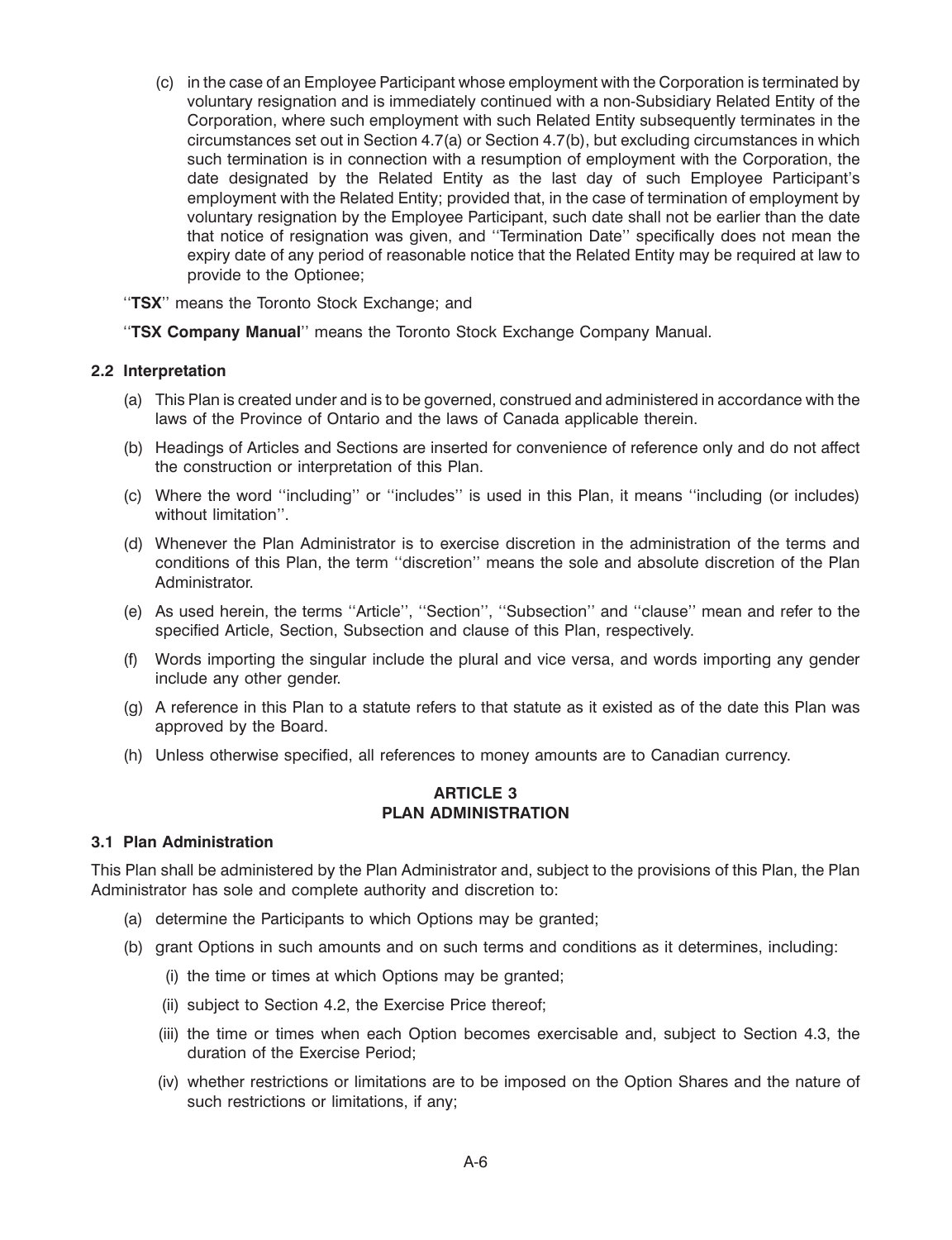(c) in the case of an Employee Participant whose employment with the Corporation is terminated by voluntary resignation and is immediately continued with a non-Subsidiary Related Entity of the Corporation, where such employment with such Related Entity subsequently terminates in the circumstances set out in Section 4.7(a) or Section 4.7(b), but excluding circumstances in which such termination is in connection with a resumption of employment with the Corporation, the date designated by the Related Entity as the last day of such Employee Participant's employment with the Related Entity; provided that, in the case of termination of employment by voluntary resignation by the Employee Participant, such date shall not be earlier than the date that notice of resignation was given, and ''Termination Date'' specifically does not mean the expiry date of any period of reasonable notice that the Related Entity may be required at law to provide to the Optionee;

''**TSX**'' means the Toronto Stock Exchange; and

''**TSX Company Manual**'' means the Toronto Stock Exchange Company Manual.

### 2.2 Interpretation

(a) This Plan is created under and is to be governed, construed and administered in accordance with the laws of the Province of Ontario and the laws of Canada applicable therein.

(b) Headings of Articles and Sections are inserted for convenience of reference only and do not affect the construction or interpretation of this Plan.

(c) Where the word ''including'' or ''includes'' is used in this Plan, it means ''including (or includes) without limitation''.

(d) Whenever the Plan Administrator is to exercise discretion in the administration of the terms and conditions of this Plan, the term ''discretion'' means the sole and absolute discretion of the Plan Administrator.

(e) As used herein, the terms ''Article'', ''Section'', ''Subsection'' and ''clause'' mean and refer to the specified Article, Section, Subsection and clause of this Plan, respectively.

(f) Words importing the singular include the plural and vice versa, and words importing any gender include any other gender.

(g) A reference in this Plan to a statute refers to that statute as it existed as of the date this Plan was approved by the Board.

(h) Unless otherwise specified, all references to money amounts are to Canadian currency.

## ARTICLE 3
## PLAN ADMINISTRATION

### 3.1 Plan Administration

This Plan shall be administered by the Plan Administrator and, subject to the provisions of this Plan, the Plan Administrator has sole and complete authority and discretion to:

(a) determine the Participants to which Options may be granted;

(b) grant Options in such amounts and on such terms and conditions as it determines, including:

(i) the time or times at which Options may be granted;

(ii) subject to Section 4.2, the Exercise Price thereof;

(iii) the time or times when each Option becomes exercisable and, subject to Section 4.3, the duration of the Exercise Period;

(iv) whether restrictions or limitations are to be imposed on the Option Shares and the nature of such restrictions or limitations, if any;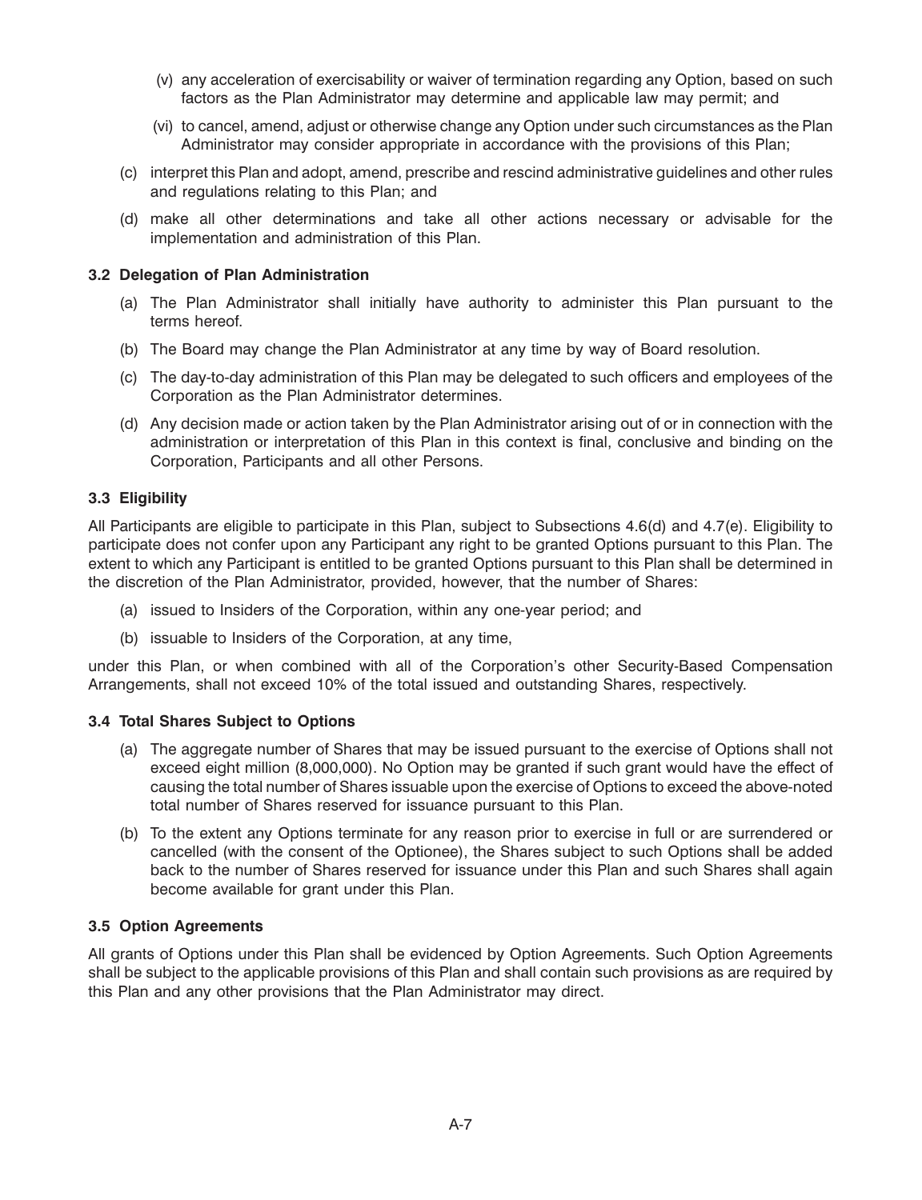(v) any acceleration of exercisability or waiver of termination regarding any Option, based on such factors as the Plan Administrator may determine and applicable law may permit; and

(vi) to cancel, amend, adjust or otherwise change any Option under such circumstances as the Plan Administrator may consider appropriate in accordance with the provisions of this Plan;

(c) interpret this Plan and adopt, amend, prescribe and rescind administrative guidelines and other rules and regulations relating to this Plan; and

(d) make all other determinations and take all other actions necessary or advisable for the implementation and administration of this Plan.

### 3.2 Delegation of Plan Administration

(a) The Plan Administrator shall initially have authority to administer this Plan pursuant to the terms hereof.

(b) The Board may change the Plan Administrator at any time by way of Board resolution.

(c) The day-to-day administration of this Plan may be delegated to such officers and employees of the Corporation as the Plan Administrator determines.

(d) Any decision made or action taken by the Plan Administrator arising out of or in connection with the administration or interpretation of this Plan in this context is final, conclusive and binding on the Corporation, Participants and all other Persons.

### 3.3 Eligibility

All Participants are eligible to participate in this Plan, subject to Subsections 4.6(d) and 4.7(e). Eligibility to participate does not confer upon any Participant any right to be granted Options pursuant to this Plan. The extent to which any Participant is entitled to be granted Options pursuant to this Plan shall be determined in the discretion of the Plan Administrator, provided, however, that the number of Shares:

(a) issued to Insiders of the Corporation, within any one-year period; and

(b) issuable to Insiders of the Corporation, at any time,

under this Plan, or when combined with all of the Corporation's other Security-Based Compensation Arrangements, shall not exceed 10% of the total issued and outstanding Shares, respectively.

### 3.4 Total Shares Subject to Options

(a) The aggregate number of Shares that may be issued pursuant to the exercise of Options shall not exceed eight million (8,000,000). No Option may be granted if such grant would have the effect of causing the total number of Shares issuable upon the exercise of Options to exceed the above-noted total number of Shares reserved for issuance pursuant to this Plan.

(b) To the extent any Options terminate for any reason prior to exercise in full or are surrendered or cancelled (with the consent of the Optionee), the Shares subject to such Options shall be added back to the number of Shares reserved for issuance under this Plan and such Shares shall again become available for grant under this Plan.

### 3.5 Option Agreements

All grants of Options under this Plan shall be evidenced by Option Agreements. Such Option Agreements shall be subject to the applicable provisions of this Plan and shall contain such provisions as are required by this Plan and any other provisions that the Plan Administrator may direct.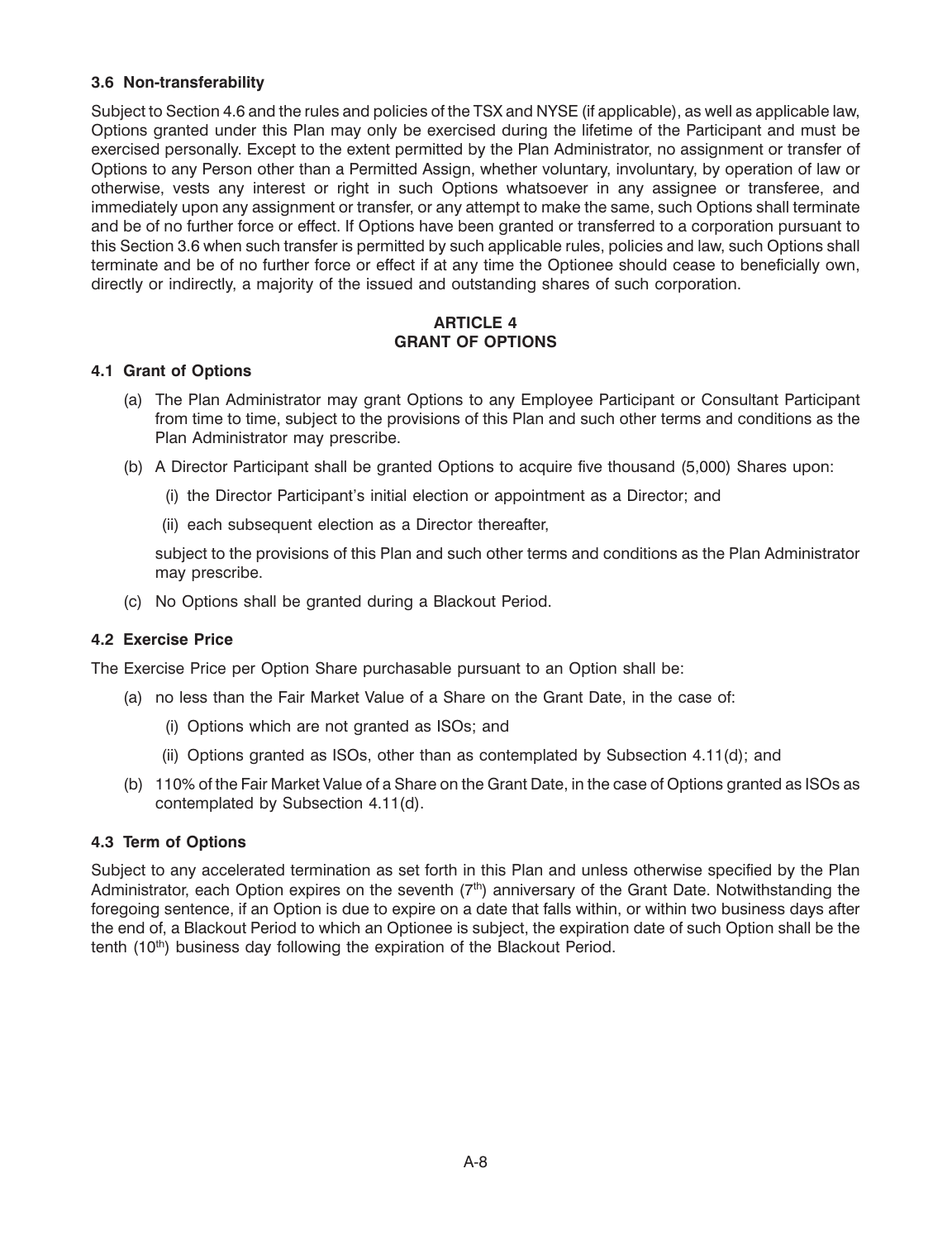### 3.6 Non-transferability

Subject to Section 4.6 and the rules and policies of the TSX and NYSE (if applicable), as well as applicable law, Options granted under this Plan may only be exercised during the lifetime of the Participant and must be exercised personally. Except to the extent permitted by the Plan Administrator, no assignment or transfer of Options to any Person other than a Permitted Assign, whether voluntary, involuntary, by operation of law or otherwise, vests any interest or right in such Options whatsoever in any assignee or transferee, and immediately upon any assignment or transfer, or any attempt to make the same, such Options shall terminate and be of no further force or effect. If Options have been granted or transferred to a corporation pursuant to this Section 3.6 when such transfer is permitted by such applicable rules, policies and law, such Options shall terminate and be of no further force or effect if at any time the Optionee should cease to beneficially own, directly or indirectly, a majority of the issued and outstanding shares of such corporation.

## ARTICLE 4
## GRANT OF OPTIONS

### 4.1 Grant of Options

(a) The Plan Administrator may grant Options to any Employee Participant or Consultant Participant from time to time, subject to the provisions of this Plan and such other terms and conditions as the Plan Administrator may prescribe.

(b) A Director Participant shall be granted Options to acquire five thousand (5,000) Shares upon:

  (i) the Director Participant's initial election or appointment as a Director; and

  (ii) each subsequent election as a Director thereafter,

  subject to the provisions of this Plan and such other terms and conditions as the Plan Administrator may prescribe.

(c) No Options shall be granted during a Blackout Period.

### 4.2 Exercise Price

The Exercise Price per Option Share purchasable pursuant to an Option shall be:

(a) no less than the Fair Market Value of a Share on the Grant Date, in the case of:

  (i) Options which are not granted as ISOs; and

  (ii) Options granted as ISOs, other than as contemplated by Subsection 4.11(d); and

(b) 110% of the Fair Market Value of a Share on the Grant Date, in the case of Options granted as ISOs as contemplated by Subsection 4.11(d).

### 4.3 Term of Options

Subject to any accelerated termination as set forth in this Plan and unless otherwise specified by the Plan Administrator, each Option expires on the seventh (7th) anniversary of the Grant Date. Notwithstanding the foregoing sentence, if an Option is due to expire on a date that falls within, or within two business days after the end of, a Blackout Period to which an Optionee is subject, the expiration date of such Option shall be the tenth (10th) business day following the expiration of the Blackout Period.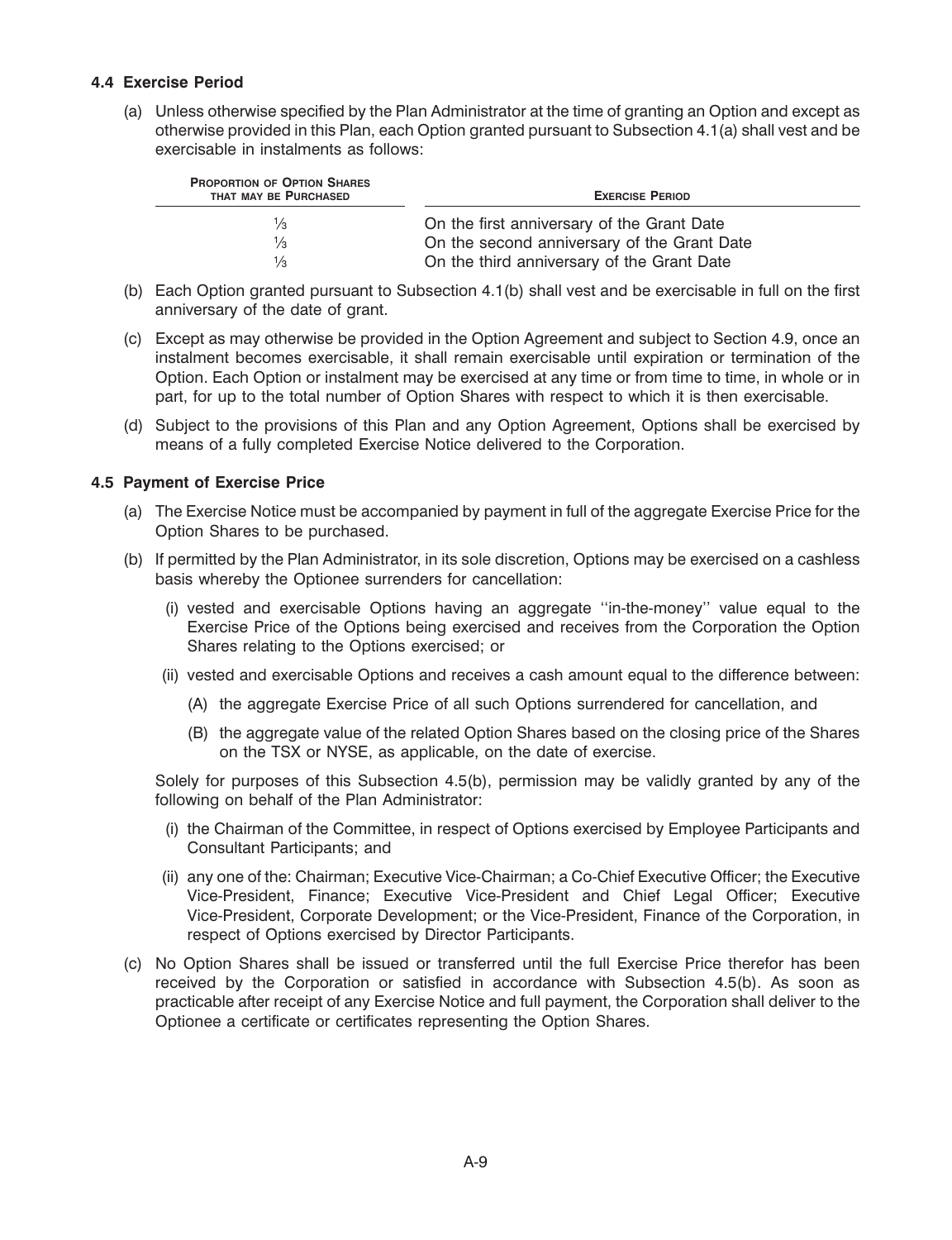#### 4.4 Exercise Period

(a) Unless otherwise specified by the Plan Administrator at the time of granting an Option and except as otherwise provided in this Plan, each Option granted pursuant to Subsection 4.1(a) shall vest and be exercisable in instalments as follows:

| PROPORTION OF OPTION SHARES THAT MAY BE PURCHASED | EXERCISE PERIOD |
|---|---|
| ⅓ | On the first anniversary of the Grant Date |
| ⅓ | On the second anniversary of the Grant Date |
| ⅓ | On the third anniversary of the Grant Date |

(b) Each Option granted pursuant to Subsection 4.1(b) shall vest and be exercisable in full on the first anniversary of the date of grant.

(c) Except as may otherwise be provided in the Option Agreement and subject to Section 4.9, once an instalment becomes exercisable, it shall remain exercisable until expiration or termination of the Option. Each Option or instalment may be exercised at any time or from time to time, in whole or in part, for up to the total number of Option Shares with respect to which it is then exercisable.

(d) Subject to the provisions of this Plan and any Option Agreement, Options shall be exercised by means of a fully completed Exercise Notice delivered to the Corporation.

#### 4.5 Payment of Exercise Price

(a) The Exercise Notice must be accompanied by payment in full of the aggregate Exercise Price for the Option Shares to be purchased.

(b) If permitted by the Plan Administrator, in its sole discretion, Options may be exercised on a cashless basis whereby the Optionee surrenders for cancellation:

   (i) vested and exercisable Options having an aggregate ''in-the-money'' value equal to the Exercise Price of the Options being exercised and receives from the Corporation the Option Shares relating to the Options exercised; or

   (ii) vested and exercisable Options and receives a cash amount equal to the difference between:

      (A) the aggregate Exercise Price of all such Options surrendered for cancellation, and

      (B) the aggregate value of the related Option Shares based on the closing price of the Shares on the TSX or NYSE, as applicable, on the date of exercise.

   Solely for purposes of this Subsection 4.5(b), permission may be validly granted by any of the following on behalf of the Plan Administrator:

   (i) the Chairman of the Committee, in respect of Options exercised by Employee Participants and Consultant Participants; and

   (ii) any one of the: Chairman; Executive Vice-Chairman; a Co-Chief Executive Officer; the Executive Vice-President, Finance; Executive Vice-President and Chief Legal Officer; Executive Vice-President, Corporate Development; or the Vice-President, Finance of the Corporation, in respect of Options exercised by Director Participants.

(c) No Option Shares shall be issued or transferred until the full Exercise Price therefor has been received by the Corporation or satisfied in accordance with Subsection 4.5(b). As soon as practicable after receipt of any Exercise Notice and full payment, the Corporation shall deliver to the Optionee a certificate or certificates representing the Option Shares.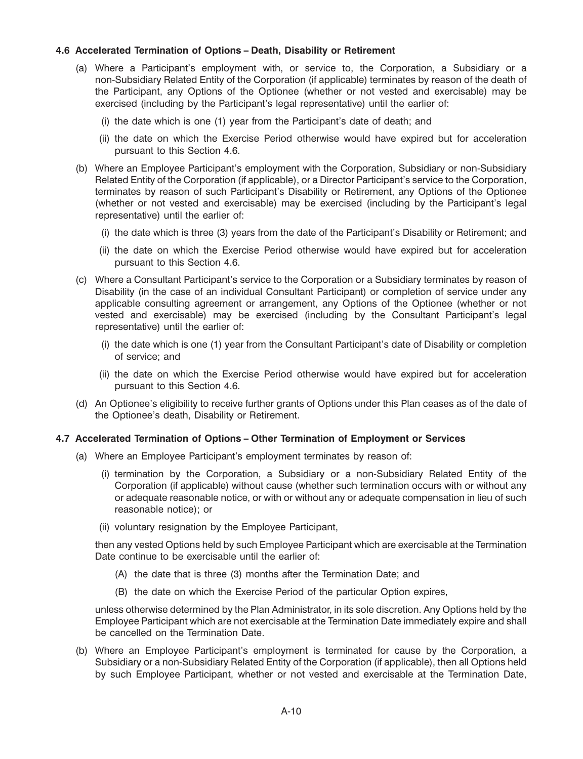### 4.6 Accelerated Termination of Options – Death, Disability or Retirement

(a) Where a Participant's employment with, or service to, the Corporation, a Subsidiary or a non-Subsidiary Related Entity of the Corporation (if applicable) terminates by reason of the death of the Participant, any Options of the Optionee (whether or not vested and exercisable) may be exercised (including by the Participant's legal representative) until the earlier of:

   (i) the date which is one (1) year from the Participant's date of death; and

   (ii) the date on which the Exercise Period otherwise would have expired but for acceleration pursuant to this Section 4.6.

(b) Where an Employee Participant's employment with the Corporation, Subsidiary or non-Subsidiary Related Entity of the Corporation (if applicable), or a Director Participant's service to the Corporation, terminates by reason of such Participant's Disability or Retirement, any Options of the Optionee (whether or not vested and exercisable) may be exercised (including by the Participant's legal representative) until the earlier of:

   (i) the date which is three (3) years from the date of the Participant's Disability or Retirement; and

   (ii) the date on which the Exercise Period otherwise would have expired but for acceleration pursuant to this Section 4.6.

(c) Where a Consultant Participant's service to the Corporation or a Subsidiary terminates by reason of Disability (in the case of an individual Consultant Participant) or completion of service under any applicable consulting agreement or arrangement, any Options of the Optionee (whether or not vested and exercisable) may be exercised (including by the Consultant Participant's legal representative) until the earlier of:

   (i) the date which is one (1) year from the Consultant Participant's date of Disability or completion of service; and

   (ii) the date on which the Exercise Period otherwise would have expired but for acceleration pursuant to this Section 4.6.

(d) An Optionee's eligibility to receive further grants of Options under this Plan ceases as of the date of the Optionee's death, Disability or Retirement.

### 4.7 Accelerated Termination of Options – Other Termination of Employment or Services

(a) Where an Employee Participant's employment terminates by reason of:

   (i) termination by the Corporation, a Subsidiary or a non-Subsidiary Related Entity of the Corporation (if applicable) without cause (whether such termination occurs with or without any or adequate reasonable notice, or with or without any or adequate compensation in lieu of such reasonable notice); or

   (ii) voluntary resignation by the Employee Participant,

   then any vested Options held by such Employee Participant which are exercisable at the Termination Date continue to be exercisable until the earlier of:

   (A) the date that is three (3) months after the Termination Date; and

   (B) the date on which the Exercise Period of the particular Option expires,

   unless otherwise determined by the Plan Administrator, in its sole discretion. Any Options held by the Employee Participant which are not exercisable at the Termination Date immediately expire and shall be cancelled on the Termination Date.

(b) Where an Employee Participant's employment is terminated for cause by the Corporation, a Subsidiary or a non-Subsidiary Related Entity of the Corporation (if applicable), then all Options held by such Employee Participant, whether or not vested and exercisable at the Termination Date,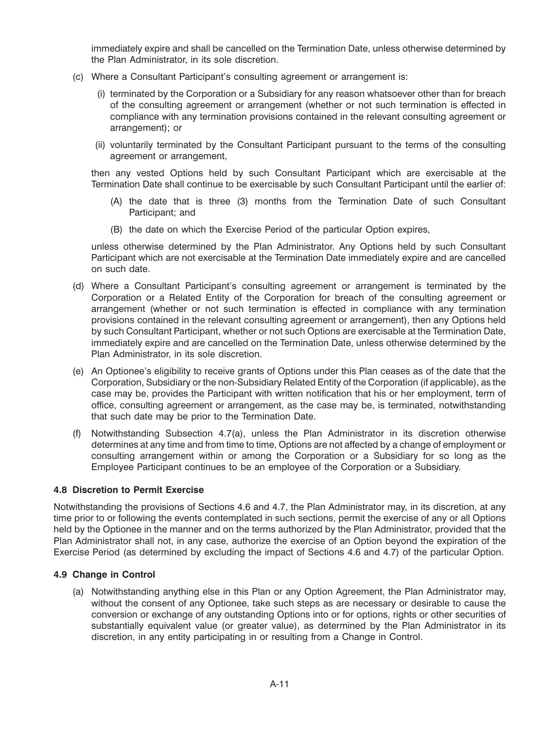immediately expire and shall be cancelled on the Termination Date, unless otherwise determined by the Plan Administrator, in its sole discretion.

(c) Where a Consultant Participant's consulting agreement or arrangement is:

(i) terminated by the Corporation or a Subsidiary for any reason whatsoever other than for breach of the consulting agreement or arrangement (whether or not such termination is effected in compliance with any termination provisions contained in the relevant consulting agreement or arrangement); or

(ii) voluntarily terminated by the Consultant Participant pursuant to the terms of the consulting agreement or arrangement,

then any vested Options held by such Consultant Participant which are exercisable at the Termination Date shall continue to be exercisable by such Consultant Participant until the earlier of:

(A) the date that is three (3) months from the Termination Date of such Consultant Participant; and

(B) the date on which the Exercise Period of the particular Option expires,

unless otherwise determined by the Plan Administrator. Any Options held by such Consultant Participant which are not exercisable at the Termination Date immediately expire and are cancelled on such date.

(d) Where a Consultant Participant's consulting agreement or arrangement is terminated by the Corporation or a Related Entity of the Corporation for breach of the consulting agreement or arrangement (whether or not such termination is effected in compliance with any termination provisions contained in the relevant consulting agreement or arrangement), then any Options held by such Consultant Participant, whether or not such Options are exercisable at the Termination Date, immediately expire and are cancelled on the Termination Date, unless otherwise determined by the Plan Administrator, in its sole discretion.

(e) An Optionee's eligibility to receive grants of Options under this Plan ceases as of the date that the Corporation, Subsidiary or the non-Subsidiary Related Entity of the Corporation (if applicable), as the case may be, provides the Participant with written notification that his or her employment, term of office, consulting agreement or arrangement, as the case may be, is terminated, notwithstanding that such date may be prior to the Termination Date.

(f) Notwithstanding Subsection 4.7(a), unless the Plan Administrator in its discretion otherwise determines at any time and from time to time, Options are not affected by a change of employment or consulting arrangement within or among the Corporation or a Subsidiary for so long as the Employee Participant continues to be an employee of the Corporation or a Subsidiary.

#### 4.8 Discretion to Permit Exercise

Notwithstanding the provisions of Sections 4.6 and 4.7, the Plan Administrator may, in its discretion, at any time prior to or following the events contemplated in such sections, permit the exercise of any or all Options held by the Optionee in the manner and on the terms authorized by the Plan Administrator, provided that the Plan Administrator shall not, in any case, authorize the exercise of an Option beyond the expiration of the Exercise Period (as determined by excluding the impact of Sections 4.6 and 4.7) of the particular Option.

#### 4.9 Change in Control

(a) Notwithstanding anything else in this Plan or any Option Agreement, the Plan Administrator may, without the consent of any Optionee, take such steps as are necessary or desirable to cause the conversion or exchange of any outstanding Options into or for options, rights or other securities of substantially equivalent value (or greater value), as determined by the Plan Administrator in its discretion, in any entity participating in or resulting from a Change in Control.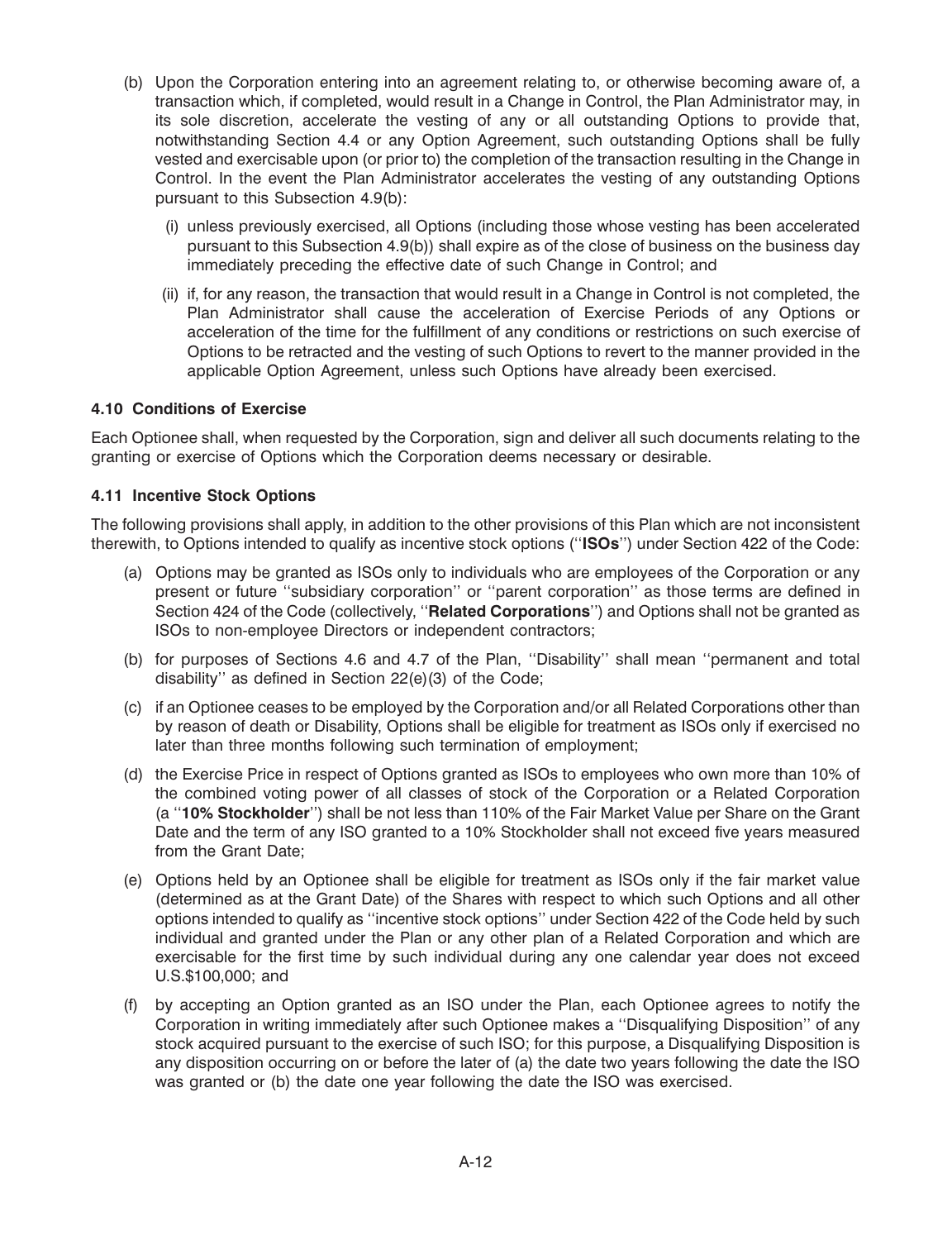(b) Upon the Corporation entering into an agreement relating to, or otherwise becoming aware of, a transaction which, if completed, would result in a Change in Control, the Plan Administrator may, in its sole discretion, accelerate the vesting of any or all outstanding Options to provide that, notwithstanding Section 4.4 or any Option Agreement, such outstanding Options shall be fully vested and exercisable upon (or prior to) the completion of the transaction resulting in the Change in Control. In the event the Plan Administrator accelerates the vesting of any outstanding Options pursuant to this Subsection 4.9(b):

   (i) unless previously exercised, all Options (including those whose vesting has been accelerated pursuant to this Subsection 4.9(b)) shall expire as of the close of business on the business day immediately preceding the effective date of such Change in Control; and

   (ii) if, for any reason, the transaction that would result in a Change in Control is not completed, the Plan Administrator shall cause the acceleration of Exercise Periods of any Options or acceleration of the time for the fulfillment of any conditions or restrictions on such exercise of Options to be retracted and the vesting of such Options to revert to the manner provided in the applicable Option Agreement, unless such Options have already been exercised.

**4.10 Conditions of Exercise**

Each Optionee shall, when requested by the Corporation, sign and deliver all such documents relating to the granting or exercise of Options which the Corporation deems necessary or desirable.

**4.11 Incentive Stock Options**

The following provisions shall apply, in addition to the other provisions of this Plan which are not inconsistent therewith, to Options intended to qualify as incentive stock options (''**ISOs**'') under Section 422 of the Code:

(a) Options may be granted as ISOs only to individuals who are employees of the Corporation or any present or future ''subsidiary corporation'' or ''parent corporation'' as those terms are defined in Section 424 of the Code (collectively, ''**Related Corporations**'') and Options shall not be granted as ISOs to non-employee Directors or independent contractors;

(b) for purposes of Sections 4.6 and 4.7 of the Plan, ''Disability'' shall mean ''permanent and total disability'' as defined in Section 22(e)(3) of the Code;

(c) if an Optionee ceases to be employed by the Corporation and/or all Related Corporations other than by reason of death or Disability, Options shall be eligible for treatment as ISOs only if exercised no later than three months following such termination of employment;

(d) the Exercise Price in respect of Options granted as ISOs to employees who own more than 10% of the combined voting power of all classes of stock of the Corporation or a Related Corporation (a ''**10% Stockholder**'') shall be not less than 110% of the Fair Market Value per Share on the Grant Date and the term of any ISO granted to a 10% Stockholder shall not exceed five years measured from the Grant Date;

(e) Options held by an Optionee shall be eligible for treatment as ISOs only if the fair market value (determined as at the Grant Date) of the Shares with respect to which such Options and all other options intended to qualify as ''incentive stock options'' under Section 422 of the Code held by such individual and granted under the Plan or any other plan of a Related Corporation and which are exercisable for the first time by such individual during any one calendar year does not exceed U.S.$100,000; and

(f) by accepting an Option granted as an ISO under the Plan, each Optionee agrees to notify the Corporation in writing immediately after such Optionee makes a ''Disqualifying Disposition'' of any stock acquired pursuant to the exercise of such ISO; for this purpose, a Disqualifying Disposition is any disposition occurring on or before the later of (a) the date two years following the date the ISO was granted or (b) the date one year following the date the ISO was exercised.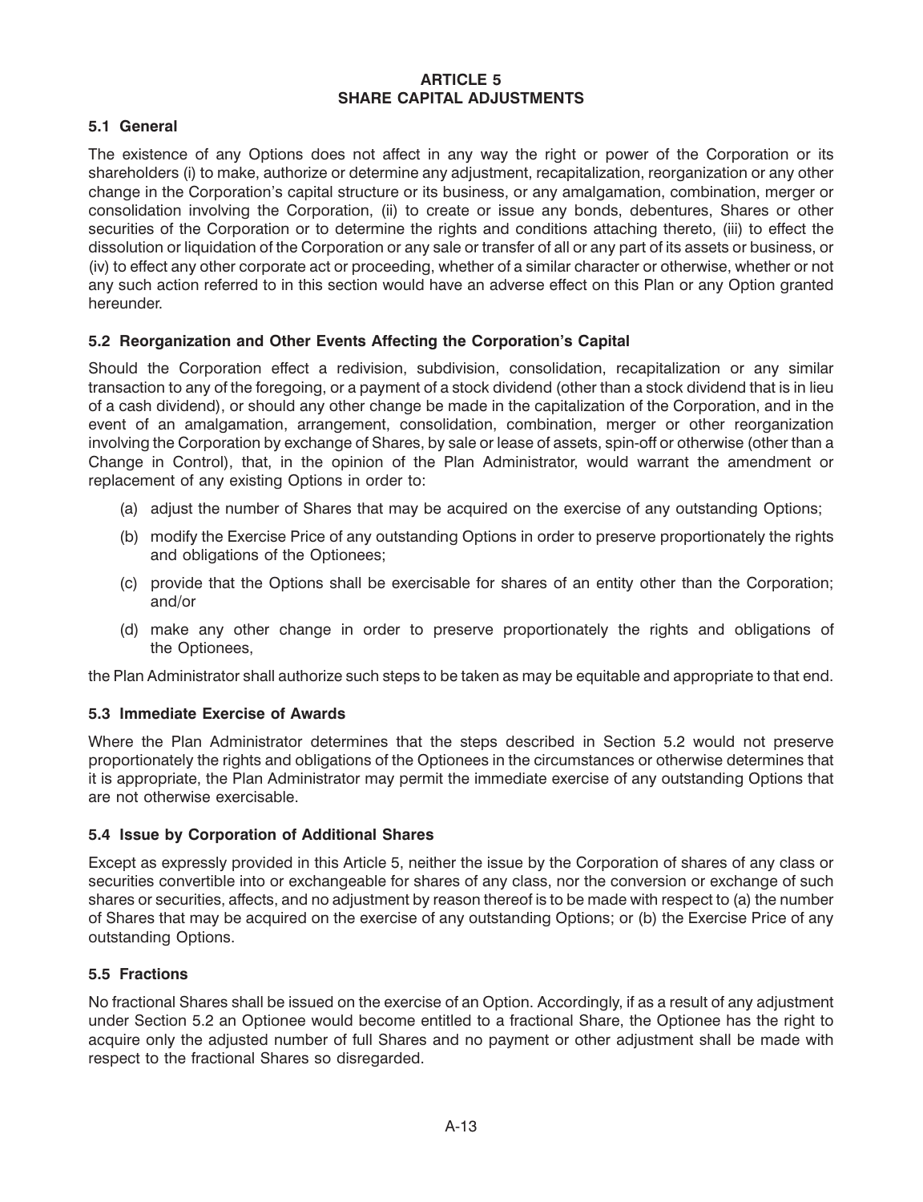# ARTICLE 5
# SHARE CAPITAL ADJUSTMENTS

### 5.1 General

The existence of any Options does not affect in any way the right or power of the Corporation or its shareholders (i) to make, authorize or determine any adjustment, recapitalization, reorganization or any other change in the Corporation's capital structure or its business, or any amalgamation, combination, merger or consolidation involving the Corporation, (ii) to create or issue any bonds, debentures, Shares or other securities of the Corporation or to determine the rights and conditions attaching thereto, (iii) to effect the dissolution or liquidation of the Corporation or any sale or transfer of all or any part of its assets or business, or (iv) to effect any other corporate act or proceeding, whether of a similar character or otherwise, whether or not any such action referred to in this section would have an adverse effect on this Plan or any Option granted hereunder.

### 5.2 Reorganization and Other Events Affecting the Corporation's Capital

Should the Corporation effect a redivision, subdivision, consolidation, recapitalization or any similar transaction to any of the foregoing, or a payment of a stock dividend (other than a stock dividend that is in lieu of a cash dividend), or should any other change be made in the capitalization of the Corporation, and in the event of an amalgamation, arrangement, consolidation, combination, merger or other reorganization involving the Corporation by exchange of Shares, by sale or lease of assets, spin-off or otherwise (other than a Change in Control), that, in the opinion of the Plan Administrator, would warrant the amendment or replacement of any existing Options in order to:

(a) adjust the number of Shares that may be acquired on the exercise of any outstanding Options;

(b) modify the Exercise Price of any outstanding Options in order to preserve proportionately the rights and obligations of the Optionees;

(c) provide that the Options shall be exercisable for shares of an entity other than the Corporation; and/or

(d) make any other change in order to preserve proportionately the rights and obligations of the Optionees,

the Plan Administrator shall authorize such steps to be taken as may be equitable and appropriate to that end.

### 5.3 Immediate Exercise of Awards

Where the Plan Administrator determines that the steps described in Section 5.2 would not preserve proportionately the rights and obligations of the Optionees in the circumstances or otherwise determines that it is appropriate, the Plan Administrator may permit the immediate exercise of any outstanding Options that are not otherwise exercisable.

### 5.4 Issue by Corporation of Additional Shares

Except as expressly provided in this Article 5, neither the issue by the Corporation of shares of any class or securities convertible into or exchangeable for shares of any class, nor the conversion or exchange of such shares or securities, affects, and no adjustment by reason thereof is to be made with respect to (a) the number of Shares that may be acquired on the exercise of any outstanding Options; or (b) the Exercise Price of any outstanding Options.

### 5.5 Fractions

No fractional Shares shall be issued on the exercise of an Option. Accordingly, if as a result of any adjustment under Section 5.2 an Optionee would become entitled to a fractional Share, the Optionee has the right to acquire only the adjusted number of full Shares and no payment or other adjustment shall be made with respect to the fractional Shares so disregarded.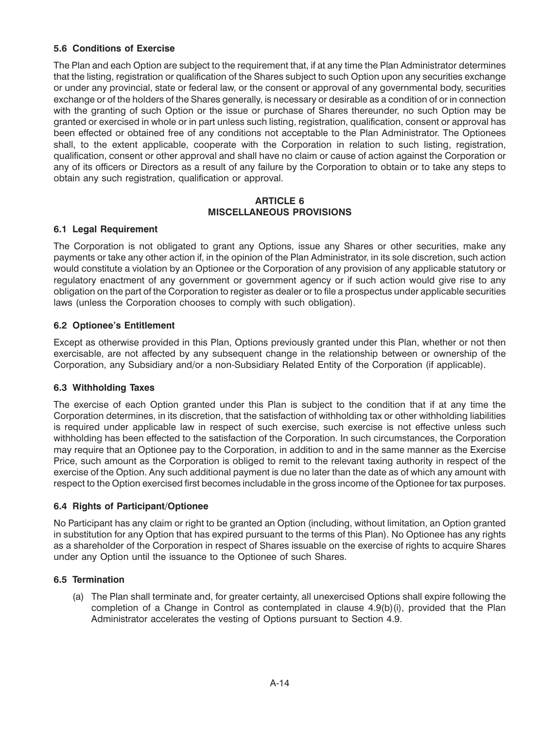### 5.6 Conditions of Exercise

The Plan and each Option are subject to the requirement that, if at any time the Plan Administrator determines that the listing, registration or qualification of the Shares subject to such Option upon any securities exchange or under any provincial, state or federal law, or the consent or approval of any governmental body, securities exchange or of the holders of the Shares generally, is necessary or desirable as a condition of or in connection with the granting of such Option or the issue or purchase of Shares thereunder, no such Option may be granted or exercised in whole or in part unless such listing, registration, qualification, consent or approval has been effected or obtained free of any conditions not acceptable to the Plan Administrator. The Optionees shall, to the extent applicable, cooperate with the Corporation in relation to such listing, registration, qualification, consent or other approval and shall have no claim or cause of action against the Corporation or any of its officers or Directors as a result of any failure by the Corporation to obtain or to take any steps to obtain any such registration, qualification or approval.

## ARTICLE 6
## MISCELLANEOUS PROVISIONS

### 6.1 Legal Requirement

The Corporation is not obligated to grant any Options, issue any Shares or other securities, make any payments or take any other action if, in the opinion of the Plan Administrator, in its sole discretion, such action would constitute a violation by an Optionee or the Corporation of any provision of any applicable statutory or regulatory enactment of any government or government agency or if such action would give rise to any obligation on the part of the Corporation to register as dealer or to file a prospectus under applicable securities laws (unless the Corporation chooses to comply with such obligation).

### 6.2 Optionee's Entitlement

Except as otherwise provided in this Plan, Options previously granted under this Plan, whether or not then exercisable, are not affected by any subsequent change in the relationship between or ownership of the Corporation, any Subsidiary and/or a non-Subsidiary Related Entity of the Corporation (if applicable).

### 6.3 Withholding Taxes

The exercise of each Option granted under this Plan is subject to the condition that if at any time the Corporation determines, in its discretion, that the satisfaction of withholding tax or other withholding liabilities is required under applicable law in respect of such exercise, such exercise is not effective unless such withholding has been effected to the satisfaction of the Corporation. In such circumstances, the Corporation may require that an Optionee pay to the Corporation, in addition to and in the same manner as the Exercise Price, such amount as the Corporation is obliged to remit to the relevant taxing authority in respect of the exercise of the Option. Any such additional payment is due no later than the date as of which any amount with respect to the Option exercised first becomes includable in the gross income of the Optionee for tax purposes.

### 6.4 Rights of Participant/Optionee

No Participant has any claim or right to be granted an Option (including, without limitation, an Option granted in substitution for any Option that has expired pursuant to the terms of this Plan). No Optionee has any rights as a shareholder of the Corporation in respect of Shares issuable on the exercise of rights to acquire Shares under any Option until the issuance to the Optionee of such Shares.

### 6.5 Termination

(a) The Plan shall terminate and, for greater certainty, all unexercised Options shall expire following the completion of a Change in Control as contemplated in clause 4.9(b)(i), provided that the Plan Administrator accelerates the vesting of Options pursuant to Section 4.9.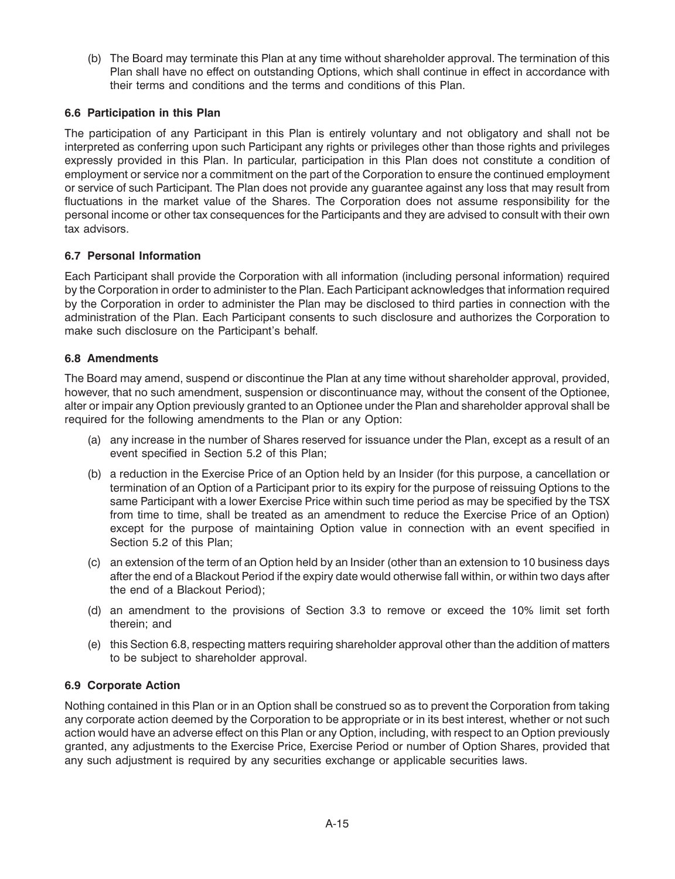(b) The Board may terminate this Plan at any time without shareholder approval. The termination of this Plan shall have no effect on outstanding Options, which shall continue in effect in accordance with their terms and conditions and the terms and conditions of this Plan.

### 6.6 Participation in this Plan

The participation of any Participant in this Plan is entirely voluntary and not obligatory and shall not be interpreted as conferring upon such Participant any rights or privileges other than those rights and privileges expressly provided in this Plan. In particular, participation in this Plan does not constitute a condition of employment or service nor a commitment on the part of the Corporation to ensure the continued employment or service of such Participant. The Plan does not provide any guarantee against any loss that may result from fluctuations in the market value of the Shares. The Corporation does not assume responsibility for the personal income or other tax consequences for the Participants and they are advised to consult with their own tax advisors.

### 6.7 Personal Information

Each Participant shall provide the Corporation with all information (including personal information) required by the Corporation in order to administer to the Plan. Each Participant acknowledges that information required by the Corporation in order to administer the Plan may be disclosed to third parties in connection with the administration of the Plan. Each Participant consents to such disclosure and authorizes the Corporation to make such disclosure on the Participant's behalf.

### 6.8 Amendments

The Board may amend, suspend or discontinue the Plan at any time without shareholder approval, provided, however, that no such amendment, suspension or discontinuance may, without the consent of the Optionee, alter or impair any Option previously granted to an Optionee under the Plan and shareholder approval shall be required for the following amendments to the Plan or any Option:

(a) any increase in the number of Shares reserved for issuance under the Plan, except as a result of an event specified in Section 5.2 of this Plan;

(b) a reduction in the Exercise Price of an Option held by an Insider (for this purpose, a cancellation or termination of an Option of a Participant prior to its expiry for the purpose of reissuing Options to the same Participant with a lower Exercise Price within such time period as may be specified by the TSX from time to time, shall be treated as an amendment to reduce the Exercise Price of an Option) except for the purpose of maintaining Option value in connection with an event specified in Section 5.2 of this Plan;

(c) an extension of the term of an Option held by an Insider (other than an extension to 10 business days after the end of a Blackout Period if the expiry date would otherwise fall within, or within two days after the end of a Blackout Period);

(d) an amendment to the provisions of Section 3.3 to remove or exceed the 10% limit set forth therein; and

(e) this Section 6.8, respecting matters requiring shareholder approval other than the addition of matters to be subject to shareholder approval.

### 6.9 Corporate Action

Nothing contained in this Plan or in an Option shall be construed so as to prevent the Corporation from taking any corporate action deemed by the Corporation to be appropriate or in its best interest, whether or not such action would have an adverse effect on this Plan or any Option, including, with respect to an Option previously granted, any adjustments to the Exercise Price, Exercise Period or number of Option Shares, provided that any such adjustment is required by any securities exchange or applicable securities laws.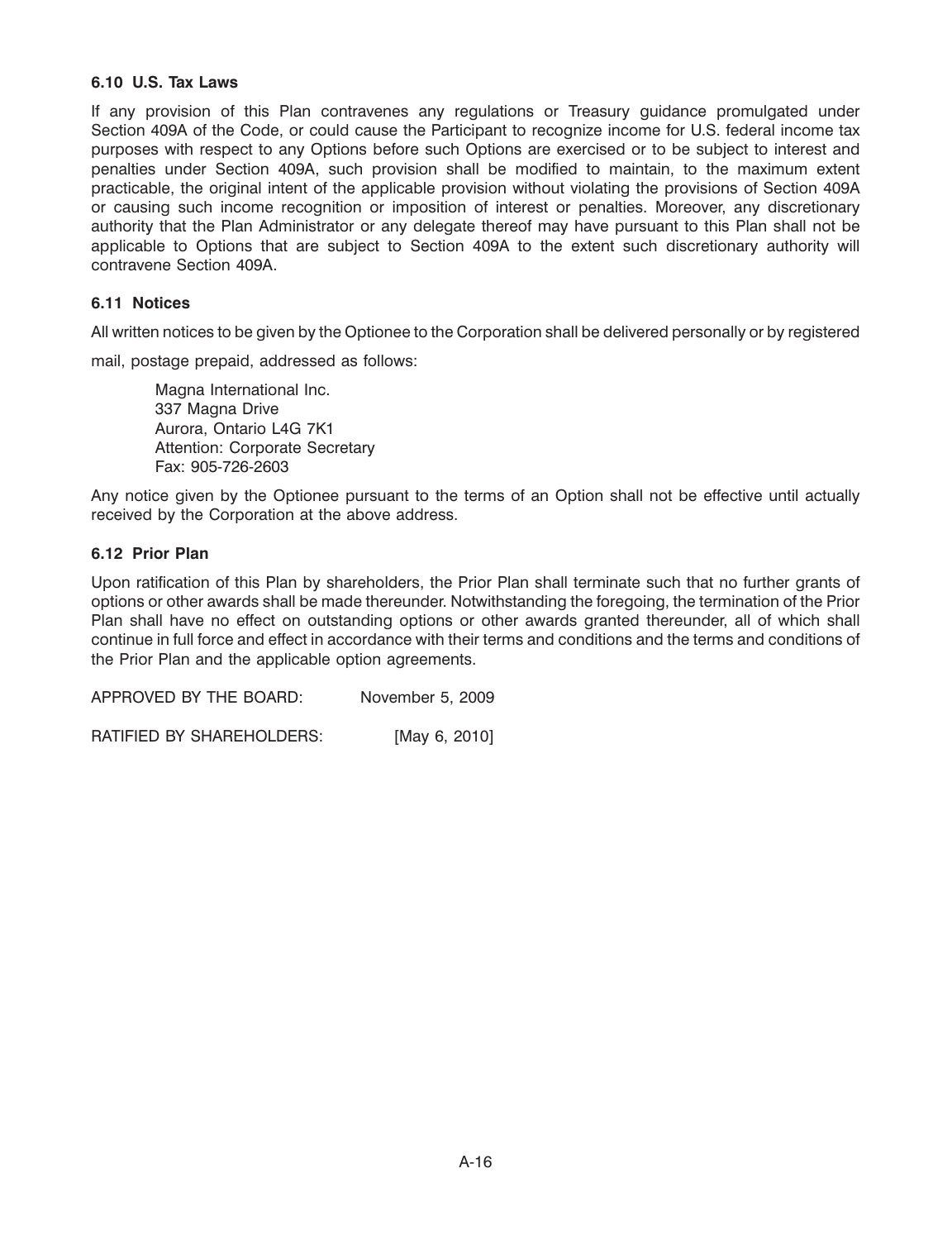### 6.10 U.S. Tax Laws

If any provision of this Plan contravenes any regulations or Treasury guidance promulgated under Section 409A of the Code, or could cause the Participant to recognize income for U.S. federal income tax purposes with respect to any Options before such Options are exercised or to be subject to interest and penalties under Section 409A, such provision shall be modified to maintain, to the maximum extent practicable, the original intent of the applicable provision without violating the provisions of Section 409A or causing such income recognition or imposition of interest or penalties. Moreover, any discretionary authority that the Plan Administrator or any delegate thereof may have pursuant to this Plan shall not be applicable to Options that are subject to Section 409A to the extent such discretionary authority will contravene Section 409A.

### 6.11 Notices

All written notices to be given by the Optionee to the Corporation shall be delivered personally or by registered mail, postage prepaid, addressed as follows:

Magna International Inc.
337 Magna Drive
Aurora, Ontario L4G 7K1
Attention: Corporate Secretary
Fax: 905-726-2603

Any notice given by the Optionee pursuant to the terms of an Option shall not be effective until actually received by the Corporation at the above address.

### 6.12 Prior Plan

Upon ratification of this Plan by shareholders, the Prior Plan shall terminate such that no further grants of options or other awards shall be made thereunder. Notwithstanding the foregoing, the termination of the Prior Plan shall have no effect on outstanding options or other awards granted thereunder, all of which shall continue in full force and effect in accordance with their terms and conditions and the terms and conditions of the Prior Plan and the applicable option agreements.

APPROVED BY THE BOARD: November 5, 2009

RATIFIED BY SHAREHOLDERS: [May 6, 2010]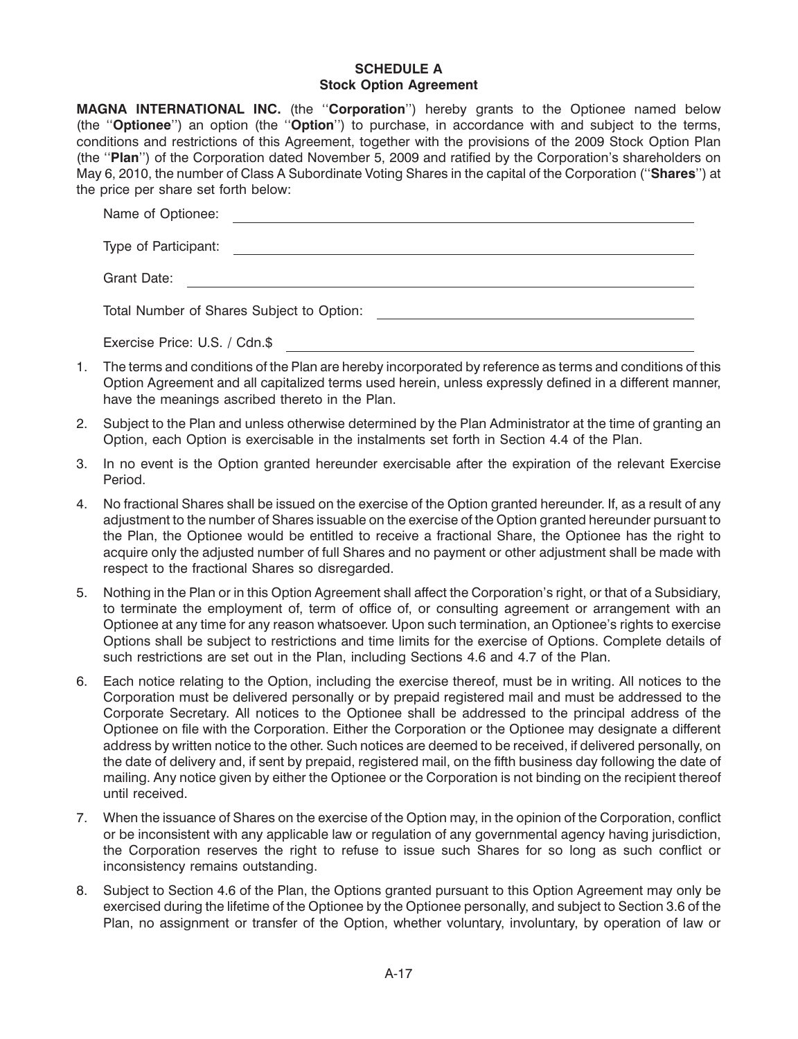# SCHEDULE A
## Stock Option Agreement

**MAGNA INTERNATIONAL INC.** (the "**Corporation**") hereby grants to the Optionee named below (the "**Optionee**") an option (the "**Option**") to purchase, in accordance with and subject to the terms, conditions and restrictions of this Agreement, together with the provisions of the 2009 Stock Option Plan (the "**Plan**") of the Corporation dated November 5, 2009 and ratified by the Corporation's shareholders on May 6, 2010, the number of Class A Subordinate Voting Shares in the capital of the Corporation ("**Shares**") at the price per share set forth below:

Name of Optionee: ______________________________

Type of Participant: ______________________________

Grant Date: ______________________________

Total Number of Shares Subject to Option: ______________________________

Exercise Price: U.S. / Cdn.$ ______________________________

1. The terms and conditions of the Plan are hereby incorporated by reference as terms and conditions of this Option Agreement and all capitalized terms used herein, unless expressly defined in a different manner, have the meanings ascribed thereto in the Plan.

2. Subject to the Plan and unless otherwise determined by the Plan Administrator at the time of granting an Option, each Option is exercisable in the instalments set forth in Section 4.4 of the Plan.

3. In no event is the Option granted hereunder exercisable after the expiration of the relevant Exercise Period.

4. No fractional Shares shall be issued on the exercise of the Option granted hereunder. If, as a result of any adjustment to the number of Shares issuable on the exercise of the Option granted hereunder pursuant to the Plan, the Optionee would be entitled to receive a fractional Share, the Optionee has the right to acquire only the adjusted number of full Shares and no payment or other adjustment shall be made with respect to the fractional Shares so disregarded.

5. Nothing in the Plan or in this Option Agreement shall affect the Corporation's right, or that of a Subsidiary, to terminate the employment of, term of office of, or consulting agreement or arrangement with an Optionee at any time for any reason whatsoever. Upon such termination, an Optionee's rights to exercise Options shall be subject to restrictions and time limits for the exercise of Options. Complete details of such restrictions are set out in the Plan, including Sections 4.6 and 4.7 of the Plan.

6. Each notice relating to the Option, including the exercise thereof, must be in writing. All notices to the Corporation must be delivered personally or by prepaid registered mail and must be addressed to the Corporate Secretary. All notices to the Optionee shall be addressed to the principal address of the Optionee on file with the Corporation. Either the Corporation or the Optionee may designate a different address by written notice to the other. Such notices are deemed to be received, if delivered personally, on the date of delivery and, if sent by prepaid, registered mail, on the fifth business day following the date of mailing. Any notice given by either the Optionee or the Corporation is not binding on the recipient thereof until received.

7. When the issuance of Shares on the exercise of the Option may, in the opinion of the Corporation, conflict or be inconsistent with any applicable law or regulation of any governmental agency having jurisdiction, the Corporation reserves the right to refuse to issue such Shares for so long as such conflict or inconsistency remains outstanding.

8. Subject to Section 4.6 of the Plan, the Options granted pursuant to this Option Agreement may only be exercised during the lifetime of the Optionee by the Optionee personally, and subject to Section 3.6 of the Plan, no assignment or transfer of the Option, whether voluntary, involuntary, by operation of law or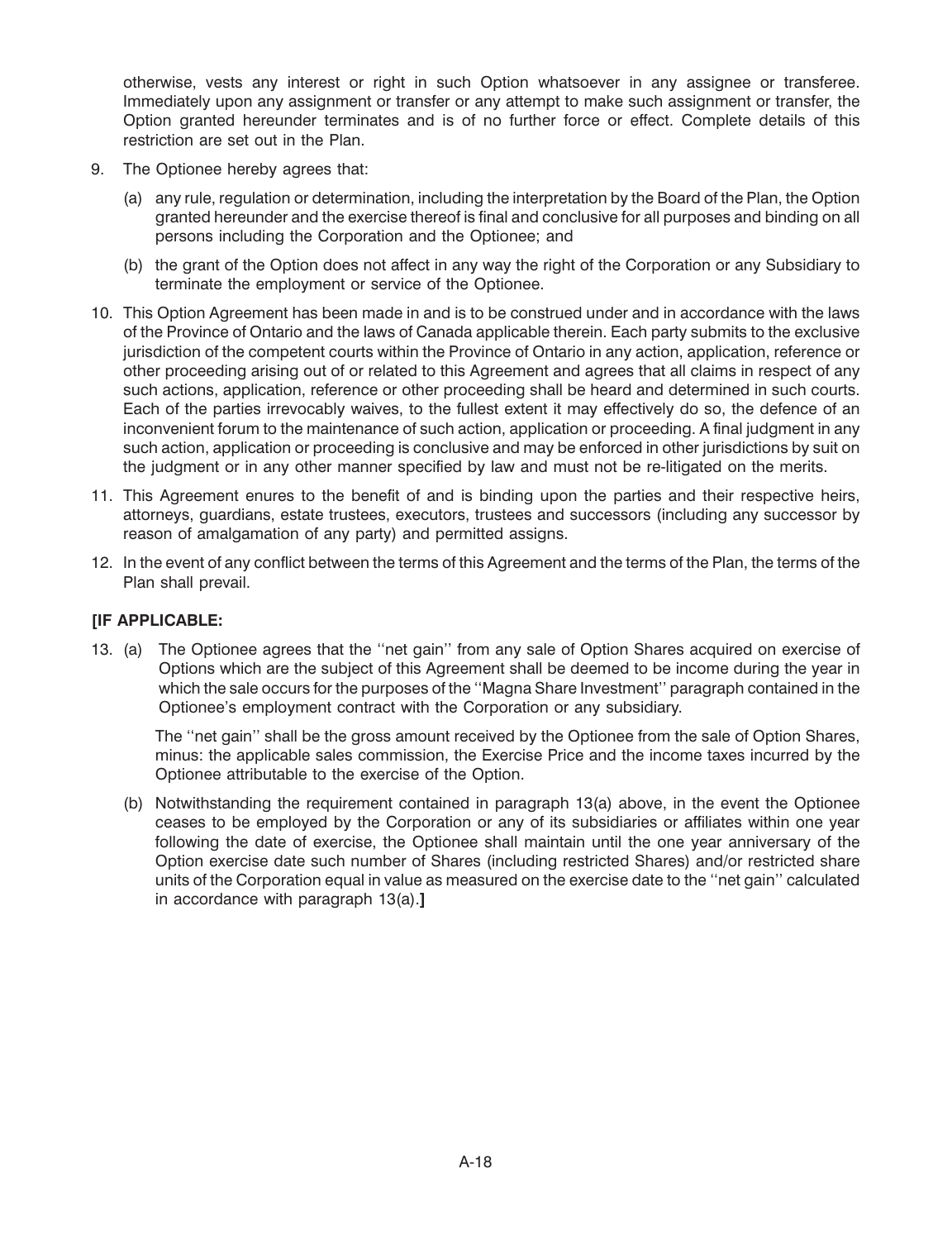otherwise, vests any interest or right in such Option whatsoever in any assignee or transferee. Immediately upon any assignment or transfer or any attempt to make such assignment or transfer, the Option granted hereunder terminates and is of no further force or effect. Complete details of this restriction are set out in the Plan.

9. The Optionee hereby agrees that:

   (a) any rule, regulation or determination, including the interpretation by the Board of the Plan, the Option granted hereunder and the exercise thereof is final and conclusive for all purposes and binding on all persons including the Corporation and the Optionee; and

   (b) the grant of the Option does not affect in any way the right of the Corporation or any Subsidiary to terminate the employment or service of the Optionee.

10. This Option Agreement has been made in and is to be construed under and in accordance with the laws of the Province of Ontario and the laws of Canada applicable therein. Each party submits to the exclusive jurisdiction of the competent courts within the Province of Ontario in any action, application, reference or other proceeding arising out of or related to this Agreement and agrees that all claims in respect of any such actions, application, reference or other proceeding shall be heard and determined in such courts. Each of the parties irrevocably waives, to the fullest extent it may effectively do so, the defence of an inconvenient forum to the maintenance of such action, application or proceeding. A final judgment in any such action, application or proceeding is conclusive and may be enforced in other jurisdictions by suit on the judgment or in any other manner specified by law and must not be re-litigated on the merits.

11. This Agreement enures to the benefit of and is binding upon the parties and their respective heirs, attorneys, guardians, estate trustees, executors, trustees and successors (including any successor by reason of amalgamation of any party) and permitted assigns.

12. In the event of any conflict between the terms of this Agreement and the terms of the Plan, the terms of the Plan shall prevail.

**[IF APPLICABLE:**

13. (a) The Optionee agrees that the ''net gain'' from any sale of Option Shares acquired on exercise of Options which are the subject of this Agreement shall be deemed to be income during the year in which the sale occurs for the purposes of the ''Magna Share Investment'' paragraph contained in the Optionee's employment contract with the Corporation or any subsidiary.

    The ''net gain'' shall be the gross amount received by the Optionee from the sale of Option Shares, minus: the applicable sales commission, the Exercise Price and the income taxes incurred by the Optionee attributable to the exercise of the Option.

    (b) Notwithstanding the requirement contained in paragraph 13(a) above, in the event the Optionee ceases to be employed by the Corporation or any of its subsidiaries or affiliates within one year following the date of exercise, the Optionee shall maintain until the one year anniversary of the Option exercise date such number of Shares (including restricted Shares) and/or restricted share units of the Corporation equal in value as measured on the exercise date to the ''net gain'' calculated in accordance with paragraph 13(a).**]**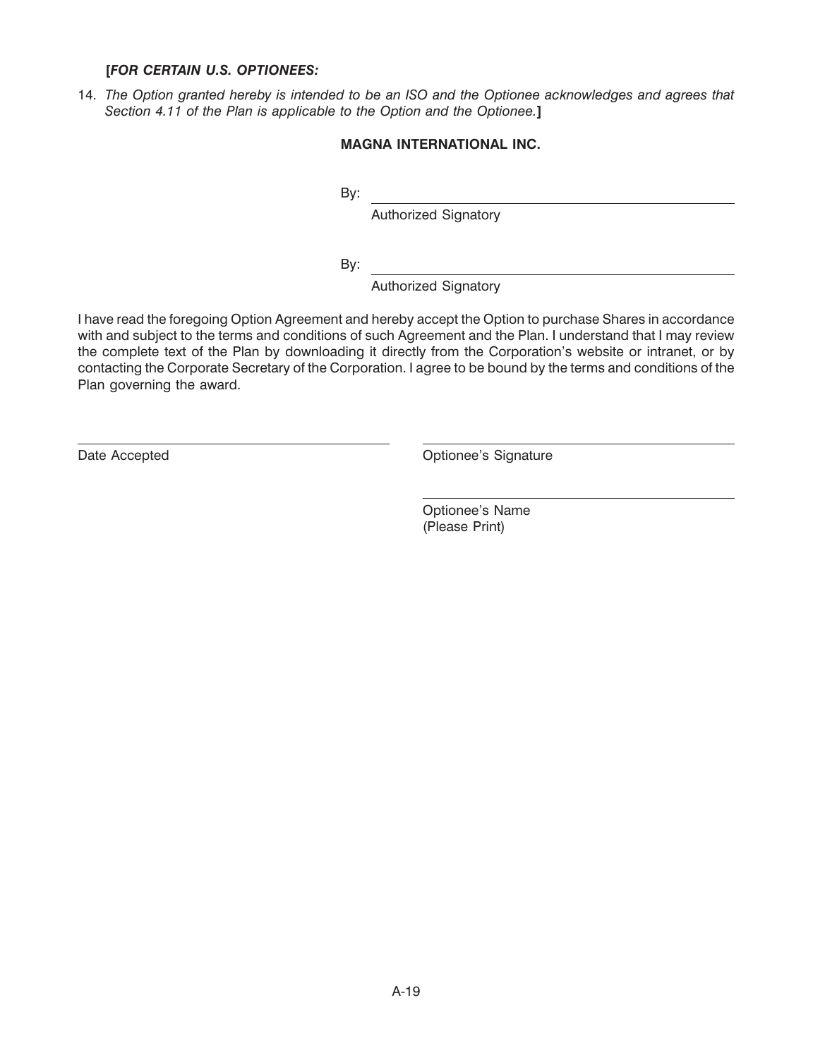**[*FOR CERTAIN U.S. OPTIONEES:***

14. *The Option granted hereby is intended to be an ISO and the Optionee acknowledges and agrees that Section 4.11 of the Plan is applicable to the Option and the Optionee.***]**

**MAGNA INTERNATIONAL INC.**

By: \_\_\_\_\_\_\_\_\_\_\_\_\_\_\_\_\_\_\_\_\_\_\_\_\_\_\_\_\_\_\_\_\_\_\_\_\_\_\_\_
Authorized Signatory

By: \_\_\_\_\_\_\_\_\_\_\_\_\_\_\_\_\_\_\_\_\_\_\_\_\_\_\_\_\_\_\_\_\_\_\_\_\_\_\_\_
Authorized Signatory

I have read the foregoing Option Agreement and hereby accept the Option to purchase Shares in accordance with and subject to the terms and conditions of such Agreement and the Plan. I understand that I may review the complete text of the Plan by downloading it directly from the Corporation's website or intranet, or by contacting the Corporate Secretary of the Corporation. I agree to be bound by the terms and conditions of the Plan governing the award.

\_\_\_\_\_\_\_\_\_\_\_\_\_\_\_\_\_\_\_\_\_\_\_\_\_\_\_\_\_\_\_\_\_\_\_\_\_\_\_\_
Date Accepted

\_\_\_\_\_\_\_\_\_\_\_\_\_\_\_\_\_\_\_\_\_\_\_\_\_\_\_\_\_\_\_\_\_\_\_\_\_\_\_\_
Optionee's Signature

\_\_\_\_\_\_\_\_\_\_\_\_\_\_\_\_\_\_\_\_\_\_\_\_\_\_\_\_\_\_\_\_\_\_\_\_\_\_\_\_
Optionee's Name
(Please Print)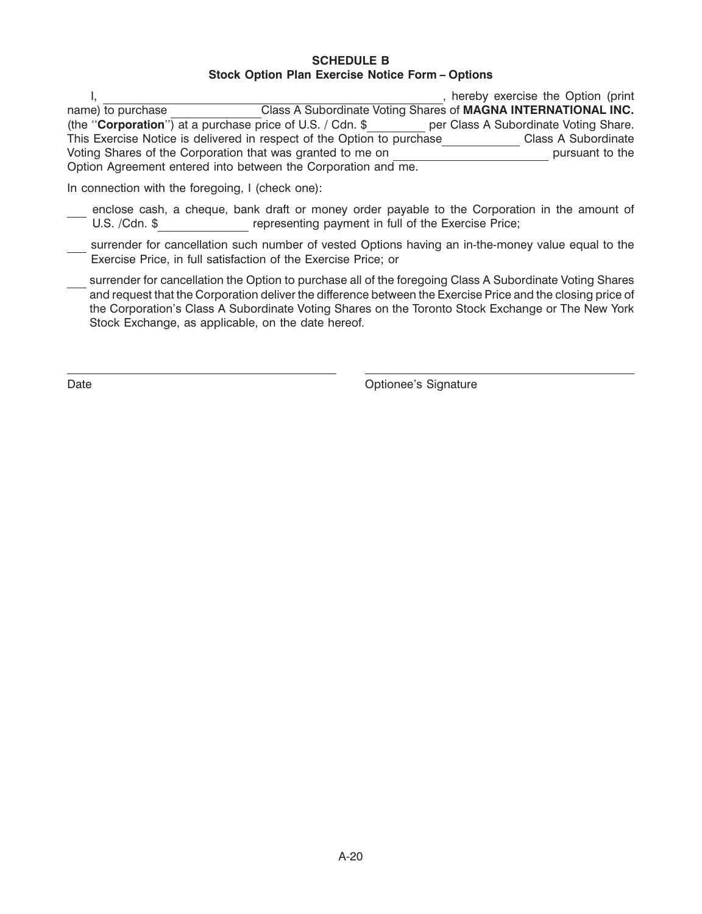**SCHEDULE B**
**Stock Option Plan Exercise Notice Form – Options**

I, \_\_\_\_\_\_\_\_\_\_\_\_\_\_\_\_\_\_\_\_\_\_\_\_\_\_\_\_\_\_\_\_\_\_\_\_\_\_\_\_\_\_, hereby exercise the Option (print name) to purchase \_\_\_\_\_\_\_\_\_\_\_\_ Class A Subordinate Voting Shares of **MAGNA INTERNATIONAL INC.** (the ''**Corporation**'') at a purchase price of U.S. / Cdn. $\_\_\_\_\_\_\_\_ per Class A Subordinate Voting Share. This Exercise Notice is delivered in respect of the Option to purchase \_\_\_\_\_\_\_\_\_\_\_ Class A Subordinate Voting Shares of the Corporation that was granted to me on \_\_\_\_\_\_\_\_\_\_\_\_\_\_\_\_\_\_\_\_ pursuant to the Option Agreement entered into between the Corporation and me.

In connection with the foregoing, I (check one):

\_\_\_ enclose cash, a cheque, bank draft or money order payable to the Corporation in the amount of U.S. /Cdn. $\_\_\_\_\_\_\_\_\_\_\_\_ representing payment in full of the Exercise Price;

\_\_\_ surrender for cancellation such number of vested Options having an in-the-money value equal to the Exercise Price, in full satisfaction of the Exercise Price; or

\_\_\_ surrender for cancellation the Option to purchase all of the foregoing Class A Subordinate Voting Shares and request that the Corporation deliver the difference between the Exercise Price and the closing price of the Corporation's Class A Subordinate Voting Shares on the Toronto Stock Exchange or The New York Stock Exchange, as applicable, on the date hereof.

\_\_\_\_\_\_\_\_\_\_\_\_\_\_\_\_\_\_\_\_\_\_\_\_\_\_\_\_\_\_\_\_ \_\_\_\_\_\_\_\_\_\_\_\_\_\_\_\_\_\_\_\_\_\_\_\_\_\_\_\_\_\_\_\_

Date Optionee's Signature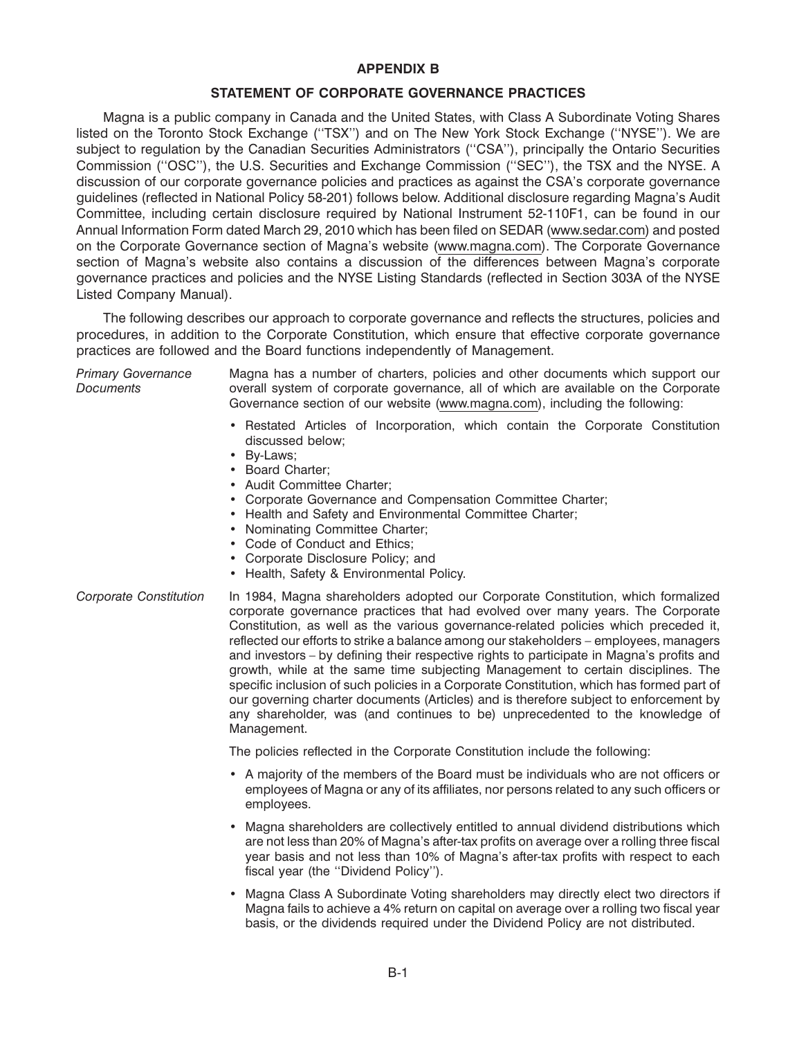## APPENDIX B

## STATEMENT OF CORPORATE GOVERNANCE PRACTICES

Magna is a public company in Canada and the United States, with Class A Subordinate Voting Shares listed on the Toronto Stock Exchange (''TSX'') and on The New York Stock Exchange (''NYSE''). We are subject to regulation by the Canadian Securities Administrators (''CSA''), principally the Ontario Securities Commission (''OSC''), the U.S. Securities and Exchange Commission (''SEC''), the TSX and the NYSE. A discussion of our corporate governance policies and practices as against the CSA's corporate governance guidelines (reflected in National Policy 58-201) follows below. Additional disclosure regarding Magna's Audit Committee, including certain disclosure required by National Instrument 52-110F1, can be found in our Annual Information Form dated March 29, 2010 which has been filed on SEDAR (www.sedar.com) and posted on the Corporate Governance section of Magna's website (www.magna.com). The Corporate Governance section of Magna's website also contains a discussion of the differences between Magna's corporate governance practices and policies and the NYSE Listing Standards (reflected in Section 303A of the NYSE Listed Company Manual).

The following describes our approach to corporate governance and reflects the structures, policies and procedures, in addition to the Corporate Constitution, which ensure that effective corporate governance practices are followed and the Board functions independently of Management.

*Primary Governance Documents*

Magna has a number of charters, policies and other documents which support our overall system of corporate governance, all of which are available on the Corporate Governance section of our website (www.magna.com), including the following:

- Restated Articles of Incorporation, which contain the Corporate Constitution discussed below;
- By-Laws;
- Board Charter;
- Audit Committee Charter;
- Corporate Governance and Compensation Committee Charter;
- Health and Safety and Environmental Committee Charter;
- Nominating Committee Charter;
- Code of Conduct and Ethics;
- Corporate Disclosure Policy; and
- Health, Safety & Environmental Policy.

*Corporate Constitution*

In 1984, Magna shareholders adopted our Corporate Constitution, which formalized corporate governance practices that had evolved over many years. The Corporate Constitution, as well as the various governance-related policies which preceded it, reflected our efforts to strike a balance among our stakeholders – employees, managers and investors – by defining their respective rights to participate in Magna's profits and growth, while at the same time subjecting Management to certain disciplines. The specific inclusion of such policies in a Corporate Constitution, which has formed part of our governing charter documents (Articles) and is therefore subject to enforcement by any shareholder, was (and continues to be) unprecedented to the knowledge of Management.

The policies reflected in the Corporate Constitution include the following:

- A majority of the members of the Board must be individuals who are not officers or employees of Magna or any of its affiliates, nor persons related to any such officers or employees.
- Magna shareholders are collectively entitled to annual dividend distributions which are not less than 20% of Magna's after-tax profits on average over a rolling three fiscal year basis and not less than 10% of Magna's after-tax profits with respect to each fiscal year (the ''Dividend Policy'').
- Magna Class A Subordinate Voting shareholders may directly elect two directors if Magna fails to achieve a 4% return on capital on average over a rolling two fiscal year basis, or the dividends required under the Dividend Policy are not distributed.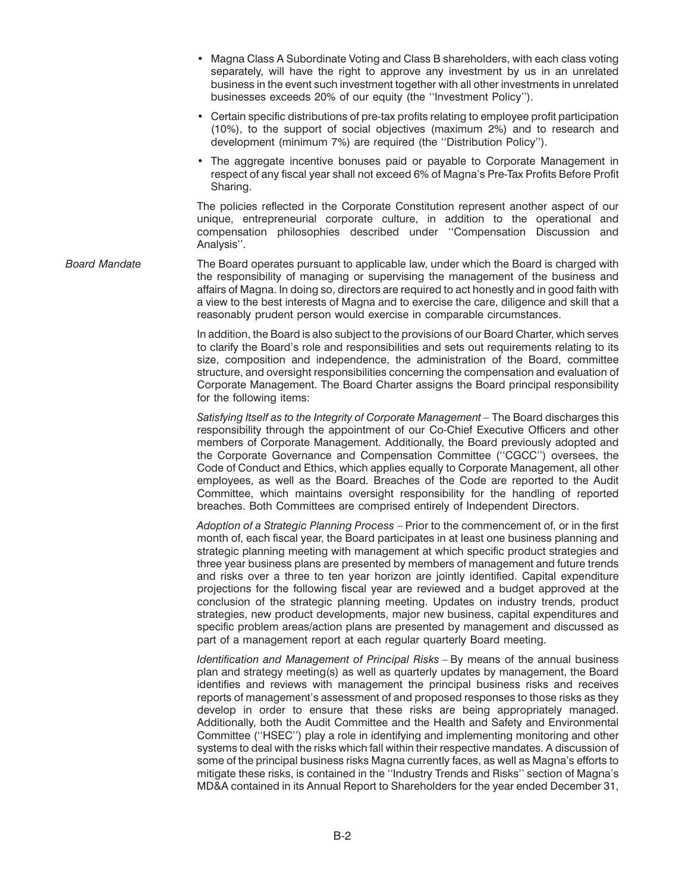- Magna Class A Subordinate Voting and Class B shareholders, with each class voting separately, will have the right to approve any investment by us in an unrelated business in the event such investment together with all other investments in unrelated businesses exceeds 20% of our equity (the ''Investment Policy'').
- Certain specific distributions of pre-tax profits relating to employee profit participation (10%), to the support of social objectives (maximum 2%) and to research and development (minimum 7%) are required (the ''Distribution Policy'').
- The aggregate incentive bonuses paid or payable to Corporate Management in respect of any fiscal year shall not exceed 6% of Magna's Pre-Tax Profits Before Profit Sharing.

The policies reflected in the Corporate Constitution represent another aspect of our unique, entrepreneurial corporate culture, in addition to the operational and compensation philosophies described under ''Compensation Discussion and Analysis''.

*Board Mandate*

The Board operates pursuant to applicable law, under which the Board is charged with the responsibility of managing or supervising the management of the business and affairs of Magna. In doing so, directors are required to act honestly and in good faith with a view to the best interests of Magna and to exercise the care, diligence and skill that a reasonably prudent person would exercise in comparable circumstances.

In addition, the Board is also subject to the provisions of our Board Charter, which serves to clarify the Board's role and responsibilities and sets out requirements relating to its size, composition and independence, the administration of the Board, committee structure, and oversight responsibilities concerning the compensation and evaluation of Corporate Management. The Board Charter assigns the Board principal responsibility for the following items:

*Satisfying Itself as to the Integrity of Corporate Management* – The Board discharges this responsibility through the appointment of our Co-Chief Executive Officers and other members of Corporate Management. Additionally, the Board previously adopted and the Corporate Governance and Compensation Committee (''CGCC'') oversees, the Code of Conduct and Ethics, which applies equally to Corporate Management, all other employees, as well as the Board. Breaches of the Code are reported to the Audit Committee, which maintains oversight responsibility for the handling of reported breaches. Both Committees are comprised entirely of Independent Directors.

*Adoption of a Strategic Planning Process* – Prior to the commencement of, or in the first month of, each fiscal year, the Board participates in at least one business planning and strategic planning meeting with management at which specific product strategies and three year business plans are presented by members of management and future trends and risks over a three to ten year horizon are jointly identified. Capital expenditure projections for the following fiscal year are reviewed and a budget approved at the conclusion of the strategic planning meeting. Updates on industry trends, product strategies, new product developments, major new business, capital expenditures and specific problem areas/action plans are presented by management and discussed as part of a management report at each regular quarterly Board meeting.

*Identification and Management of Principal Risks* – By means of the annual business plan and strategy meeting(s) as well as quarterly updates by management, the Board identifies and reviews with management the principal business risks and receives reports of management's assessment of and proposed responses to those risks as they develop in order to ensure that these risks are being appropriately managed. Additionally, both the Audit Committee and the Health and Safety and Environmental Committee (''HSEC'') play a role in identifying and implementing monitoring and other systems to deal with the risks which fall within their respective mandates. A discussion of some of the principal business risks Magna currently faces, as well as Magna's efforts to mitigate these risks, is contained in the ''Industry Trends and Risks'' section of Magna's MD&A contained in its Annual Report to Shareholders for the year ended December 31,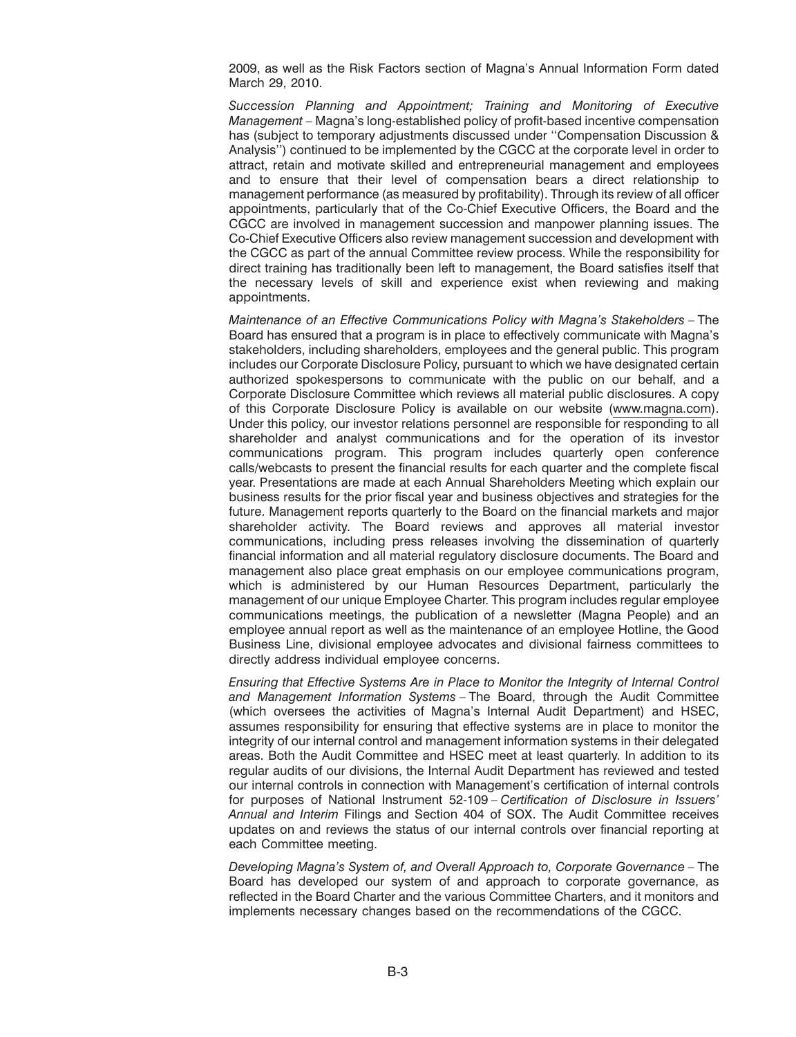2009, as well as the Risk Factors section of Magna's Annual Information Form dated March 29, 2010.

*Succession Planning and Appointment; Training and Monitoring of Executive Management* – Magna's long-established policy of profit-based incentive compensation has (subject to temporary adjustments discussed under ''Compensation Discussion & Analysis'') continued to be implemented by the CGCC at the corporate level in order to attract, retain and motivate skilled and entrepreneurial management and employees and to ensure that their level of compensation bears a direct relationship to management performance (as measured by profitability). Through its review of all officer appointments, particularly that of the Co-Chief Executive Officers, the Board and the CGCC are involved in management succession and manpower planning issues. The Co-Chief Executive Officers also review management succession and development with the CGCC as part of the annual Committee review process. While the responsibility for direct training has traditionally been left to management, the Board satisfies itself that the necessary levels of skill and experience exist when reviewing and making appointments.

*Maintenance of an Effective Communications Policy with Magna's Stakeholders* – The Board has ensured that a program is in place to effectively communicate with Magna's stakeholders, including shareholders, employees and the general public. This program includes our Corporate Disclosure Policy, pursuant to which we have designated certain authorized spokespersons to communicate with the public on our behalf, and a Corporate Disclosure Committee which reviews all material public disclosures. A copy of this Corporate Disclosure Policy is available on our website (www.magna.com). Under this policy, our investor relations personnel are responsible for responding to all shareholder and analyst communications and for the operation of its investor communications program. This program includes quarterly open conference calls/webcasts to present the financial results for each quarter and the complete fiscal year. Presentations are made at each Annual Shareholders Meeting which explain our business results for the prior fiscal year and business objectives and strategies for the future. Management reports quarterly to the Board on the financial markets and major shareholder activity. The Board reviews and approves all material investor communications, including press releases involving the dissemination of quarterly financial information and all material regulatory disclosure documents. The Board and management also place great emphasis on our employee communications program, which is administered by our Human Resources Department, particularly the management of our unique Employee Charter. This program includes regular employee communications meetings, the publication of a newsletter (Magna People) and an employee annual report as well as the maintenance of an employee Hotline, the Good Business Line, divisional employee advocates and divisional fairness committees to directly address individual employee concerns.

*Ensuring that Effective Systems Are in Place to Monitor the Integrity of Internal Control and Management Information Systems* – The Board, through the Audit Committee (which oversees the activities of Magna's Internal Audit Department) and HSEC, assumes responsibility for ensuring that effective systems are in place to monitor the integrity of our internal control and management information systems in their delegated areas. Both the Audit Committee and HSEC meet at least quarterly. In addition to its regular audits of our divisions, the Internal Audit Department has reviewed and tested our internal controls in connection with Management's certification of internal controls for purposes of National Instrument 52-109 – *Certification of Disclosure in Issuers' Annual and Interim* Filings and Section 404 of SOX. The Audit Committee receives updates on and reviews the status of our internal controls over financial reporting at each Committee meeting.

*Developing Magna's System of, and Overall Approach to, Corporate Governance* – The Board has developed our system of and approach to corporate governance, as reflected in the Board Charter and the various Committee Charters, and it monitors and implements necessary changes based on the recommendations of the CGCC.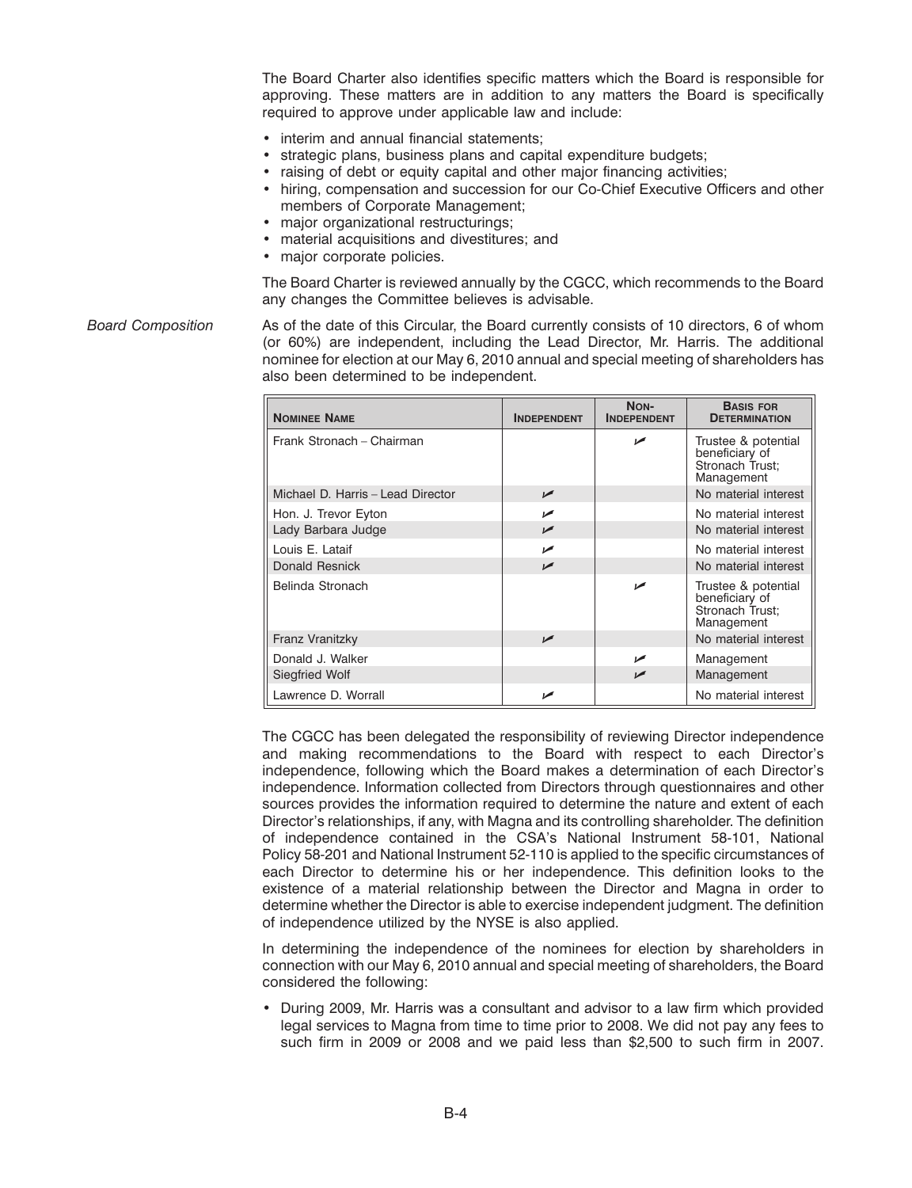The Board Charter also identifies specific matters which the Board is responsible for approving. These matters are in addition to any matters the Board is specifically required to approve under applicable law and include:

- interim and annual financial statements;
- strategic plans, business plans and capital expenditure budgets;
- raising of debt or equity capital and other major financing activities;
- hiring, compensation and succession for our Co-Chief Executive Officers and other members of Corporate Management;
- major organizational restructurings;
- material acquisitions and divestitures; and
- major corporate policies.

The Board Charter is reviewed annually by the CGCC, which recommends to the Board any changes the Committee believes is advisable.

*Board Composition*

As of the date of this Circular, the Board currently consists of 10 directors, 6 of whom (or 60%) are independent, including the Lead Director, Mr. Harris. The additional nominee for election at our May 6, 2010 annual and special meeting of shareholders has also been determined to be independent.

| NOMINEE NAME | INDEPENDENT | NON-INDEPENDENT | BASIS FOR DETERMINATION |
|---|---|---|---|
| Frank Stronach – Chairman | | ✓ | Trustee & potential beneficiary of Stronach Trust; Management |
| Michael D. Harris – Lead Director | ✓ | | No material interest |
| Hon. J. Trevor Eyton | ✓ | | No material interest |
| Lady Barbara Judge | ✓ | | No material interest |
| Louis E. Lataif | ✓ | | No material interest |
| Donald Resnick | ✓ | | No material interest |
| Belinda Stronach | | ✓ | Trustee & potential beneficiary of Stronach Trust; Management |
| Franz Vranitzky | ✓ | | No material interest |
| Donald J. Walker | | ✓ | Management |
| Siegfried Wolf | | ✓ | Management |
| Lawrence D. Worrall | ✓ | | No material interest |

The CGCC has been delegated the responsibility of reviewing Director independence and making recommendations to the Board with respect to each Director's independence, following which the Board makes a determination of each Director's independence. Information collected from Directors through questionnaires and other sources provides the information required to determine the nature and extent of each Director's relationships, if any, with Magna and its controlling shareholder. The definition of independence contained in the CSA's National Instrument 58-101, National Policy 58-201 and National Instrument 52-110 is applied to the specific circumstances of each Director to determine his or her independence. This definition looks to the existence of a material relationship between the Director and Magna in order to determine whether the Director is able to exercise independent judgment. The definition of independence utilized by the NYSE is also applied.

In determining the independence of the nominees for election by shareholders in connection with our May 6, 2010 annual and special meeting of shareholders, the Board considered the following:

- During 2009, Mr. Harris was a consultant and advisor to a law firm which provided legal services to Magna from time to time prior to 2008. We did not pay any fees to such firm in 2009 or 2008 and we paid less than $2,500 to such firm in 2007.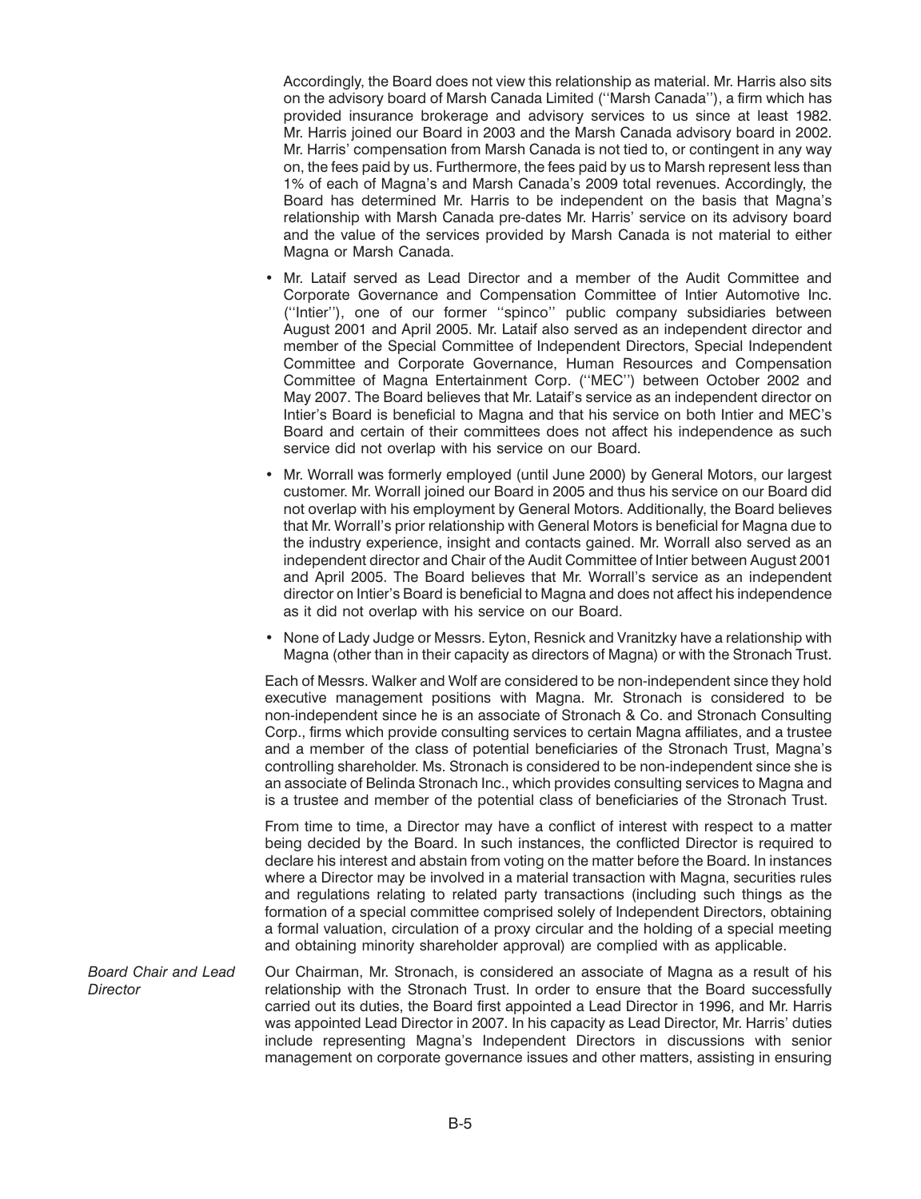Accordingly, the Board does not view this relationship as material. Mr. Harris also sits on the advisory board of Marsh Canada Limited (''Marsh Canada''), a firm which has provided insurance brokerage and advisory services to us since at least 1982. Mr. Harris joined our Board in 2003 and the Marsh Canada advisory board in 2002. Mr. Harris' compensation from Marsh Canada is not tied to, or contingent in any way on, the fees paid by us. Furthermore, the fees paid by us to Marsh represent less than 1% of each of Magna's and Marsh Canada's 2009 total revenues. Accordingly, the Board has determined Mr. Harris to be independent on the basis that Magna's relationship with Marsh Canada pre-dates Mr. Harris' service on its advisory board and the value of the services provided by Marsh Canada is not material to either Magna or Marsh Canada.

- Mr. Lataif served as Lead Director and a member of the Audit Committee and Corporate Governance and Compensation Committee of Intier Automotive Inc. (''Intier''), one of our former ''spinco'' public company subsidiaries between August 2001 and April 2005. Mr. Lataif also served as an independent director and member of the Special Committee of Independent Directors, Special Independent Committee and Corporate Governance, Human Resources and Compensation Committee of Magna Entertainment Corp. (''MEC'') between October 2002 and May 2007. The Board believes that Mr. Lataif's service as an independent director on Intier's Board is beneficial to Magna and that his service on both Intier and MEC's Board and certain of their committees does not affect his independence as such service did not overlap with his service on our Board.

- Mr. Worrall was formerly employed (until June 2000) by General Motors, our largest customer. Mr. Worrall joined our Board in 2005 and thus his service on our Board did not overlap with his employment by General Motors. Additionally, the Board believes that Mr. Worrall's prior relationship with General Motors is beneficial for Magna due to the industry experience, insight and contacts gained. Mr. Worrall also served as an independent director and Chair of the Audit Committee of Intier between August 2001 and April 2005. The Board believes that Mr. Worrall's service as an independent director on Intier's Board is beneficial to Magna and does not affect his independence as it did not overlap with his service on our Board.

- None of Lady Judge or Messrs. Eyton, Resnick and Vranitzky have a relationship with Magna (other than in their capacity as directors of Magna) or with the Stronach Trust.

Each of Messrs. Walker and Wolf are considered to be non-independent since they hold executive management positions with Magna. Mr. Stronach is considered to be non-independent since he is an associate of Stronach & Co. and Stronach Consulting Corp., firms which provide consulting services to certain Magna affiliates, and a trustee and a member of the class of potential beneficiaries of the Stronach Trust, Magna's controlling shareholder. Ms. Stronach is considered to be non-independent since she is an associate of Belinda Stronach Inc., which provides consulting services to Magna and is a trustee and member of the potential class of beneficiaries of the Stronach Trust.

From time to time, a Director may have a conflict of interest with respect to a matter being decided by the Board. In such instances, the conflicted Director is required to declare his interest and abstain from voting on the matter before the Board. In instances where a Director may be involved in a material transaction with Magna, securities rules and regulations relating to related party transactions (including such things as the formation of a special committee comprised solely of Independent Directors, obtaining a formal valuation, circulation of a proxy circular and the holding of a special meeting and obtaining minority shareholder approval) are complied with as applicable.

*Board Chair and Lead Director*

Our Chairman, Mr. Stronach, is considered an associate of Magna as a result of his relationship with the Stronach Trust. In order to ensure that the Board successfully carried out its duties, the Board first appointed a Lead Director in 1996, and Mr. Harris was appointed Lead Director in 2007. In his capacity as Lead Director, Mr. Harris' duties include representing Magna's Independent Directors in discussions with senior management on corporate governance issues and other matters, assisting in ensuring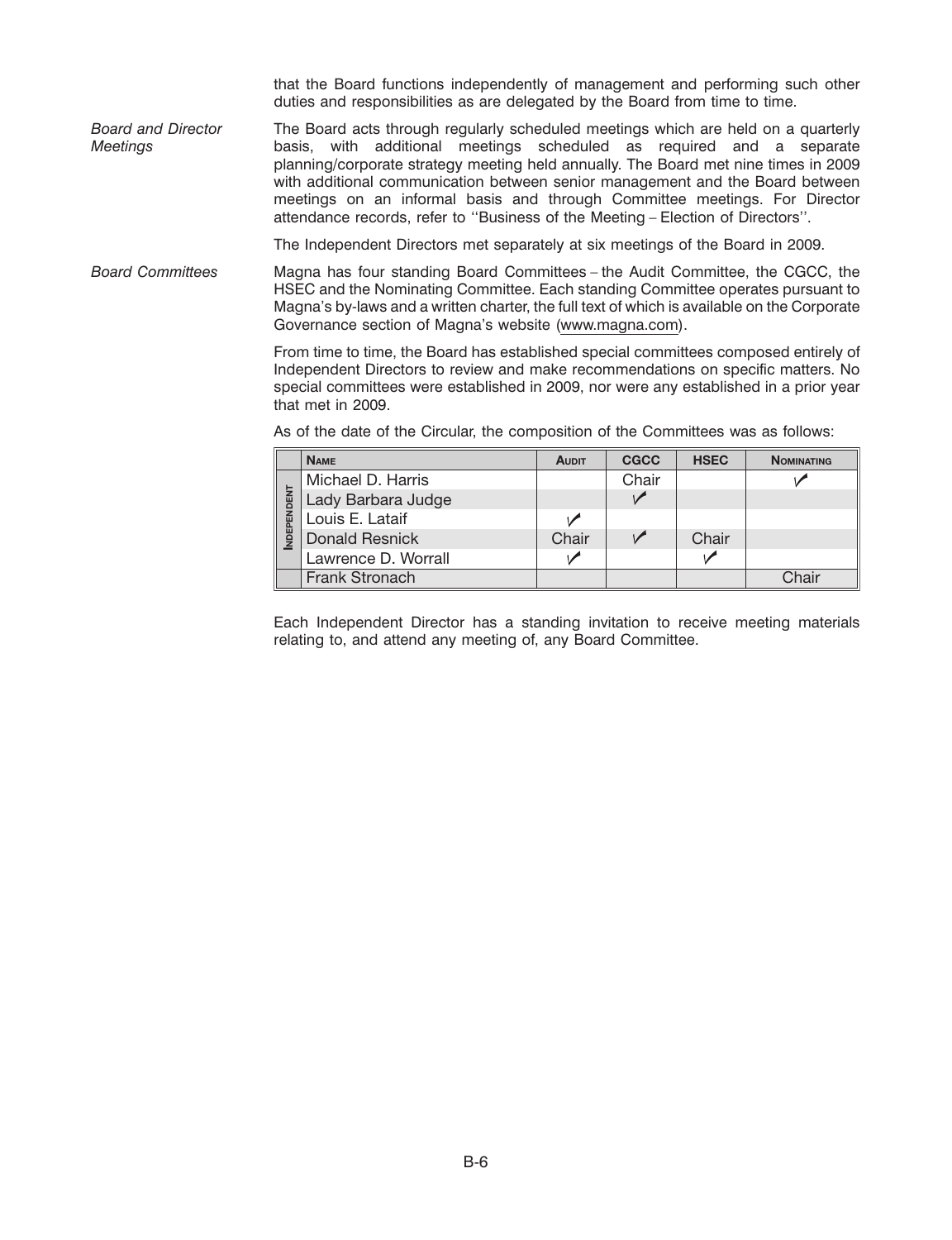that the Board functions independently of management and performing such other duties and responsibilities as are delegated by the Board from time to time.

*Board and Director Meetings*

The Board acts through regularly scheduled meetings which are held on a quarterly basis, with additional meetings scheduled as required and a separate planning/corporate strategy meeting held annually. The Board met nine times in 2009 with additional communication between senior management and the Board between meetings on an informal basis and through Committee meetings. For Director attendance records, refer to ''Business of the Meeting – Election of Directors''.

The Independent Directors met separately at six meetings of the Board in 2009.

*Board Committees*

Magna has four standing Board Committees – the Audit Committee, the CGCC, the HSEC and the Nominating Committee. Each standing Committee operates pursuant to Magna's by-laws and a written charter, the full text of which is available on the Corporate Governance section of Magna's website (www.magna.com).

From time to time, the Board has established special committees composed entirely of Independent Directors to review and make recommendations on specific matters. No special committees were established in 2009, nor were any established in a prior year that met in 2009.

As of the date of the Circular, the composition of the Committees was as follows:

| | NAME | AUDIT | CGCC | HSEC | NOMINATING |
|---|---|---|---|---|---|
| INDEPENDENT | Michael D. Harris | | Chair | | ✓ |
| | Lady Barbara Judge | | ✓ | | |
| | Louis E. Lataif | ✓ | | | |
| | Donald Resnick | Chair | ✓ | Chair | |
| | Lawrence D. Worrall | ✓ | | ✓ | |
| | Frank Stronach | | | | Chair |

Each Independent Director has a standing invitation to receive meeting materials relating to, and attend any meeting of, any Board Committee.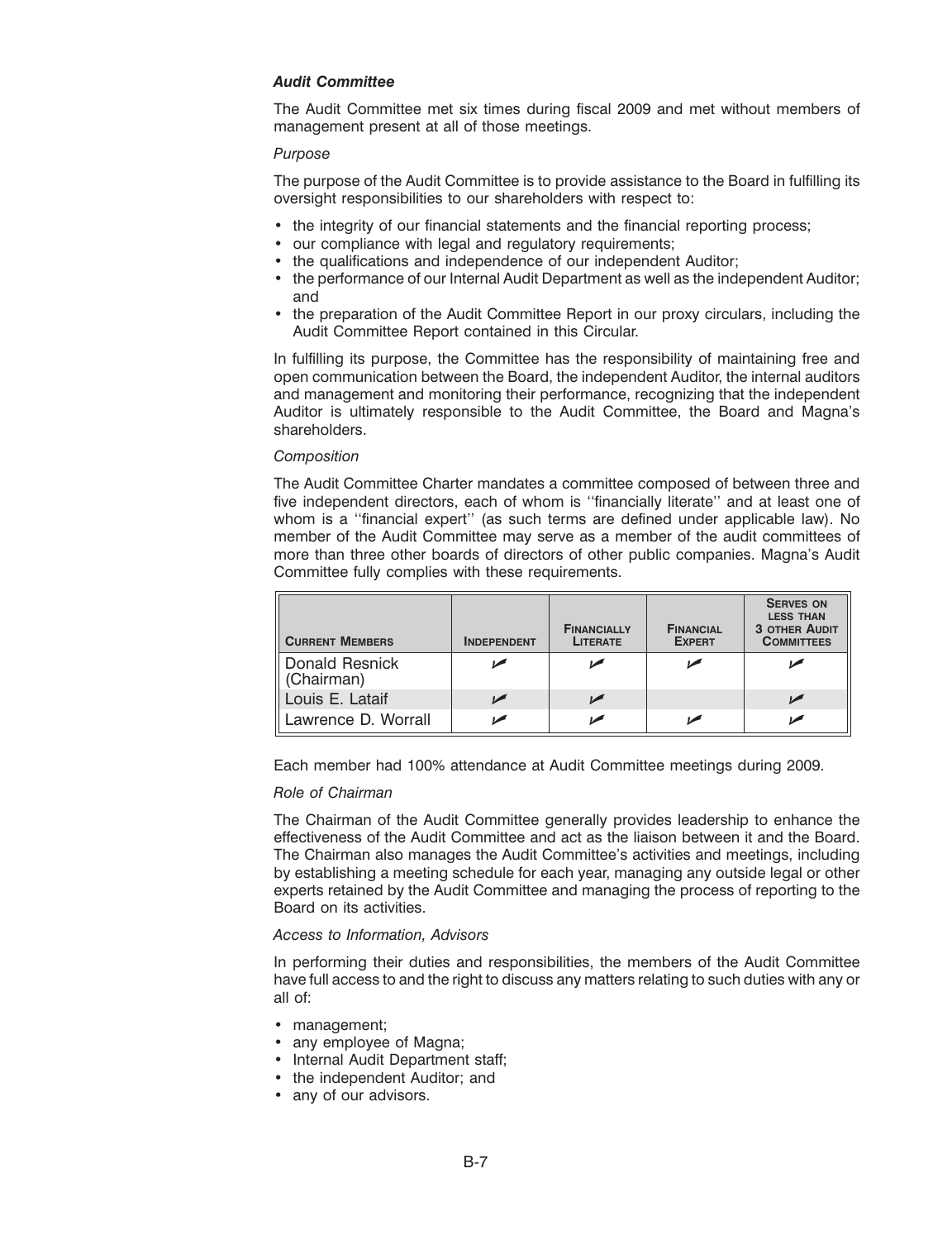### *Audit Committee*

The Audit Committee met six times during fiscal 2009 and met without members of management present at all of those meetings.

*Purpose*

The purpose of the Audit Committee is to provide assistance to the Board in fulfilling its oversight responsibilities to our shareholders with respect to:

- the integrity of our financial statements and the financial reporting process;
- our compliance with legal and regulatory requirements;
- the qualifications and independence of our independent Auditor;
- the performance of our Internal Audit Department as well as the independent Auditor; and
- the preparation of the Audit Committee Report in our proxy circulars, including the Audit Committee Report contained in this Circular.

In fulfilling its purpose, the Committee has the responsibility of maintaining free and open communication between the Board, the independent Auditor, the internal auditors and management and monitoring their performance, recognizing that the independent Auditor is ultimately responsible to the Audit Committee, the Board and Magna's shareholders.

*Composition*

The Audit Committee Charter mandates a committee composed of between three and five independent directors, each of whom is ''financially literate'' and at least one of whom is a ''financial expert'' (as such terms are defined under applicable law). No member of the Audit Committee may serve as a member of the audit committees of more than three other boards of directors of other public companies. Magna's Audit Committee fully complies with these requirements.

| Current Members | Independent | Financially Literate | Financial Expert | Serves on less than 3 other Audit Committees |
|---|---|---|---|---|
| Donald Resnick (Chairman) | ✓ | ✓ | ✓ | ✓ |
| Louis E. Lataif | ✓ | ✓ | | ✓ |
| Lawrence D. Worrall | ✓ | ✓ | ✓ | ✓ |

Each member had 100% attendance at Audit Committee meetings during 2009.

*Role of Chairman*

The Chairman of the Audit Committee generally provides leadership to enhance the effectiveness of the Audit Committee and act as the liaison between it and the Board. The Chairman also manages the Audit Committee's activities and meetings, including by establishing a meeting schedule for each year, managing any outside legal or other experts retained by the Audit Committee and managing the process of reporting to the Board on its activities.

*Access to Information, Advisors*

In performing their duties and responsibilities, the members of the Audit Committee have full access to and the right to discuss any matters relating to such duties with any or all of:

- management;
- any employee of Magna;
- Internal Audit Department staff;
- the independent Auditor; and
- any of our advisors.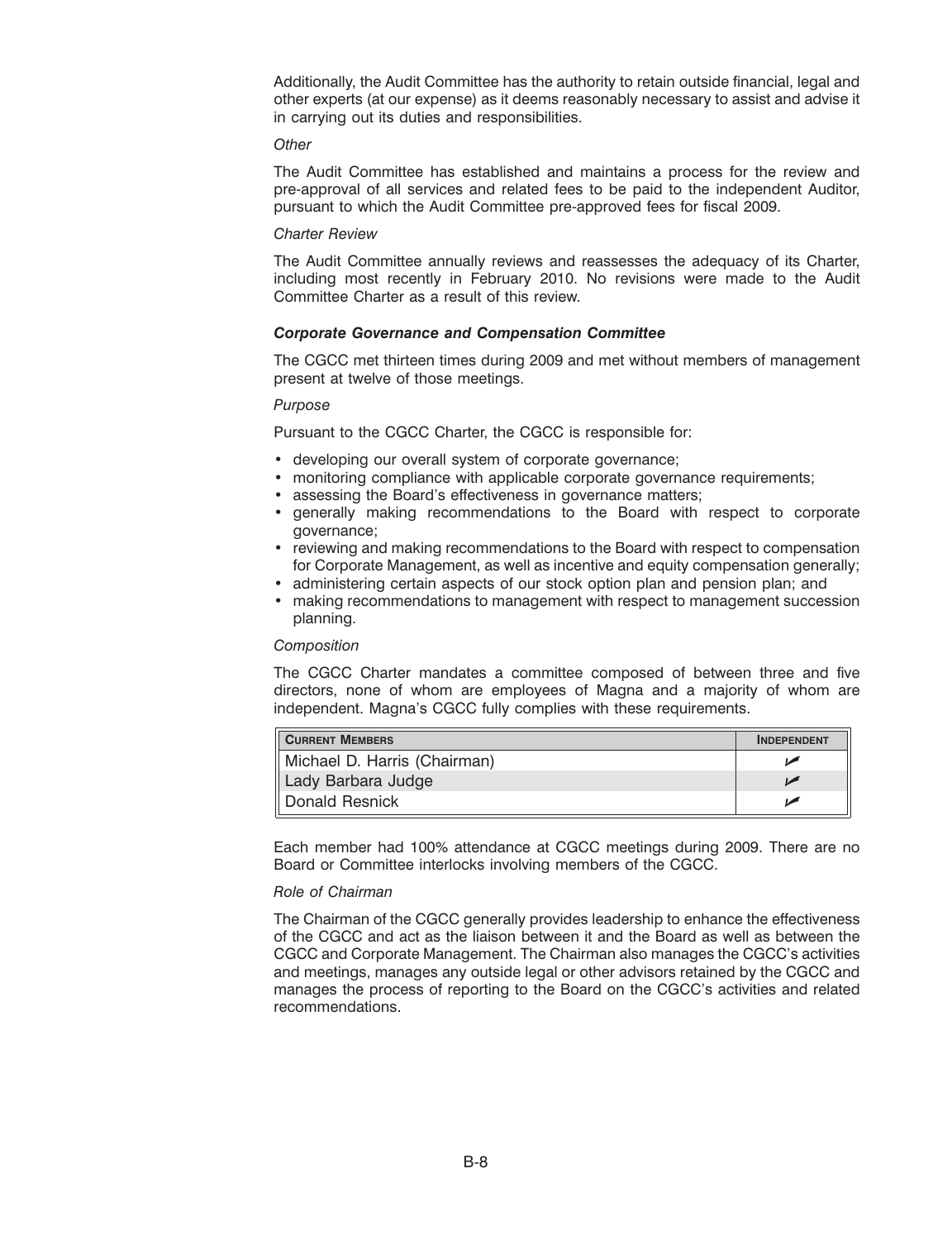Additionally, the Audit Committee has the authority to retain outside financial, legal and other experts (at our expense) as it deems reasonably necessary to assist and advise it in carrying out its duties and responsibilities.

*Other*

The Audit Committee has established and maintains a process for the review and pre-approval of all services and related fees to be paid to the independent Auditor, pursuant to which the Audit Committee pre-approved fees for fiscal 2009.

*Charter Review*

The Audit Committee annually reviews and reassesses the adequacy of its Charter, including most recently in February 2010. No revisions were made to the Audit Committee Charter as a result of this review.

***Corporate Governance and Compensation Committee***

The CGCC met thirteen times during 2009 and met without members of management present at twelve of those meetings.

*Purpose*

Pursuant to the CGCC Charter, the CGCC is responsible for:

- developing our overall system of corporate governance;
- monitoring compliance with applicable corporate governance requirements;
- assessing the Board's effectiveness in governance matters;
- generally making recommendations to the Board with respect to corporate governance;
- reviewing and making recommendations to the Board with respect to compensation for Corporate Management, as well as incentive and equity compensation generally;
- administering certain aspects of our stock option plan and pension plan; and
- making recommendations to management with respect to management succession planning.

*Composition*

The CGCC Charter mandates a committee composed of between three and five directors, none of whom are employees of Magna and a majority of whom are independent. Magna's CGCC fully complies with these requirements.

| Current Members | Independent |
|---|---|
| Michael D. Harris (Chairman) | ✓ |
| Lady Barbara Judge | ✓ |
| Donald Resnick | ✓ |

Each member had 100% attendance at CGCC meetings during 2009. There are no Board or Committee interlocks involving members of the CGCC.

*Role of Chairman*

The Chairman of the CGCC generally provides leadership to enhance the effectiveness of the CGCC and act as the liaison between it and the Board as well as between the CGCC and Corporate Management. The Chairman also manages the CGCC's activities and meetings, manages any outside legal or other advisors retained by the CGCC and manages the process of reporting to the Board on the CGCC's activities and related recommendations.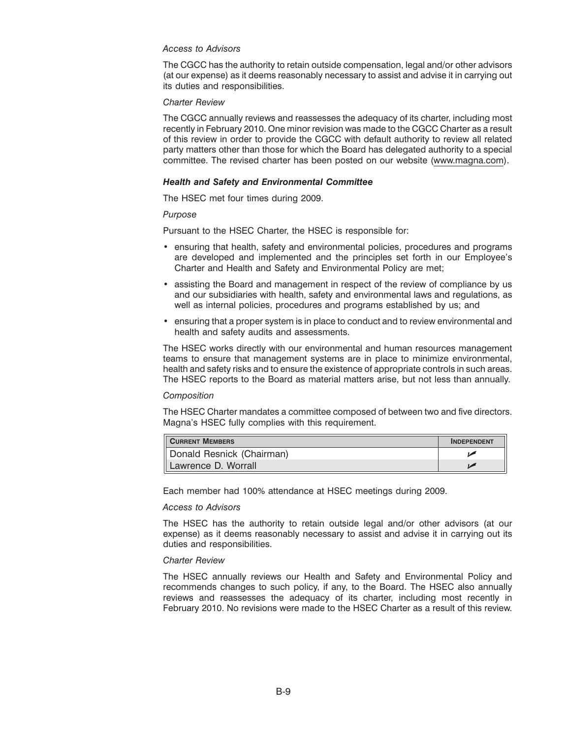*Access to Advisors*

The CGCC has the authority to retain outside compensation, legal and/or other advisors (at our expense) as it deems reasonably necessary to assist and advise it in carrying out its duties and responsibilities.

*Charter Review*

The CGCC annually reviews and reassesses the adequacy of its charter, including most recently in February 2010. One minor revision was made to the CGCC Charter as a result of this review in order to provide the CGCC with default authority to review all related party matters other than those for which the Board has delegated authority to a special committee. The revised charter has been posted on our website (www.magna.com).

***Health and Safety and Environmental Committee***

The HSEC met four times during 2009.

*Purpose*

Pursuant to the HSEC Charter, the HSEC is responsible for:

- ensuring that health, safety and environmental policies, procedures and programs are developed and implemented and the principles set forth in our Employee's Charter and Health and Safety and Environmental Policy are met;
- assisting the Board and management in respect of the review of compliance by us and our subsidiaries with health, safety and environmental laws and regulations, as well as internal policies, procedures and programs established by us; and
- ensuring that a proper system is in place to conduct and to review environmental and health and safety audits and assessments.

The HSEC works directly with our environmental and human resources management teams to ensure that management systems are in place to minimize environmental, health and safety risks and to ensure the existence of appropriate controls in such areas. The HSEC reports to the Board as material matters arise, but not less than annually.

*Composition*

The HSEC Charter mandates a committee composed of between two and five directors. Magna's HSEC fully complies with this requirement.

| Current Members | Independent |
|---|---|
| Donald Resnick (Chairman) | ✓ |
| Lawrence D. Worrall | ✓ |

Each member had 100% attendance at HSEC meetings during 2009.

*Access to Advisors*

The HSEC has the authority to retain outside legal and/or other advisors (at our expense) as it deems reasonably necessary to assist and advise it in carrying out its duties and responsibilities.

*Charter Review*

The HSEC annually reviews our Health and Safety and Environmental Policy and recommends changes to such policy, if any, to the Board. The HSEC also annually reviews and reassesses the adequacy of its charter, including most recently in February 2010. No revisions were made to the HSEC Charter as a result of this review.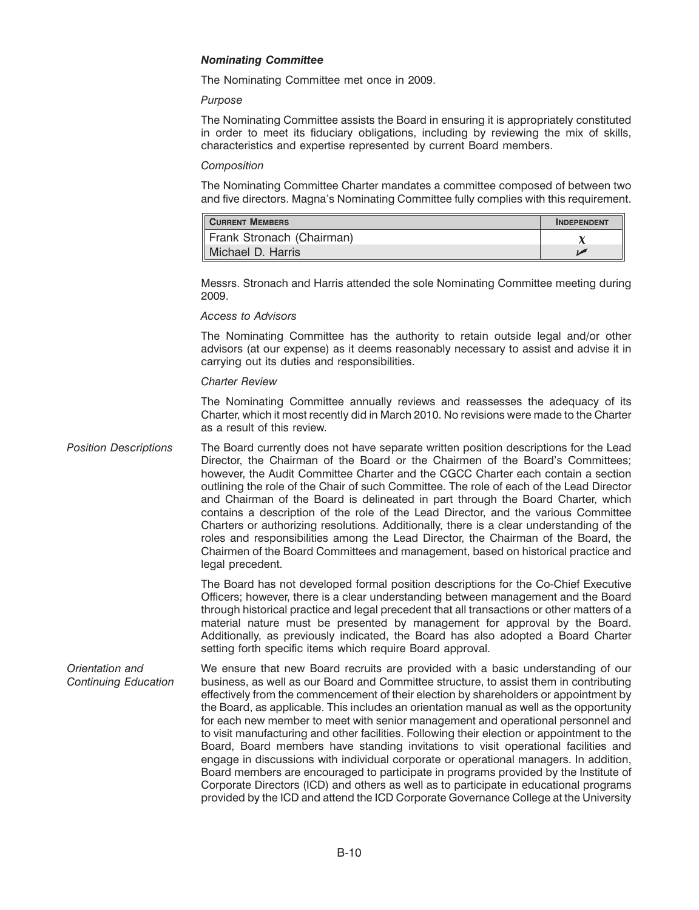### *Nominating Committee*

The Nominating Committee met once in 2009.

*Purpose*

The Nominating Committee assists the Board in ensuring it is appropriately constituted in order to meet its fiduciary obligations, including by reviewing the mix of skills, characteristics and expertise represented by current Board members.

*Composition*

The Nominating Committee Charter mandates a committee composed of between two and five directors. Magna's Nominating Committee fully complies with this requirement.

| Current Members | Independent |
|---|---|
| Frank Stronach (Chairman) | χ |
| Michael D. Harris | ✓ |

Messrs. Stronach and Harris attended the sole Nominating Committee meeting during 2009.

*Access to Advisors*

The Nominating Committee has the authority to retain outside legal and/or other advisors (at our expense) as it deems reasonably necessary to assist and advise it in carrying out its duties and responsibilities.

*Charter Review*

The Nominating Committee annually reviews and reassesses the adequacy of its Charter, which it most recently did in March 2010. No revisions were made to the Charter as a result of this review.

*Position Descriptions*

The Board currently does not have separate written position descriptions for the Lead Director, the Chairman of the Board or the Chairmen of the Board's Committees; however, the Audit Committee Charter and the CGCC Charter each contain a section outlining the role of the Chair of such Committee. The role of each of the Lead Director and Chairman of the Board is delineated in part through the Board Charter, which contains a description of the role of the Lead Director, and the various Committee Charters or authorizing resolutions. Additionally, there is a clear understanding of the roles and responsibilities among the Lead Director, the Chairman of the Board, the Chairmen of the Board Committees and management, based on historical practice and legal precedent.

The Board has not developed formal position descriptions for the Co-Chief Executive Officers; however, there is a clear understanding between management and the Board through historical practice and legal precedent that all transactions or other matters of a material nature must be presented by management for approval by the Board. Additionally, as previously indicated, the Board has also adopted a Board Charter setting forth specific items which require Board approval.

*Orientation and Continuing Education*

We ensure that new Board recruits are provided with a basic understanding of our business, as well as our Board and Committee structure, to assist them in contributing effectively from the commencement of their election by shareholders or appointment by the Board, as applicable. This includes an orientation manual as well as the opportunity for each new member to meet with senior management and operational personnel and to visit manufacturing and other facilities. Following their election or appointment to the Board, Board members have standing invitations to visit operational facilities and engage in discussions with individual corporate or operational managers. In addition, Board members are encouraged to participate in programs provided by the Institute of Corporate Directors (ICD) and others as well as to participate in educational programs provided by the ICD and attend the ICD Corporate Governance College at the University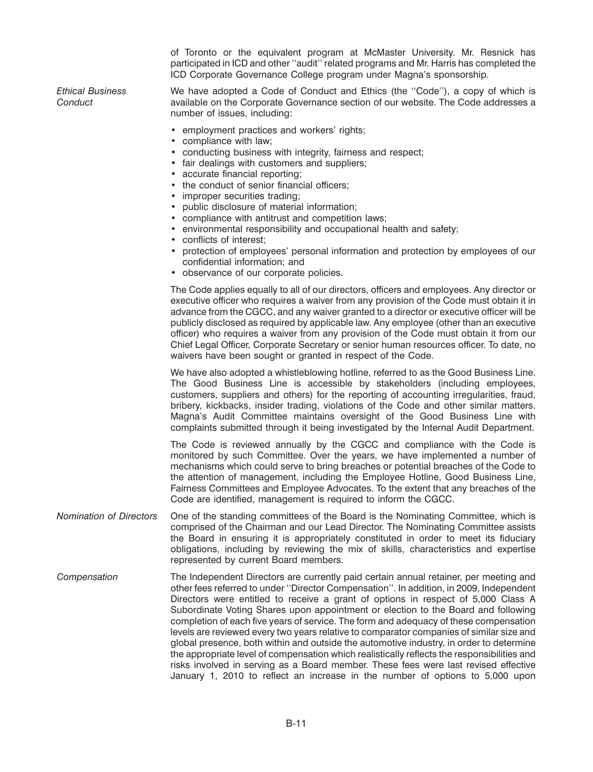of Toronto or the equivalent program at McMaster University. Mr. Resnick has participated in ICD and other ''audit'' related programs and Mr. Harris has completed the ICD Corporate Governance College program under Magna's sponsorship.

*Ethical Business Conduct*

We have adopted a Code of Conduct and Ethics (the ''Code''), a copy of which is available on the Corporate Governance section of our website. The Code addresses a number of issues, including:

- employment practices and workers' rights;
- compliance with law;
- conducting business with integrity, fairness and respect;
- fair dealings with customers and suppliers;
- accurate financial reporting;
- the conduct of senior financial officers;
- improper securities trading;
- public disclosure of material information;
- compliance with antitrust and competition laws;
- environmental responsibility and occupational health and safety;
- conflicts of interest;
- protection of employees' personal information and protection by employees of our confidential information; and
- observance of our corporate policies.

The Code applies equally to all of our directors, officers and employees. Any director or executive officer who requires a waiver from any provision of the Code must obtain it in advance from the CGCC, and any waiver granted to a director or executive officer will be publicly disclosed as required by applicable law. Any employee (other than an executive officer) who requires a waiver from any provision of the Code must obtain it from our Chief Legal Officer, Corporate Secretary or senior human resources officer. To date, no waivers have been sought or granted in respect of the Code.

We have also adopted a whistleblowing hotline, referred to as the Good Business Line. The Good Business Line is accessible by stakeholders (including employees, customers, suppliers and others) for the reporting of accounting irregularities, fraud, bribery, kickbacks, insider trading, violations of the Code and other similar matters. Magna's Audit Committee maintains oversight of the Good Business Line with complaints submitted through it being investigated by the Internal Audit Department.

The Code is reviewed annually by the CGCC and compliance with the Code is monitored by such Committee. Over the years, we have implemented a number of mechanisms which could serve to bring breaches or potential breaches of the Code to the attention of management, including the Employee Hotline, Good Business Line, Fairness Committees and Employee Advocates. To the extent that any breaches of the Code are identified, management is required to inform the CGCC.

*Nomination of Directors*

One of the standing committees of the Board is the Nominating Committee, which is comprised of the Chairman and our Lead Director. The Nominating Committee assists the Board in ensuring it is appropriately constituted in order to meet its fiduciary obligations, including by reviewing the mix of skills, characteristics and expertise represented by current Board members.

*Compensation*

The Independent Directors are currently paid certain annual retainer, per meeting and other fees referred to under ''Director Compensation''. In addition, in 2009, Independent Directors were entitled to receive a grant of options in respect of 5,000 Class A Subordinate Voting Shares upon appointment or election to the Board and following completion of each five years of service. The form and adequacy of these compensation levels are reviewed every two years relative to comparator companies of similar size and global presence, both within and outside the automotive industry, in order to determine the appropriate level of compensation which realistically reflects the responsibilities and risks involved in serving as a Board member. These fees were last revised effective January 1, 2010 to reflect an increase in the number of options to 5,000 upon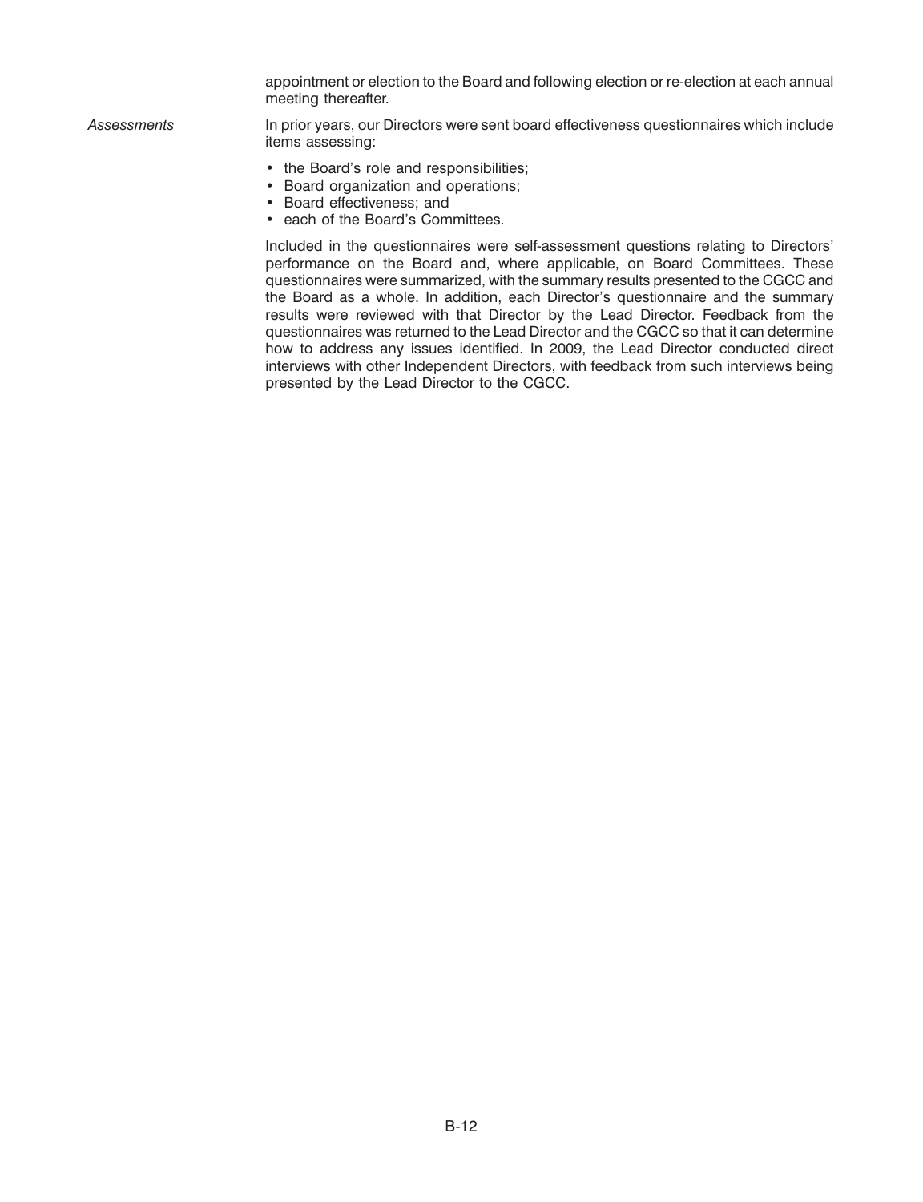appointment or election to the Board and following election or re-election at each annual meeting thereafter.

*Assessments*

In prior years, our Directors were sent board effectiveness questionnaires which include items assessing:

- the Board's role and responsibilities;
- Board organization and operations;
- Board effectiveness; and
- each of the Board's Committees.

Included in the questionnaires were self-assessment questions relating to Directors' performance on the Board and, where applicable, on Board Committees. These questionnaires were summarized, with the summary results presented to the CGCC and the Board as a whole. In addition, each Director's questionnaire and the summary results were reviewed with that Director by the Lead Director. Feedback from the questionnaires was returned to the Lead Director and the CGCC so that it can determine how to address any issues identified. In 2009, the Lead Director conducted direct interviews with other Independent Directors, with feedback from such interviews being presented by the Lead Director to the CGCC.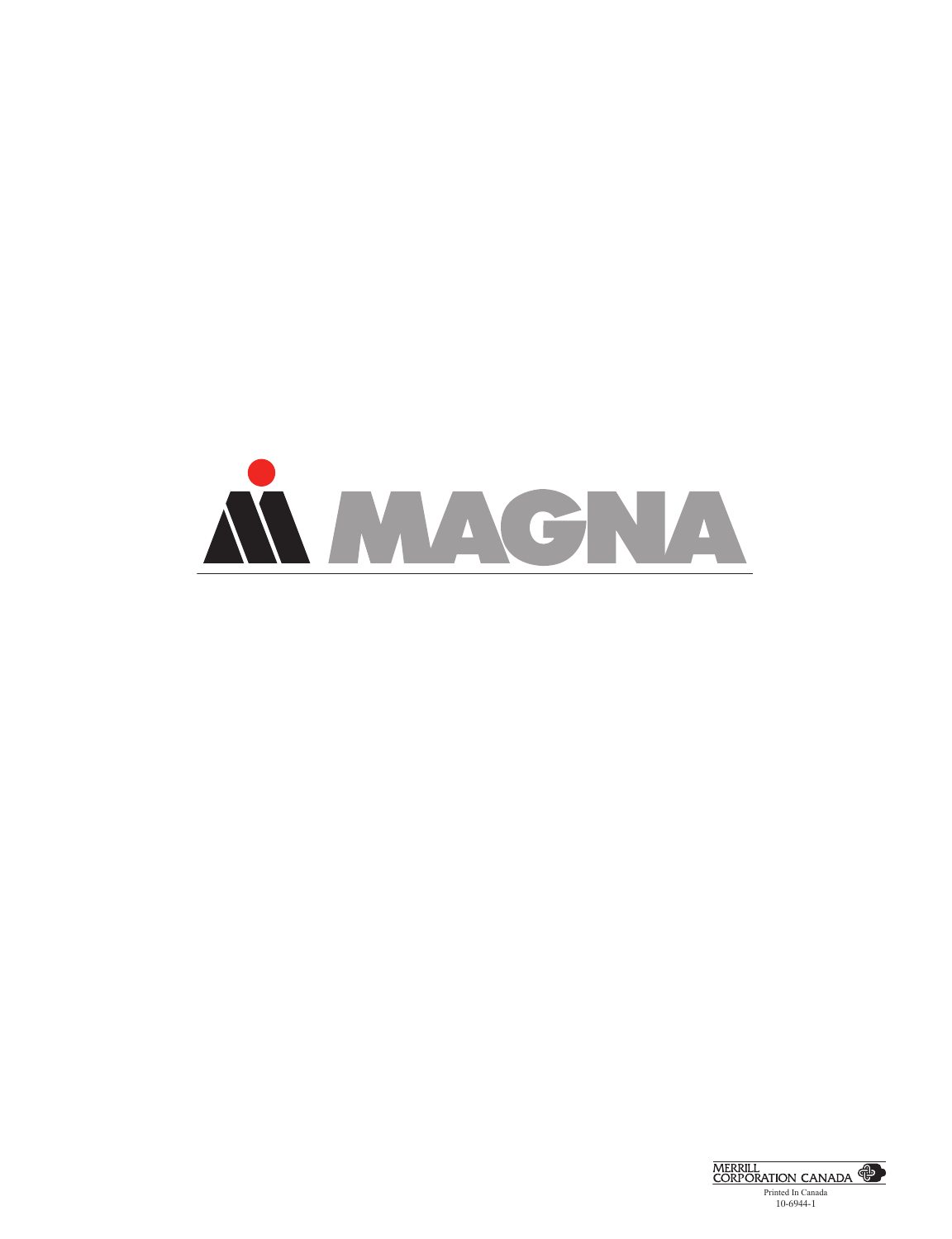MAGNA

MERRILL CORPORATION CANADA

Printed In Canada

10-6944-1